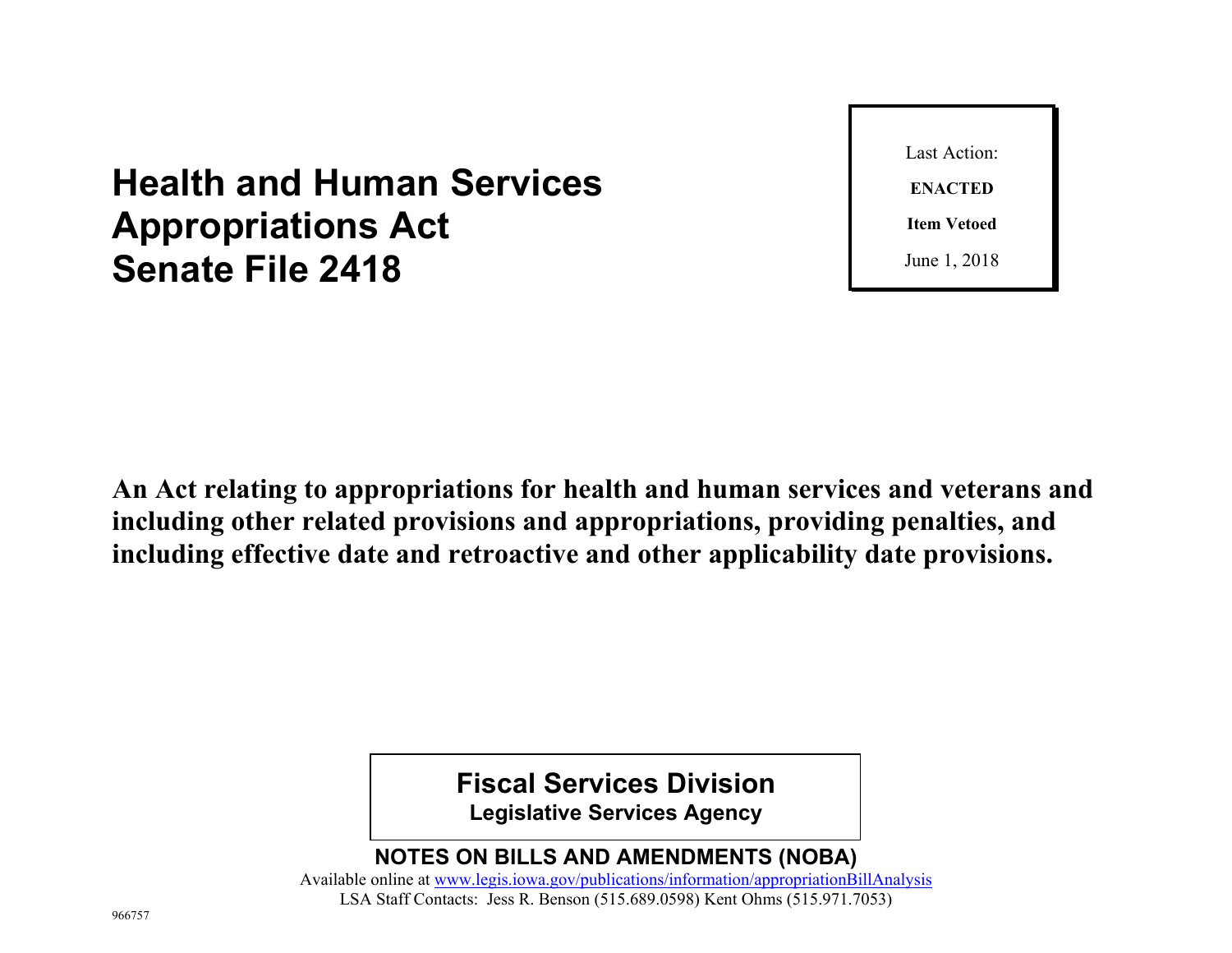# Health and Human Services Appropriations Act Senate File 2418

Last Action:

**ENACTED**

**Item Vetoed**

June 1, 2018

**An Act relating to appropriations for health and human services and veterans and including other related provisions and appropriations, providing penalties, and including effective date and retroactive and other applicability date provisions.**

## Fiscal Services Division

**Legislative Services Agency**

**NOTES ON BILLS AND AMENDMENTS (NOBA)**

Available online at www.legis.iowa.gov/publications/information/appropriationBillAnalysis

LSA Staff Contacts: Jess R. Benson (515.689.0598) Kent Ohms (515.971.7053)

966757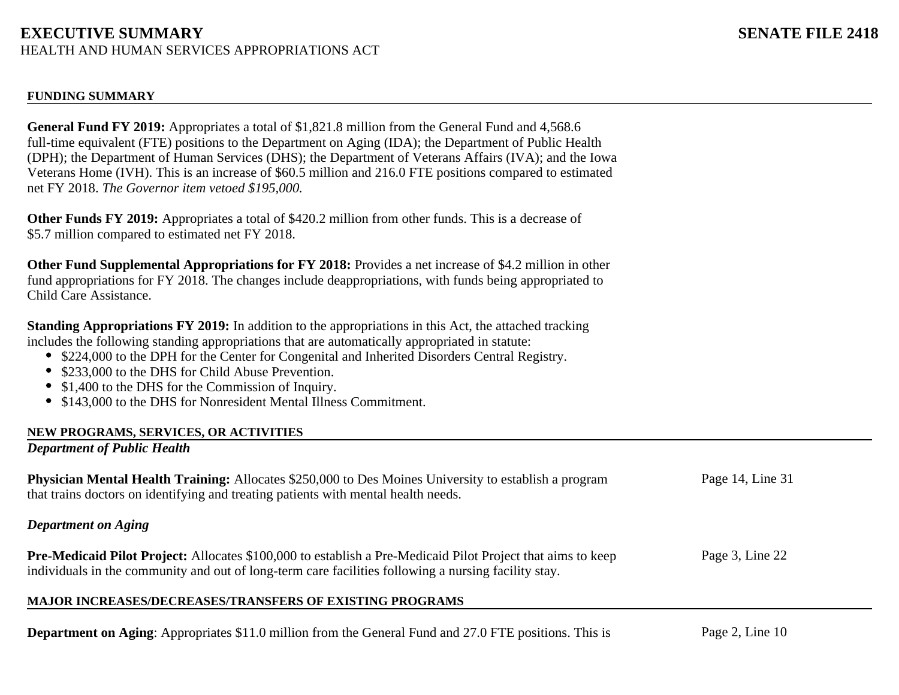**EXECUTIVE SUMMARY** **SENATE FILE 2418**

HEALTH AND HUMAN SERVICES APPROPRIATIONS ACT

## FUNDING SUMMARY

**General Fund FY 2019:** Appropriates a total of $1,821.8 million from the General Fund and 4,568.6 full-time equivalent (FTE) positions to the Department on Aging (IDA); the Department of Public Health (DPH); the Department of Human Services (DHS); the Department of Veterans Affairs (IVA); and the Iowa Veterans Home (IVH). This is an increase of $60.5 million and 216.0 FTE positions compared to estimated net FY 2018. *The Governor item vetoed $195,000.*

**Other Funds FY 2019:** Appropriates a total of $420.2 million from other funds. This is a decrease of $5.7 million compared to estimated net FY 2018.

**Other Fund Supplemental Appropriations for FY 2018:** Provides a net increase of $4.2 million in other fund appropriations for FY 2018. The changes include deappropriations, with funds being appropriated to Child Care Assistance.

**Standing Appropriations FY 2019:** In addition to the appropriations in this Act, the attached tracking includes the following standing appropriations that are automatically appropriated in statute:

- $224,000 to the DPH for the Center for Congenital and Inherited Disorders Central Registry.
- $233,000 to the DHS for Child Abuse Prevention.
- $1,400 to the DHS for the Commission of Inquiry.
- $143,000 to the DHS for Nonresident Mental Illness Commitment.

## NEW PROGRAMS, SERVICES, OR ACTIVITIES

### *Department of Public Health*

**Physician Mental Health Training:** Allocates $250,000 to Des Moines University to establish a program that trains doctors on identifying and treating patients with mental health needs. — Page 14, Line 31

### *Department on Aging*

**Pre-Medicaid Pilot Project:** Allocates $100,000 to establish a Pre-Medicaid Pilot Project that aims to keep individuals in the community and out of long-term care facilities following a nursing facility stay. — Page 3, Line 22

## MAJOR INCREASES/DECREASES/TRANSFERS OF EXISTING PROGRAMS

**Department on Aging**: Appropriates $11.0 million from the General Fund and 27.0 FTE positions. This is — Page 2, Line 10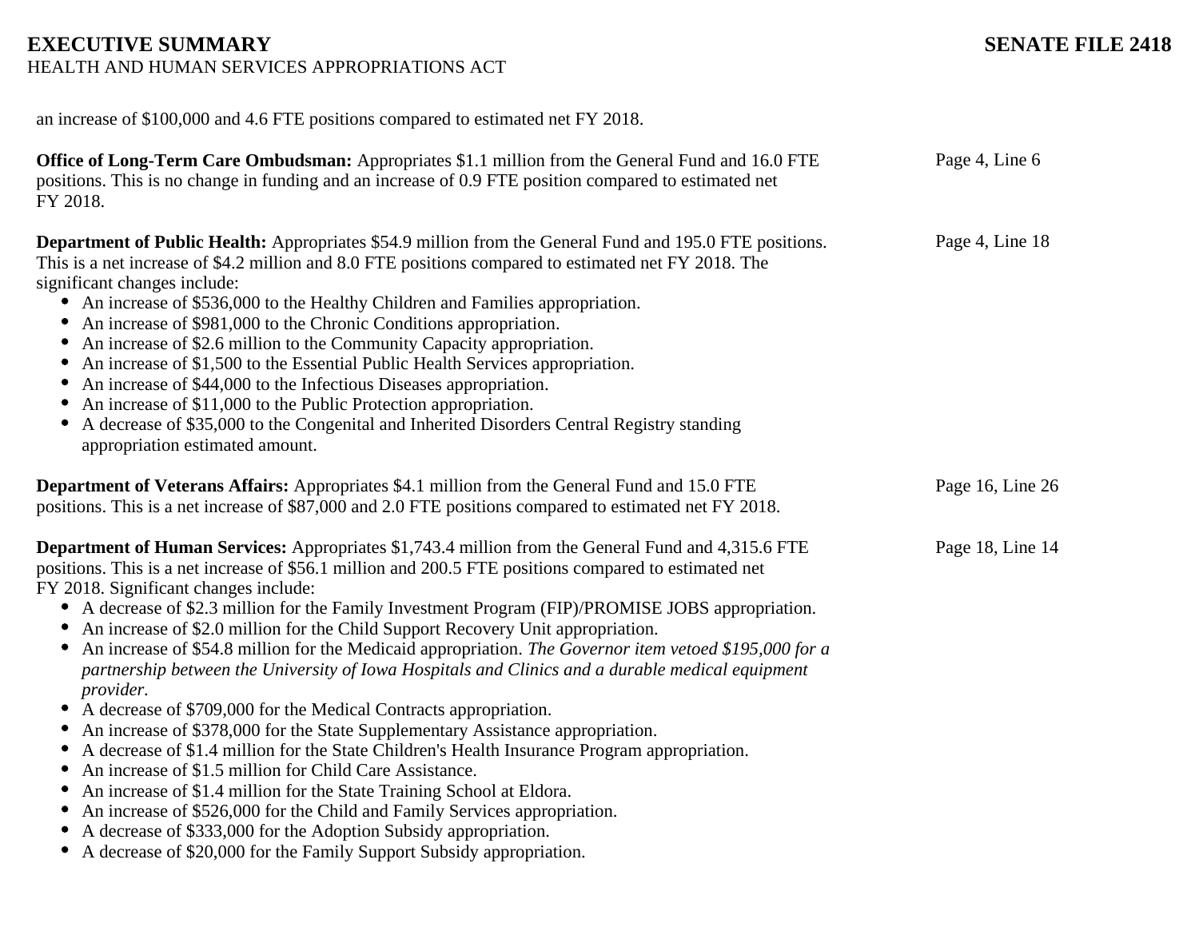an increase of $100,000 and 4.6 FTE positions compared to estimated net FY 2018.

**Office of Long-Term Care Ombudsman:** Appropriates $1.1 million from the General Fund and 16.0 FTE positions. This is no change in funding and an increase of 0.9 FTE position compared to estimated net FY 2018. — Page 4, Line 6

**Department of Public Health:** Appropriates $54.9 million from the General Fund and 195.0 FTE positions. This is a net increase of $4.2 million and 8.0 FTE positions compared to estimated net FY 2018. The significant changes include: — Page 4, Line 18

- An increase of $536,000 to the Healthy Children and Families appropriation.
- An increase of $981,000 to the Chronic Conditions appropriation.
- An increase of $2.6 million to the Community Capacity appropriation.
- An increase of $1,500 to the Essential Public Health Services appropriation.
- An increase of $44,000 to the Infectious Diseases appropriation.
- An increase of $11,000 to the Public Protection appropriation.
- A decrease of $35,000 to the Congenital and Inherited Disorders Central Registry standing appropriation estimated amount.

**Department of Veterans Affairs:** Appropriates $4.1 million from the General Fund and 15.0 FTE positions. This is a net increase of $87,000 and 2.0 FTE positions compared to estimated net FY 2018. — Page 16, Line 26

**Department of Human Services:** Appropriates $1,743.4 million from the General Fund and 4,315.6 FTE positions. This is a net increase of $56.1 million and 200.5 FTE positions compared to estimated net FY 2018. Significant changes include: — Page 18, Line 14

- A decrease of $2.3 million for the Family Investment Program (FIP)/PROMISE JOBS appropriation.
- An increase of $2.0 million for the Child Support Recovery Unit appropriation.
- An increase of $54.8 million for the Medicaid appropriation. *The Governor item vetoed $195,000 for a partnership between the University of Iowa Hospitals and Clinics and a durable medical equipment provider.*
- A decrease of $709,000 for the Medical Contracts appropriation.
- An increase of $378,000 for the State Supplementary Assistance appropriation.
- A decrease of $1.4 million for the State Children's Health Insurance Program appropriation.
- An increase of $1.5 million for Child Care Assistance.
- An increase of $1.4 million for the State Training School at Eldora.
- An increase of $526,000 for the Child and Family Services appropriation.
- A decrease of $333,000 for the Adoption Subsidy appropriation.
- A decrease of $20,000 for the Family Support Subsidy appropriation.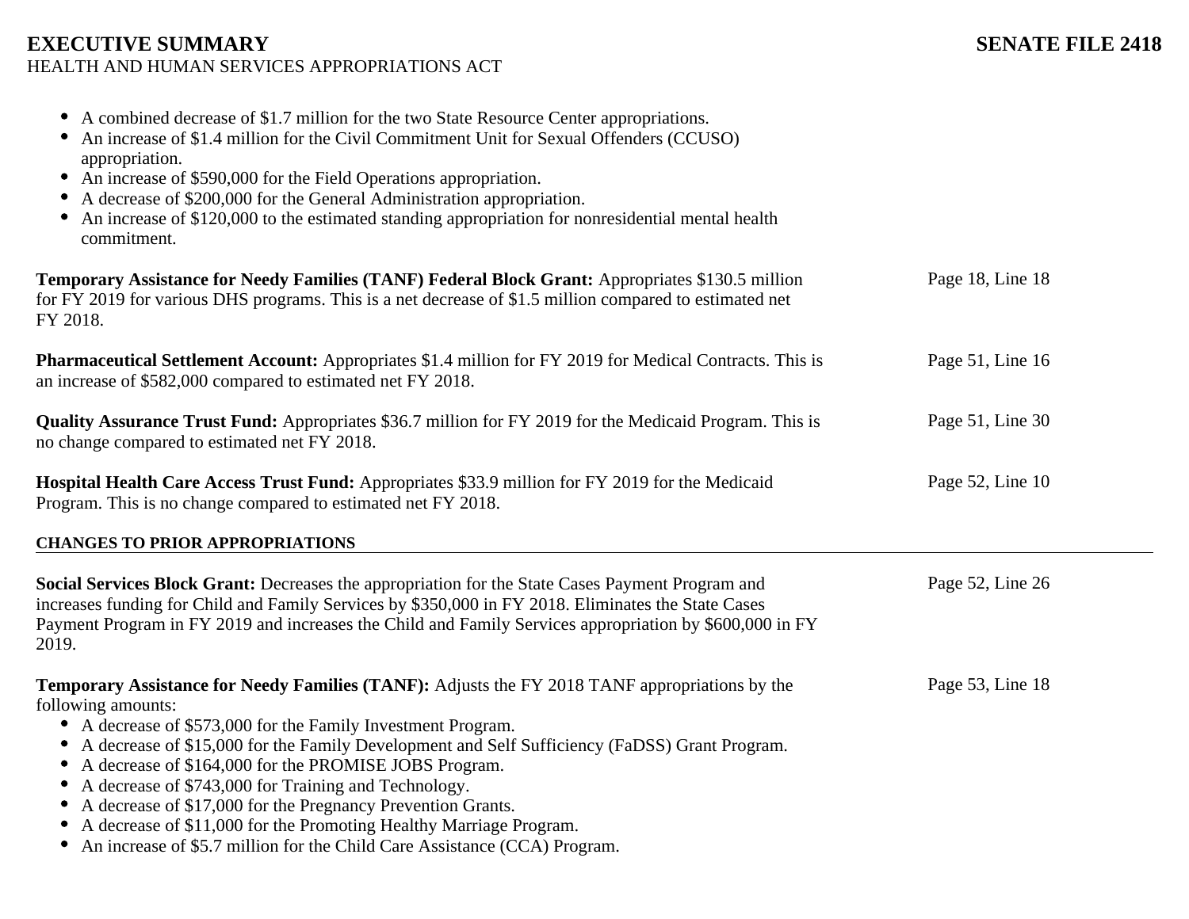- A combined decrease of $1.7 million for the two State Resource Center appropriations.
- An increase of $1.4 million for the Civil Commitment Unit for Sexual Offenders (CCUSO) appropriation.
- An increase of $590,000 for the Field Operations appropriation.
- A decrease of $200,000 for the General Administration appropriation.
- An increase of $120,000 to the estimated standing appropriation for nonresidential mental health commitment.

**Temporary Assistance for Needy Families (TANF) Federal Block Grant:** Appropriates $130.5 million for FY 2019 for various DHS programs. This is a net decrease of $1.5 million compared to estimated net FY 2018. — Page 18, Line 18

**Pharmaceutical Settlement Account:** Appropriates $1.4 million for FY 2019 for Medical Contracts. This is an increase of $582,000 compared to estimated net FY 2018. — Page 51, Line 16

**Quality Assurance Trust Fund:** Appropriates $36.7 million for FY 2019 for the Medicaid Program. This is no change compared to estimated net FY 2018. — Page 51, Line 30

**Hospital Health Care Access Trust Fund:** Appropriates $33.9 million for FY 2019 for the Medicaid Program. This is no change compared to estimated net FY 2018. — Page 52, Line 10

## CHANGES TO PRIOR APPROPRIATIONS

**Social Services Block Grant:** Decreases the appropriation for the State Cases Payment Program and increases funding for Child and Family Services by $350,000 in FY 2018. Eliminates the State Cases Payment Program in FY 2019 and increases the Child and Family Services appropriation by $600,000 in FY 2019. — Page 52, Line 26

**Temporary Assistance for Needy Families (TANF):** Adjusts the FY 2018 TANF appropriations by the following amounts: — Page 53, Line 18

- A decrease of $573,000 for the Family Investment Program.
- A decrease of $15,000 for the Family Development and Self Sufficiency (FaDSS) Grant Program.
- A decrease of $164,000 for the PROMISE JOBS Program.
- A decrease of $743,000 for Training and Technology.
- A decrease of $17,000 for the Pregnancy Prevention Grants.
- A decrease of $11,000 for the Promoting Healthy Marriage Program.
- An increase of $5.7 million for the Child Care Assistance (CCA) Program.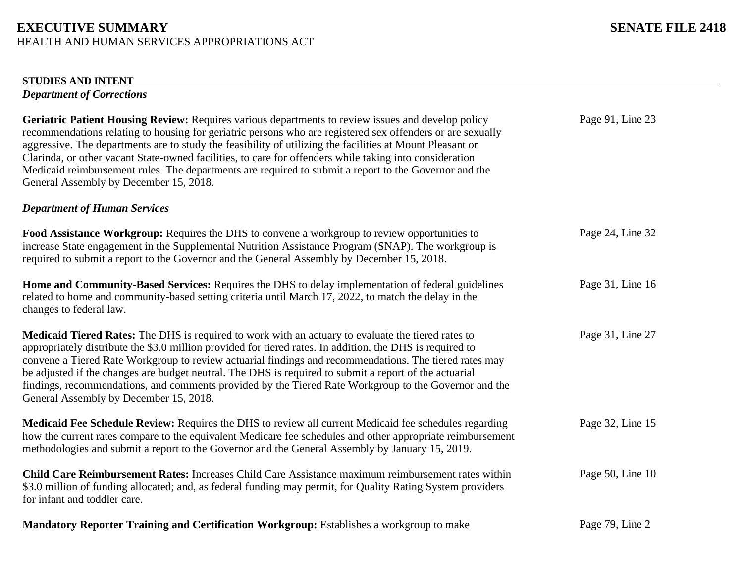### STUDIES AND INTENT

*Department of Corrections*

**Geriatric Patient Housing Review:** Requires various departments to review issues and develop policy recommendations relating to housing for geriatric persons who are registered sex offenders or are sexually aggressive. The departments are to study the feasibility of utilizing the facilities at Mount Pleasant or Clarinda, or other vacant State-owned facilities, to care for offenders while taking into consideration Medicaid reimbursement rules. The departments are required to submit a report to the Governor and the General Assembly by December 15, 2018. — Page 91, Line 23

*Department of Human Services*

**Food Assistance Workgroup:** Requires the DHS to convene a workgroup to review opportunities to increase State engagement in the Supplemental Nutrition Assistance Program (SNAP). The workgroup is required to submit a report to the Governor and the General Assembly by December 15, 2018. — Page 24, Line 32

**Home and Community-Based Services:** Requires the DHS to delay implementation of federal guidelines related to home and community-based setting criteria until March 17, 2022, to match the delay in the changes to federal law. — Page 31, Line 16

**Medicaid Tiered Rates:** The DHS is required to work with an actuary to evaluate the tiered rates to appropriately distribute the $3.0 million provided for tiered rates. In addition, the DHS is required to convene a Tiered Rate Workgroup to review actuarial findings and recommendations. The tiered rates may be adjusted if the changes are budget neutral. The DHS is required to submit a report of the actuarial findings, recommendations, and comments provided by the Tiered Rate Workgroup to the Governor and the General Assembly by December 15, 2018. — Page 31, Line 27

**Medicaid Fee Schedule Review:** Requires the DHS to review all current Medicaid fee schedules regarding how the current rates compare to the equivalent Medicare fee schedules and other appropriate reimbursement methodologies and submit a report to the Governor and the General Assembly by January 15, 2019. — Page 32, Line 15

**Child Care Reimbursement Rates:** Increases Child Care Assistance maximum reimbursement rates within $3.0 million of funding allocated; and, as federal funding may permit, for Quality Rating System providers for infant and toddler care. — Page 50, Line 10

**Mandatory Reporter Training and Certification Workgroup:** Establishes a workgroup to make — Page 79, Line 2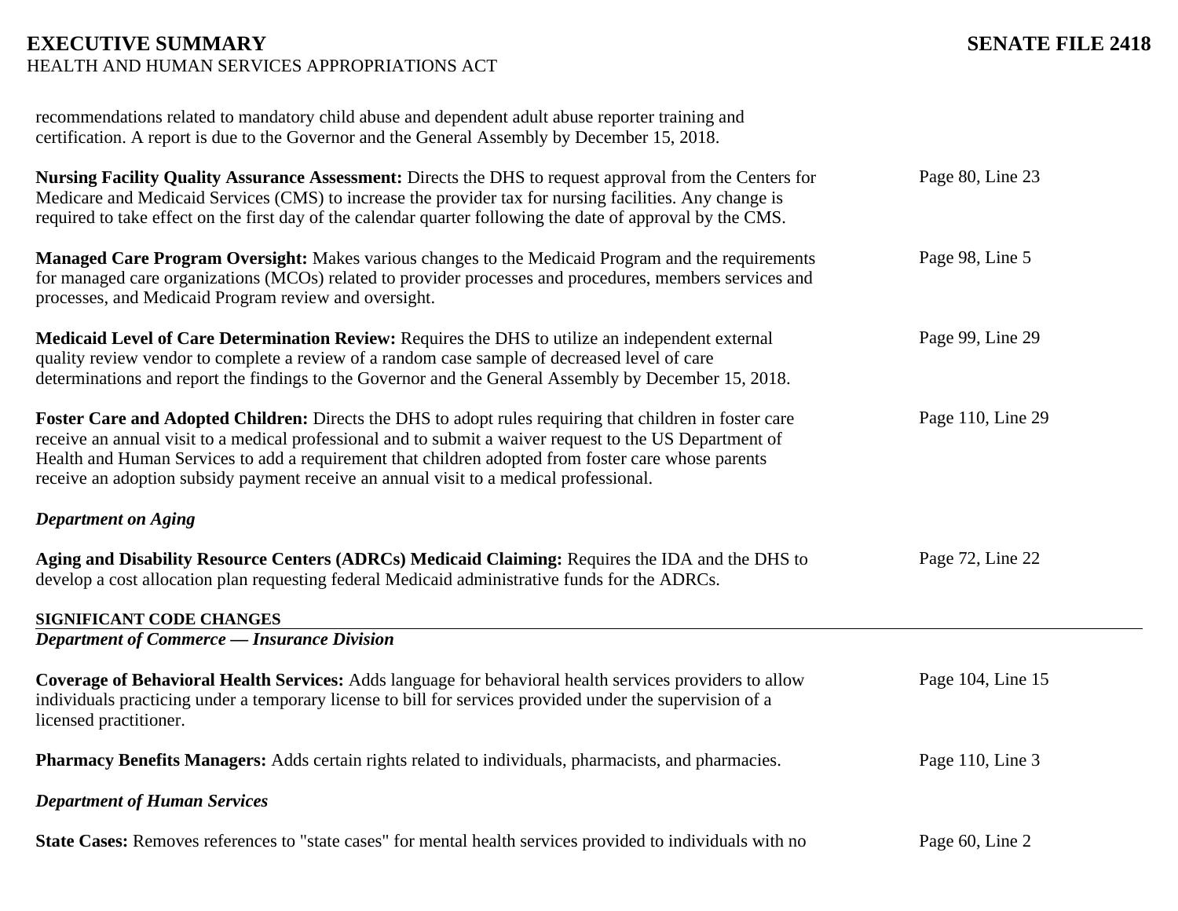recommendations related to mandatory child abuse and dependent adult abuse reporter training and certification. A report is due to the Governor and the General Assembly by December 15, 2018.

**Nursing Facility Quality Assurance Assessment:** Directs the DHS to request approval from the Centers for Medicare and Medicaid Services (CMS) to increase the provider tax for nursing facilities. Any change is required to take effect on the first day of the calendar quarter following the date of approval by the CMS. — Page 80, Line 23

**Managed Care Program Oversight:** Makes various changes to the Medicaid Program and the requirements for managed care organizations (MCOs) related to provider processes and procedures, members services and processes, and Medicaid Program review and oversight. — Page 98, Line 5

**Medicaid Level of Care Determination Review:** Requires the DHS to utilize an independent external quality review vendor to complete a review of a random case sample of decreased level of care determinations and report the findings to the Governor and the General Assembly by December 15, 2018. — Page 99, Line 29

**Foster Care and Adopted Children:** Directs the DHS to adopt rules requiring that children in foster care receive an annual visit to a medical professional and to submit a waiver request to the US Department of Health and Human Services to add a requirement that children adopted from foster care whose parents receive an adoption subsidy payment receive an annual visit to a medical professional. — Page 110, Line 29

***Department on Aging***

**Aging and Disability Resource Centers (ADRCs) Medicaid Claiming:** Requires the IDA and the DHS to develop a cost allocation plan requesting federal Medicaid administrative funds for the ADRCs. — Page 72, Line 22

## SIGNIFICANT CODE CHANGES

***Department of Commerce — Insurance Division***

**Coverage of Behavioral Health Services:** Adds language for behavioral health services providers to allow individuals practicing under a temporary license to bill for services provided under the supervision of a licensed practitioner. — Page 104, Line 15

**Pharmacy Benefits Managers:** Adds certain rights related to individuals, pharmacists, and pharmacies. — Page 110, Line 3

***Department of Human Services***

**State Cases:** Removes references to "state cases" for mental health services provided to individuals with no — Page 60, Line 2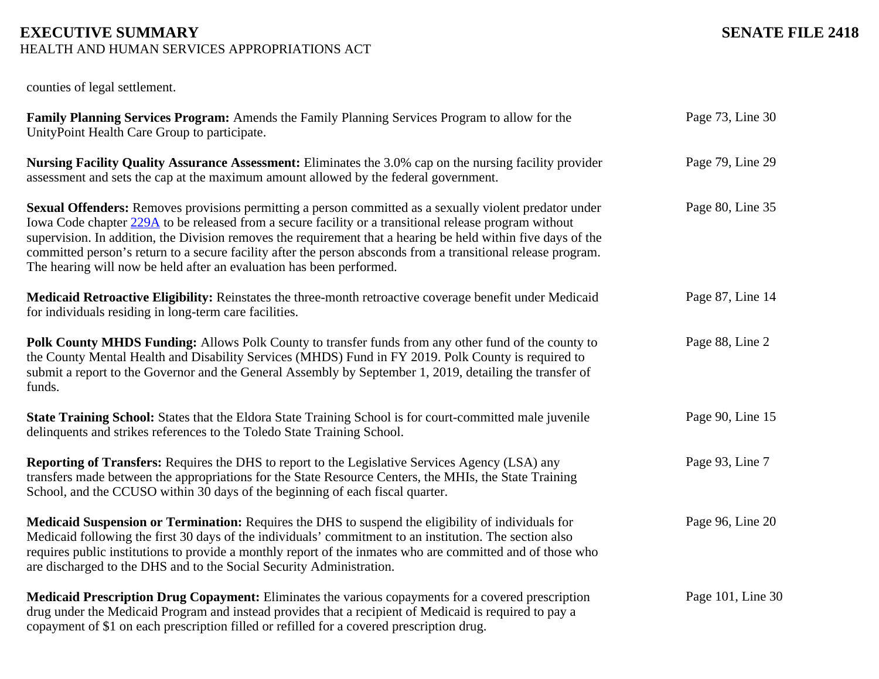counties of legal settlement.

| | |
|---|---|
| **Family Planning Services Program:** Amends the Family Planning Services Program to allow for the UnityPoint Health Care Group to participate. | Page 73, Line 30 |
| **Nursing Facility Quality Assurance Assessment:** Eliminates the 3.0% cap on the nursing facility provider assessment and sets the cap at the maximum amount allowed by the federal government. | Page 79, Line 29 |
| **Sexual Offenders:** Removes provisions permitting a person committed as a sexually violent predator under Iowa Code chapter 229A to be released from a secure facility or a transitional release program without supervision. In addition, the Division removes the requirement that a hearing be held within five days of the committed person's return to a secure facility after the person absconds from a transitional release program. The hearing will now be held after an evaluation has been performed. | Page 80, Line 35 |
| **Medicaid Retroactive Eligibility:** Reinstates the three-month retroactive coverage benefit under Medicaid for individuals residing in long-term care facilities. | Page 87, Line 14 |
| **Polk County MHDS Funding:** Allows Polk County to transfer funds from any other fund of the county to the County Mental Health and Disability Services (MHDS) Fund in FY 2019. Polk County is required to submit a report to the Governor and the General Assembly by September 1, 2019, detailing the transfer of funds. | Page 88, Line 2 |
| **State Training School:** States that the Eldora State Training School is for court-committed male juvenile delinquents and strikes references to the Toledo State Training School. | Page 90, Line 15 |
| **Reporting of Transfers:** Requires the DHS to report to the Legislative Services Agency (LSA) any transfers made between the appropriations for the State Resource Centers, the MHIs, the State Training School, and the CCUSO within 30 days of the beginning of each fiscal quarter. | Page 93, Line 7 |
| **Medicaid Suspension or Termination:** Requires the DHS to suspend the eligibility of individuals for Medicaid following the first 30 days of the individuals' commitment to an institution. The section also requires public institutions to provide a monthly report of the inmates who are committed and of those who are discharged to the DHS and to the Social Security Administration. | Page 96, Line 20 |
| **Medicaid Prescription Drug Copayment:** Eliminates the various copayments for a covered prescription drug under the Medicaid Program and instead provides that a recipient of Medicaid is required to pay a copayment of $1 on each prescription filled or refilled for a covered prescription drug. | Page 101, Line 30 |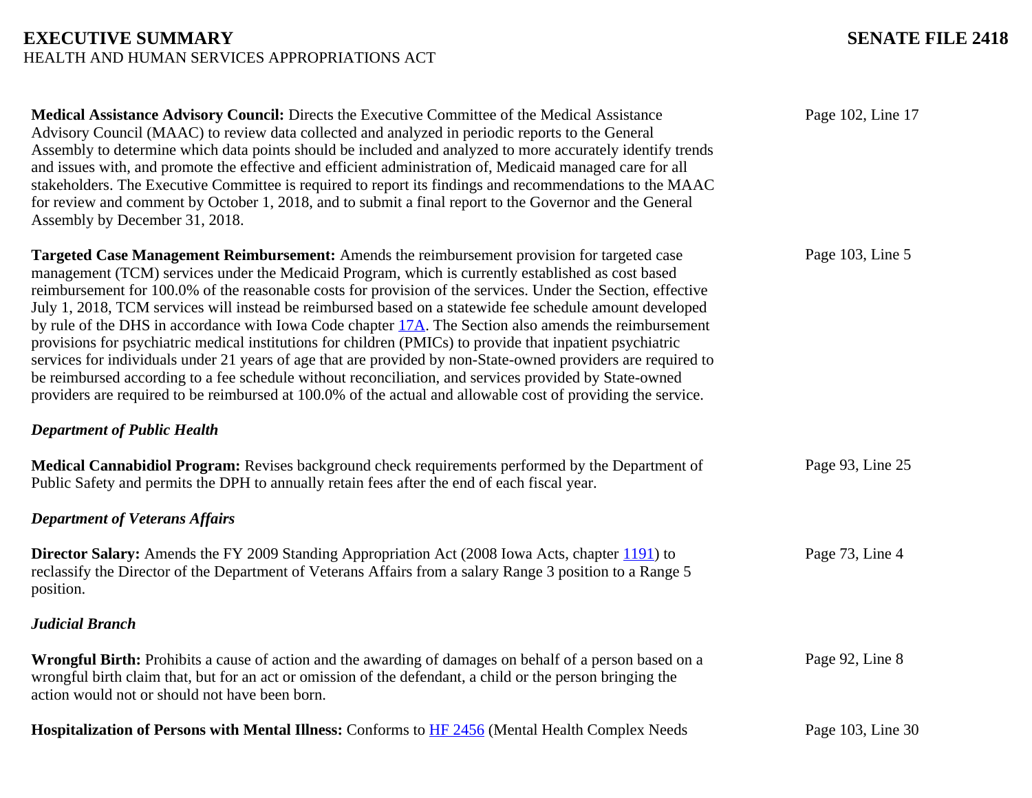**Medical Assistance Advisory Council:** Directs the Executive Committee of the Medical Assistance Advisory Council (MAAC) to review data collected and analyzed in periodic reports to the General Assembly to determine which data points should be included and analyzed to more accurately identify trends and issues with, and promote the effective and efficient administration of, Medicaid managed care for all stakeholders. The Executive Committee is required to report its findings and recommendations to the MAAC for review and comment by October 1, 2018, and to submit a final report to the Governor and the General Assembly by December 31, 2018.

Page 102, Line 17

**Targeted Case Management Reimbursement:** Amends the reimbursement provision for targeted case management (TCM) services under the Medicaid Program, which is currently established as cost based reimbursement for 100.0% of the reasonable costs for provision of the services. Under the Section, effective July 1, 2018, TCM services will instead be reimbursed based on a statewide fee schedule amount developed by rule of the DHS in accordance with Iowa Code chapter 17A. The Section also amends the reimbursement provisions for psychiatric medical institutions for children (PMICs) to provide that inpatient psychiatric services for individuals under 21 years of age that are provided by non-State-owned providers are required to be reimbursed according to a fee schedule without reconciliation, and services provided by State-owned providers are required to be reimbursed at 100.0% of the actual and allowable cost of providing the service.

Page 103, Line 5

***Department of Public Health***

**Medical Cannabidiol Program:** Revises background check requirements performed by the Department of Public Safety and permits the DPH to annually retain fees after the end of each fiscal year.

Page 93, Line 25

***Department of Veterans Affairs***

**Director Salary:** Amends the FY 2009 Standing Appropriation Act (2008 Iowa Acts, chapter 1191) to reclassify the Director of the Department of Veterans Affairs from a salary Range 3 position to a Range 5 position.

Page 73, Line 4

***Judicial Branch***

**Wrongful Birth:** Prohibits a cause of action and the awarding of damages on behalf of a person based on a wrongful birth claim that, but for an act or omission of the defendant, a child or the person bringing the action would not or should not have been born.

Page 92, Line 8

**Hospitalization of Persons with Mental Illness:** Conforms to HF 2456 (Mental Health Complex Needs

Page 103, Line 30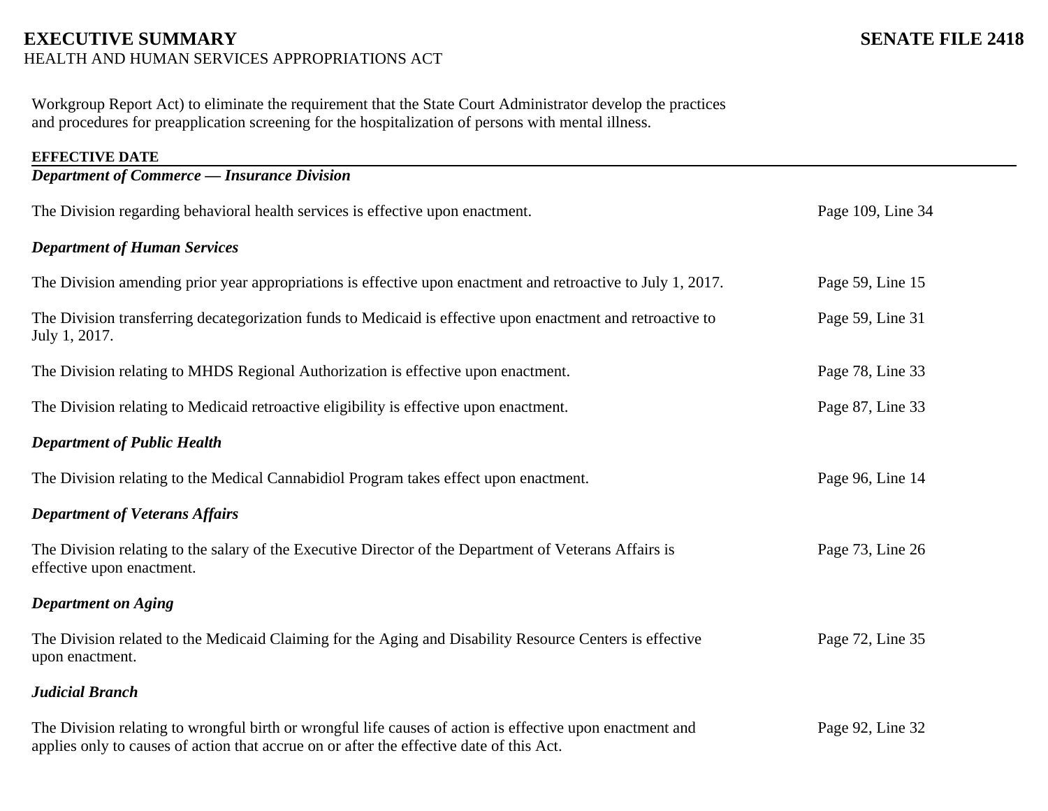Workgroup Report Act) to eliminate the requirement that the State Court Administrator develop the practices and procedures for preapplication screening for the hospitalization of persons with mental illness.

**EFFECTIVE DATE**

***Department of Commerce — Insurance Division***

| | |
|---|---|
| The Division regarding behavioral health services is effective upon enactment. | Page 109, Line 34 |

***Department of Human Services***

| | |
|---|---|
| The Division amending prior year appropriations is effective upon enactment and retroactive to July 1, 2017. | Page 59, Line 15 |
| The Division transferring decategorization funds to Medicaid is effective upon enactment and retroactive to July 1, 2017. | Page 59, Line 31 |
| The Division relating to MHDS Regional Authorization is effective upon enactment. | Page 78, Line 33 |
| The Division relating to Medicaid retroactive eligibility is effective upon enactment. | Page 87, Line 33 |

***Department of Public Health***

| | |
|---|---|
| The Division relating to the Medical Cannabidiol Program takes effect upon enactment. | Page 96, Line 14 |

***Department of Veterans Affairs***

| | |
|---|---|
| The Division relating to the salary of the Executive Director of the Department of Veterans Affairs is effective upon enactment. | Page 73, Line 26 |

***Department on Aging***

| | |
|---|---|
| The Division related to the Medicaid Claiming for the Aging and Disability Resource Centers is effective upon enactment. | Page 72, Line 35 |

***Judicial Branch***

| | |
|---|---|
| The Division relating to wrongful birth or wrongful life causes of action is effective upon enactment and applies only to causes of action that accrue on or after the effective date of this Act. | Page 92, Line 32 |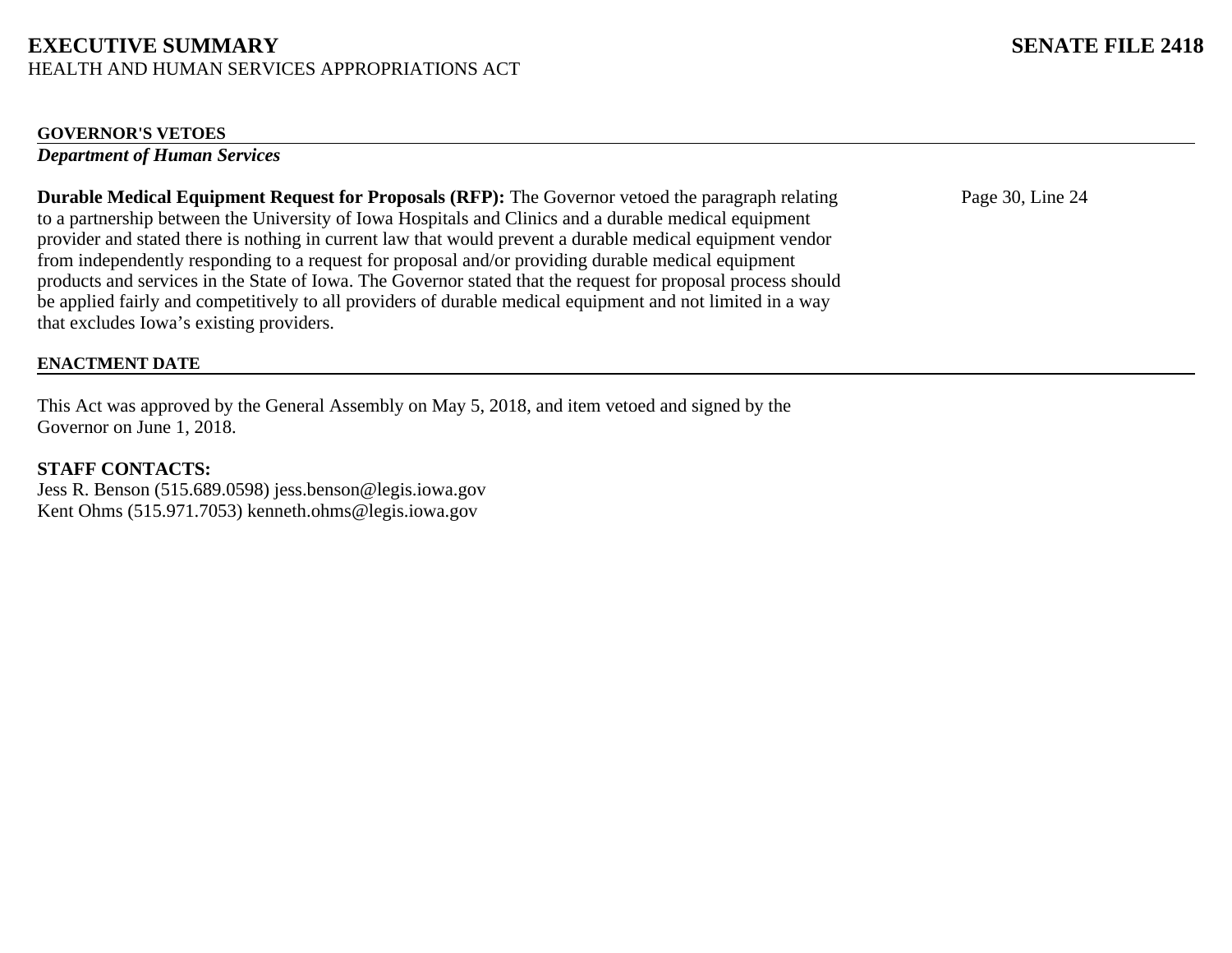## GOVERNOR'S VETOES

### *Department of Human Services*

**Durable Medical Equipment Request for Proposals (RFP):** The Governor vetoed the paragraph relating to a partnership between the University of Iowa Hospitals and Clinics and a durable medical equipment provider and stated there is nothing in current law that would prevent a durable medical equipment vendor from independently responding to a request for proposal and/or providing durable medical equipment products and services in the State of Iowa. The Governor stated that the request for proposal process should be applied fairly and competitively to all providers of durable medical equipment and not limited in a way that excludes Iowa's existing providers.

Page 30, Line 24

## ENACTMENT DATE

This Act was approved by the General Assembly on May 5, 2018, and item vetoed and signed by the Governor on June 1, 2018.

**STAFF CONTACTS:**
Jess R. Benson (515.689.0598) jess.benson@legis.iowa.gov
Kent Ohms (515.971.7053) kenneth.ohms@legis.iowa.gov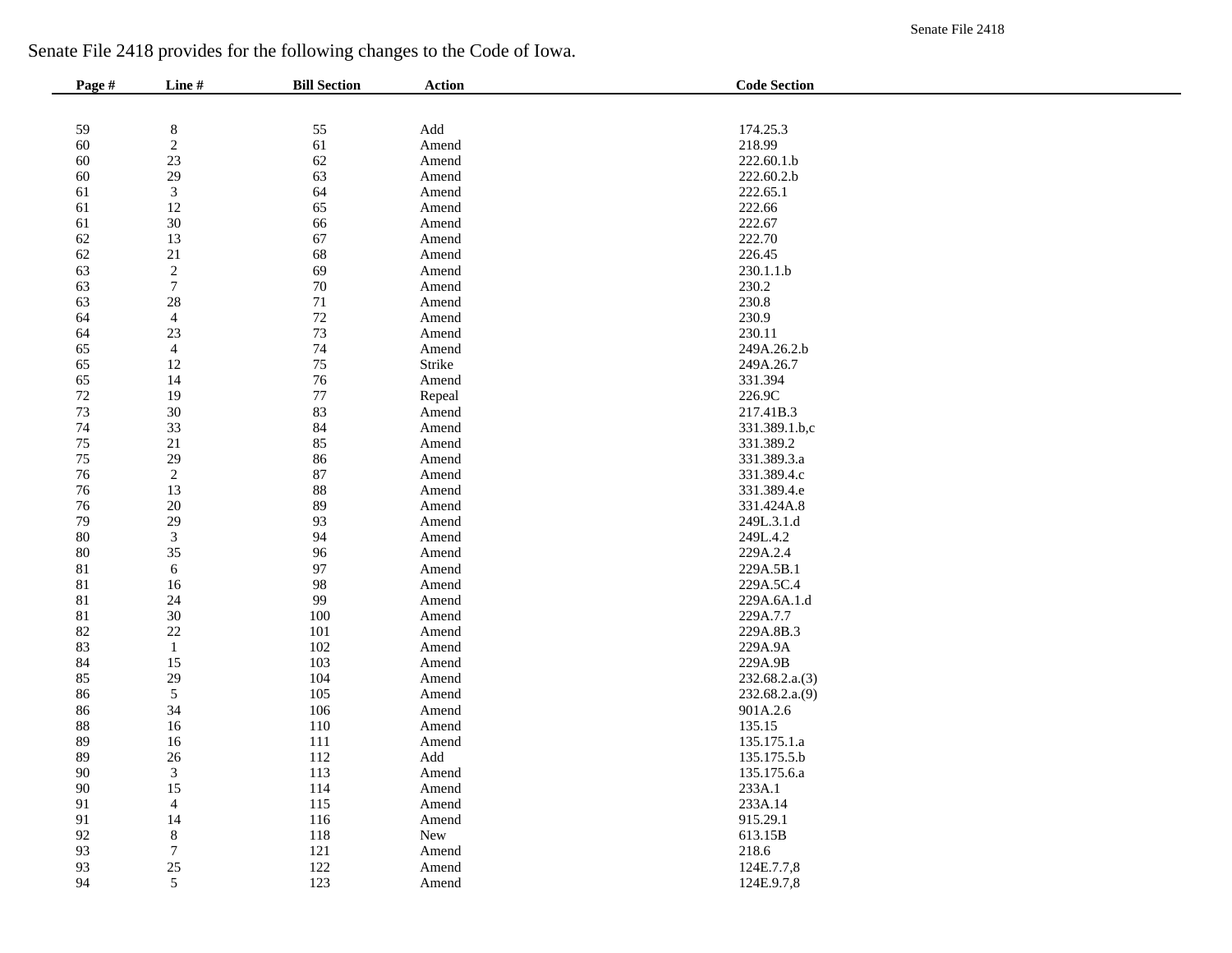Senate File 2418 provides for the following changes to the Code of Iowa.

| Page # | Line # | Bill Section | Action | Code Section |
|---|---|---|---|---|
| 59 | 8 | 55 | Add | 174.25.3 |
| 60 | 2 | 61 | Amend | 218.99 |
| 60 | 23 | 62 | Amend | 222.60.1.b |
| 60 | 29 | 63 | Amend | 222.60.2.b |
| 61 | 3 | 64 | Amend | 222.65.1 |
| 61 | 12 | 65 | Amend | 222.66 |
| 61 | 30 | 66 | Amend | 222.67 |
| 62 | 13 | 67 | Amend | 222.70 |
| 62 | 21 | 68 | Amend | 226.45 |
| 63 | 2 | 69 | Amend | 230.1.1.b |
| 63 | 7 | 70 | Amend | 230.2 |
| 63 | 28 | 71 | Amend | 230.8 |
| 64 | 4 | 72 | Amend | 230.9 |
| 64 | 23 | 73 | Amend | 230.11 |
| 65 | 4 | 74 | Amend | 249A.26.2.b |
| 65 | 12 | 75 | Strike | 249A.26.7 |
| 65 | 14 | 76 | Amend | 331.394 |
| 72 | 19 | 77 | Repeal | 226.9C |
| 73 | 30 | 83 | Amend | 217.41B.3 |
| 74 | 33 | 84 | Amend | 331.389.1.b,c |
| 75 | 21 | 85 | Amend | 331.389.2 |
| 75 | 29 | 86 | Amend | 331.389.3.a |
| 76 | 2 | 87 | Amend | 331.389.4.c |
| 76 | 13 | 88 | Amend | 331.389.4.e |
| 76 | 20 | 89 | Amend | 331.424A.8 |
| 79 | 29 | 93 | Amend | 249L.3.1.d |
| 80 | 3 | 94 | Amend | 249L.4.2 |
| 80 | 35 | 96 | Amend | 229A.2.4 |
| 81 | 6 | 97 | Amend | 229A.5B.1 |
| 81 | 16 | 98 | Amend | 229A.5C.4 |
| 81 | 24 | 99 | Amend | 229A.6A.1.d |
| 81 | 30 | 100 | Amend | 229A.7.7 |
| 82 | 22 | 101 | Amend | 229A.8B.3 |
| 83 | 1 | 102 | Amend | 229A.9A |
| 84 | 15 | 103 | Amend | 229A.9B |
| 85 | 29 | 104 | Amend | 232.68.2.a.(3) |
| 86 | 5 | 105 | Amend | 232.68.2.a.(9) |
| 86 | 34 | 106 | Amend | 901A.2.6 |
| 88 | 16 | 110 | Amend | 135.15 |
| 89 | 16 | 111 | Amend | 135.175.1.a |
| 89 | 26 | 112 | Add | 135.175.5.b |
| 90 | 3 | 113 | Amend | 135.175.6.a |
| 90 | 15 | 114 | Amend | 233A.1 |
| 91 | 4 | 115 | Amend | 233A.14 |
| 91 | 14 | 116 | Amend | 915.29.1 |
| 92 | 8 | 118 | New | 613.15B |
| 93 | 7 | 121 | Amend | 218.6 |
| 93 | 25 | 122 | Amend | 124E.7.7,8 |
| 94 | 5 | 123 | Amend | 124E.9.7,8 |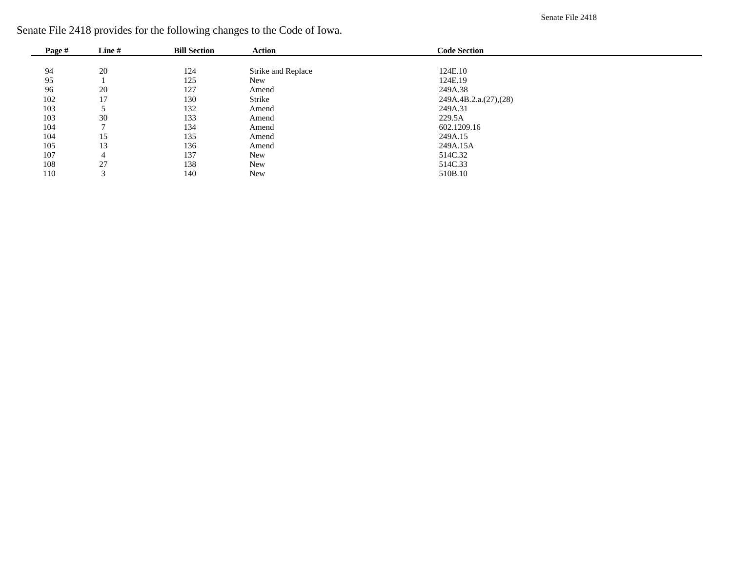Senate File 2418 provides for the following changes to the Code of Iowa.

| Page # | Line # | Bill Section | Action | Code Section |
|---|---|---|---|---|
| 94 | 20 | 124 | Strike and Replace | 124E.10 |
| 95 | 1 | 125 | New | 124E.19 |
| 96 | 20 | 127 | Amend | 249A.38 |
| 102 | 17 | 130 | Strike | 249A.4B.2.a.(27),(28) |
| 103 | 5 | 132 | Amend | 249A.31 |
| 103 | 30 | 133 | Amend | 229.5A |
| 104 | 7 | 134 | Amend | 602.1209.16 |
| 104 | 15 | 135 | Amend | 249A.15 |
| 105 | 13 | 136 | Amend | 249A.15A |
| 107 | 4 | 137 | New | 514C.32 |
| 108 | 27 | 138 | New | 514C.33 |
| 110 | 3 | 140 | New | 510B.10 |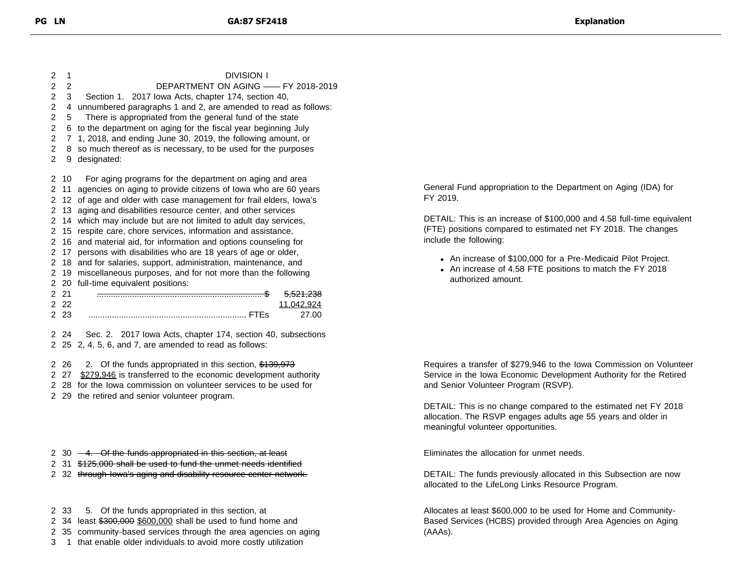DIVISION I
DEPARTMENT ON AGING —— FY 2018-2019

Section 1. 2017 Iowa Acts, chapter 174, section 40, unnumbered paragraphs 1 and 2, are amended to read as follows:

There is appropriated from the general fund of the state to the department on aging for the fiscal year beginning July 1, 2018, and ending June 30, 2019, the following amount, or so much thereof as is necessary, to be used for the purposes designated:

For aging programs for the department on aging and area agencies on aging to provide citizens of Iowa who are 60 years of age and older with case management for frail elders, Iowa's aging and disabilities resource center, and other services which may include but are not limited to adult day services, respite care, chore services, information and assistance, and material aid, for information and options counseling for persons with disabilities who are 18 years of age or older, and for salaries, support, administration, maintenance, and miscellaneous purposes, and for not more than the following full-time equivalent positions:

.......... $ ~~5,521,238~~ 11,042,924
.......... FTEs 27.00

*Explanation:* General Fund appropriation to the Department on Aging (IDA) for FY 2019.

DETAIL: This is an increase of $100,000 and 4.58 full-time equivalent (FTE) positions compared to estimated net FY 2018. The changes include the following:

- An increase of $100,000 for a Pre-Medicaid Pilot Project.
- An increase of 4.58 FTE positions to match the FY 2018 authorized amount.

Sec. 2. 2017 Iowa Acts, chapter 174, section 40, subsections 2, 4, 5, 6, and 7, are amended to read as follows:

2. Of the funds appropriated in this section, ~~$139,973~~ $279,946 is transferred to the economic development authority for the Iowa commission on volunteer services to be used for the retired and senior volunteer program.

*Explanation:* Requires a transfer of $279,946 to the Iowa Commission on Volunteer Service in the Iowa Economic Development Authority for the Retired and Senior Volunteer Program (RSVP).

DETAIL: This is no change compared to the estimated net FY 2018 allocation. The RSVP engages adults age 55 years and older in meaningful volunteer opportunities.

~~4. Of the funds appropriated in this section, at least $125,000 shall be used to fund the unmet needs identified through Iowa's aging and disability resource center network.~~

*Explanation:* Eliminates the allocation for unmet needs.

DETAIL: The funds previously allocated in this Subsection are now allocated to the LifeLong Links Resource Program.

5. Of the funds appropriated in this section, at least ~~$300,000~~ $600,000 shall be used to fund home and community-based services through the area agencies on aging that enable older individuals to avoid more costly utilization

*Explanation:* Allocates at least $600,000 to be used for Home and Community-Based Services (HCBS) provided through Area Agencies on Aging (AAAs).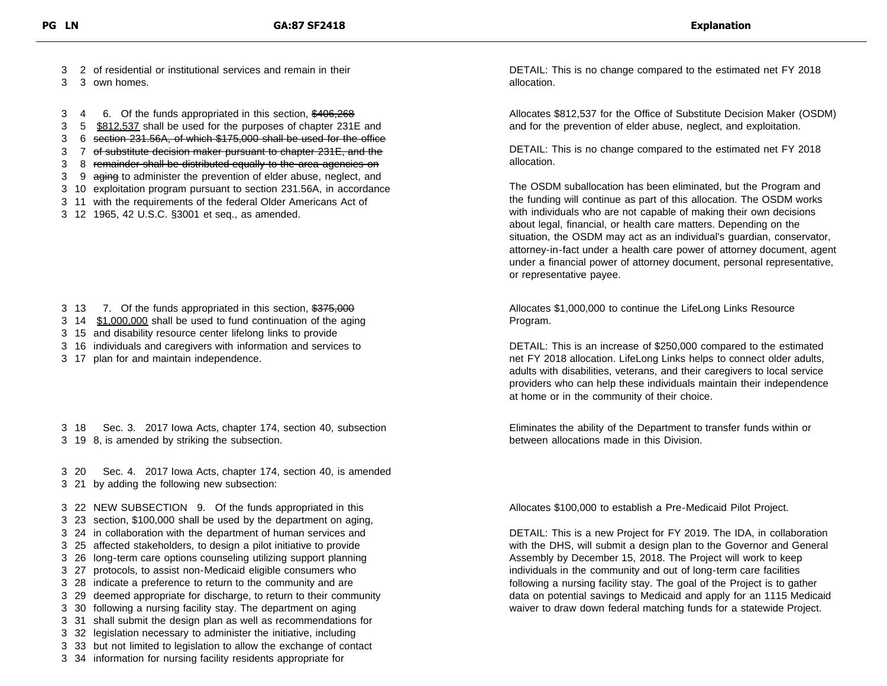| PG | LN | GA:87 SF2418 | Explanation |
|---|---|---|---|
| 3 | 2 | of residential or institutional services and remain in their | DETAIL: This is no change compared to the estimated net FY 2018 allocation. |
| 3 | 3 | own homes. | |
| 3 | 4 | 6. Of the funds appropriated in this section, ~~$406,268~~ | Allocates $812,537 for the Office of Substitute Decision Maker (OSDM) and for the prevention of elder abuse, neglect, and exploitation. |
| 3 | 5 | $812,537 shall be used for the purposes of chapter 231E and | |
| 3 | 6 | ~~section 231.56A, of which $175,000 shall be used for the office~~ | DETAIL: This is no change compared to the estimated net FY 2018 allocation. |
| 3 | 7 | ~~of substitute decision maker pursuant to chapter 231E, and the~~ | |
| 3 | 8 | ~~remainder shall be distributed equally to the area agencies on~~ | The OSDM suballocation has been eliminated, but the Program and the funding will continue as part of this allocation. The OSDM works with individuals who are not capable of making their own decisions about legal, financial, or health care matters. Depending on the situation, the OSDM may act as an individual's guardian, conservator, attorney-in-fact under a health care power of attorney document, agent under a financial power of attorney document, personal representative, or representative payee. |
| 3 | 9 | ~~aging~~ to administer the prevention of elder abuse, neglect, and | |
| 3 | 10 | exploitation program pursuant to section 231.56A, in accordance | |
| 3 | 11 | with the requirements of the federal Older Americans Act of | |
| 3 | 12 | 1965, 42 U.S.C. §3001 et seq., as amended. | |
| 3 | 13 | 7. Of the funds appropriated in this section, ~~$375,000~~ | Allocates $1,000,000 to continue the LifeLong Links Resource Program. |
| 3 | 14 | $1,000,000 shall be used to fund continuation of the aging | |
| 3 | 15 | and disability resource center lifelong links to provide | DETAIL: This is an increase of $250,000 compared to the estimated net FY 2018 allocation. LifeLong Links helps to connect older adults, adults with disabilities, veterans, and their caregivers to local service providers who can help these individuals maintain their independence at home or in the community of their choice. |
| 3 | 16 | individuals and caregivers with information and services to | |
| 3 | 17 | plan for and maintain independence. | |
| 3 | 18 | Sec. 3. 2017 Iowa Acts, chapter 174, section 40, subsection | Eliminates the ability of the Department to transfer funds within or between allocations made in this Division. |
| 3 | 19 | 8, is amended by striking the subsection. | |
| 3 | 20 | Sec. 4. 2017 Iowa Acts, chapter 174, section 40, is amended | |
| 3 | 21 | by adding the following new subsection: | |
| 3 | 22 | NEW SUBSECTION 9. Of the funds appropriated in this | Allocates $100,000 to establish a Pre-Medicaid Pilot Project. |
| 3 | 23 | section, $100,000 shall be used by the department on aging, | |
| 3 | 24 | in collaboration with the department of human services and | DETAIL: This is a new Project for FY 2019. The IDA, in collaboration with the DHS, will submit a design plan to the Governor and General Assembly by December 15, 2018. The Project will work to keep individuals in the community and out of long-term care facilities following a nursing facility stay. The goal of the Project is to gather data on potential savings to Medicaid and apply for an 1115 Medicaid waiver to draw down federal matching funds for a statewide Project. |
| 3 | 25 | affected stakeholders, to design a pilot initiative to provide | |
| 3 | 26 | long-term care options counseling utilizing support planning | |
| 3 | 27 | protocols, to assist non-Medicaid eligible consumers who | |
| 3 | 28 | indicate a preference to return to the community and are | |
| 3 | 29 | deemed appropriate for discharge, to return to their community | |
| 3 | 30 | following a nursing facility stay. The department on aging | |
| 3 | 31 | shall submit the design plan as well as recommendations for | |
| 3 | 32 | legislation necessary to administer the initiative, including | |
| 3 | 33 | but not limited to legislation to allow the exchange of contact | |
| 3 | 34 | information for nursing facility residents appropriate for | |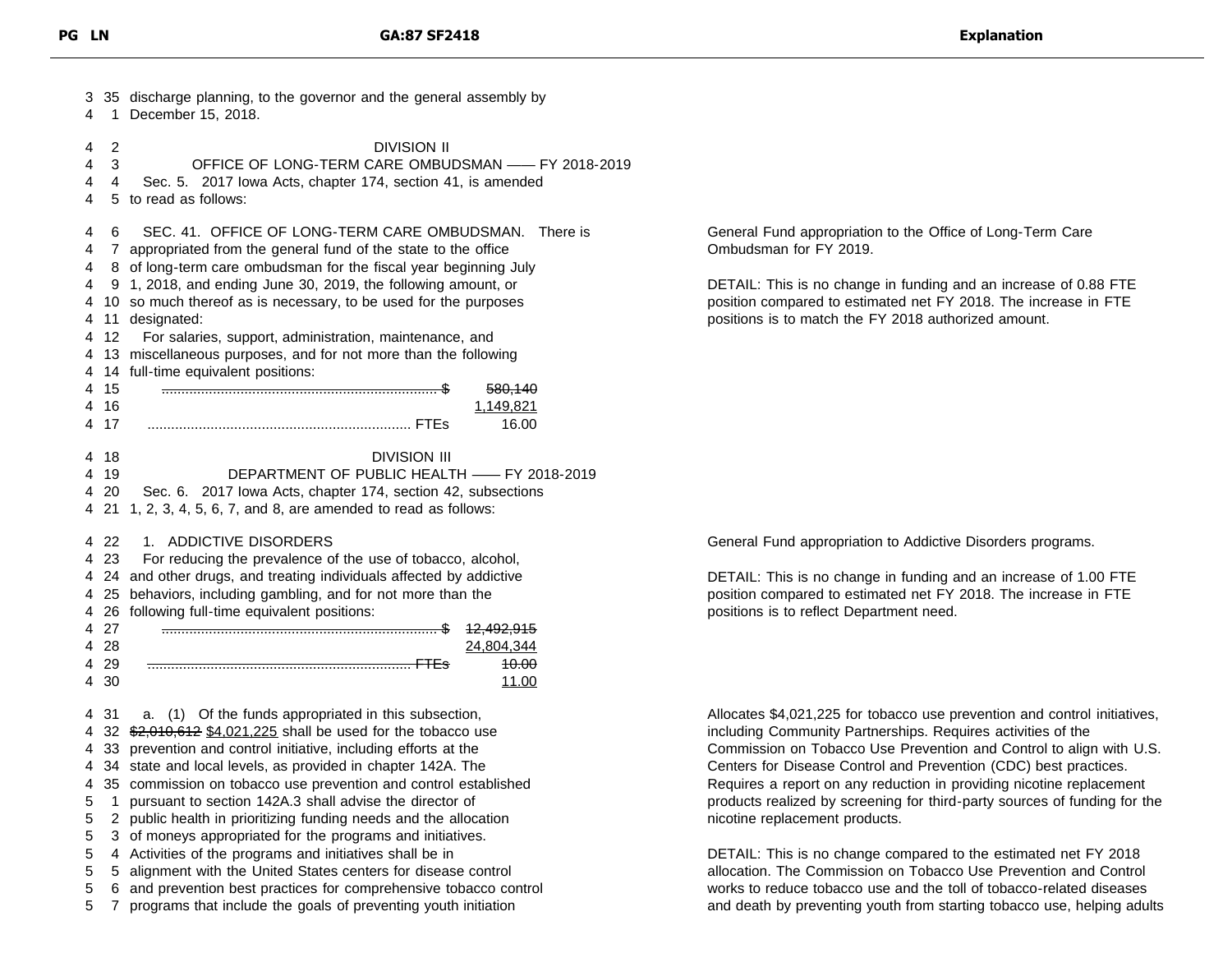| PG | LN | GA:87 SF2418 | Explanation |
|---|---|---|---|
| 3 | 35 | discharge planning, to the governor and the general assembly by | |
| 4 | 1 | December 15, 2018. | |
| 4 | 2 | DIVISION II | |
| 4 | 3 | OFFICE OF LONG-TERM CARE OMBUDSMAN —— FY 2018-2019 | |
| 4 | 4 | Sec. 5. 2017 Iowa Acts, chapter 174, section 41, is amended | |
| 4 | 5 | to read as follows: | |
| 4 | 6 | SEC. 41. OFFICE OF LONG-TERM CARE OMBUDSMAN. There is | General Fund appropriation to the Office of Long-Term Care Ombudsman for FY 2019. |
| 4 | 7 | appropriated from the general fund of the state to the office | |
| 4 | 8 | of long-term care ombudsman for the fiscal year beginning July | |
| 4 | 9 | 1, 2018, and ending June 30, 2019, the following amount, or | DETAIL: This is no change in funding and an increase of 0.88 FTE position compared to estimated net FY 2018. The increase in FTE positions is to match the FY 2018 authorized amount. |
| 4 | 10 | so much thereof as is necessary, to be used for the purposes | |
| 4 | 11 | designated: | |
| 4 | 12 | For salaries, support, administration, maintenance, and | |
| 4 | 13 | miscellaneous purposes, and for not more than the following | |
| 4 | 14 | full-time equivalent positions: | |
| 4 | 15 | ~~...... $ 580,140~~ | |
| 4 | 16 | 1,149,821 | |
| 4 | 17 | ...... FTEs 16.00 | |
| 4 | 18 | DIVISION III | |
| 4 | 19 | DEPARTMENT OF PUBLIC HEALTH —— FY 2018-2019 | |
| 4 | 20 | Sec. 6. 2017 Iowa Acts, chapter 174, section 42, subsections | |
| 4 | 21 | 1, 2, 3, 4, 5, 6, 7, and 8, are amended to read as follows: | |
| 4 | 22 | 1. ADDICTIVE DISORDERS | General Fund appropriation to Addictive Disorders programs. |
| 4 | 23 | For reducing the prevalence of the use of tobacco, alcohol, | |
| 4 | 24 | and other drugs, and treating individuals affected by addictive | DETAIL: This is no change in funding and an increase of 1.00 FTE position compared to estimated net FY 2018. The increase in FTE positions is to reflect Department need. |
| 4 | 25 | behaviors, including gambling, and for not more than the | |
| 4 | 26 | following full-time equivalent positions: | |
| 4 | 27 | ~~...... $ 12,492,915~~ | |
| 4 | 28 | 24,804,344 | |
| 4 | 29 | ~~...... FTEs 10.00~~ | |
| 4 | 30 | 11.00 | |
| 4 | 31 | a. (1) Of the funds appropriated in this subsection, | Allocates $4,021,225 for tobacco use prevention and control initiatives, including Community Partnerships. Requires activities of the Commission on Tobacco Use Prevention and Control to align with U.S. Centers for Disease Control and Prevention (CDC) best practices. Requires a report on any reduction in providing nicotine replacement products realized by screening for third-party sources of funding for the nicotine replacement products. |
| 4 | 32 | ~~$2,010,612~~ $4,021,225 shall be used for the tobacco use | |
| 4 | 33 | prevention and control initiative, including efforts at the | |
| 4 | 34 | state and local levels, as provided in chapter 142A. The | |
| 4 | 35 | commission on tobacco use prevention and control established | |
| 5 | 1 | pursuant to section 142A.3 shall advise the director of | |
| 5 | 2 | public health in prioritizing funding needs and the allocation | |
| 5 | 3 | of moneys appropriated for the programs and initiatives. | |
| 5 | 4 | Activities of the programs and initiatives shall be in | DETAIL: This is no change compared to the estimated net FY 2018 allocation. The Commission on Tobacco Use Prevention and Control works to reduce tobacco use and the toll of tobacco-related diseases and death by preventing youth from starting tobacco use, helping adults |
| 5 | 5 | alignment with the United States centers for disease control | |
| 5 | 6 | and prevention best practices for comprehensive tobacco control | |
| 5 | 7 | programs that include the goals of preventing youth initiation | |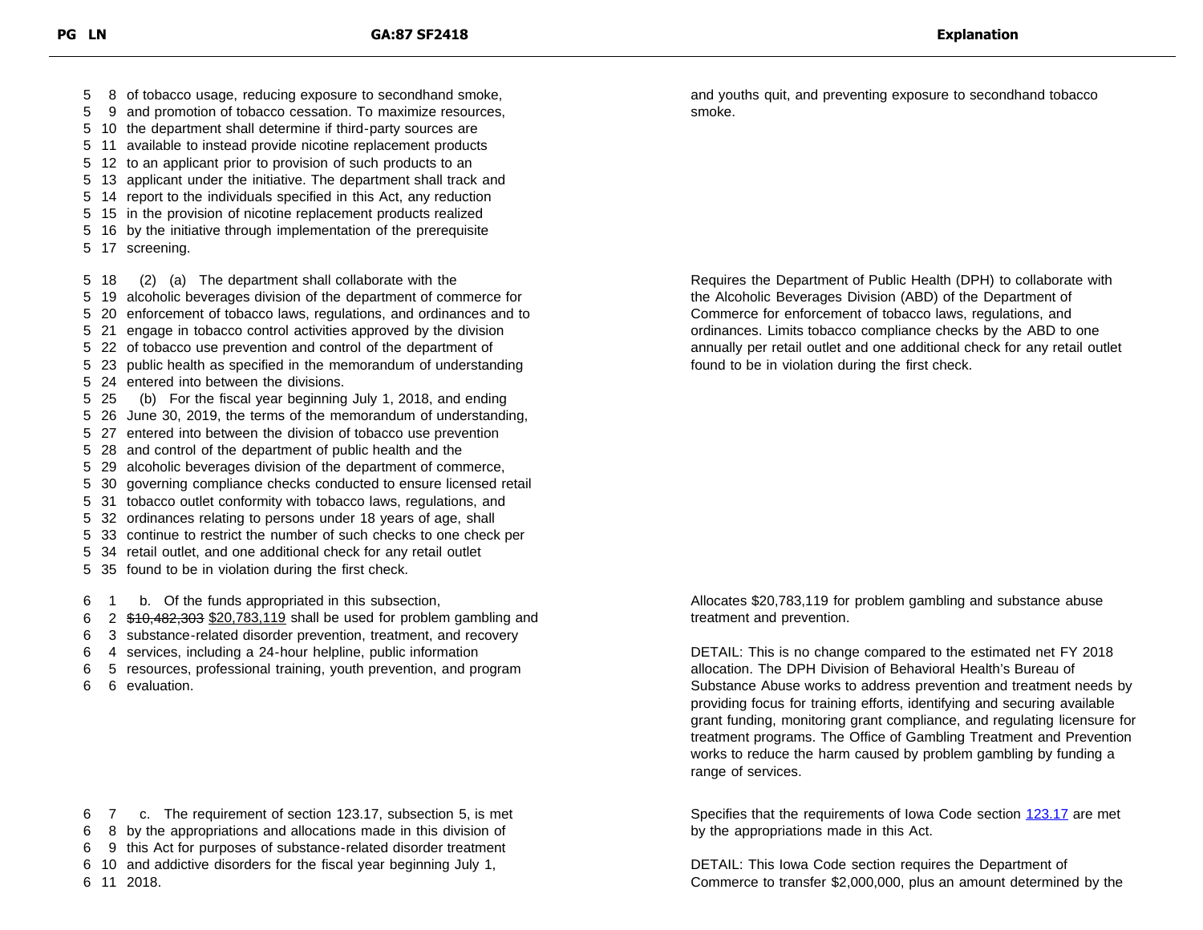| PG LN | GA:87 SF2418 | Explanation |
|---|---|---|
| 5 8 | of tobacco usage, reducing exposure to secondhand smoke, | and youths quit, and preventing exposure to secondhand tobacco |
| 5 9 | and promotion of tobacco cessation. To maximize resources, | smoke. |
| 5 10 | the department shall determine if third-party sources are | |
| 5 11 | available to instead provide nicotine replacement products | |
| 5 12 | to an applicant prior to provision of such products to an | |
| 5 13 | applicant under the initiative. The department shall track and | |
| 5 14 | report to the individuals specified in this Act, any reduction | |
| 5 15 | in the provision of nicotine replacement products realized | |
| 5 16 | by the initiative through implementation of the prerequisite | |
| 5 17 | screening. | |
| 5 18 | (2) (a) The department shall collaborate with the | Requires the Department of Public Health (DPH) to collaborate with |
| 5 19 | alcoholic beverages division of the department of commerce for | the Alcoholic Beverages Division (ABD) of the Department of |
| 5 20 | enforcement of tobacco laws, regulations, and ordinances and to | Commerce for enforcement of tobacco laws, regulations, and |
| 5 21 | engage in tobacco control activities approved by the division | ordinances. Limits tobacco compliance checks by the ABD to one |
| 5 22 | of tobacco use prevention and control of the department of | annually per retail outlet and one additional check for any retail outlet |
| 5 23 | public health as specified in the memorandum of understanding | found to be in violation during the first check. |
| 5 24 | entered into between the divisions. | |
| 5 25 | (b) For the fiscal year beginning July 1, 2018, and ending | |
| 5 26 | June 30, 2019, the terms of the memorandum of understanding, | |
| 5 27 | entered into between the division of tobacco use prevention | |
| 5 28 | and control of the department of public health and the | |
| 5 29 | alcoholic beverages division of the department of commerce, | |
| 5 30 | governing compliance checks conducted to ensure licensed retail | |
| 5 31 | tobacco outlet conformity with tobacco laws, regulations, and | |
| 5 32 | ordinances relating to persons under 18 years of age, shall | |
| 5 33 | continue to restrict the number of such checks to one check per | |
| 5 34 | retail outlet, and one additional check for any retail outlet | |
| 5 35 | found to be in violation during the first check. | |
| 6 1 | b. Of the funds appropriated in this subsection, | Allocates $20,783,119 for problem gambling and substance abuse |
| 6 2 | ~~$10,482,303~~ $20,783,119 shall be used for problem gambling and | treatment and prevention. |
| 6 3 | substance-related disorder prevention, treatment, and recovery | |
| 6 4 | services, including a 24-hour helpline, public information | DETAIL: This is no change compared to the estimated net FY 2018 |
| 6 5 | resources, professional training, youth prevention, and program | allocation. The DPH Division of Behavioral Health's Bureau of |
| 6 6 | evaluation. | Substance Abuse works to address prevention and treatment needs by providing focus for training efforts, identifying and securing available grant funding, monitoring grant compliance, and regulating licensure for treatment programs. The Office of Gambling Treatment and Prevention works to reduce the harm caused by problem gambling by funding a range of services. |
| 6 7 | c. The requirement of section 123.17, subsection 5, is met | Specifies that the requirements of Iowa Code section 123.17 are met |
| 6 8 | by the appropriations and allocations made in this division of | by the appropriations made in this Act. |
| 6 9 | this Act for purposes of substance-related disorder treatment | |
| 6 10 | and addictive disorders for the fiscal year beginning July 1, | DETAIL: This Iowa Code section requires the Department of |
| 6 11 | 2018. | Commerce to transfer $2,000,000, plus an amount determined by the |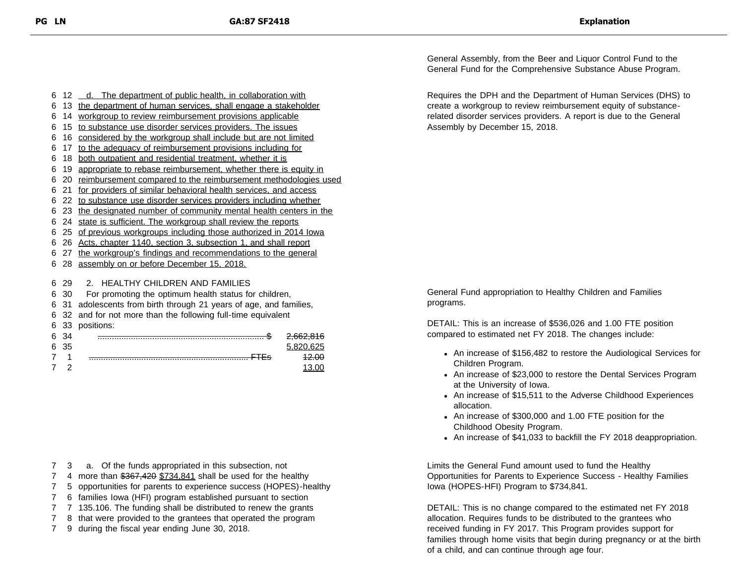General Assembly, from the Beer and Liquor Control Fund to the General Fund for the Comprehensive Substance Abuse Program.

| PG LN | GA:87 SF2418 | Explanation |
|---|---|---|
| 6 12 | d. The department of public health, in collaboration with | Requires the DPH and the Department of Human Services (DHS) to create a workgroup to review reimbursement equity of substance-related disorder services providers. A report is due to the General Assembly by December 15, 2018. |
| 6 13 | the department of human services, shall engage a stakeholder | |
| 6 14 | workgroup to review reimbursement provisions applicable | |
| 6 15 | to substance use disorder services providers. The issues | |
| 6 16 | considered by the workgroup shall include but are not limited | |
| 6 17 | to the adequacy of reimbursement provisions including for | |
| 6 18 | both outpatient and residential treatment, whether it is | |
| 6 19 | appropriate to rebase reimbursement, whether there is equity in | |
| 6 20 | reimbursement compared to the reimbursement methodologies used | |
| 6 21 | for providers of similar behavioral health services, and access | |
| 6 22 | to substance use disorder services providers including whether | |
| 6 23 | the designated number of community mental health centers in the | |
| 6 24 | state is sufficient. The workgroup shall review the reports | |
| 6 25 | of previous workgroups including those authorized in 2014 Iowa | |
| 6 26 | Acts, chapter 1140, section 3, subsection 1, and shall report | |
| 6 27 | the workgroup's findings and recommendations to the general | |
| 6 28 | assembly on or before December 15, 2018. | |
| 6 29 | 2. HEALTHY CHILDREN AND FAMILIES | |
| 6 30 | For promoting the optimum health status for children, | General Fund appropriation to Healthy Children and Families programs. |
| 6 31 | adolescents from birth through 21 years of age, and families, | |
| 6 32 | and for not more than the following full-time equivalent | DETAIL: This is an increase of $536,026 and 1.00 FTE position compared to estimated net FY 2018. The changes include: |
| 6 33 | positions: | |
| 6 34 | ~~...... $ 2,662,816~~ | • An increase of $156,482 to restore the Audiological Services for Children Program. |
| 6 35 | 5,820,625 | • An increase of $23,000 to restore the Dental Services Program at the University of Iowa. |
| 7 1 | ~~...... FTEs 12.00~~ | • An increase of $15,511 to the Adverse Childhood Experiences allocation. |
| 7 2 | 13.00 | • An increase of $300,000 and 1.00 FTE position for the Childhood Obesity Program. |
| | | • An increase of $41,033 to backfill the FY 2018 deappropriation. |
| 7 3 | a. Of the funds appropriated in this subsection, not | Limits the General Fund amount used to fund the Healthy Opportunities for Parents to Experience Success - Healthy Families Iowa (HOPES-HFI) Program to $734,841. |
| 7 4 | more than ~~$367,420~~ $734,841 shall be used for the healthy | |
| 7 5 | opportunities for parents to experience success (HOPES)-healthy | DETAIL: This is no change compared to the estimated net FY 2018 allocation. Requires funds to be distributed to the grantees who received funding in FY 2017. This Program provides support for families through home visits that begin during pregnancy or at the birth of a child, and can continue through age four. |
| 7 6 | families Iowa (HFI) program established pursuant to section | |
| 7 7 | 135.106. The funding shall be distributed to renew the grants | |
| 7 8 | that were provided to the grantees that operated the program | |
| 7 9 | during the fiscal year ending June 30, 2018. | |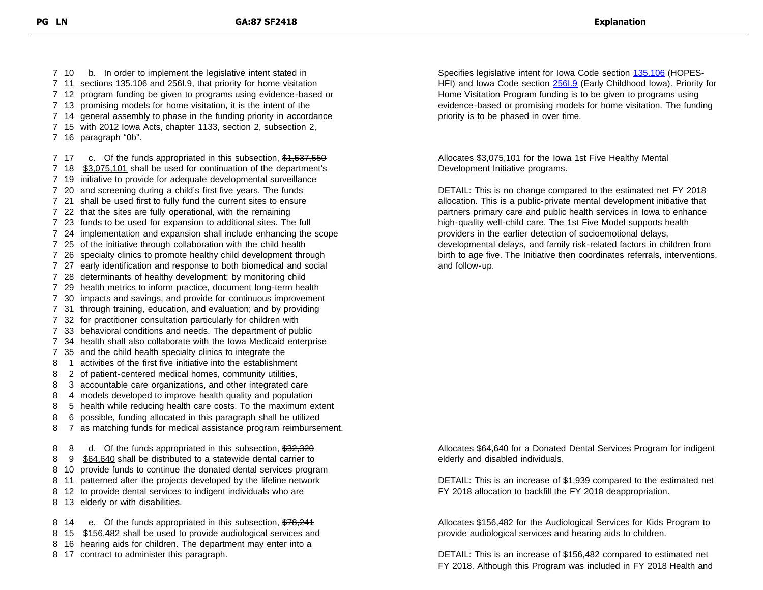| PG LN | GA:87 SF2418 | Explanation |
|---|---|---|
| 7 10 | b. In order to implement the legislative intent stated in sections 135.106 and 256I.9, that priority for home visitation program funding be given to programs using evidence-based or promising models for home visitation, it is the intent of the general assembly to phase in the funding priority in accordance with 2012 Iowa Acts, chapter 1133, section 2, subsection 2, paragraph "0b". | Specifies legislative intent for Iowa Code section 135.106 (HOPES-HFI) and Iowa Code section 256I.9 (Early Childhood Iowa). Priority for Home Visitation Program funding is to be given to programs using evidence-based or promising models for home visitation. The funding priority is to be phased in over time. |
| 7 17 | c. Of the funds appropriated in this subsection, ~~$1,537,550~~ <u>$3,075,101</u> shall be used for continuation of the department's initiative to provide for adequate developmental surveillance and screening during a child's first five years. The funds shall be used first to fully fund the current sites to ensure that the sites are fully operational, with the remaining funds to be used for expansion to additional sites. The full implementation and expansion shall include enhancing the scope of the initiative through collaboration with the child health specialty clinics to promote healthy child development through early identification and response to both biomedical and social determinants of healthy development; by monitoring child health metrics to inform practice, document long-term health impacts and savings, and provide for continuous improvement through training, education, and evaluation; and by providing for practitioner consultation particularly for children with behavioral conditions and needs. The department of public health shall also collaborate with the Iowa Medicaid enterprise and the child health specialty clinics to integrate the activities of the first five initiative into the establishment of patient-centered medical homes, community utilities, accountable care organizations, and other integrated care models developed to improve health quality and population health while reducing health care costs. To the maximum extent possible, funding allocated in this paragraph shall be utilized as matching funds for medical assistance program reimbursement. | Allocates $3,075,101 for the Iowa 1st Five Healthy Mental Development Initiative programs.<br><br>DETAIL: This is no change compared to the estimated net FY 2018 allocation. This is a public-private mental development initiative that partners primary care and public health services in Iowa to enhance high-quality well-child care. The 1st Five Model supports health providers in the earlier detection of socioemotional delays, developmental delays, and family risk-related factors in children from birth to age five. The Initiative then coordinates referrals, interventions, and follow-up. |
| 8 8 | d. Of the funds appropriated in this subsection, ~~$32,320~~ <u>$64,640</u> shall be distributed to a statewide dental carrier to provide funds to continue the donated dental services program patterned after the projects developed by the lifeline network to provide dental services to indigent individuals who are elderly or with disabilities. | Allocates $64,640 for a Donated Dental Services Program for indigent elderly and disabled individuals.<br><br>DETAIL: This is an increase of $1,939 compared to the estimated net FY 2018 allocation to backfill the FY 2018 deappropriation. |
| 8 14 | e. Of the funds appropriated in this subsection, ~~$78,241~~ <u>$156,482</u> shall be used to provide audiological services and hearing aids for children. The department may enter into a contract to administer this paragraph. | Allocates $156,482 for the Audiological Services for Kids Program to provide audiological services and hearing aids to children.<br><br>DETAIL: This is an increase of $156,482 compared to estimated net FY 2018. Although this Program was included in FY 2018 Health and |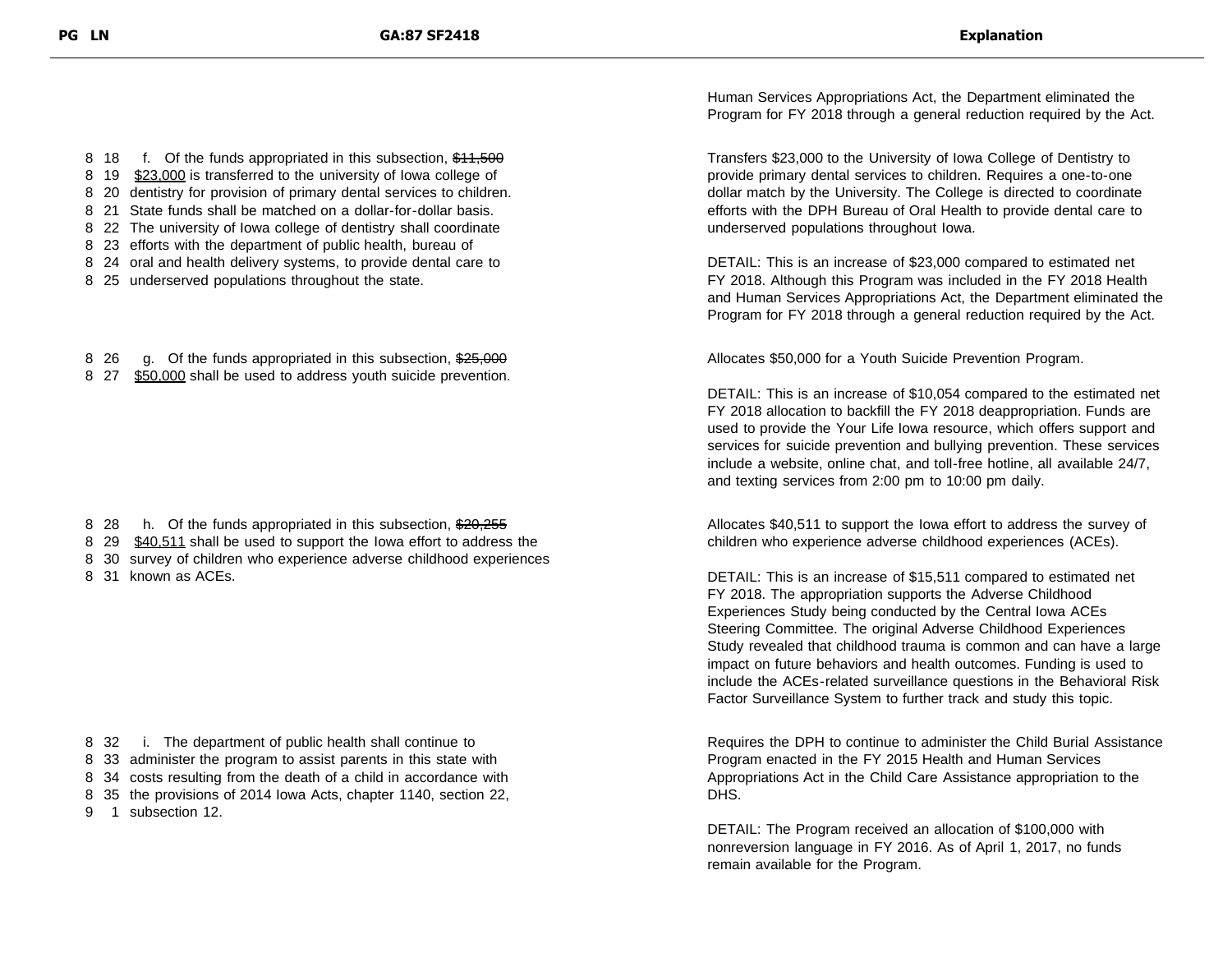| PG LN | GA:87 SF2418 | Explanation |
|---|---|---|
| | | Human Services Appropriations Act, the Department eliminated the Program for FY 2018 through a general reduction required by the Act. |
| 8 18<br>8 19<br>8 20<br>8 21<br>8 22<br>8 23<br>8 24<br>8 25 | f. Of the funds appropriated in this subsection, ~~$11,500~~ <u>$23,000</u> is transferred to the university of Iowa college of dentistry for provision of primary dental services to children. State funds shall be matched on a dollar-for-dollar basis. The university of Iowa college of dentistry shall coordinate efforts with the department of public health, bureau of oral and health delivery systems, to provide dental care to underserved populations throughout the state. | Transfers $23,000 to the University of Iowa College of Dentistry to provide primary dental services to children. Requires a one-to-one dollar match by the University. The College is directed to coordinate efforts with the DPH Bureau of Oral Health to provide dental care to underserved populations throughout Iowa.<br><br>DETAIL: This is an increase of $23,000 compared to estimated net FY 2018. Although this Program was included in the FY 2018 Health and Human Services Appropriations Act, the Department eliminated the Program for FY 2018 through a general reduction required by the Act. |
| 8 26<br>8 27 | g. Of the funds appropriated in this subsection, ~~$25,000~~ <u>$50,000</u> shall be used to address youth suicide prevention. | Allocates $50,000 for a Youth Suicide Prevention Program.<br><br>DETAIL: This is an increase of $10,054 compared to the estimated net FY 2018 allocation to backfill the FY 2018 deappropriation. Funds are used to provide the Your Life Iowa resource, which offers support and services for suicide prevention and bullying prevention. These services include a website, online chat, and toll-free hotline, all available 24/7, and texting services from 2:00 pm to 10:00 pm daily. |
| 8 28<br>8 29<br>8 30<br>8 31 | h. Of the funds appropriated in this subsection, ~~$20,255~~ <u>$40,511</u> shall be used to support the Iowa effort to address the survey of children who experience adverse childhood experiences known as ACEs. | Allocates $40,511 to support the Iowa effort to address the survey of children who experience adverse childhood experiences (ACEs).<br><br>DETAIL: This is an increase of $15,511 compared to estimated net FY 2018. The appropriation supports the Adverse Childhood Experiences Study being conducted by the Central Iowa ACEs Steering Committee. The original Adverse Childhood Experiences Study revealed that childhood trauma is common and can have a large impact on future behaviors and health outcomes. Funding is used to include the ACEs-related surveillance questions in the Behavioral Risk Factor Surveillance System to further track and study this topic. |
| 8 32<br>8 33<br>8 34<br>8 35<br>9 1 | i. The department of public health shall continue to administer the program to assist parents in this state with costs resulting from the death of a child in accordance with the provisions of 2014 Iowa Acts, chapter 1140, section 22, subsection 12. | Requires the DPH to continue to administer the Child Burial Assistance Program enacted in the FY 2015 Health and Human Services Appropriations Act in the Child Care Assistance appropriation to the DHS.<br><br>DETAIL: The Program received an allocation of $100,000 with nonreversion language in FY 2016. As of April 1, 2017, no funds remain available for the Program. |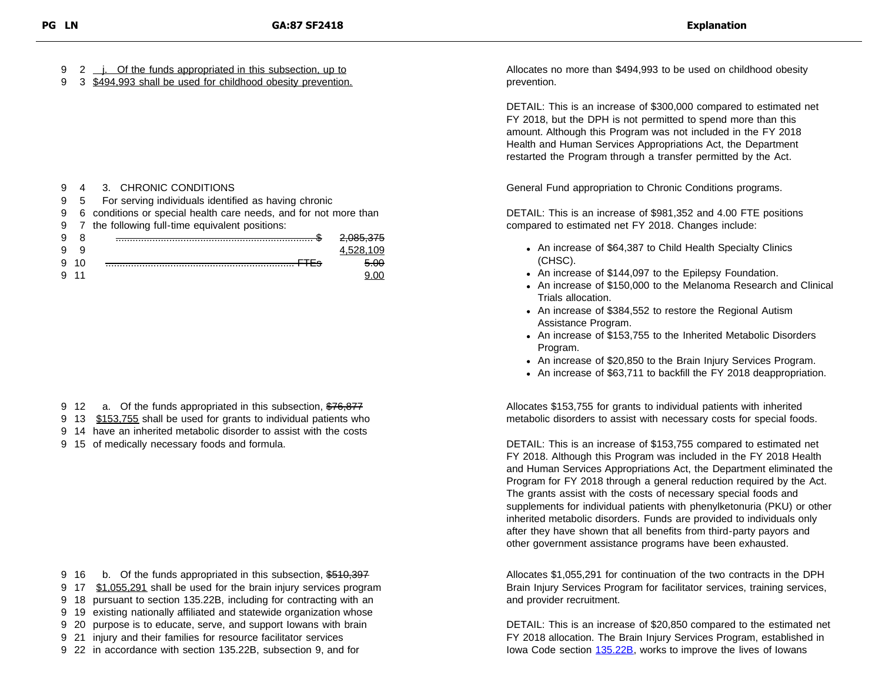| PG LN | GA:87 SF2418 | Explanation |
|---|---|---|
| 9 2<br>9 3 | <u>j. Of the funds appropriated in this subsection, up to $494,993 shall be used for childhood obesity prevention.</u> | Allocates no more than $494,993 to be used on childhood obesity prevention.<br><br>DETAIL: This is an increase of $300,000 compared to estimated net FY 2018, but the DPH is not permitted to spend more than this amount. Although this Program was not included in the FY 2018 Health and Human Services Appropriations Act, the Department restarted the Program through a transfer permitted by the Act. |
| 9 4<br>9 5<br>9 6<br>9 7<br>9 8<br>9 9<br>9 10<br>9 11 | 3. CHRONIC CONDITIONS<br>For serving individuals identified as having chronic conditions or special health care needs, and for not more than the following full-time equivalent positions:<br>~~...... $ 2,085,375~~<br><u>4,528,109</u><br>~~...... FTEs 5.00~~<br><u>9.00</u> | General Fund appropriation to Chronic Conditions programs.<br><br>DETAIL: This is an increase of $981,352 and 4.00 FTE positions compared to estimated net FY 2018. Changes include:<br>• An increase of $64,387 to Child Health Specialty Clinics (CHSC).<br>• An increase of $144,097 to the Epilepsy Foundation.<br>• An increase of $150,000 to the Melanoma Research and Clinical Trials allocation.<br>• An increase of $384,552 to restore the Regional Autism Assistance Program.<br>• An increase of $153,755 to the Inherited Metabolic Disorders Program.<br>• An increase of $20,850 to the Brain Injury Services Program.<br>• An increase of $63,711 to backfill the FY 2018 deappropriation. |
| 9 12<br>9 13<br>9 14<br>9 15 | a. Of the funds appropriated in this subsection, ~~$76,877~~ <u>$153,755</u> shall be used for grants to individual patients who have an inherited metabolic disorder to assist with the costs of medically necessary foods and formula. | Allocates $153,755 for grants to individual patients with inherited metabolic disorders to assist with necessary costs for special foods.<br><br>DETAIL: This is an increase of $153,755 compared to estimated net FY 2018. Although this Program was included in the FY 2018 Health and Human Services Appropriations Act, the Department eliminated the Program for FY 2018 through a general reduction required by the Act. The grants assist with the costs of necessary special foods and supplements for individual patients with phenylketonuria (PKU) or other inherited metabolic disorders. Funds are provided to individuals only after they have shown that all benefits from third-party payors and other government assistance programs have been exhausted. |
| 9 16<br>9 17<br>9 18<br>9 19<br>9 20<br>9 21<br>9 22 | b. Of the funds appropriated in this subsection, ~~$510,397~~ <u>$1,055,291</u> shall be used for the brain injury services program pursuant to section 135.22B, including for contracting with an existing nationally affiliated and statewide organization whose purpose is to educate, serve, and support Iowans with brain injury and their families for resource facilitator services in accordance with section 135.22B, subsection 9, and for | Allocates $1,055,291 for continuation of the two contracts in the DPH Brain Injury Services Program for facilitator services, training services, and provider recruitment.<br><br>DETAIL: This is an increase of $20,850 compared to the estimated net FY 2018 allocation. The Brain Injury Services Program, established in Iowa Code section 135.22B, works to improve the lives of Iowans |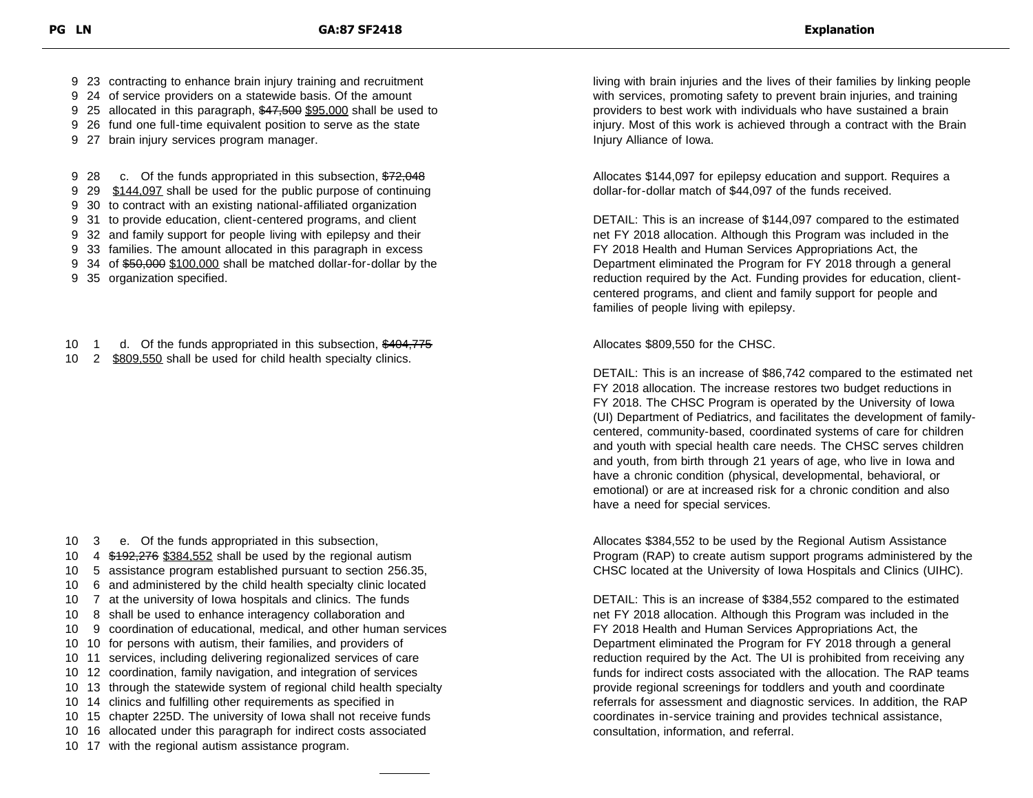| PG LN | GA:87 SF2418 | Explanation |
|---|---|---|
| 9 23<br>9 24<br>9 25<br>9 26<br>9 27 | contracting to enhance brain injury training and recruitment of service providers on a statewide basis. Of the amount allocated in this paragraph, ~~$47,500~~ $95,000 shall be used to fund one full-time equivalent position to serve as the state brain injury services program manager. | living with brain injuries and the lives of their families by linking people with services, promoting safety to prevent brain injuries, and training providers to best work with individuals who have sustained a brain injury. Most of this work is achieved through a contract with the Brain Injury Alliance of Iowa. |
| 9 28<br>9 29<br>9 30<br>9 31<br>9 32<br>9 33<br>9 34<br>9 35 | c. Of the funds appropriated in this subsection, ~~$72,048~~ $144,097 shall be used for the public purpose of continuing to contract with an existing national-affiliated organization to provide education, client-centered programs, and client and family support for people living with epilepsy and their families. The amount allocated in this paragraph in excess of ~~$50,000~~ $100,000 shall be matched dollar-for-dollar by the organization specified. | Allocates $144,097 for epilepsy education and support. Requires a dollar-for-dollar match of $44,097 of the funds received.<br><br>DETAIL: This is an increase of $144,097 compared to the estimated net FY 2018 allocation. Although this Program was included in the FY 2018 Health and Human Services Appropriations Act, the Department eliminated the Program for FY 2018 through a general reduction required by the Act. Funding provides for education, client-centered programs, and client and family support for people and families of people living with epilepsy. |
| 10 1<br>10 2 | d. Of the funds appropriated in this subsection, ~~$404,775~~ $809,550 shall be used for child health specialty clinics. | Allocates $809,550 for the CHSC.<br><br>DETAIL: This is an increase of $86,742 compared to the estimated net FY 2018 allocation. The increase restores two budget reductions in FY 2018. The CHSC Program is operated by the University of Iowa (UI) Department of Pediatrics, and facilitates the development of family-centered, community-based, coordinated systems of care for children and youth with special health care needs. The CHSC serves children and youth, from birth through 21 years of age, who live in Iowa and have a chronic condition (physical, developmental, behavioral, or emotional) or are at increased risk for a chronic condition and also have a need for special services. |
| 10 3<br>10 4<br>10 5<br>10 6<br>10 7<br>10 8<br>10 9<br>10 10<br>10 11<br>10 12<br>10 13<br>10 14<br>10 15<br>10 16<br>10 17 | e. Of the funds appropriated in this subsection, ~~$192,276~~ $384,552 shall be used by the regional autism assistance program established pursuant to section 256.35, and administered by the child health specialty clinic located at the university of Iowa hospitals and clinics. The funds shall be used to enhance interagency collaboration and coordination of educational, medical, and other human services for persons with autism, their families, and providers of services, including delivering regionalized services of care coordination, family navigation, and integration of services through the statewide system of regional child health specialty clinics and fulfilling other requirements as specified in chapter 225D. The university of Iowa shall not receive funds allocated under this paragraph for indirect costs associated with the regional autism assistance program. | Allocates $384,552 to be used by the Regional Autism Assistance Program (RAP) to create autism support programs administered by the CHSC located at the University of Iowa Hospitals and Clinics (UIHC).<br><br>DETAIL: This is an increase of $384,552 compared to the estimated net FY 2018 allocation. Although this Program was included in the FY 2018 Health and Human Services Appropriations Act, the Department eliminated the Program for FY 2018 through a general reduction required by the Act. The UI is prohibited from receiving any funds for indirect costs associated with the allocation. The RAP teams provide regional screenings for toddlers and youth and coordinate referrals for assessment and diagnostic services. In addition, the RAP coordinates in-service training and provides technical assistance, consultation, information, and referral. |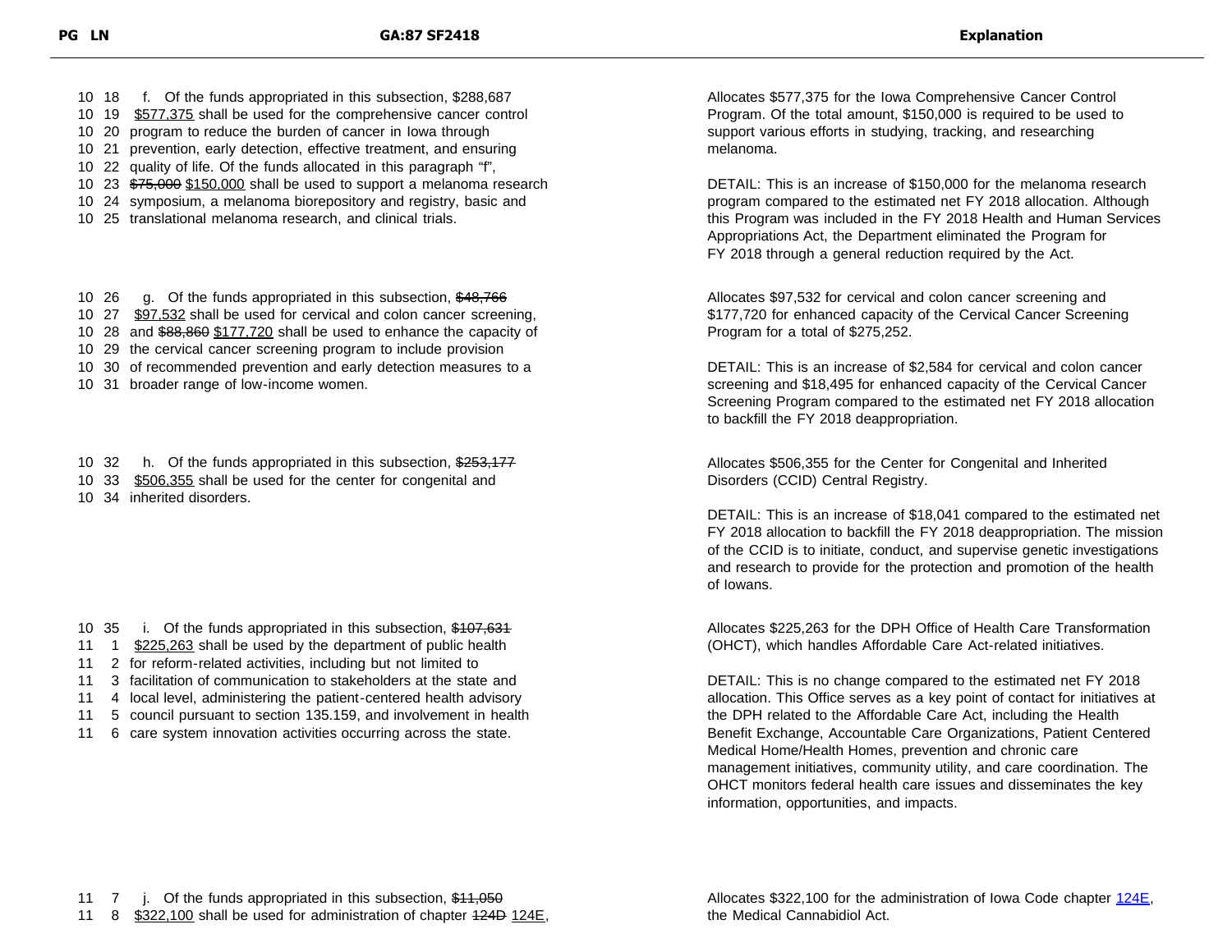| PG LN | GA:87 SF2418 | Explanation |
|---|---|---|
| 10 18<br>10 19<br>10 20<br>10 21<br>10 22<br>10 23<br>10 24<br>10 25 | f. Of the funds appropriated in this subsection, ~~$288,687~~ $577,375 shall be used for the comprehensive cancer control program to reduce the burden of cancer in Iowa through prevention, early detection, effective treatment, and ensuring quality of life. Of the funds allocated in this paragraph "f", ~~$75,000~~ $150,000 shall be used to support a melanoma research symposium, a melanoma biorepository and registry, basic and translational melanoma research, and clinical trials. | Allocates $577,375 for the Iowa Comprehensive Cancer Control Program. Of the total amount, $150,000 is required to be used to support various efforts in studying, tracking, and researching melanoma.<br><br>DETAIL: This is an increase of $150,000 for the melanoma research program compared to the estimated net FY 2018 allocation. Although this Program was included in the FY 2018 Health and Human Services Appropriations Act, the Department eliminated the Program for FY 2018 through a general reduction required by the Act. |
| 10 26<br>10 27<br>10 28<br>10 29<br>10 30<br>10 31 | g. Of the funds appropriated in this subsection, ~~$48,766~~ $97,532 shall be used for cervical and colon cancer screening, and ~~$88,860~~ $177,720 shall be used to enhance the capacity of the cervical cancer screening program to include provision of recommended prevention and early detection measures to a broader range of low-income women. | Allocates $97,532 for cervical and colon cancer screening and $177,720 for enhanced capacity of the Cervical Cancer Screening Program for a total of $275,252.<br><br>DETAIL: This is an increase of $2,584 for cervical and colon cancer screening and $18,495 for enhanced capacity of the Cervical Cancer Screening Program compared to the estimated net FY 2018 allocation to backfill the FY 2018 deappropriation. |
| 10 32<br>10 33<br>10 34 | h. Of the funds appropriated in this subsection, ~~$253,177~~ $506,355 shall be used for the center for congenital and inherited disorders. | Allocates $506,355 for the Center for Congenital and Inherited Disorders (CCID) Central Registry.<br><br>DETAIL: This is an increase of $18,041 compared to the estimated net FY 2018 allocation to backfill the FY 2018 deappropriation. The mission of the CCID is to initiate, conduct, and supervise genetic investigations and research to provide for the protection and promotion of the health of Iowans. |
| 10 35<br>11 1<br>11 2<br>11 3<br>11 4<br>11 5<br>11 6 | i. Of the funds appropriated in this subsection, ~~$107,631~~ $225,263 shall be used by the department of public health for reform-related activities, including but not limited to facilitation of communication to stakeholders at the state and local level, administering the patient-centered health advisory council pursuant to section 135.159, and involvement in health care system innovation activities occurring across the state. | Allocates $225,263 for the DPH Office of Health Care Transformation (OHCT), which handles Affordable Care Act-related initiatives.<br><br>DETAIL: This is no change compared to the estimated net FY 2018 allocation. This Office serves as a key point of contact for initiatives at the DPH related to the Affordable Care Act, including the Health Benefit Exchange, Accountable Care Organizations, Patient Centered Medical Home/Health Homes, prevention and chronic care management initiatives, community utility, and care coordination. The OHCT monitors federal health care issues and disseminates the key information, opportunities, and impacts. |
| 11 7<br>11 8 | j. Of the funds appropriated in this subsection, ~~$11,050~~ $322,100 shall be used for administration of chapter ~~124D~~ 124E, | Allocates $322,100 for the administration of Iowa Code chapter 124E, the Medical Cannabidiol Act. |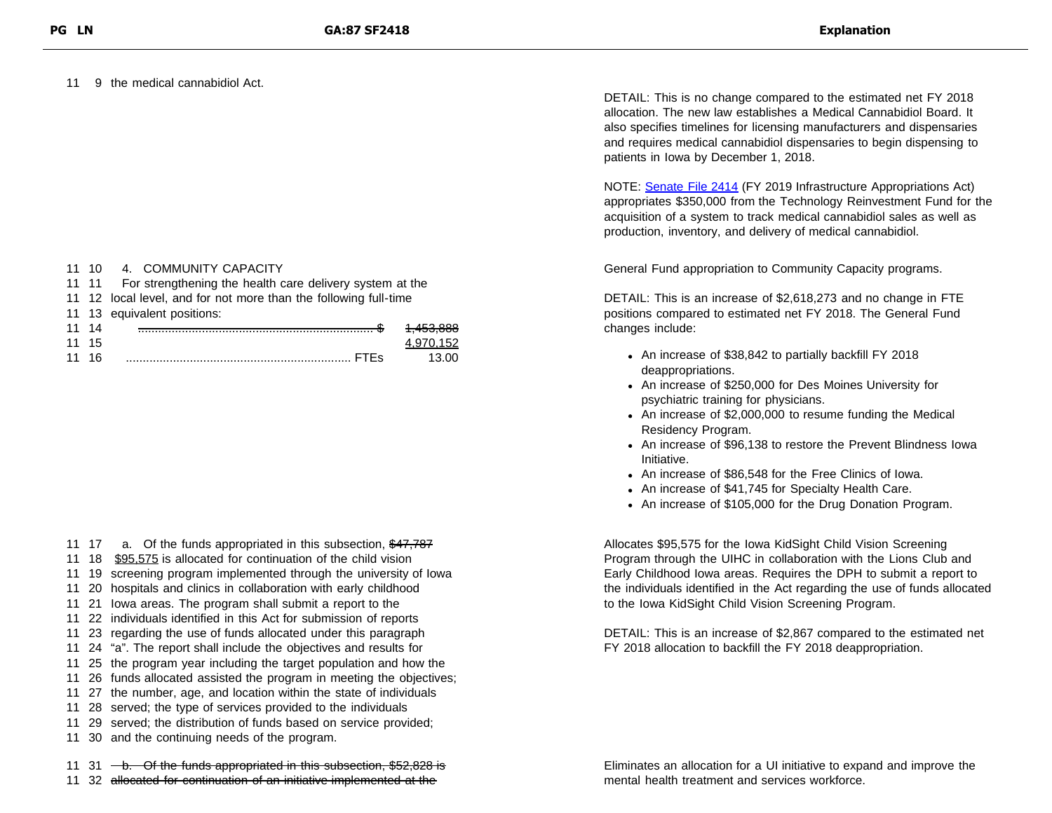11 9 the medical cannabidiol Act.

DETAIL: This is no change compared to the estimated net FY 2018 allocation. The new law establishes a Medical Cannabidiol Board. It also specifies timelines for licensing manufacturers and dispensaries and requires medical cannabidiol dispensaries to begin dispensing to patients in Iowa by December 1, 2018.

NOTE: Senate File 2414 (FY 2019 Infrastructure Appropriations Act) appropriates $350,000 from the Technology Reinvestment Fund for the acquisition of a system to track medical cannabidiol sales as well as production, inventory, and delivery of medical cannabidiol.

11 10 4. COMMUNITY CAPACITY
11 11 For strengthening the health care delivery system at the
11 12 local level, and for not more than the following full-time
11 13 equivalent positions:
11 14 .......................................................................... $ ~~1,453,888~~
11 15 4,970,152
11 16 .................................................................. FTEs 13.00

General Fund appropriation to Community Capacity programs.

DETAIL: This is an increase of $2,618,273 and no change in FTE positions compared to estimated net FY 2018. The General Fund changes include:

- An increase of $38,842 to partially backfill FY 2018 deappropriations.
- An increase of $250,000 for Des Moines University for psychiatric training for physicians.
- An increase of $2,000,000 to resume funding the Medical Residency Program.
- An increase of $96,138 to restore the Prevent Blindness Iowa Initiative.
- An increase of $86,548 for the Free Clinics of Iowa.
- An increase of $41,745 for Specialty Health Care.
- An increase of $105,000 for the Drug Donation Program.

11 17 a. Of the funds appropriated in this subsection, ~~$47,787~~
11 18 $95,575 is allocated for continuation of the child vision
11 19 screening program implemented through the university of Iowa
11 20 hospitals and clinics in collaboration with early childhood
11 21 Iowa areas. The program shall submit a report to the
11 22 individuals identified in this Act for submission of reports
11 23 regarding the use of funds allocated under this paragraph
11 24 "a". The report shall include the objectives and results for
11 25 the program year including the target population and how the
11 26 funds allocated assisted the program in meeting the objectives;
11 27 the number, age, and location within the state of individuals
11 28 served; the type of services provided to the individuals
11 29 served; the distribution of funds based on service provided;
11 30 and the continuing needs of the program.

Allocates $95,575 for the Iowa KidSight Child Vision Screening Program through the UIHC in collaboration with the Lions Club and Early Childhood Iowa areas. Requires the DPH to submit a report to the individuals identified in the Act regarding the use of funds allocated to the Iowa KidSight Child Vision Screening Program.

DETAIL: This is an increase of $2,867 compared to the estimated net FY 2018 allocation to backfill the FY 2018 deappropriation.

11 31 ~~b. Of the funds appropriated in this subsection, $52,828 is~~
11 32 ~~allocated for continuation of an initiative implemented at the~~

Eliminates an allocation for a UI initiative to expand and improve the mental health treatment and services workforce.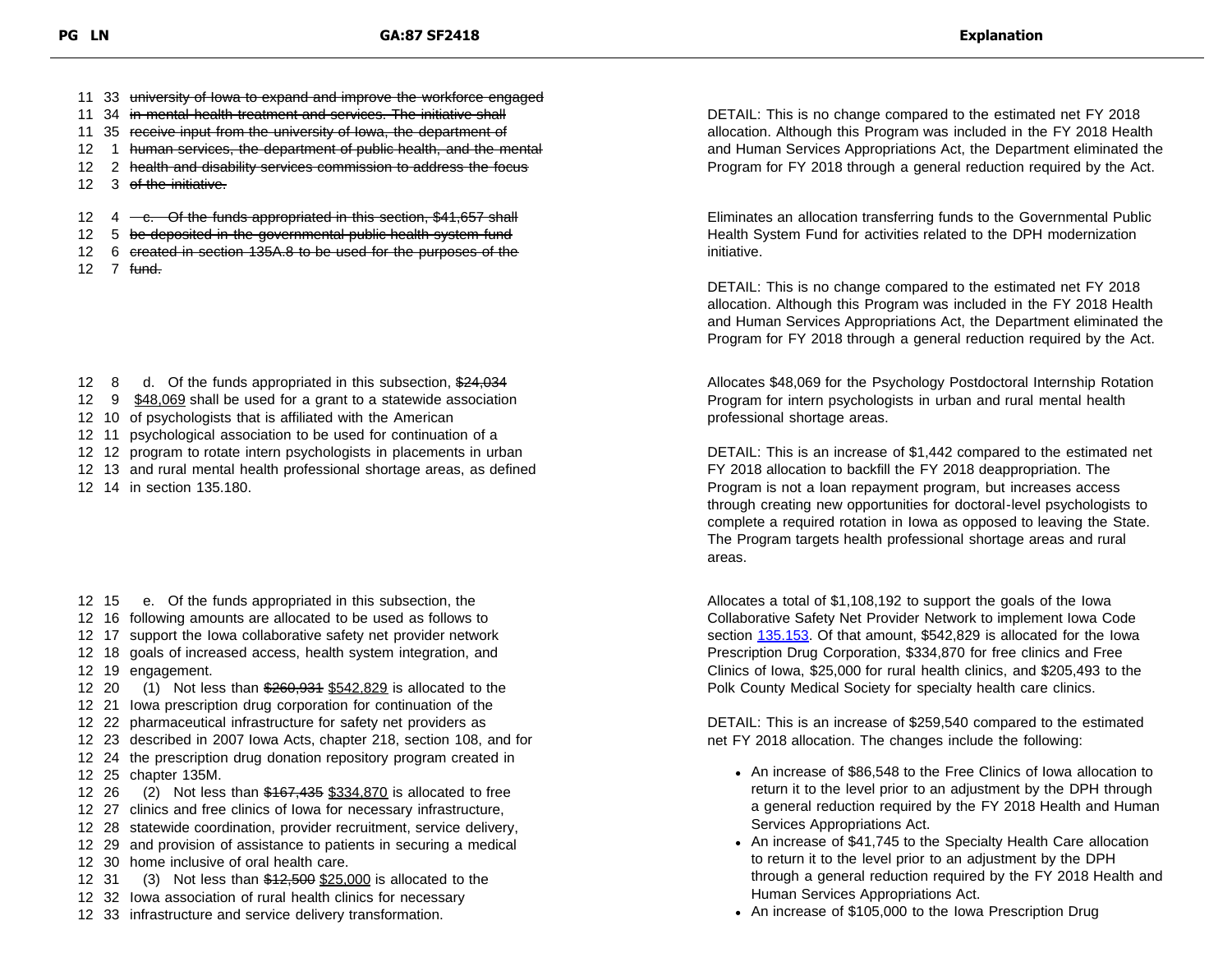| PG LN | GA:87 SF2418 | Explanation |
|---|---|---|
| 11 33 | ~~university of Iowa to expand and improve the workforce engaged~~ | |
| 11 34 | ~~in mental health treatment and services. The initiative shall~~ | DETAIL: This is no change compared to the estimated net FY 2018 allocation. Although this Program was included in the FY 2018 Health and Human Services Appropriations Act, the Department eliminated the Program for FY 2018 through a general reduction required by the Act. |
| 11 35 | ~~receive input from the university of Iowa, the department of~~ | |
| 12 1 | ~~human services, the department of public health, and the mental~~ | |
| 12 2 | ~~health and disability services commission to address the focus~~ | |
| 12 3 | ~~of the initiative.~~ | |
| 12 4 | ~~c. Of the funds appropriated in this section, $41,657 shall~~ | Eliminates an allocation transferring funds to the Governmental Public Health System Fund for activities related to the DPH modernization initiative. |
| 12 5 | ~~be deposited in the governmental public health system fund~~ | |
| 12 6 | ~~created in section 135A.8 to be used for the purposes of the~~ | |
| 12 7 | ~~fund.~~ | DETAIL: This is no change compared to the estimated net FY 2018 allocation. Although this Program was included in the FY 2018 Health and Human Services Appropriations Act, the Department eliminated the Program for FY 2018 through a general reduction required by the Act. |
| 12 8 | d. Of the funds appropriated in this subsection, ~~$24,034~~ | Allocates $48,069 for the Psychology Postdoctoral Internship Rotation Program for intern psychologists in urban and rural mental health professional shortage areas. |
| 12 9 | $48,069 shall be used for a grant to a statewide association | |
| 12 10 | of psychologists that is affiliated with the American | |
| 12 11 | psychological association to be used for continuation of a | DETAIL: This is an increase of $1,442 compared to the estimated net FY 2018 allocation to backfill the FY 2018 deappropriation. The Program is not a loan repayment program, but increases access through creating new opportunities for doctoral-level psychologists to complete a required rotation in Iowa as opposed to leaving the State. The Program targets health professional shortage areas and rural areas. |
| 12 12 | program to rotate intern psychologists in placements in urban | |
| 12 13 | and rural mental health professional shortage areas, as defined | |
| 12 14 | in section 135.180. | |
| 12 15 | e. Of the funds appropriated in this subsection, the | Allocates a total of $1,108,192 to support the goals of the Iowa Collaborative Safety Net Provider Network to implement Iowa Code section 135.153. Of that amount, $542,829 is allocated for the Iowa Prescription Drug Corporation, $334,870 for free clinics and Free Clinics of Iowa, $25,000 for rural health clinics, and $205,493 to the Polk County Medical Society for specialty health care clinics. |
| 12 16 | following amounts are allocated to be used as follows to | |
| 12 17 | support the Iowa collaborative safety net provider network | |
| 12 18 | goals of increased access, health system integration, and | |
| 12 19 | engagement. | |
| 12 20 | (1) Not less than ~~$260,931~~ $542,829 is allocated to the | DETAIL: This is an increase of $259,540 compared to the estimated net FY 2018 allocation. The changes include the following: |
| 12 21 | Iowa prescription drug corporation for continuation of the | |
| 12 22 | pharmaceutical infrastructure for safety net providers as | |
| 12 23 | described in 2007 Iowa Acts, chapter 218, section 108, and for | • An increase of $86,548 to the Free Clinics of Iowa allocation to return it to the level prior to an adjustment by the DPH through a general reduction required by the FY 2018 Health and Human Services Appropriations Act. |
| 12 24 | the prescription drug donation repository program created in | |
| 12 25 | chapter 135M. | |
| 12 26 | (2) Not less than ~~$167,435~~ $334,870 is allocated to free | |
| 12 27 | clinics and free clinics of Iowa for necessary infrastructure, | • An increase of $41,745 to the Specialty Health Care allocation to return it to the level prior to an adjustment by the DPH through a general reduction required by the FY 2018 Health and Human Services Appropriations Act. |
| 12 28 | statewide coordination, provider recruitment, service delivery, | |
| 12 29 | and provision of assistance to patients in securing a medical | |
| 12 30 | home inclusive of oral health care. | |
| 12 31 | (3) Not less than ~~$12,500~~ $25,000 is allocated to the | |
| 12 32 | Iowa association of rural health clinics for necessary | |
| 12 33 | infrastructure and service delivery transformation. | • An increase of $105,000 to the Iowa Prescription Drug |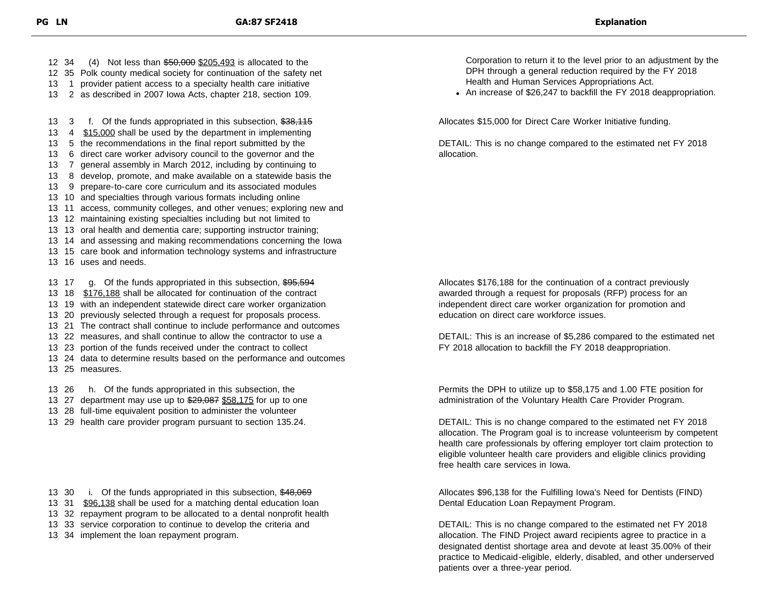| PG LN | GA:87 SF2418 | Explanation |
|---|---|---|
| 12 34<br>12 35<br>13 1<br>13 2 | (4) Not less than ~~$50,000~~ <u>$205,493</u> is allocated to the Polk county medical society for continuation of the safety net provider patient access to a specialty health care initiative as described in 2007 Iowa Acts, chapter 218, section 109. | Corporation to return it to the level prior to an adjustment by the DPH through a general reduction required by the FY 2018 Health and Human Services Appropriations Act.<br>• An increase of $26,247 to backfill the FY 2018 deappropriation. |
| 13 3<br>13 4<br>13 5<br>13 6<br>13 7<br>13 8<br>13 9<br>13 10<br>13 11<br>13 12<br>13 13<br>13 14<br>13 15<br>13 16 | f. Of the funds appropriated in this subsection, ~~$38,115~~ <u>$15,000</u> shall be used by the department in implementing the recommendations in the final report submitted by the direct care worker advisory council to the governor and the general assembly in March 2012, including by continuing to develop, promote, and make available on a statewide basis the prepare-to-care core curriculum and its associated modules and specialties through various formats including online access, community colleges, and other venues; exploring new and maintaining existing specialties including but not limited to oral health and dementia care; supporting instructor training; and assessing and making recommendations concerning the Iowa care book and information technology systems and infrastructure uses and needs. | Allocates $15,000 for Direct Care Worker Initiative funding.<br><br>DETAIL: This is no change compared to the estimated net FY 2018 allocation. |
| 13 17<br>13 18<br>13 19<br>13 20<br>13 21<br>13 22<br>13 23<br>13 24<br>13 25 | g. Of the funds appropriated in this subsection, ~~$95,594~~ <u>$176,188</u> shall be allocated for continuation of the contract with an independent statewide direct care worker organization previously selected through a request for proposals process. The contract shall continue to include performance and outcomes measures, and shall continue to allow the contractor to use a portion of the funds received under the contract to collect data to determine results based on the performance and outcomes measures. | Allocates $176,188 for the continuation of a contract previously awarded through a request for proposals (RFP) process for an independent direct care worker organization for promotion and education on direct care workforce issues.<br><br>DETAIL: This is an increase of $5,286 compared to the estimated net FY 2018 allocation to backfill the FY 2018 deappropriation. |
| 13 26<br>13 27<br>13 28<br>13 29 | h. Of the funds appropriated in this subsection, the department may use up to ~~$29,087~~ <u>$58,175</u> for up to one full-time equivalent position to administer the volunteer health care provider program pursuant to section 135.24. | Permits the DPH to utilize up to $58,175 and 1.00 FTE position for administration of the Voluntary Health Care Provider Program.<br><br>DETAIL: This is no change compared to the estimated net FY 2018 allocation. The Program goal is to increase volunteerism by competent health care professionals by offering employer tort claim protection to eligible volunteer health care providers and eligible clinics providing free health care services in Iowa. |
| 13 30<br>13 31<br>13 32<br>13 33<br>13 34 | i. Of the funds appropriated in this subsection, ~~$48,069~~ <u>$96,138</u> shall be used for a matching dental education loan repayment program to be allocated to a dental nonprofit health service corporation to continue to develop the criteria and implement the loan repayment program. | Allocates $96,138 for the Fulfilling Iowa's Need for Dentists (FIND) Dental Education Loan Repayment Program.<br><br>DETAIL: This is no change compared to the estimated net FY 2018 allocation. The FIND Project award recipients agree to practice in a designated dentist shortage area and devote at least 35.00% of their practice to Medicaid-eligible, elderly, disabled, and other underserved patients over a three-year period. |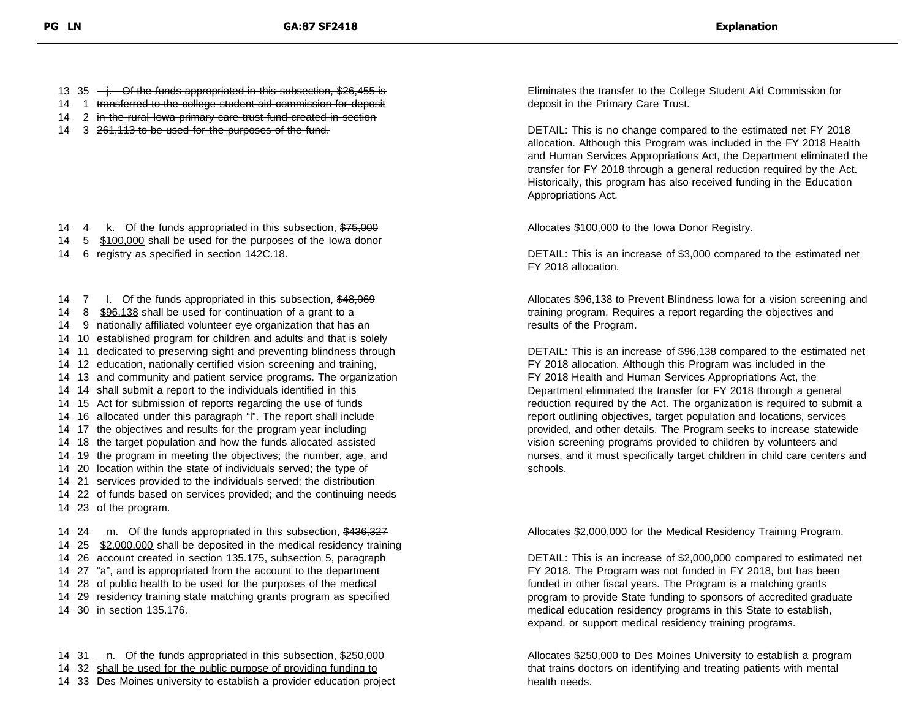| PG | LN | GA:87 SF2418 | Explanation |
|---|---|---|---|
| 13 | 35 | ~~j. Of the funds appropriated in this subsection, $26,455 is~~ | Eliminates the transfer to the College Student Aid Commission for deposit in the Primary Care Trust. |
| 14 | 1 | ~~transferred to the college student aid commission for deposit~~ | |
| 14 | 2 | ~~in the rural Iowa primary care trust fund created in section~~ | |
| 14 | 3 | ~~261.113 to be used for the purposes of the fund.~~ | DETAIL: This is no change compared to the estimated net FY 2018 allocation. Although this Program was included in the FY 2018 Health and Human Services Appropriations Act, the Department eliminated the transfer for FY 2018 through a general reduction required by the Act. Historically, this program has also received funding in the Education Appropriations Act. |
| 14 | 4 | k. Of the funds appropriated in this subsection, ~~$75,000~~ | Allocates $100,000 to the Iowa Donor Registry. |
| 14 | 5 | <u>$100,000</u> shall be used for the purposes of the Iowa donor | |
| 14 | 6 | registry as specified in section 142C.18. | DETAIL: This is an increase of $3,000 compared to the estimated net FY 2018 allocation. |
| 14 | 7 | l. Of the funds appropriated in this subsection, ~~$48,069~~ | Allocates $96,138 to Prevent Blindness Iowa for a vision screening and training program. Requires a report regarding the objectives and results of the Program. |
| 14 | 8 | <u>$96,138</u> shall be used for continuation of a grant to a | |
| 14 | 9 | nationally affiliated volunteer eye organization that has an | |
| 14 | 10 | established program for children and adults and that is solely | DETAIL: This is an increase of $96,138 compared to the estimated net FY 2018 allocation. Although this Program was included in the FY 2018 Health and Human Services Appropriations Act, the Department eliminated the transfer for FY 2018 through a general reduction required by the Act. The organization is required to submit a report outlining objectives, target population and locations, services provided, and other details. The Program seeks to increase statewide vision screening programs provided to children by volunteers and nurses, and it must specifically target children in child care centers and schools. |
| 14 | 11 | dedicated to preserving sight and preventing blindness through | |
| 14 | 12 | education, nationally certified vision screening and training, | |
| 14 | 13 | and community and patient service programs. The organization | |
| 14 | 14 | shall submit a report to the individuals identified in this | |
| 14 | 15 | Act for submission of reports regarding the use of funds | |
| 14 | 16 | allocated under this paragraph "l". The report shall include | |
| 14 | 17 | the objectives and results for the program year including | |
| 14 | 18 | the target population and how the funds allocated assisted | |
| 14 | 19 | the program in meeting the objectives; the number, age, and | |
| 14 | 20 | location within the state of individuals served; the type of | |
| 14 | 21 | services provided to the individuals served; the distribution | |
| 14 | 22 | of funds based on services provided; and the continuing needs | |
| 14 | 23 | of the program. | |
| 14 | 24 | m. Of the funds appropriated in this subsection, ~~$436,327~~ | Allocates $2,000,000 for the Medical Residency Training Program. |
| 14 | 25 | <u>$2,000,000</u> shall be deposited in the medical residency training | |
| 14 | 26 | account created in section 135.175, subsection 5, paragraph | DETAIL: This is an increase of $2,000,000 compared to estimated net FY 2018. The Program was not funded in FY 2018, but has been funded in other fiscal years. The Program is a matching grants program to provide State funding to sponsors of accredited graduate medical education residency programs in this State to establish, expand, or support medical residency training programs. |
| 14 | 27 | "a", and is appropriated from the account to the department | |
| 14 | 28 | of public health to be used for the purposes of the medical | |
| 14 | 29 | residency training state matching grants program as specified | |
| 14 | 30 | in section 135.176. | |
| 14 | 31 | <u>n. Of the funds appropriated in this subsection, $250,000</u> | Allocates $250,000 to Des Moines University to establish a program that trains doctors on identifying and treating patients with mental health needs. |
| 14 | 32 | <u>shall be used for the public purpose of providing funding to</u> | |
| 14 | 33 | <u>Des Moines university to establish a provider education project</u> | |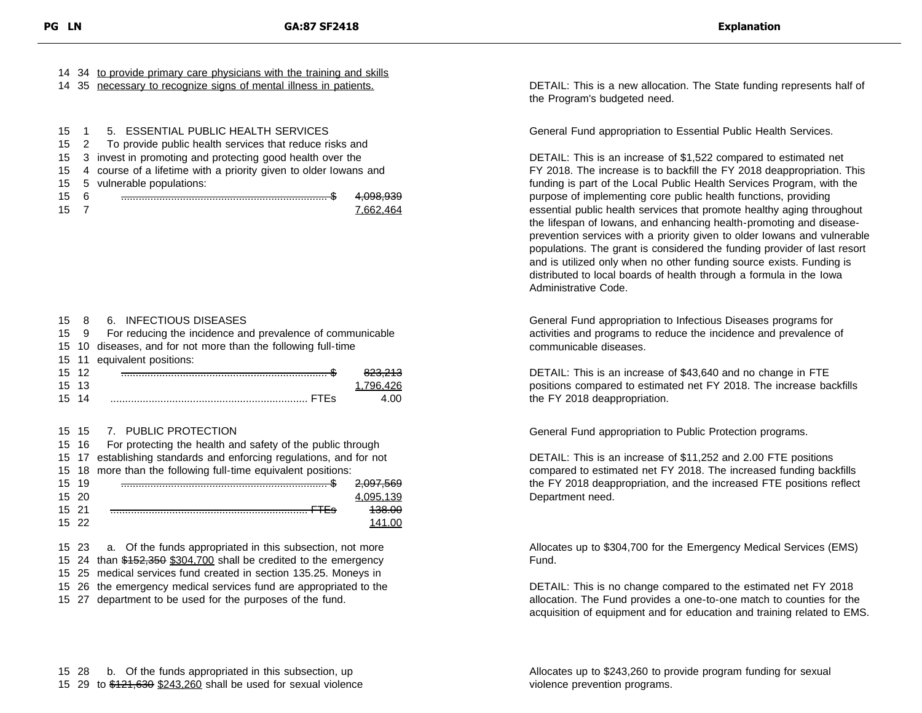| PG LN | GA:87 SF2418 | Explanation |
|---|---|---|
| 14 34<br>14 35 | to provide primary care physicians with the training and skills necessary to recognize signs of mental illness in patients. | DETAIL: This is a new allocation. The State funding represents half of the Program's budgeted need. |
| 15 1<br>15 2<br>15 3<br>15 4<br>15 5<br>15 6<br>15 7 | 5. ESSENTIAL PUBLIC HEALTH SERVICES<br>To provide public health services that reduce risks and invest in promoting and protecting good health over the course of a lifetime with a priority given to older Iowans and vulnerable populations:<br>~~...... $ 4,098,939~~<br>7,662,464 | General Fund appropriation to Essential Public Health Services.<br><br>DETAIL: This is an increase of $1,522 compared to estimated net FY 2018. The increase is to backfill the FY 2018 deappropriation. This funding is part of the Local Public Health Services Program, with the purpose of implementing core public health functions, providing essential public health services that promote healthy aging throughout the lifespan of Iowans, and enhancing health-promoting and disease-prevention services with a priority given to older Iowans and vulnerable populations. The grant is considered the funding provider of last resort and is utilized only when no other funding source exists. Funding is distributed to local boards of health through a formula in the Iowa Administrative Code. |
| 15 8<br>15 9<br>15 10<br>15 11<br>15 12<br>15 13<br>15 14 | 6. INFECTIOUS DISEASES<br>For reducing the incidence and prevalence of communicable diseases, and for not more than the following full-time equivalent positions:<br>~~...... $ 823,213~~<br>1,796,426<br>...... FTEs 4.00 | General Fund appropriation to Infectious Diseases programs for activities and programs to reduce the incidence and prevalence of communicable diseases.<br><br>DETAIL: This is an increase of $43,640 and no change in FTE positions compared to estimated net FY 2018. The increase backfills the FY 2018 deappropriation. |
| 15 15<br>15 16<br>15 17<br>15 18<br>15 19<br>15 20<br>15 21<br>15 22 | 7. PUBLIC PROTECTION<br>For protecting the health and safety of the public through establishing standards and enforcing regulations, and for not more than the following full-time equivalent positions:<br>~~...... $ 2,097,569~~<br>4,095,139<br>~~...... FTEs 138.00~~<br>141.00 | General Fund appropriation to Public Protection programs.<br><br>DETAIL: This is an increase of $11,252 and 2.00 FTE positions compared to estimated net FY 2018. The increased funding backfills the FY 2018 deappropriation, and the increased FTE positions reflect Department need. |
| 15 23<br>15 24<br>15 25<br>15 26<br>15 27 | a. Of the funds appropriated in this subsection, not more than ~~$152,350~~ $304,700 shall be credited to the emergency medical services fund created in section 135.25. Moneys in the emergency medical services fund are appropriated to the department to be used for the purposes of the fund. | Allocates up to $304,700 for the Emergency Medical Services (EMS) Fund.<br><br>DETAIL: This is no change compared to the estimated net FY 2018 allocation. The Fund provides a one-to-one match to counties for the acquisition of equipment and for education and training related to EMS. |
| 15 28<br>15 29 | b. Of the funds appropriated in this subsection, up to ~~$121,630~~ $243,260 shall be used for sexual violence | Allocates up to $243,260 to provide program funding for sexual violence prevention programs. |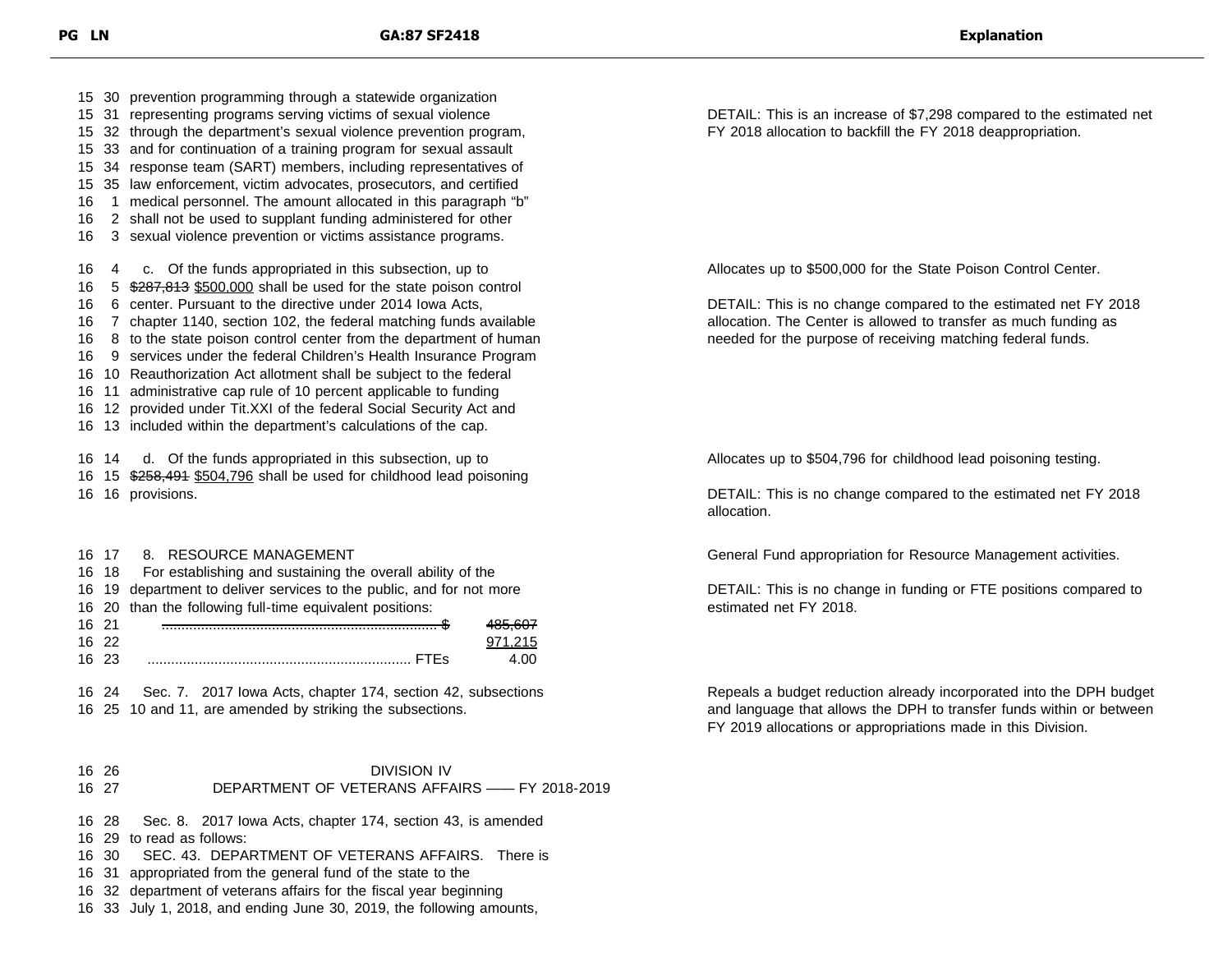| PG LN | GA:87 SF2418 | Explanation |
|---|---|---|
| 15 30 | prevention programming through a statewide organization | |
| 15 31 | representing programs serving victims of sexual violence | DETAIL: This is an increase of $7,298 compared to the estimated net FY 2018 allocation to backfill the FY 2018 deappropriation. |
| 15 32 | through the department's sexual violence prevention program, | |
| 15 33 | and for continuation of a training program for sexual assault | |
| 15 34 | response team (SART) members, including representatives of | |
| 15 35 | law enforcement, victim advocates, prosecutors, and certified | |
| 16 1 | medical personnel. The amount allocated in this paragraph "b" | |
| 16 2 | shall not be used to supplant funding administered for other | |
| 16 3 | sexual violence prevention or victims assistance programs. | |
| 16 4 | c. Of the funds appropriated in this subsection, up to | Allocates up to $500,000 for the State Poison Control Center. |
| 16 5 | ~~$287,813~~ <u>$500,000</u> shall be used for the state poison control | |
| 16 6 | center. Pursuant to the directive under 2014 Iowa Acts, | DETAIL: This is no change compared to the estimated net FY 2018 allocation. The Center is allowed to transfer as much funding as needed for the purpose of receiving matching federal funds. |
| 16 7 | chapter 1140, section 102, the federal matching funds available | |
| 16 8 | to the state poison control center from the department of human | |
| 16 9 | services under the federal Children's Health Insurance Program | |
| 16 10 | Reauthorization Act allotment shall be subject to the federal | |
| 16 11 | administrative cap rule of 10 percent applicable to funding | |
| 16 12 | provided under Tit.XXI of the federal Social Security Act and | |
| 16 13 | included within the department's calculations of the cap. | |
| 16 14 | d. Of the funds appropriated in this subsection, up to | Allocates up to $504,796 for childhood lead poisoning testing. |
| 16 15 | ~~$258,491~~ <u>$504,796</u> shall be used for childhood lead poisoning | |
| 16 16 | provisions. | DETAIL: This is no change compared to the estimated net FY 2018 allocation. |
| 16 17 | 8. RESOURCE MANAGEMENT | General Fund appropriation for Resource Management activities. |
| 16 18 | For establishing and sustaining the overall ability of the | |
| 16 19 | department to deliver services to the public, and for not more | DETAIL: This is no change in funding or FTE positions compared to estimated net FY 2018. |
| 16 20 | than the following full-time equivalent positions: | |
| 16 21 | ~~...... $ 485,607~~ | |
| 16 22 | <u>971,215</u> | |
| 16 23 | ...... FTEs 4.00 | |
| 16 24 | Sec. 7. 2017 Iowa Acts, chapter 174, section 42, subsections | Repeals a budget reduction already incorporated into the DPH budget and language that allows the DPH to transfer funds within or between FY 2019 allocations or appropriations made in this Division. |
| 16 25 | 10 and 11, are amended by striking the subsections. | |
| 16 26 | DIVISION IV | |
| 16 27 | DEPARTMENT OF VETERANS AFFAIRS —— FY 2018-2019 | |
| 16 28 | Sec. 8. 2017 Iowa Acts, chapter 174, section 43, is amended | |
| 16 29 | to read as follows: | |
| 16 30 | SEC. 43. DEPARTMENT OF VETERANS AFFAIRS. There is | |
| 16 31 | appropriated from the general fund of the state to the | |
| 16 32 | department of veterans affairs for the fiscal year beginning | |
| 16 33 | July 1, 2018, and ending June 30, 2019, the following amounts, | |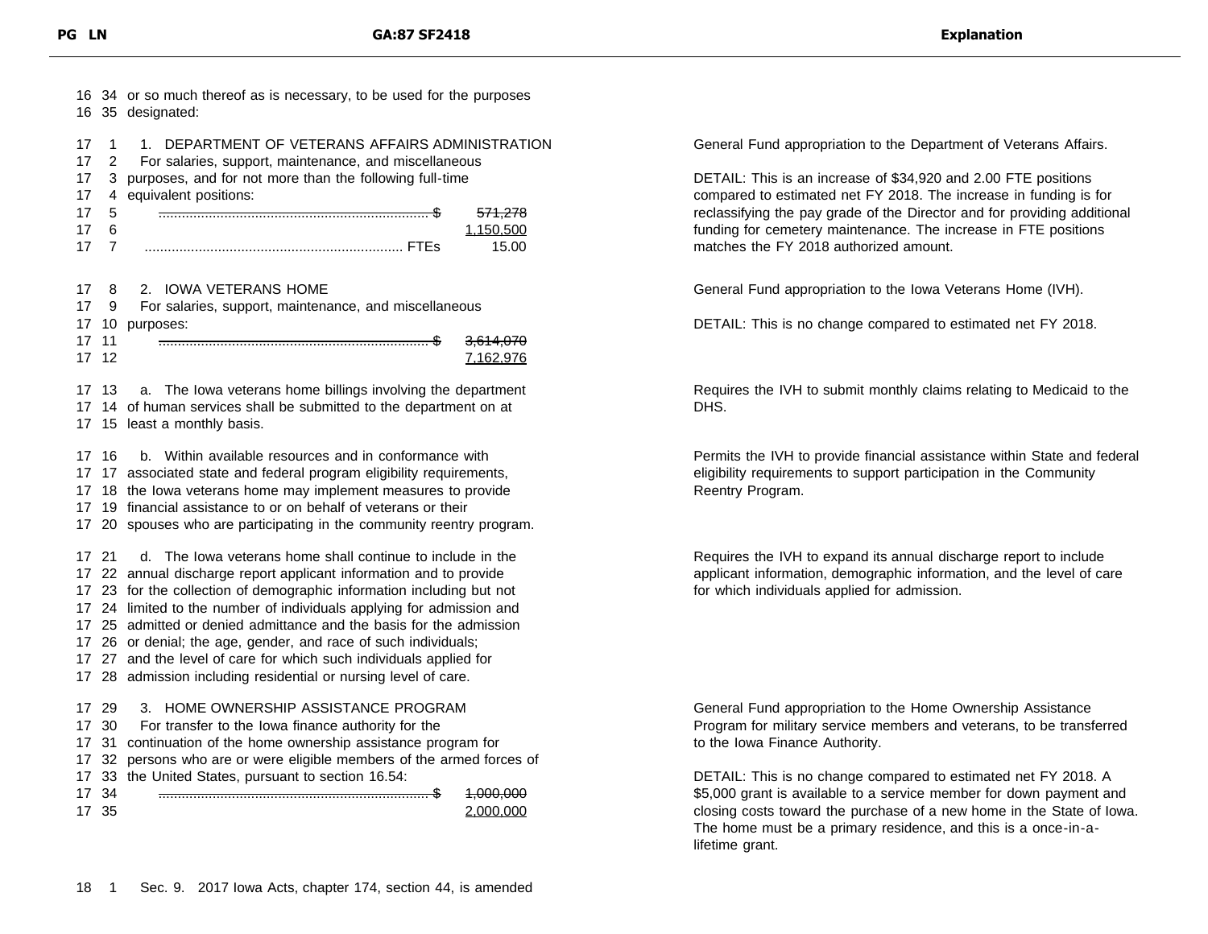| PG LN | GA:87 SF2418 | Explanation |
|---|---|---|
| 16 34 | or so much thereof as is necessary, to be used for the purposes | |
| 16 35 | designated: | |
| 17 1 | 1. DEPARTMENT OF VETERANS AFFAIRS ADMINISTRATION | General Fund appropriation to the Department of Veterans Affairs. |
| 17 2 | For salaries, support, maintenance, and miscellaneous | |
| 17 3 | purposes, and for not more than the following full-time | DETAIL: This is an increase of $34,920 and 2.00 FTE positions compared to estimated net FY 2018. The increase in funding is for reclassifying the pay grade of the Director and for providing additional funding for cemetery maintenance. The increase in FTE positions matches the FY 2018 authorized amount. |
| 17 4 | equivalent positions: | |
| 17 5 | ~~.................. $ 571,278~~ | |
| 17 6 | 1,150,500 | |
| 17 7 | .................. FTEs 15.00 | |
| 17 8 | 2. IOWA VETERANS HOME | General Fund appropriation to the Iowa Veterans Home (IVH). |
| 17 9 | For salaries, support, maintenance, and miscellaneous | |
| 17 10 | purposes: | DETAIL: This is no change compared to estimated net FY 2018. |
| 17 11 | ~~.................. $ 3,614,070~~ | |
| 17 12 | 7,162,976 | |
| 17 13 | a. The Iowa veterans home billings involving the department | Requires the IVH to submit monthly claims relating to Medicaid to the DHS. |
| 17 14 | of human services shall be submitted to the department on at | |
| 17 15 | least a monthly basis. | |
| 17 16 | b. Within available resources and in conformance with | Permits the IVH to provide financial assistance within State and federal eligibility requirements to support participation in the Community Reentry Program. |
| 17 17 | associated state and federal program eligibility requirements, | |
| 17 18 | the Iowa veterans home may implement measures to provide | |
| 17 19 | financial assistance to or on behalf of veterans or their | |
| 17 20 | spouses who are participating in the community reentry program. | |
| 17 21 | d. The Iowa veterans home shall continue to include in the | Requires the IVH to expand its annual discharge report to include applicant information, demographic information, and the level of care for which individuals applied for admission. |
| 17 22 | annual discharge report applicant information and to provide | |
| 17 23 | for the collection of demographic information including but not | |
| 17 24 | limited to the number of individuals applying for admission and | |
| 17 25 | admitted or denied admittance and the basis for the admission | |
| 17 26 | or denial; the age, gender, and race of such individuals; | |
| 17 27 | and the level of care for which such individuals applied for | |
| 17 28 | admission including residential or nursing level of care. | |
| 17 29 | 3. HOME OWNERSHIP ASSISTANCE PROGRAM | General Fund appropriation to the Home Ownership Assistance Program for military service members and veterans, to be transferred to the Iowa Finance Authority. |
| 17 30 | For transfer to the Iowa finance authority for the | |
| 17 31 | continuation of the home ownership assistance program for | |
| 17 32 | persons who are or were eligible members of the armed forces of | |
| 17 33 | the United States, pursuant to section 16.54: | DETAIL: This is no change compared to estimated net FY 2018. A $5,000 grant is available to a service member for down payment and closing costs toward the purchase of a new home in the State of Iowa. The home must be a primary residence, and this is a once-in-a-lifetime grant. |
| 17 34 | ~~.................. $ 1,000,000~~ | |
| 17 35 | 2,000,000 | |
| 18 1 | Sec. 9. 2017 Iowa Acts, chapter 174, section 44, is amended | |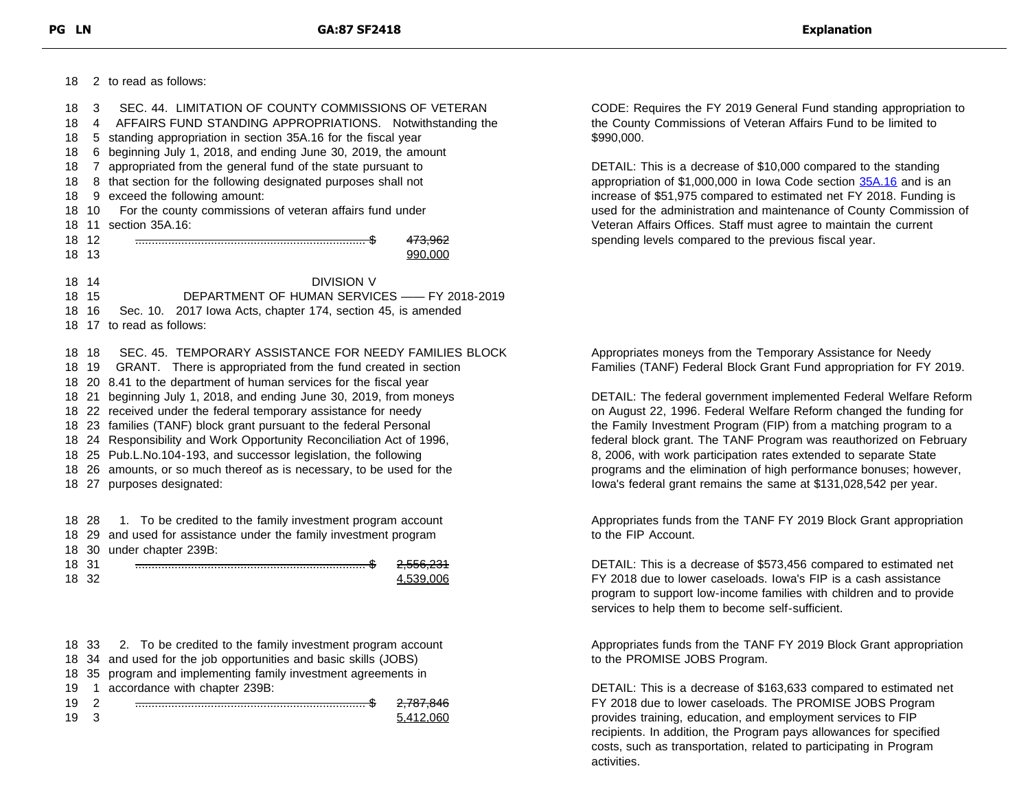| PG LN | GA:87 SF2418 | Explanation |
|---|---|---|
| 18 2 | to read as follows: | |
| 18 3 | SEC. 44. LIMITATION OF COUNTY COMMISSIONS OF VETERAN | CODE: Requires the FY 2019 General Fund standing appropriation to the County Commissions of Veteran Affairs Fund to be limited to $990,000. |
| 18 4 | AFFAIRS FUND STANDING APPROPRIATIONS. Notwithstanding the | |
| 18 5 | standing appropriation in section 35A.16 for the fiscal year | |
| 18 6 | beginning July 1, 2018, and ending June 30, 2019, the amount | |
| 18 7 | appropriated from the general fund of the state pursuant to | DETAIL: This is a decrease of $10,000 compared to the standing appropriation of $1,000,000 in Iowa Code section 35A.16 and is an increase of $51,975 compared to estimated net FY 2018. Funding is used for the administration and maintenance of County Commission of Veteran Affairs Offices. Staff must agree to maintain the current spending levels compared to the previous fiscal year. |
| 18 8 | that section for the following designated purposes shall not | |
| 18 9 | exceed the following amount: | |
| 18 10 | For the county commissions of veteran affairs fund under | |
| 18 11 | section 35A.16: | |
| 18 12 | ~~...................................................................... $ 473,962~~ | |
| 18 13 | 990,000 | |
| 18 14 | DIVISION V | |
| 18 15 | DEPARTMENT OF HUMAN SERVICES —— FY 2018-2019 | |
| 18 16 | Sec. 10. 2017 Iowa Acts, chapter 174, section 45, is amended | |
| 18 17 | to read as follows: | |
| 18 18 | SEC. 45. TEMPORARY ASSISTANCE FOR NEEDY FAMILIES BLOCK | Appropriates moneys from the Temporary Assistance for Needy Families (TANF) Federal Block Grant Fund appropriation for FY 2019. |
| 18 19 | GRANT. There is appropriated from the fund created in section | |
| 18 20 | 8.41 to the department of human services for the fiscal year | |
| 18 21 | beginning July 1, 2018, and ending June 30, 2019, from moneys | DETAIL: The federal government implemented Federal Welfare Reform on August 22, 1996. Federal Welfare Reform changed the funding for the Family Investment Program (FIP) from a matching program to a federal block grant. The TANF Program was reauthorized on February 8, 2006, with work participation rates extended to separate State programs and the elimination of high performance bonuses; however, Iowa's federal grant remains the same at $131,028,542 per year. |
| 18 22 | received under the federal temporary assistance for needy | |
| 18 23 | families (TANF) block grant pursuant to the federal Personal | |
| 18 24 | Responsibility and Work Opportunity Reconciliation Act of 1996, | |
| 18 25 | Pub.L.No.104-193, and successor legislation, the following | |
| 18 26 | amounts, or so much thereof as is necessary, to be used for the | |
| 18 27 | purposes designated: | |
| 18 28 | 1. To be credited to the family investment program account | Appropriates funds from the TANF FY 2019 Block Grant appropriation to the FIP Account. |
| 18 29 | and used for assistance under the family investment program | |
| 18 30 | under chapter 239B: | |
| 18 31 | ~~...................................................................... $ 2,556,231~~ | DETAIL: This is a decrease of $573,456 compared to estimated net FY 2018 due to lower caseloads. Iowa's FIP is a cash assistance program to support low-income families with children and to provide services to help them to become self-sufficient. |
| 18 32 | 4,539,006 | |
| 18 33 | 2. To be credited to the family investment program account | Appropriates funds from the TANF FY 2019 Block Grant appropriation to the PROMISE JOBS Program. |
| 18 34 | and used for the job opportunities and basic skills (JOBS) | |
| 18 35 | program and implementing family investment agreements in | |
| 19 1 | accordance with chapter 239B: | DETAIL: This is a decrease of $163,633 compared to estimated net FY 2018 due to lower caseloads. The PROMISE JOBS Program provides training, education, and employment services to FIP recipients. In addition, the Program pays allowances for specified costs, such as transportation, related to participating in Program activities. |
| 19 2 | ~~...................................................................... $ 2,787,846~~ | |
| 19 3 | 5,412,060 | |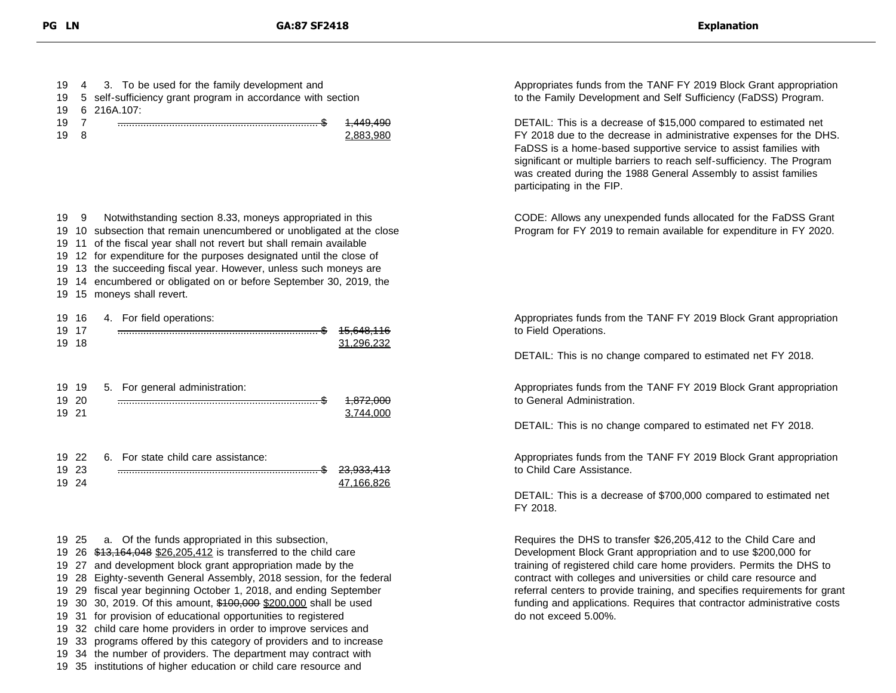| PG | LN | GA:87 SF2418 | Explanation |
|---|---|---|---|
| 19 | 4 | 3. To be used for the family development and | Appropriates funds from the TANF FY 2019 Block Grant appropriation to the Family Development and Self Sufficiency (FaDSS) Program. |
| 19 | 5 | self-sufficiency grant program in accordance with section | |
| 19 | 6 | 216A.107: | |
| 19 | 7 | ...................................................................... $ ~~1,449,490~~ | DETAIL: This is a decrease of $15,000 compared to estimated net FY 2018 due to the decrease in administrative expenses for the DHS. FaDSS is a home-based supportive service to assist families with significant or multiple barriers to reach self-sufficiency. The Program was created during the 1988 General Assembly to assist families participating in the FIP. |
| 19 | 8 | <u>2,883,980</u> | |
| 19 | 9 | Notwithstanding section 8.33, moneys appropriated in this | CODE: Allows any unexpended funds allocated for the FaDSS Grant Program for FY 2019 to remain available for expenditure in FY 2020. |
| 19 | 10 | subsection that remain unencumbered or unobligated at the close | |
| 19 | 11 | of the fiscal year shall not revert but shall remain available | |
| 19 | 12 | for expenditure for the purposes designated until the close of | |
| 19 | 13 | the succeeding fiscal year. However, unless such moneys are | |
| 19 | 14 | encumbered or obligated on or before September 30, 2019, the | |
| 19 | 15 | moneys shall revert. | |
| 19 | 16 | 4. For field operations: | Appropriates funds from the TANF FY 2019 Block Grant appropriation to Field Operations. |
| 19 | 17 | ...................................................................... $ ~~15,648,116~~ | DETAIL: This is no change compared to estimated net FY 2018. |
| 19 | 18 | <u>31,296,232</u> | |
| 19 | 19 | 5. For general administration: | Appropriates funds from the TANF FY 2019 Block Grant appropriation to General Administration. |
| 19 | 20 | ...................................................................... $ ~~1,872,000~~ | DETAIL: This is no change compared to estimated net FY 2018. |
| 19 | 21 | <u>3,744,000</u> | |
| 19 | 22 | 6. For state child care assistance: | Appropriates funds from the TANF FY 2019 Block Grant appropriation to Child Care Assistance. |
| 19 | 23 | ...................................................................... $ ~~23,933,413~~ | DETAIL: This is a decrease of $700,000 compared to estimated net FY 2018. |
| 19 | 24 | <u>47,166,826</u> | |
| 19 | 25 | a. Of the funds appropriated in this subsection, | Requires the DHS to transfer $26,205,412 to the Child Care and Development Block Grant appropriation and to use $200,000 for training of registered child care home providers. Permits the DHS to contract with colleges and universities or child care resource and referral centers to provide training, and specifies requirements for grant funding and applications. Requires that contractor administrative costs do not exceed 5.00%. |
| 19 | 26 | ~~$13,164,048~~ <u>$26,205,412</u> is transferred to the child care | |
| 19 | 27 | and development block grant appropriation made by the | |
| 19 | 28 | Eighty-seventh General Assembly, 2018 session, for the federal | |
| 19 | 29 | fiscal year beginning October 1, 2018, and ending September | |
| 19 | 30 | 30, 2019. Of this amount, ~~$100,000~~ <u>$200,000</u> shall be used | |
| 19 | 31 | for provision of educational opportunities to registered | |
| 19 | 32 | child care home providers in order to improve services and | |
| 19 | 33 | programs offered by this category of providers and to increase | |
| 19 | 34 | the number of providers. The department may contract with | |
| 19 | 35 | institutions of higher education or child care resource and | |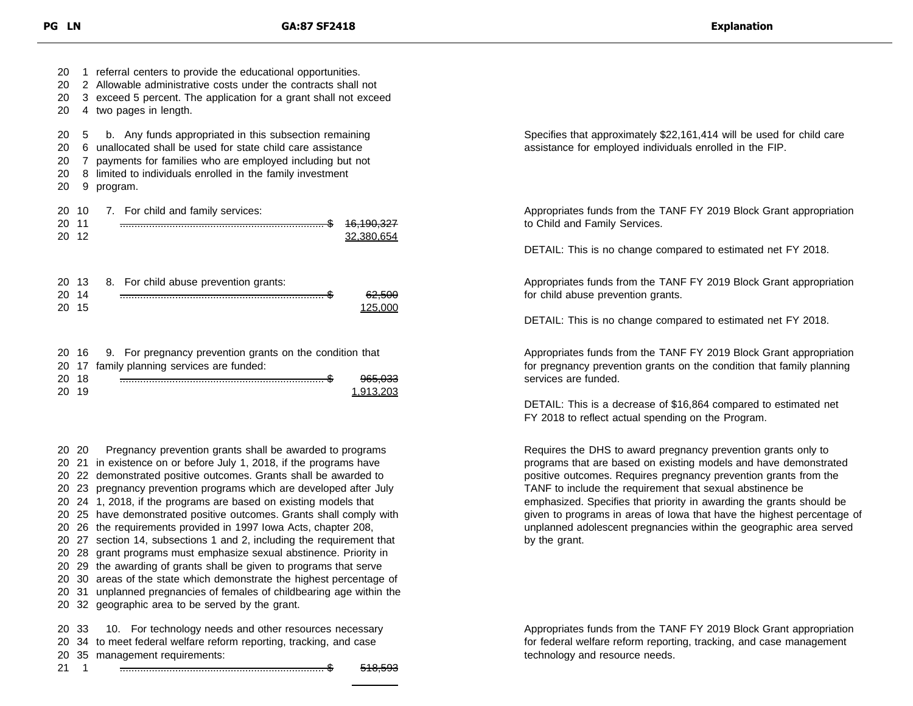| PG LN | GA:87 SF2418 | Explanation |
|---|---|---|
| 20 1<br>20 2<br>20 3<br>20 4 | referral centers to provide the educational opportunities. Allowable administrative costs under the contracts shall not exceed 5 percent. The application for a grant shall not exceed two pages in length. | |
| 20 5<br>20 6<br>20 7<br>20 8<br>20 9 | b. Any funds appropriated in this subsection remaining unallocated shall be used for state child care assistance payments for families who are employed including but not limited to individuals enrolled in the family investment program. | Specifies that approximately $22,161,414 will be used for child care assistance for employed individuals enrolled in the FIP. |
| 20 10<br>20 11<br>20 12 | 7. For child and family services: ...... $ ~~16,190,327~~ <u>32,380,654</u> | Appropriates funds from the TANF FY 2019 Block Grant appropriation to Child and Family Services.<br><br>DETAIL: This is no change compared to estimated net FY 2018. |
| 20 13<br>20 14<br>20 15 | 8. For child abuse prevention grants: ...... $ ~~62,500~~ <u>125,000</u> | Appropriates funds from the TANF FY 2019 Block Grant appropriation for child abuse prevention grants.<br><br>DETAIL: This is no change compared to estimated net FY 2018. |
| 20 16<br>20 17<br>20 18<br>20 19 | 9. For pregnancy prevention grants on the condition that family planning services are funded: ...... $ ~~965,033~~ <u>1,913,203</u> | Appropriates funds from the TANF FY 2019 Block Grant appropriation for pregnancy prevention grants on the condition that family planning services are funded.<br><br>DETAIL: This is a decrease of $16,864 compared to estimated net FY 2018 to reflect actual spending on the Program. |
| 20 20<br>20 21<br>20 22<br>20 23<br>20 24<br>20 25<br>20 26<br>20 27<br>20 28<br>20 29<br>20 30<br>20 31<br>20 32 | Pregnancy prevention grants shall be awarded to programs in existence on or before July 1, 2018, if the programs have demonstrated positive outcomes. Grants shall be awarded to pregnancy prevention programs which are developed after July 1, 2018, if the programs are based on existing models that have demonstrated positive outcomes. Grants shall comply with the requirements provided in 1997 Iowa Acts, chapter 208, section 14, subsections 1 and 2, including the requirement that grant programs must emphasize sexual abstinence. Priority in the awarding of grants shall be given to programs that serve areas of the state which demonstrate the highest percentage of unplanned pregnancies of females of childbearing age within the geographic area to be served by the grant. | Requires the DHS to award pregnancy prevention grants only to programs that are based on existing models and have demonstrated positive outcomes. Requires pregnancy prevention grants from the TANF to include the requirement that sexual abstinence be emphasized. Specifies that priority in awarding the grants should be given to programs in areas of Iowa that have the highest percentage of unplanned adolescent pregnancies within the geographic area served by the grant. |
| 20 33<br>20 34<br>20 35<br>21 1 | 10. For technology needs and other resources necessary to meet federal welfare reform reporting, tracking, and case management requirements: ...... $ ~~518,593~~ | Appropriates funds from the TANF FY 2019 Block Grant appropriation for federal welfare reform reporting, tracking, and case management technology and resource needs. |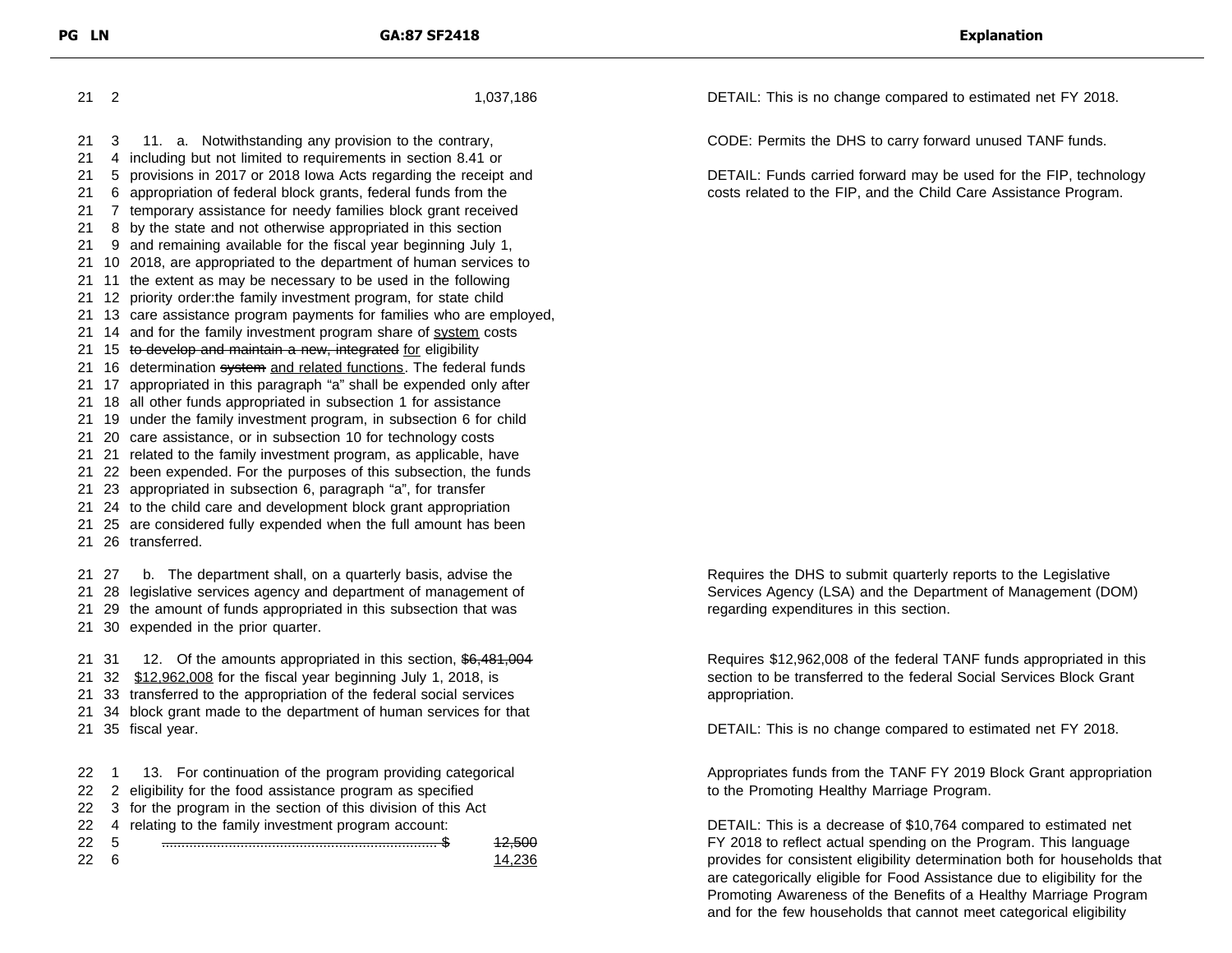| PG | LN | GA:87 SF2418 | Explanation |
|---|---|---|---|
| 21 | 2 | 1,037,186 | DETAIL: This is no change compared to estimated net FY 2018. |
| 21 | 3 | 11. a. Notwithstanding any provision to the contrary, | CODE: Permits the DHS to carry forward unused TANF funds. |
| 21 | 4 | including but not limited to requirements in section 8.41 or | |
| 21 | 5 | provisions in 2017 or 2018 Iowa Acts regarding the receipt and | DETAIL: Funds carried forward may be used for the FIP, technology costs related to the FIP, and the Child Care Assistance Program. |
| 21 | 6 | appropriation of federal block grants, federal funds from the | |
| 21 | 7 | temporary assistance for needy families block grant received | |
| 21 | 8 | by the state and not otherwise appropriated in this section | |
| 21 | 9 | and remaining available for the fiscal year beginning July 1, | |
| 21 | 10 | 2018, are appropriated to the department of human services to | |
| 21 | 11 | the extent as may be necessary to be used in the following | |
| 21 | 12 | priority order:the family investment program, for state child | |
| 21 | 13 | care assistance program payments for families who are employed, | |
| 21 | 14 | and for the family investment program share of <u>system</u> costs | |
| 21 | 15 | ~~to develop and maintain a new, integrated~~ <u>for</u> eligibility | |
| 21 | 16 | determination ~~system~~ <u>and related functions</u>. The federal funds | |
| 21 | 17 | appropriated in this paragraph "a" shall be expended only after | |
| 21 | 18 | all other funds appropriated in subsection 1 for assistance | |
| 21 | 19 | under the family investment program, in subsection 6 for child | |
| 21 | 20 | care assistance, or in subsection 10 for technology costs | |
| 21 | 21 | related to the family investment program, as applicable, have | |
| 21 | 22 | been expended. For the purposes of this subsection, the funds | |
| 21 | 23 | appropriated in subsection 6, paragraph "a", for transfer | |
| 21 | 24 | to the child care and development block grant appropriation | |
| 21 | 25 | are considered fully expended when the full amount has been | |
| 21 | 26 | transferred. | |
| 21 | 27 | b. The department shall, on a quarterly basis, advise the | Requires the DHS to submit quarterly reports to the Legislative Services Agency (LSA) and the Department of Management (DOM) regarding expenditures in this section. |
| 21 | 28 | legislative services agency and department of management of | |
| 21 | 29 | the amount of funds appropriated in this subsection that was | |
| 21 | 30 | expended in the prior quarter. | |
| 21 | 31 | 12. Of the amounts appropriated in this section, ~~$6,481,004~~ | Requires $12,962,008 of the federal TANF funds appropriated in this section to be transferred to the federal Social Services Block Grant appropriation. |
| 21 | 32 | <u>$12,962,008</u> for the fiscal year beginning July 1, 2018, is | |
| 21 | 33 | transferred to the appropriation of the federal social services | |
| 21 | 34 | block grant made to the department of human services for that | |
| 21 | 35 | fiscal year. | DETAIL: This is no change compared to estimated net FY 2018. |
| 22 | 1 | 13. For continuation of the program providing categorical | Appropriates funds from the TANF FY 2019 Block Grant appropriation to the Promoting Healthy Marriage Program. |
| 22 | 2 | eligibility for the food assistance program as specified | |
| 22 | 3 | for the program in the section of this division of this Act | |
| 22 | 4 | relating to the family investment program account: | DETAIL: This is a decrease of $10,764 compared to estimated net FY 2018 to reflect actual spending on the Program. This language provides for consistent eligibility determination both for households that are categorically eligible for Food Assistance due to eligibility for the Promoting Awareness of the Benefits of a Healthy Marriage Program and for the few households that cannot meet categorical eligibility |
| 22 | 5 | ~~...................................................................... $ 12,500~~ | |
| 22 | 6 | <u>14,236</u> | |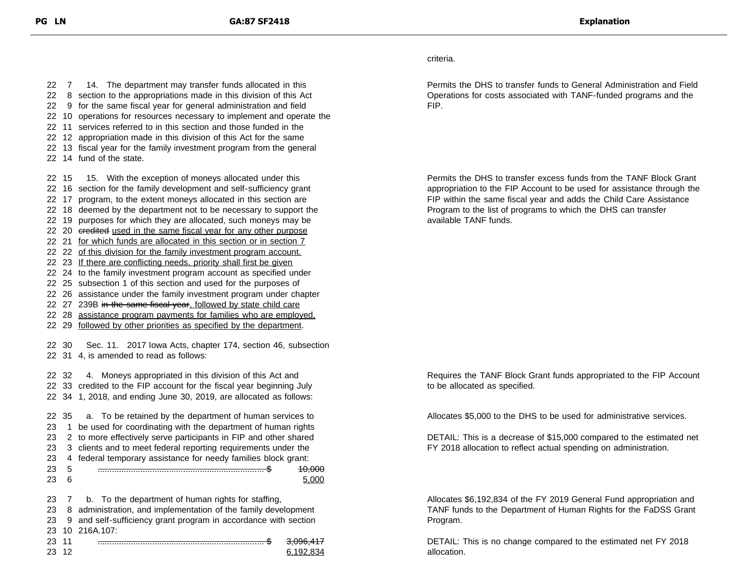| PG | LN | GA:87 SF2418 | Explanation |
|---|---|---|---|
| | | | criteria. |
| 22 | 7 | 14. The department may transfer funds allocated in this | Permits the DHS to transfer funds to General Administration and Field Operations for costs associated with TANF-funded programs and the FIP. |
| 22 | 8 | section to the appropriations made in this division of this Act | |
| 22 | 9 | for the same fiscal year for general administration and field | |
| 22 | 10 | operations for resources necessary to implement and operate the | |
| 22 | 11 | services referred to in this section and those funded in the | |
| 22 | 12 | appropriation made in this division of this Act for the same | |
| 22 | 13 | fiscal year for the family investment program from the general | |
| 22 | 14 | fund of the state. | |
| 22 | 15 | 15. With the exception of moneys allocated under this | Permits the DHS to transfer excess funds from the TANF Block Grant appropriation to the FIP Account to be used for assistance through the FIP within the same fiscal year and adds the Child Care Assistance Program to the list of programs to which the DHS can transfer available TANF funds. |
| 22 | 16 | section for the family development and self-sufficiency grant | |
| 22 | 17 | program, to the extent moneys allocated in this section are | |
| 22 | 18 | deemed by the department not to be necessary to support the | |
| 22 | 19 | purposes for which they are allocated, such moneys may be | |
| 22 | 20 | ~~credited~~ <u>used in the same fiscal year for any other purpose</u> | |
| 22 | 21 | <u>for which funds are allocated in this section or in section 7</u> | |
| 22 | 22 | <u>of this division for the family investment program account.</u> | |
| 22 | 23 | <u>If there are conflicting needs, priority shall first be given</u> | |
| 22 | 24 | to the family investment program account as specified under | |
| 22 | 25 | subsection 1 of this section and used for the purposes of | |
| 22 | 26 | assistance under the family investment program under chapter | |
| 22 | 27 | 239B ~~in the same fiscal year~~<u>, followed by state child care</u> | |
| 22 | 28 | <u>assistance program payments for families who are employed,</u> | |
| 22 | 29 | <u>followed by other priorities as specified by the department</u>. | |
| 22 | 30 | Sec. 11. 2017 Iowa Acts, chapter 174, section 46, subsection | |
| 22 | 31 | 4, is amended to read as follows: | |
| 22 | 32 | 4. Moneys appropriated in this division of this Act and | Requires the TANF Block Grant funds appropriated to the FIP Account to be allocated as specified. |
| 22 | 33 | credited to the FIP account for the fiscal year beginning July | |
| 22 | 34 | 1, 2018, and ending June 30, 2019, are allocated as follows: | |
| 22 | 35 | a. To be retained by the department of human services to | Allocates $5,000 to the DHS to be used for administrative services. |
| 23 | 1 | be used for coordinating with the department of human rights | |
| 23 | 2 | to more effectively serve participants in FIP and other shared | DETAIL: This is a decrease of $15,000 compared to the estimated net FY 2018 allocation to reflect actual spending on administration. |
| 23 | 3 | clients and to meet federal reporting requirements under the | |
| 23 | 4 | federal temporary assistance for needy families block grant: | |
| 23 | 5 | ~~...... $ 10,000~~ | |
| 23 | 6 | <u>5,000</u> | |
| 23 | 7 | b. To the department of human rights for staffing, | Allocates $6,192,834 of the FY 2019 General Fund appropriation and TANF funds to the Department of Human Rights for the FaDSS Grant Program. |
| 23 | 8 | administration, and implementation of the family development | |
| 23 | 9 | and self-sufficiency grant program in accordance with section | |
| 23 | 10 | 216A.107: | |
| 23 | 11 | ~~...... $ 3,096,417~~ | DETAIL: This is no change compared to the estimated net FY 2018 allocation. |
| 23 | 12 | <u>6,192,834</u> | |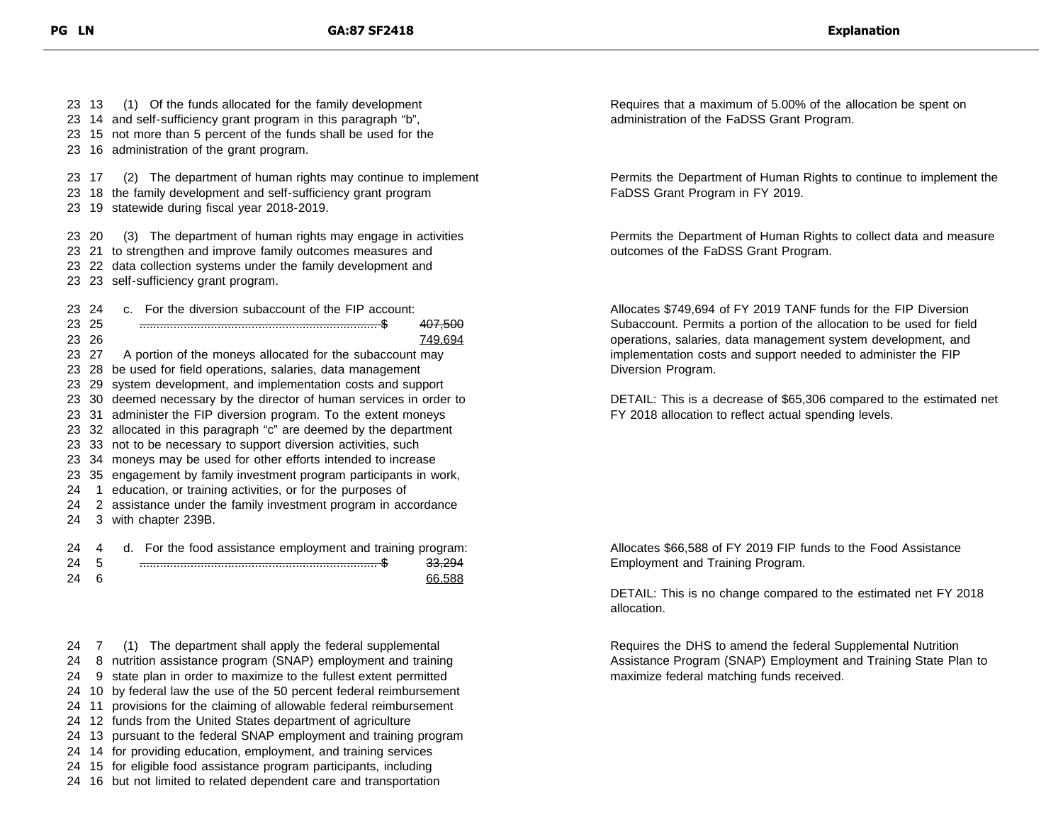| PG LN | GA:87 SF2418 | Explanation |
|---|---|---|
| 23 13<br>23 14<br>23 15<br>23 16 | (1) Of the funds allocated for the family development and self-sufficiency grant program in this paragraph "b", not more than 5 percent of the funds shall be used for the administration of the grant program. | Requires that a maximum of 5.00% of the allocation be spent on administration of the FaDSS Grant Program. |
| 23 17<br>23 18<br>23 19 | (2) The department of human rights may continue to implement the family development and self-sufficiency grant program statewide during fiscal year 2018-2019. | Permits the Department of Human Rights to continue to implement the FaDSS Grant Program in FY 2019. |
| 23 20<br>23 21<br>23 22<br>23 23 | (3) The department of human rights may engage in activities to strengthen and improve family outcomes measures and data collection systems under the family development and self-sufficiency grant program. | Permits the Department of Human Rights to collect data and measure outcomes of the FaDSS Grant Program. |
| 23 24<br>23 25<br>23 26<br>23 27<br>23 28<br>23 29<br>23 30<br>23 31<br>23 32<br>23 33<br>23 34<br>23 35<br>24 1<br>24 2<br>24 3 | c. For the diversion subaccount of the FIP account:<br>...................................................................... $ ~~407,500~~<br>749,694<br>A portion of the moneys allocated for the subaccount may be used for field operations, salaries, data management system development, and implementation costs and support deemed necessary by the director of human services in order to administer the FIP diversion program. To the extent moneys allocated in this paragraph "c" are deemed by the department not to be necessary to support diversion activities, such moneys may be used for other efforts intended to increase engagement by family investment program participants in work, education, or training activities, or for the purposes of assistance under the family investment program in accordance with chapter 239B. | Allocates $749,694 of FY 2019 TANF funds for the FIP Diversion Subaccount. Permits a portion of the allocation to be used for field operations, salaries, data management system development, and implementation costs and support needed to administer the FIP Diversion Program.<br><br>DETAIL: This is a decrease of $65,306 compared to the estimated net FY 2018 allocation to reflect actual spending levels. |
| 24 4<br>24 5<br>24 6 | d. For the food assistance employment and training program:<br>...................................................................... $ ~~33,294~~<br>66,588 | Allocates $66,588 of FY 2019 FIP funds to the Food Assistance Employment and Training Program.<br><br>DETAIL: This is no change compared to the estimated net FY 2018 allocation. |
| 24 7<br>24 8<br>24 9<br>24 10<br>24 11<br>24 12<br>24 13<br>24 14<br>24 15<br>24 16 | (1) The department shall apply the federal supplemental nutrition assistance program (SNAP) employment and training state plan in order to maximize to the fullest extent permitted by federal law the use of the 50 percent federal reimbursement provisions for the claiming of allowable federal reimbursement funds from the United States department of agriculture pursuant to the federal SNAP employment and training program for providing education, employment, and training services for eligible food assistance program participants, including but not limited to related dependent care and transportation | Requires the DHS to amend the federal Supplemental Nutrition Assistance Program (SNAP) Employment and Training State Plan to maximize federal matching funds received. |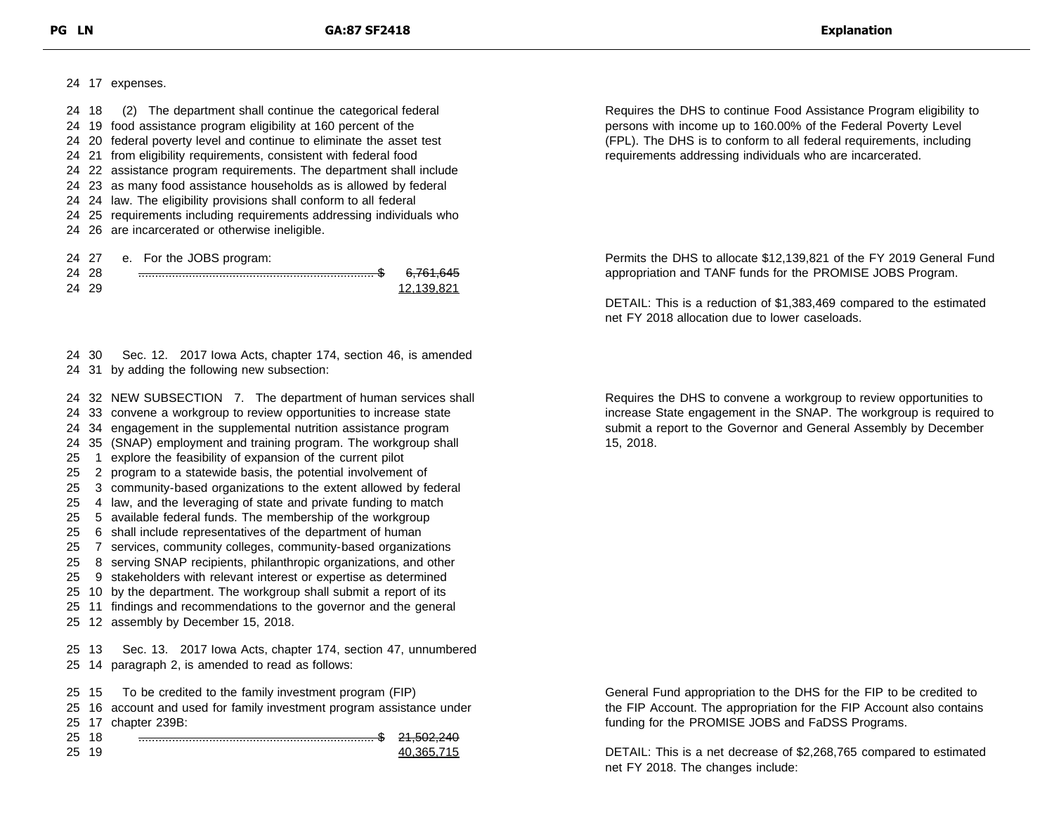| PG LN | GA:87 SF2418 | Explanation |
|---|---|---|
| 24 17 | expenses. | |
| 24 18 – 24 26 | (2) The department shall continue the categorical federal food assistance program eligibility at 160 percent of the federal poverty level and continue to eliminate the asset test from eligibility requirements, consistent with federal food assistance program requirements. The department shall include as many food assistance households as is allowed by federal law. The eligibility provisions shall conform to all federal requirements including requirements addressing individuals who are incarcerated or otherwise ineligible. | Requires the DHS to continue Food Assistance Program eligibility to persons with income up to 160.00% of the Federal Poverty Level (FPL). The DHS is to conform to all federal requirements, including requirements addressing individuals who are incarcerated. |
| 24 27 | e. For the JOBS program: | |
| 24 28 – 24 29 | $ ~~6,761,645~~ 12,139,821 | Permits the DHS to allocate $12,139,821 of the FY 2019 General Fund appropriation and TANF funds for the PROMISE JOBS Program.<br><br>DETAIL: This is a reduction of $1,383,469 compared to the estimated net FY 2018 allocation due to lower caseloads. |
| 24 30 – 24 31 | Sec. 12. 2017 Iowa Acts, chapter 174, section 46, is amended by adding the following new subsection: | |
| 24 32 – 25 12 | NEW SUBSECTION 7. The department of human services shall convene a workgroup to review opportunities to increase state engagement in the supplemental nutrition assistance program (SNAP) employment and training program. The workgroup shall explore the feasibility of expansion of the current pilot program to a statewide basis, the potential involvement of community-based organizations to the extent allowed by federal law, and the leveraging of state and private funding to match available federal funds. The membership of the workgroup shall include representatives of the department of human services, community colleges, community-based organizations serving SNAP recipients, philanthropic organizations, and other stakeholders with relevant interest or expertise as determined by the department. The workgroup shall submit a report of its findings and recommendations to the governor and the general assembly by December 15, 2018. | Requires the DHS to convene a workgroup to review opportunities to increase State engagement in the SNAP. The workgroup is required to submit a report to the Governor and General Assembly by December 15, 2018. |
| 25 13 – 25 14 | Sec. 13. 2017 Iowa Acts, chapter 174, section 47, unnumbered paragraph 2, is amended to read as follows: | |
| 25 15 – 25 17 | To be credited to the family investment program (FIP) account and used for family investment program assistance under chapter 239B: | General Fund appropriation to the DHS for the FIP to be credited to the FIP Account. The appropriation for the FIP Account also contains funding for the PROMISE JOBS and FaDSS Programs. |
| 25 18 – 25 19 | $ ~~21,502,240~~ 40,365,715 | DETAIL: This is a net decrease of $2,268,765 compared to estimated net FY 2018. The changes include: |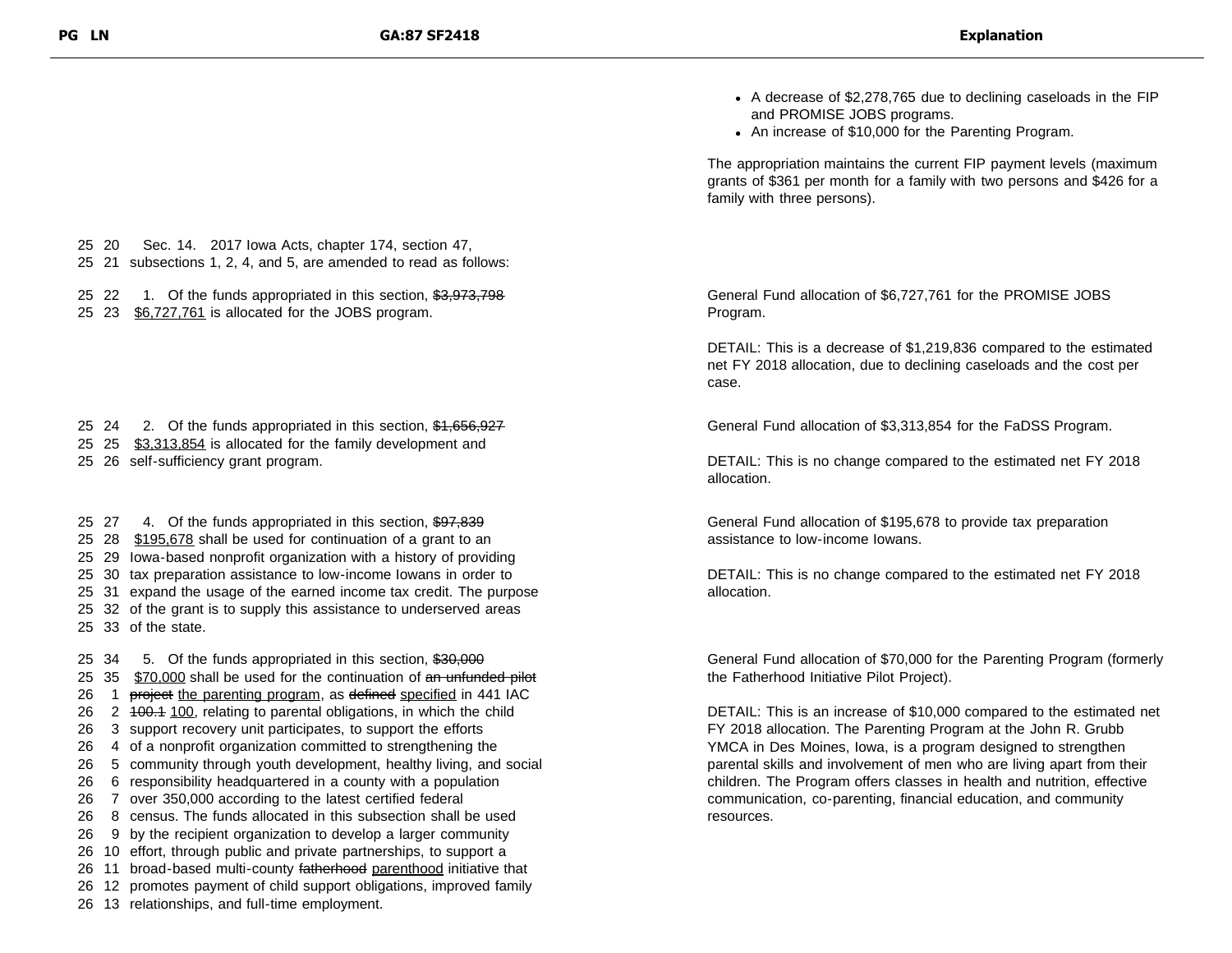- A decrease of $2,278,765 due to declining caseloads in the FIP and PROMISE JOBS programs.
- An increase of $10,000 for the Parenting Program.

The appropriation maintains the current FIP payment levels (maximum grants of $361 per month for a family with two persons and $426 for a family with three persons).

| PG LN | GA:87 SF2418 | Explanation |
| --- | --- | --- |
| 25 20<br>25 21 | Sec. 14. 2017 Iowa Acts, chapter 174, section 47, subsections 1, 2, 4, and 5, are amended to read as follows: | |
| 25 22<br>25 23 | 1. Of the funds appropriated in this section, ~~$3,973,798~~ <u>$6,727,761</u> is allocated for the JOBS program. | General Fund allocation of $6,727,761 for the PROMISE JOBS Program.<br><br>DETAIL: This is a decrease of $1,219,836 compared to the estimated net FY 2018 allocation, due to declining caseloads and the cost per case. |
| 25 24<br>25 25<br>25 26 | 2. Of the funds appropriated in this section, ~~$1,656,927~~ <u>$3,313,854</u> is allocated for the family development and self-sufficiency grant program. | General Fund allocation of $3,313,854 for the FaDSS Program.<br><br>DETAIL: This is no change compared to the estimated net FY 2018 allocation. |
| 25 27<br>25 28<br>25 29<br>25 30<br>25 31<br>25 32<br>25 33 | 4. Of the funds appropriated in this section, ~~$97,839~~ <u>$195,678</u> shall be used for continuation of a grant to an Iowa-based nonprofit organization with a history of providing tax preparation assistance to low-income Iowans in order to expand the usage of the earned income tax credit. The purpose of the grant is to supply this assistance to underserved areas of the state. | General Fund allocation of $195,678 to provide tax preparation assistance to low-income Iowans.<br><br>DETAIL: This is no change compared to the estimated net FY 2018 allocation. |
| 25 34<br>25 35<br>26 1<br>26 2<br>26 3<br>26 4<br>26 5<br>26 6<br>26 7<br>26 8<br>26 9<br>26 10<br>26 11<br>26 12<br>26 13 | 5. Of the funds appropriated in this section, ~~$30,000~~ <u>$70,000</u> shall be used for the continuation of ~~an unfunded pilot project~~ <u>the parenting program</u>, as ~~defined~~ <u>specified</u> in 441 IAC ~~100.1~~ <u>100</u>, relating to parental obligations, in which the child support recovery unit participates, to support the efforts of a nonprofit organization committed to strengthening the community through youth development, healthy living, and social responsibility headquartered in a county with a population over 350,000 according to the latest certified federal census. The funds allocated in this subsection shall be used by the recipient organization to develop a larger community effort, through public and private partnerships, to support a broad-based multi-county ~~fatherhood~~ <u>parenthood</u> initiative that promotes payment of child support obligations, improved family relationships, and full-time employment. | General Fund allocation of $70,000 for the Parenting Program (formerly the Fatherhood Initiative Pilot Project).<br><br>DETAIL: This is an increase of $10,000 compared to the estimated net FY 2018 allocation. The Parenting Program at the John R. Grubb YMCA in Des Moines, Iowa, is a program designed to strengthen parental skills and involvement of men who are living apart from their children. The Program offers classes in health and nutrition, effective communication, co-parenting, financial education, and community resources. |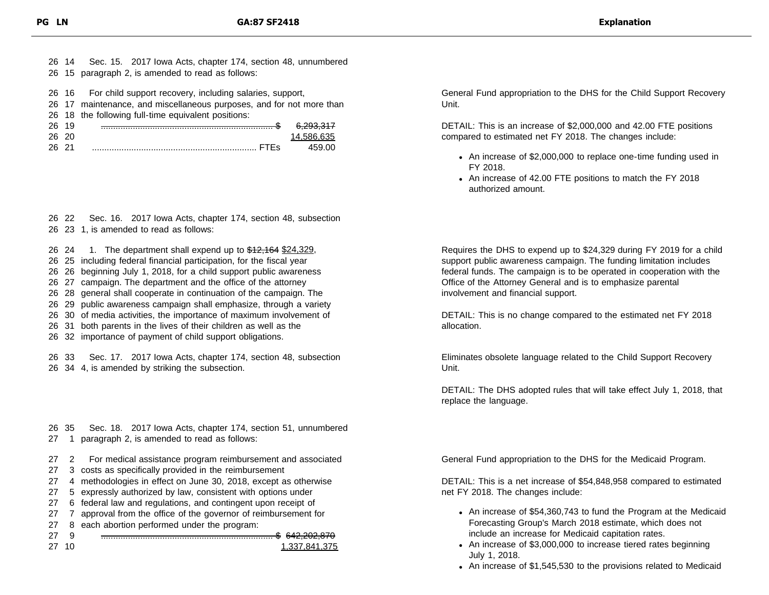| PG LN | GA:87 SF2418 | Explanation |
|---|---|---|
| 26 14<br>26 15 | Sec. 15. 2017 Iowa Acts, chapter 174, section 48, unnumbered paragraph 2, is amended to read as follows: | |
| 26 16<br>26 17<br>26 18<br>26 19<br>26 20<br>26 21 | For child support recovery, including salaries, support, maintenance, and miscellaneous purposes, and for not more than the following full-time equivalent positions:<br>~~...... $ 6,293,317~~<br>14,586,635<br>...... FTEs 459.00 | General Fund appropriation to the DHS for the Child Support Recovery Unit.<br><br>DETAIL: This is an increase of $2,000,000 and 42.00 FTE positions compared to estimated net FY 2018. The changes include:<br>• An increase of $2,000,000 to replace one-time funding used in FY 2018.<br>• An increase of 42.00 FTE positions to match the FY 2018 authorized amount. |
| 26 22<br>26 23 | Sec. 16. 2017 Iowa Acts, chapter 174, section 48, subsection 1, is amended to read as follows: | |
| 26 24<br>26 25<br>26 26<br>26 27<br>26 28<br>26 29<br>26 30<br>26 31<br>26 32 | 1. The department shall expend up to ~~$12,164~~ $24,329, including federal financial participation, for the fiscal year beginning July 1, 2018, for a child support public awareness campaign. The department and the office of the attorney general shall cooperate in continuation of the campaign. The public awareness campaign shall emphasize, through a variety of media activities, the importance of maximum involvement of both parents in the lives of their children as well as the importance of payment of child support obligations. | Requires the DHS to expend up to $24,329 during FY 2019 for a child support public awareness campaign. The funding limitation includes federal funds. The campaign is to be operated in cooperation with the Office of the Attorney General and is to emphasize parental involvement and financial support.<br><br>DETAIL: This is no change compared to the estimated net FY 2018 allocation. |
| 26 33<br>26 34 | Sec. 17. 2017 Iowa Acts, chapter 174, section 48, subsection 4, is amended by striking the subsection. | Eliminates obsolete language related to the Child Support Recovery Unit.<br><br>DETAIL: The DHS adopted rules that will take effect July 1, 2018, that replace the language. |
| 26 35<br>27 1 | Sec. 18. 2017 Iowa Acts, chapter 174, section 51, unnumbered paragraph 2, is amended to read as follows: | |
| 27 2<br>27 3<br>27 4<br>27 5<br>27 6<br>27 7<br>27 8<br>27 9<br>27 10 | For medical assistance program reimbursement and associated costs as specifically provided in the reimbursement methodologies in effect on June 30, 2018, except as otherwise expressly authorized by law, consistent with options under federal law and regulations, and contingent upon receipt of approval from the office of the governor of reimbursement for each abortion performed under the program:<br>~~...... $ 642,202,870~~<br>1,337,841,375 | General Fund appropriation to the DHS for the Medicaid Program.<br><br>DETAIL: This is a net increase of $54,848,958 compared to estimated net FY 2018. The changes include:<br>• An increase of $54,360,743 to fund the Program at the Medicaid Forecasting Group's March 2018 estimate, which does not include an increase for Medicaid capitation rates.<br>• An increase of $3,000,000 to increase tiered rates beginning July 1, 2018.<br>• An increase of $1,545,530 to the provisions related to Medicaid |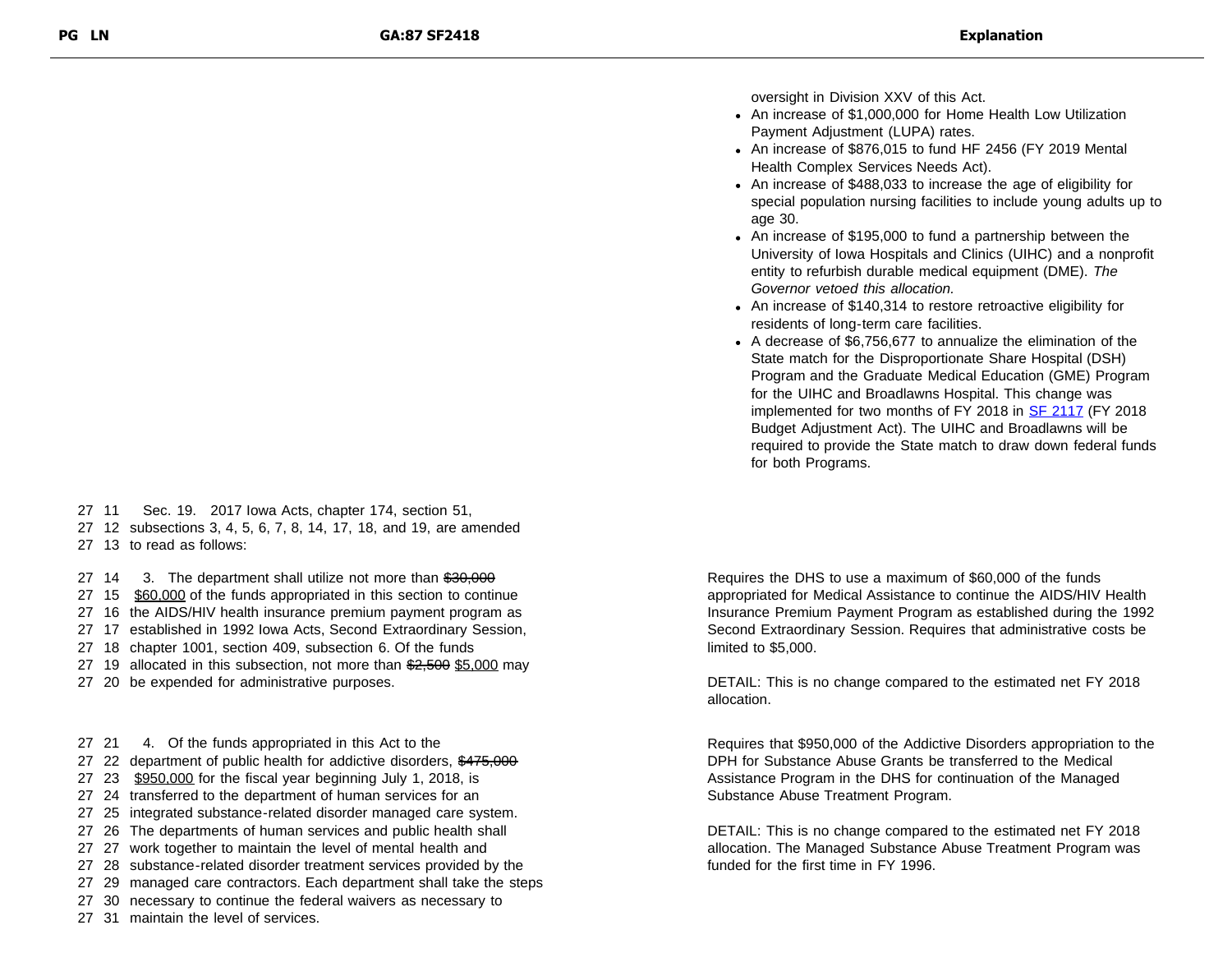oversight in Division XXV of this Act.

- An increase of $1,000,000 for Home Health Low Utilization Payment Adjustment (LUPA) rates.
- An increase of $876,015 to fund HF 2456 (FY 2019 Mental Health Complex Services Needs Act).
- An increase of $488,033 to increase the age of eligibility for special population nursing facilities to include young adults up to age 30.
- An increase of $195,000 to fund a partnership between the University of Iowa Hospitals and Clinics (UIHC) and a nonprofit entity to refurbish durable medical equipment (DME). *The Governor vetoed this allocation.*
- An increase of $140,314 to restore retroactive eligibility for residents of long-term care facilities.
- A decrease of $6,756,677 to annualize the elimination of the State match for the Disproportionate Share Hospital (DSH) Program and the Graduate Medical Education (GME) Program for the UIHC and Broadlawns Hospital. This change was implemented for two months of FY 2018 in SF 2117 (FY 2018 Budget Adjustment Act). The UIHC and Broadlawns will be required to provide the State match to draw down federal funds for both Programs.

27 11 Sec. 19. 2017 Iowa Acts, chapter 174, section 51,
27 12 subsections 3, 4, 5, 6, 7, 8, 14, 17, 18, and 19, are amended
27 13 to read as follows:

27 14 3. The department shall utilize not more than ~~$30,000~~
27 15 $60,000 of the funds appropriated in this section to continue
27 16 the AIDS/HIV health insurance premium payment program as
27 17 established in 1992 Iowa Acts, Second Extraordinary Session,
27 18 chapter 1001, section 409, subsection 6. Of the funds
27 19 allocated in this subsection, not more than ~~$2,500~~ $5,000 may
27 20 be expended for administrative purposes.

Requires the DHS to use a maximum of $60,000 of the funds appropriated for Medical Assistance to continue the AIDS/HIV Health Insurance Premium Payment Program as established during the 1992 Second Extraordinary Session. Requires that administrative costs be limited to $5,000.

DETAIL: This is no change compared to the estimated net FY 2018 allocation.

27 21 4. Of the funds appropriated in this Act to the
27 22 department of public health for addictive disorders, ~~$475,000~~
27 23 $950,000 for the fiscal year beginning July 1, 2018, is
27 24 transferred to the department of human services for an
27 25 integrated substance-related disorder managed care system.
27 26 The departments of human services and public health shall
27 27 work together to maintain the level of mental health and
27 28 substance-related disorder treatment services provided by the
27 29 managed care contractors. Each department shall take the steps
27 30 necessary to continue the federal waivers as necessary to
27 31 maintain the level of services.

Requires that $950,000 of the Addictive Disorders appropriation to the DPH for Substance Abuse Grants be transferred to the Medical Assistance Program in the DHS for continuation of the Managed Substance Abuse Treatment Program.

DETAIL: This is no change compared to the estimated net FY 2018 allocation. The Managed Substance Abuse Treatment Program was funded for the first time in FY 1996.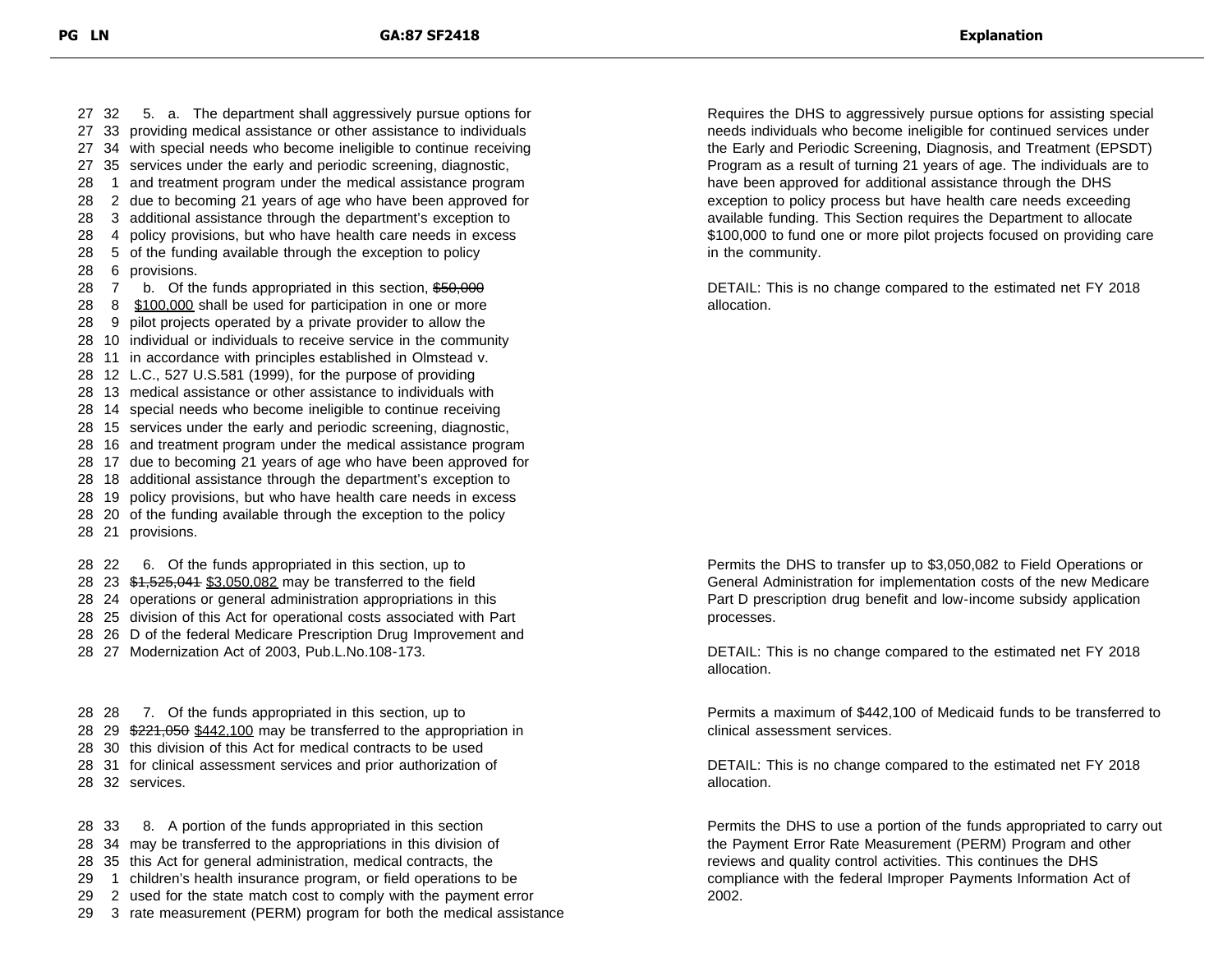| PG | LN | GA:87 SF2418 | Explanation |
|---|---|---|---|
| 27 | 32 | 5. a. The department shall aggressively pursue options for | Requires the DHS to aggressively pursue options for assisting special needs individuals who become ineligible for continued services under the Early and Periodic Screening, Diagnosis, and Treatment (EPSDT) Program as a result of turning 21 years of age. The individuals are to have been approved for additional assistance through the DHS exception to policy process but have health care needs exceeding available funding. This Section requires the Department to allocate $100,000 to fund one or more pilot projects focused on providing care in the community. |
| 27 | 33 | providing medical assistance or other assistance to individuals | |
| 27 | 34 | with special needs who become ineligible to continue receiving | |
| 27 | 35 | services under the early and periodic screening, diagnostic, | |
| 28 | 1 | and treatment program under the medical assistance program | |
| 28 | 2 | due to becoming 21 years of age who have been approved for | |
| 28 | 3 | additional assistance through the department's exception to | |
| 28 | 4 | policy provisions, but who have health care needs in excess | |
| 28 | 5 | of the funding available through the exception to policy | |
| 28 | 6 | provisions. | |
| 28 | 7 | b. Of the funds appropriated in this section, ~~$50,000~~ | DETAIL: This is no change compared to the estimated net FY 2018 allocation. |
| 28 | 8 | $100,000 shall be used for participation in one or more | |
| 28 | 9 | pilot projects operated by a private provider to allow the | |
| 28 | 10 | individual or individuals to receive service in the community | |
| 28 | 11 | in accordance with principles established in Olmstead v. | |
| 28 | 12 | L.C., 527 U.S.581 (1999), for the purpose of providing | |
| 28 | 13 | medical assistance or other assistance to individuals with | |
| 28 | 14 | special needs who become ineligible to continue receiving | |
| 28 | 15 | services under the early and periodic screening, diagnostic, | |
| 28 | 16 | and treatment program under the medical assistance program | |
| 28 | 17 | due to becoming 21 years of age who have been approved for | |
| 28 | 18 | additional assistance through the department's exception to | |
| 28 | 19 | policy provisions, but who have health care needs in excess | |
| 28 | 20 | of the funding available through the exception to the policy | |
| 28 | 21 | provisions. | |
| 28 | 22 | 6. Of the funds appropriated in this section, up to | Permits the DHS to transfer up to $3,050,082 to Field Operations or General Administration for implementation costs of the new Medicare Part D prescription drug benefit and low-income subsidy application processes. |
| 28 | 23 | ~~$1,525,041~~ $3,050,082 may be transferred to the field | |
| 28 | 24 | operations or general administration appropriations in this | |
| 28 | 25 | division of this Act for operational costs associated with Part | |
| 28 | 26 | D of the federal Medicare Prescription Drug Improvement and | |
| 28 | 27 | Modernization Act of 2003, Pub.L.No.108-173. | DETAIL: This is no change compared to the estimated net FY 2018 allocation. |
| 28 | 28 | 7. Of the funds appropriated in this section, up to | Permits a maximum of $442,100 of Medicaid funds to be transferred to clinical assessment services. |
| 28 | 29 | ~~$221,050~~ $442,100 may be transferred to the appropriation in | |
| 28 | 30 | this division of this Act for medical contracts to be used | |
| 28 | 31 | for clinical assessment services and prior authorization of | DETAIL: This is no change compared to the estimated net FY 2018 allocation. |
| 28 | 32 | services. | |
| 28 | 33 | 8. A portion of the funds appropriated in this section | Permits the DHS to use a portion of the funds appropriated to carry out the Payment Error Rate Measurement (PERM) Program and other reviews and quality control activities. This continues the DHS compliance with the federal Improper Payments Information Act of 2002. |
| 28 | 34 | may be transferred to the appropriations in this division of | |
| 28 | 35 | this Act for general administration, medical contracts, the | |
| 29 | 1 | children's health insurance program, or field operations to be | |
| 29 | 2 | used for the state match cost to comply with the payment error | |
| 29 | 3 | rate measurement (PERM) program for both the medical assistance | |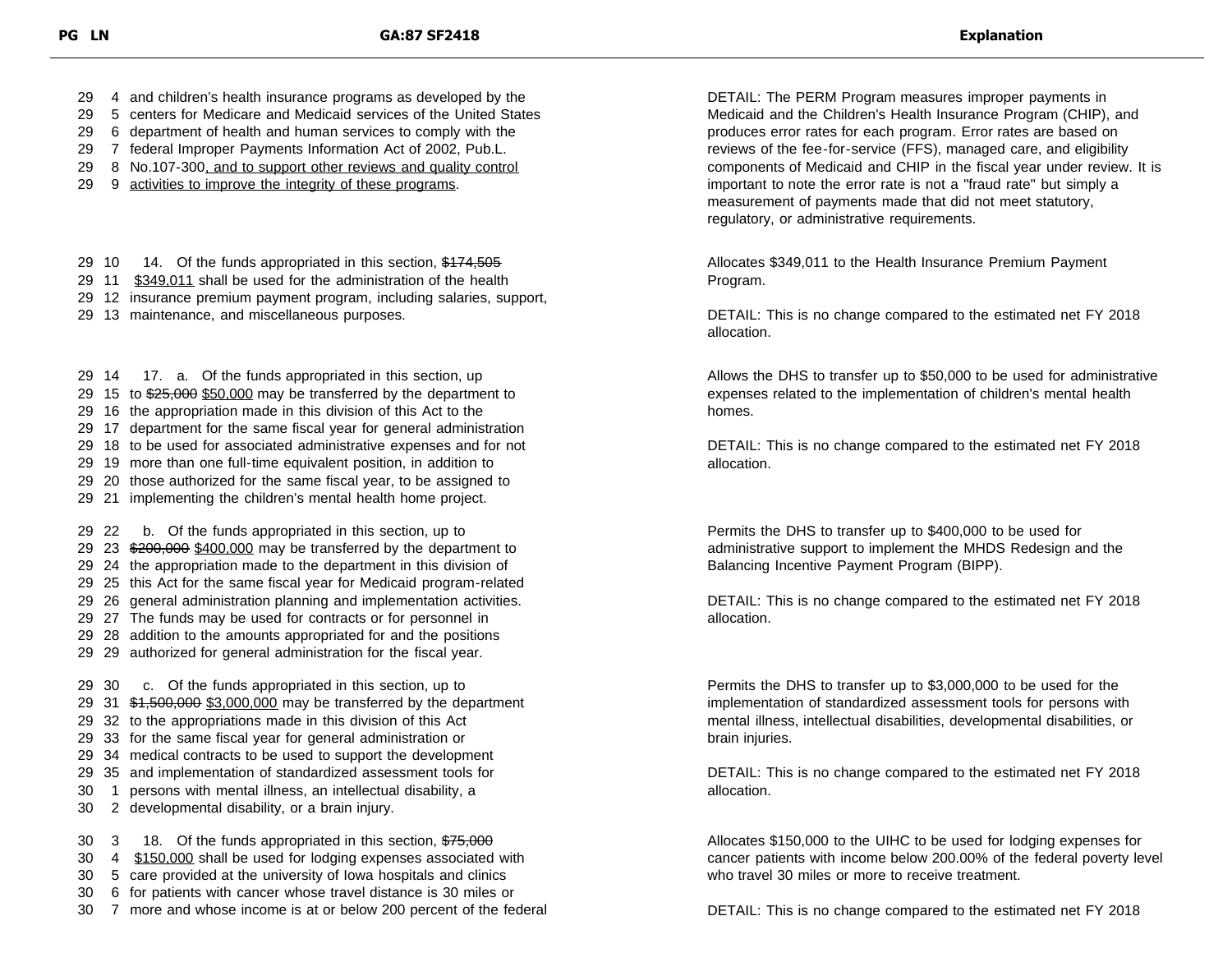| PG | LN | GA:87 SF2418 | Explanation |
|---|---|---|---|
| 29 | 4 | and children's health insurance programs as developed by the | DETAIL: The PERM Program measures improper payments in Medicaid and the Children's Health Insurance Program (CHIP), and produces error rates for each program. Error rates are based on reviews of the fee-for-service (FFS), managed care, and eligibility components of Medicaid and CHIP in the fiscal year under review. It is important to note the error rate is not a "fraud rate" but simply a measurement of payments made that did not meet statutory, regulatory, or administrative requirements. |
| 29 | 5 | centers for Medicare and Medicaid services of the United States | |
| 29 | 6 | department of health and human services to comply with the | |
| 29 | 7 | federal Improper Payments Information Act of 2002, Pub.L. | |
| 29 | 8 | No.107-300<ins>, and to support other reviews and quality control</ins> | |
| 29 | 9 | <ins>activities to improve the integrity of these programs</ins>. | |
| 29 | 10 | 14. Of the funds appropriated in this section, ~~$174,505~~ | Allocates $349,011 to the Health Insurance Premium Payment Program. |
| 29 | 11 | <ins>$349,011</ins> shall be used for the administration of the health | |
| 29 | 12 | insurance premium payment program, including salaries, support, | |
| 29 | 13 | maintenance, and miscellaneous purposes. | DETAIL: This is no change compared to the estimated net FY 2018 allocation. |
| 29 | 14 | 17. a. Of the funds appropriated in this section, up | Allows the DHS to transfer up to $50,000 to be used for administrative expenses related to the implementation of children's mental health homes. |
| 29 | 15 | to ~~$25,000~~ <ins>$50,000</ins> may be transferred by the department to | |
| 29 | 16 | the appropriation made in this division of this Act to the | |
| 29 | 17 | department for the same fiscal year for general administration | |
| 29 | 18 | to be used for associated administrative expenses and for not | DETAIL: This is no change compared to the estimated net FY 2018 allocation. |
| 29 | 19 | more than one full-time equivalent position, in addition to | |
| 29 | 20 | those authorized for the same fiscal year, to be assigned to | |
| 29 | 21 | implementing the children's mental health home project. | |
| 29 | 22 | b. Of the funds appropriated in this section, up to | Permits the DHS to transfer up to $400,000 to be used for administrative support to implement the MHDS Redesign and the Balancing Incentive Payment Program (BIPP). |
| 29 | 23 | ~~$200,000~~ <ins>$400,000</ins> may be transferred by the department to | |
| 29 | 24 | the appropriation made to the department in this division of | |
| 29 | 25 | this Act for the same fiscal year for Medicaid program-related | |
| 29 | 26 | general administration planning and implementation activities. | DETAIL: This is no change compared to the estimated net FY 2018 allocation. |
| 29 | 27 | The funds may be used for contracts or for personnel in | |
| 29 | 28 | addition to the amounts appropriated for and the positions | |
| 29 | 29 | authorized for general administration for the fiscal year. | |
| 29 | 30 | c. Of the funds appropriated in this section, up to | Permits the DHS to transfer up to $3,000,000 to be used for the implementation of standardized assessment tools for persons with mental illness, intellectual disabilities, developmental disabilities, or brain injuries. |
| 29 | 31 | ~~$1,500,000~~ <ins>$3,000,000</ins> may be transferred by the department | |
| 29 | 32 | to the appropriations made in this division of this Act | |
| 29 | 33 | for the same fiscal year for general administration or | |
| 29 | 34 | medical contracts to be used to support the development | |
| 29 | 35 | and implementation of standardized assessment tools for | DETAIL: This is no change compared to the estimated net FY 2018 allocation. |
| 30 | 1 | persons with mental illness, an intellectual disability, a | |
| 30 | 2 | developmental disability, or a brain injury. | |
| 30 | 3 | 18. Of the funds appropriated in this section, ~~$75,000~~ | Allocates $150,000 to the UIHC to be used for lodging expenses for cancer patients with income below 200.00% of the federal poverty level who travel 30 miles or more to receive treatment. |
| 30 | 4 | <ins>$150,000</ins> shall be used for lodging expenses associated with | |
| 30 | 5 | care provided at the university of Iowa hospitals and clinics | |
| 30 | 6 | for patients with cancer whose travel distance is 30 miles or | |
| 30 | 7 | more and whose income is at or below 200 percent of the federal | DETAIL: This is no change compared to the estimated net FY 2018 |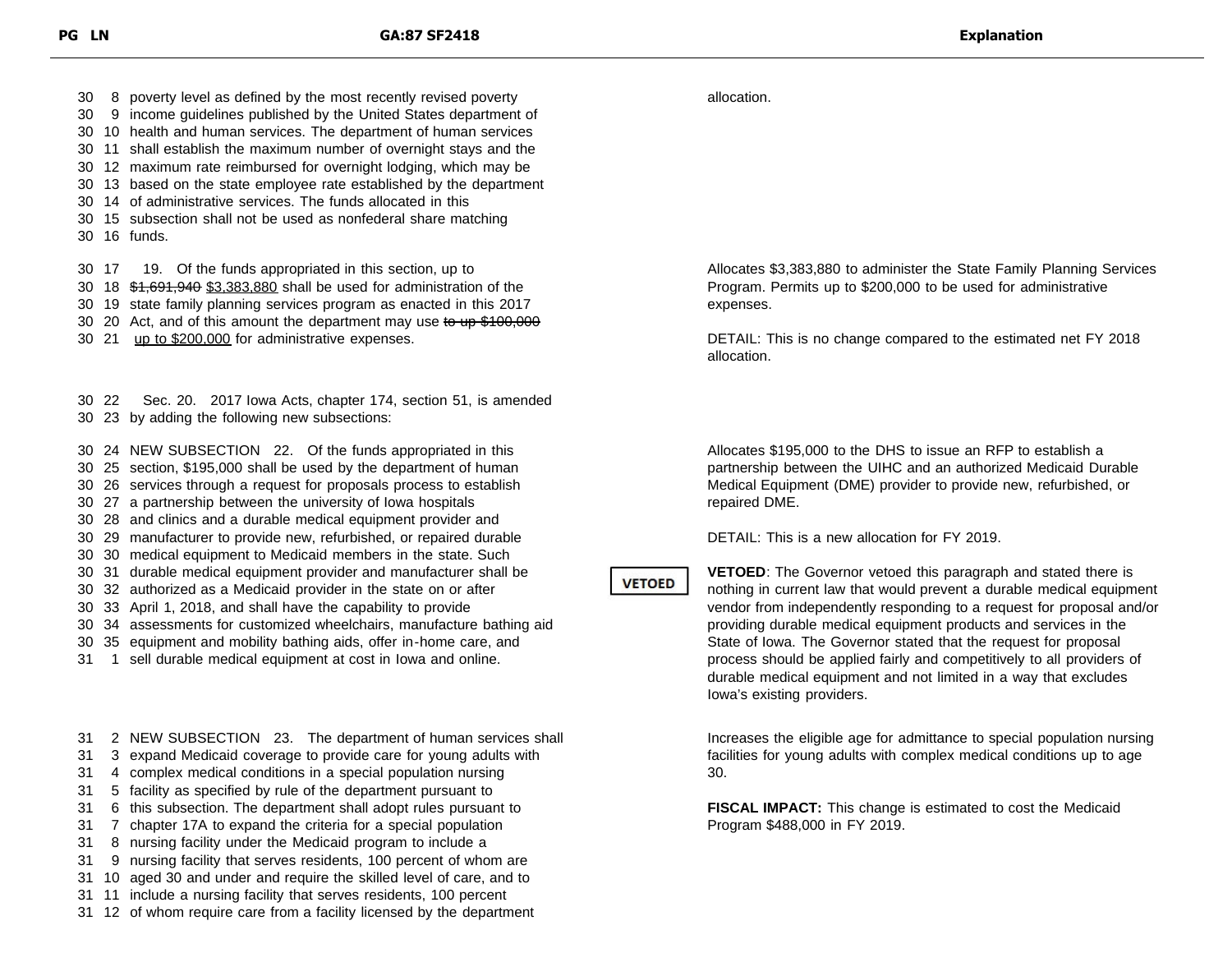| PG LN | GA:87 SF2418 | Explanation |
|---|---|---|
| 30 8 | poverty level as defined by the most recently revised poverty | allocation. |
| 30 9 | income guidelines published by the United States department of | |
| 30 10 | health and human services. The department of human services | |
| 30 11 | shall establish the maximum number of overnight stays and the | |
| 30 12 | maximum rate reimbursed for overnight lodging, which may be | |
| 30 13 | based on the state employee rate established by the department | |
| 30 14 | of administrative services. The funds allocated in this | |
| 30 15 | subsection shall not be used as nonfederal share matching | |
| 30 16 | funds. | |
| 30 17 | 19. Of the funds appropriated in this section, up to | Allocates $3,383,880 to administer the State Family Planning Services Program. Permits up to $200,000 to be used for administrative expenses. |
| 30 18 | ~~$1,691,940~~ <u>$3,383,880</u> shall be used for administration of the | |
| 30 19 | state family planning services program as enacted in this 2017 | |
| 30 20 | Act, and of this amount the department may use ~~to up $100,000~~ | |
| 30 21 | <u>up to $200,000</u> for administrative expenses. | DETAIL: This is no change compared to the estimated net FY 2018 allocation. |
| 30 22 | Sec. 20. 2017 Iowa Acts, chapter 174, section 51, is amended | |
| 30 23 | by adding the following new subsections: | |
| 30 24 | NEW SUBSECTION 22. Of the funds appropriated in this | Allocates $195,000 to the DHS to issue an RFP to establish a partnership between the UIHC and an authorized Medicaid Durable Medical Equipment (DME) provider to provide new, refurbished, or repaired DME. |
| 30 25 | section, $195,000 shall be used by the department of human | |
| 30 26 | services through a request for proposals process to establish | |
| 30 27 | a partnership between the university of Iowa hospitals | |
| 30 28 | and clinics and a durable medical equipment provider and | |
| 30 29 | manufacturer to provide new, refurbished, or repaired durable | DETAIL: This is a new allocation for FY 2019. |
| 30 30 | medical equipment to Medicaid members in the state. Such | |
| 30 31 | durable medical equipment provider and manufacturer shall be | **VETOED** — **VETOED**: The Governor vetoed this paragraph and stated there is nothing in current law that would prevent a durable medical equipment vendor from independently responding to a request for proposal and/or providing durable medical equipment products and services in the State of Iowa. The Governor stated that the request for proposal process should be applied fairly and competitively to all providers of durable medical equipment and not limited in a way that excludes Iowa's existing providers. |
| 30 32 | authorized as a Medicaid provider in the state on or after | |
| 30 33 | April 1, 2018, and shall have the capability to provide | |
| 30 34 | assessments for customized wheelchairs, manufacture bathing aid | |
| 30 35 | equipment and mobility bathing aids, offer in-home care, and | |
| 31 1 | sell durable medical equipment at cost in Iowa and online. | |
| 31 2 | NEW SUBSECTION 23. The department of human services shall | Increases the eligible age for admittance to special population nursing facilities for young adults with complex medical conditions up to age 30. |
| 31 3 | expand Medicaid coverage to provide care for young adults with | |
| 31 4 | complex medical conditions in a special population nursing | |
| 31 5 | facility as specified by rule of the department pursuant to | |
| 31 6 | this subsection. The department shall adopt rules pursuant to | **FISCAL IMPACT:** This change is estimated to cost the Medicaid Program $488,000 in FY 2019. |
| 31 7 | chapter 17A to expand the criteria for a special population | |
| 31 8 | nursing facility under the Medicaid program to include a | |
| 31 9 | nursing facility that serves residents, 100 percent of whom are | |
| 31 10 | aged 30 and under and require the skilled level of care, and to | |
| 31 11 | include a nursing facility that serves residents, 100 percent | |
| 31 12 | of whom require care from a facility licensed by the department | |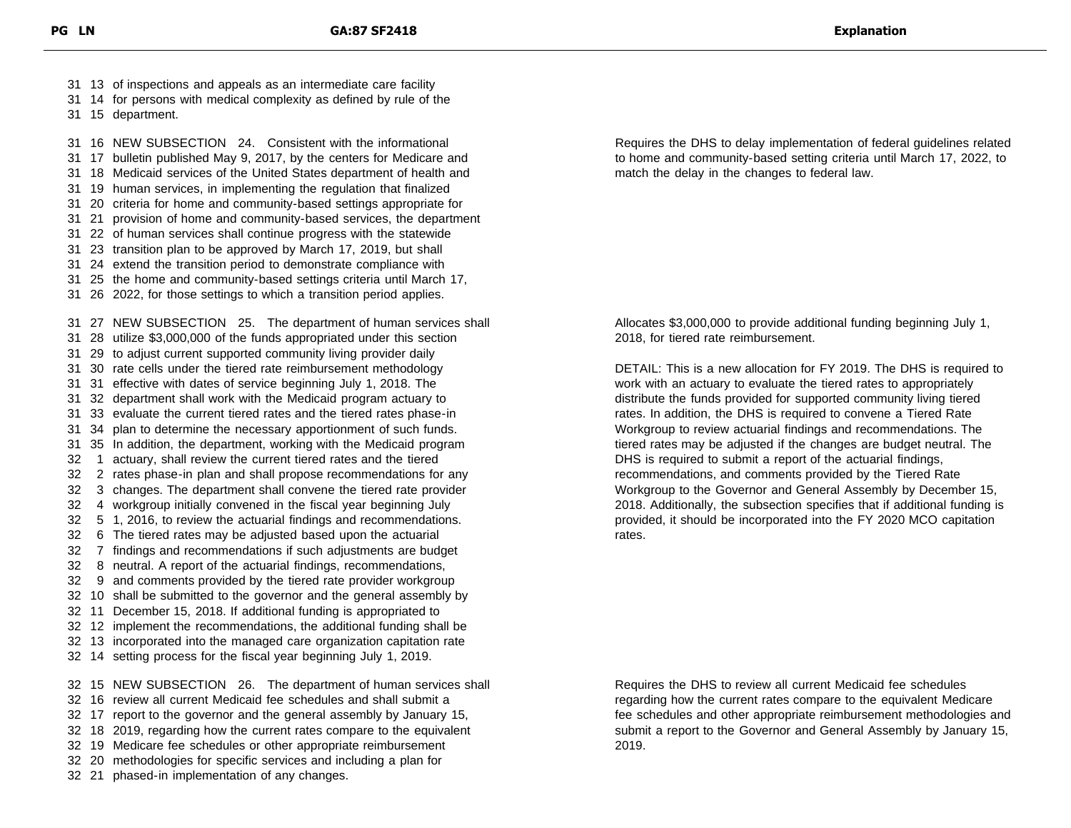| PG LN | GA:87 SF2418 | Explanation |
|---|---|---|
| 31 13 | of inspections and appeals as an intermediate care facility | |
| 31 14 | for persons with medical complexity as defined by rule of the | |
| 31 15 | department. | |
| 31 16 | NEW SUBSECTION 24. Consistent with the informational | Requires the DHS to delay implementation of federal guidelines related to home and community-based setting criteria until March 17, 2022, to match the delay in the changes to federal law. |
| 31 17 | bulletin published May 9, 2017, by the centers for Medicare and | |
| 31 18 | Medicaid services of the United States department of health and | |
| 31 19 | human services, in implementing the regulation that finalized | |
| 31 20 | criteria for home and community-based settings appropriate for | |
| 31 21 | provision of home and community-based services, the department | |
| 31 22 | of human services shall continue progress with the statewide | |
| 31 23 | transition plan to be approved by March 17, 2019, but shall | |
| 31 24 | extend the transition period to demonstrate compliance with | |
| 31 25 | the home and community-based settings criteria until March 17, | |
| 31 26 | 2022, for those settings to which a transition period applies. | |
| 31 27 | NEW SUBSECTION 25. The department of human services shall | Allocates $3,000,000 to provide additional funding beginning July 1, 2018, for tiered rate reimbursement. |
| 31 28 | utilize $3,000,000 of the funds appropriated under this section | |
| 31 29 | to adjust current supported community living provider daily | |
| 31 30 | rate cells under the tiered rate reimbursement methodology | DETAIL: This is a new allocation for FY 2019. The DHS is required to work with an actuary to evaluate the tiered rates to appropriately distribute the funds provided for supported community living tiered rates. In addition, the DHS is required to convene a Tiered Rate Workgroup to review actuarial findings and recommendations. The tiered rates may be adjusted if the changes are budget neutral. The DHS is required to submit a report of the actuarial findings, recommendations, and comments provided by the Tiered Rate Workgroup to the Governor and General Assembly by December 15, 2018. Additionally, the subsection specifies that if additional funding is provided, it should be incorporated into the FY 2020 MCO capitation rates. |
| 31 31 | effective with dates of service beginning July 1, 2018. The | |
| 31 32 | department shall work with the Medicaid program actuary to | |
| 31 33 | evaluate the current tiered rates and the tiered rates phase-in | |
| 31 34 | plan to determine the necessary apportionment of such funds. | |
| 31 35 | In addition, the department, working with the Medicaid program | |
| 32 1 | actuary, shall review the current tiered rates and the tiered | |
| 32 2 | rates phase-in plan and shall propose recommendations for any | |
| 32 3 | changes. The department shall convene the tiered rate provider | |
| 32 4 | workgroup initially convened in the fiscal year beginning July | |
| 32 5 | 1, 2016, to review the actuarial findings and recommendations. | |
| 32 6 | The tiered rates may be adjusted based upon the actuarial | |
| 32 7 | findings and recommendations if such adjustments are budget | |
| 32 8 | neutral. A report of the actuarial findings, recommendations, | |
| 32 9 | and comments provided by the tiered rate provider workgroup | |
| 32 10 | shall be submitted to the governor and the general assembly by | |
| 32 11 | December 15, 2018. If additional funding is appropriated to | |
| 32 12 | implement the recommendations, the additional funding shall be | |
| 32 13 | incorporated into the managed care organization capitation rate | |
| 32 14 | setting process for the fiscal year beginning July 1, 2019. | |
| 32 15 | NEW SUBSECTION 26. The department of human services shall | Requires the DHS to review all current Medicaid fee schedules regarding how the current rates compare to the equivalent Medicare fee schedules and other appropriate reimbursement methodologies and submit a report to the Governor and General Assembly by January 15, 2019. |
| 32 16 | review all current Medicaid fee schedules and shall submit a | |
| 32 17 | report to the governor and the general assembly by January 15, | |
| 32 18 | 2019, regarding how the current rates compare to the equivalent | |
| 32 19 | Medicare fee schedules or other appropriate reimbursement | |
| 32 20 | methodologies for specific services and including a plan for | |
| 32 21 | phased-in implementation of any changes. | |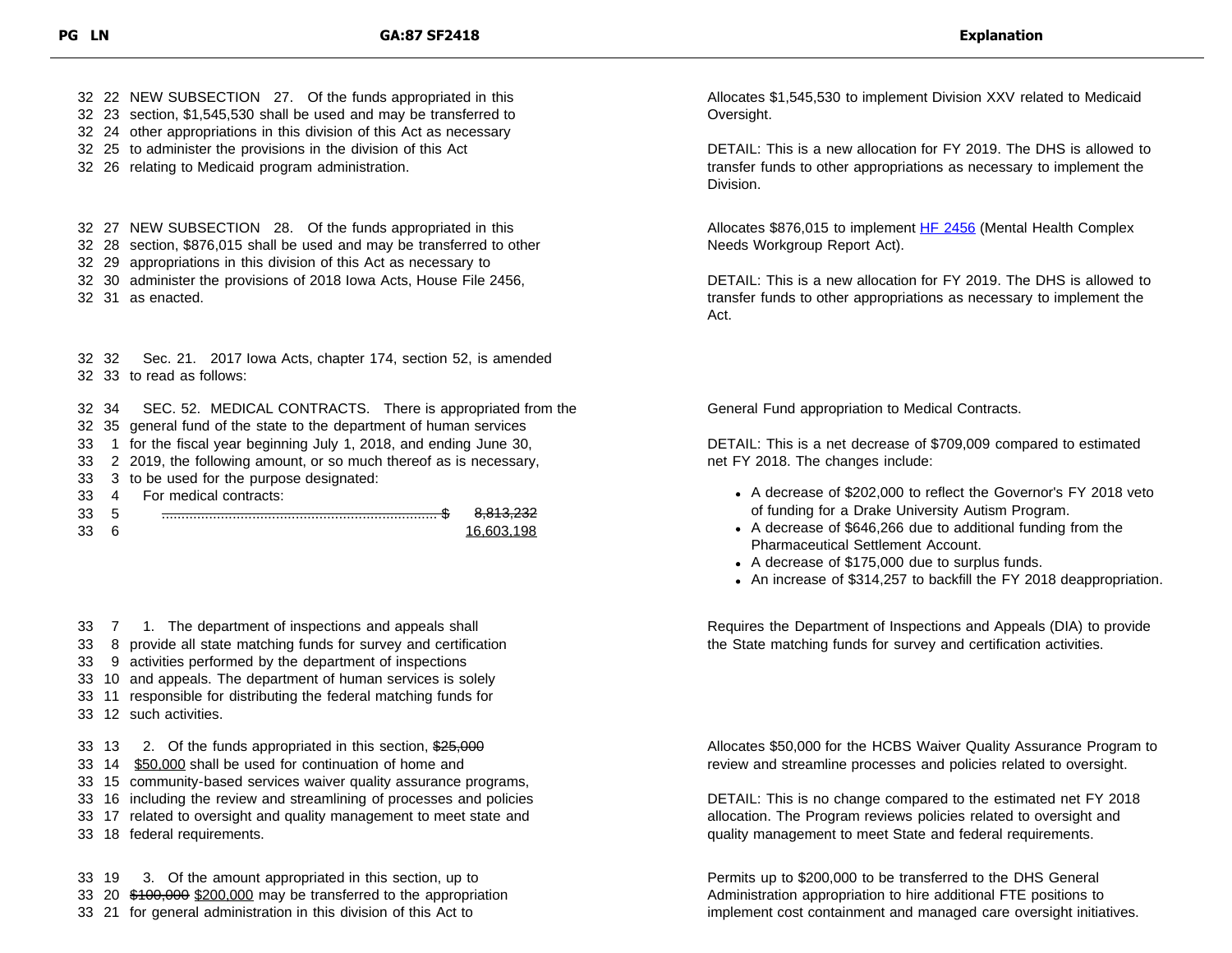| PG LN | GA:87 SF2418 | Explanation |
|---|---|---|
| 32 22<br>32 23<br>32 24<br>32 25<br>32 26 | NEW SUBSECTION 27. Of the funds appropriated in this section, $1,545,530 shall be used and may be transferred to other appropriations in this division of this Act as necessary to administer the provisions in the division of this Act relating to Medicaid program administration. | Allocates $1,545,530 to implement Division XXV related to Medicaid Oversight.<br><br>DETAIL: This is a new allocation for FY 2019. The DHS is allowed to transfer funds to other appropriations as necessary to implement the Division. |
| 32 27<br>32 28<br>32 29<br>32 30<br>32 31 | NEW SUBSECTION 28. Of the funds appropriated in this section, $876,015 shall be used and may be transferred to other appropriations in this division of this Act as necessary to administer the provisions of 2018 Iowa Acts, House File 2456, as enacted. | Allocates $876,015 to implement HF 2456 (Mental Health Complex Needs Workgroup Report Act).<br><br>DETAIL: This is a new allocation for FY 2019. The DHS is allowed to transfer funds to other appropriations as necessary to implement the Act. |
| 32 32<br>32 33 | Sec. 21. 2017 Iowa Acts, chapter 174, section 52, is amended to read as follows: | |
| 32 34<br>32 35<br>33 1<br>33 2<br>33 3<br>33 4<br>33 5<br>33 6 | SEC. 52. MEDICAL CONTRACTS. There is appropriated from the general fund of the state to the department of human services for the fiscal year beginning July 1, 2018, and ending June 30, 2019, the following amount, or so much thereof as is necessary, to be used for the purpose designated:<br>For medical contracts:<br>~~...................................................................... $ 8,813,232~~<br>16,603,198 | General Fund appropriation to Medical Contracts.<br><br>DETAIL: This is a net decrease of $709,009 compared to estimated net FY 2018. The changes include:<br>• A decrease of $202,000 to reflect the Governor's FY 2018 veto of funding for a Drake University Autism Program.<br>• A decrease of $646,266 due to additional funding from the Pharmaceutical Settlement Account.<br>• A decrease of $175,000 due to surplus funds.<br>• An increase of $314,257 to backfill the FY 2018 deappropriation. |
| 33 7<br>33 8<br>33 9<br>33 10<br>33 11<br>33 12 | 1. The department of inspections and appeals shall provide all state matching funds for survey and certification activities performed by the department of inspections and appeals. The department of human services is solely responsible for distributing the federal matching funds for such activities. | Requires the Department of Inspections and Appeals (DIA) to provide the State matching funds for survey and certification activities. |
| 33 13<br>33 14<br>33 15<br>33 16<br>33 17<br>33 18 | 2. Of the funds appropriated in this section, ~~$25,000~~ $50,000 shall be used for continuation of home and community-based services waiver quality assurance programs, including the review and streamlining of processes and policies related to oversight and quality management to meet state and federal requirements. | Allocates $50,000 for the HCBS Waiver Quality Assurance Program to review and streamline processes and policies related to oversight.<br><br>DETAIL: This is no change compared to the estimated net FY 2018 allocation. The Program reviews policies related to oversight and quality management to meet State and federal requirements. |
| 33 19<br>33 20<br>33 21 | 3. Of the amount appropriated in this section, up to ~~$100,000~~ $200,000 may be transferred to the appropriation for general administration in this division of this Act to | Permits up to $200,000 to be transferred to the DHS General Administration appropriation to hire additional FTE positions to implement cost containment and managed care oversight initiatives. |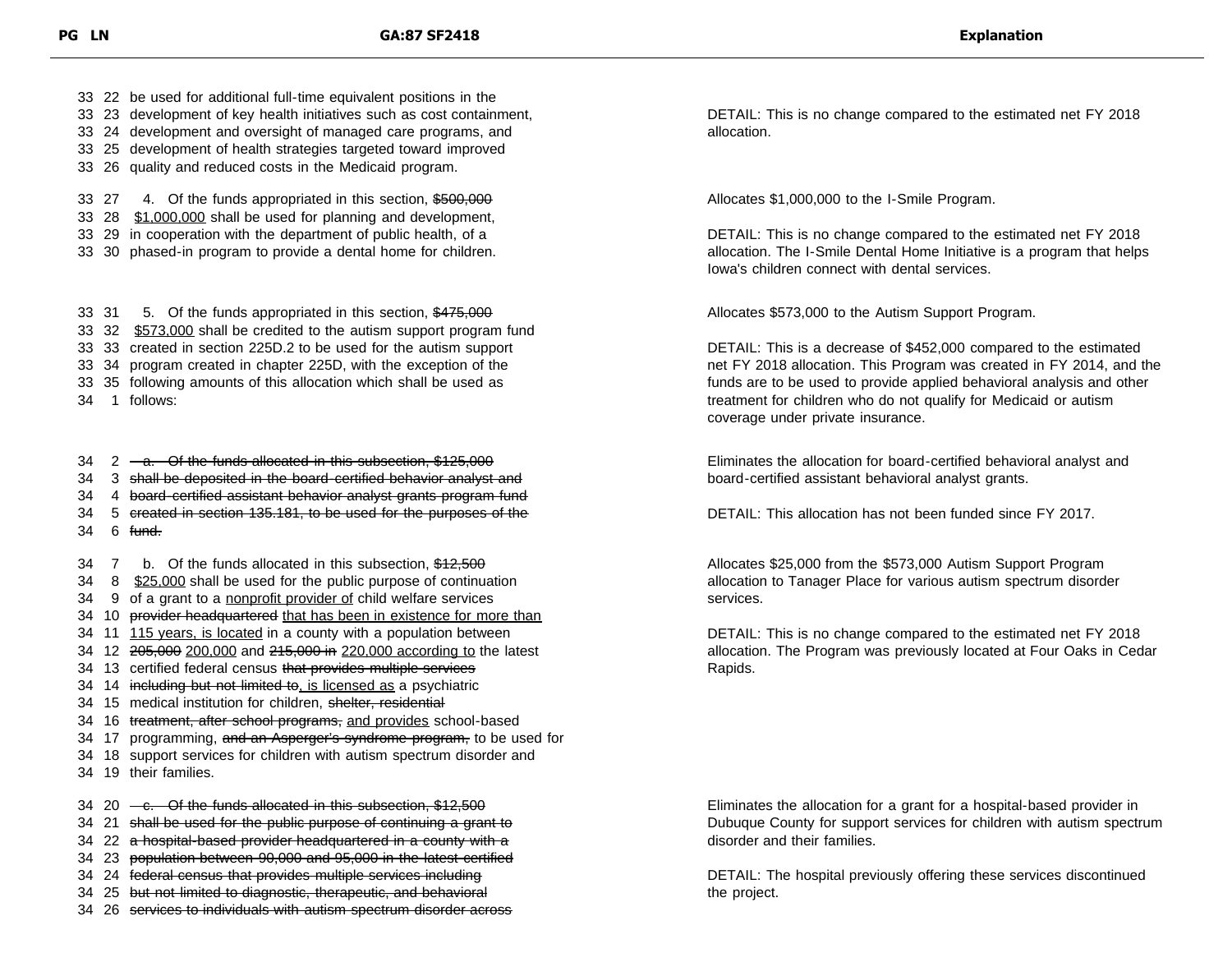| PG LN | GA:87 SF2418 | Explanation |
|---|---|---|
| 33 22<br>33 23<br>33 24<br>33 25<br>33 26 | be used for additional full-time equivalent positions in the development of key health initiatives such as cost containment, development and oversight of managed care programs, and development of health strategies targeted toward improved quality and reduced costs in the Medicaid program. | DETAIL: This is no change compared to the estimated net FY 2018 allocation. |
| 33 27<br>33 28<br>33 29<br>33 30 | 4. Of the funds appropriated in this section, ~~$500,000~~ <u>$1,000,000</u> shall be used for planning and development, in cooperation with the department of public health, of a phased-in program to provide a dental home for children. | Allocates $1,000,000 to the I-Smile Program.<br><br>DETAIL: This is no change compared to the estimated net FY 2018 allocation. The I-Smile Dental Home Initiative is a program that helps Iowa's children connect with dental services. |
| 33 31<br>33 32<br>33 33<br>33 34<br>33 35<br>34 1 | 5. Of the funds appropriated in this section, ~~$475,000~~ <u>$573,000</u> shall be credited to the autism support program fund created in section 225D.2 to be used for the autism support program created in chapter 225D, with the exception of the following amounts of this allocation which shall be used as follows: | Allocates $573,000 to the Autism Support Program.<br><br>DETAIL: This is a decrease of $452,000 compared to the estimated net FY 2018 allocation. This Program was created in FY 2014, and the funds are to be used to provide applied behavioral analysis and other treatment for children who do not qualify for Medicaid or autism coverage under private insurance. |
| 34 2<br>34 3<br>34 4<br>34 5<br>34 6 | ~~a. Of the funds allocated in this subsection, $125,000 shall be deposited in the board-certified behavior analyst and board-certified assistant behavior analyst grants program fund created in section 135.181, to be used for the purposes of the fund.~~ | Eliminates the allocation for board-certified behavioral analyst and board-certified assistant behavioral analyst grants.<br><br>DETAIL: This allocation has not been funded since FY 2017. |
| 34 7<br>34 8<br>34 9<br>34 10<br>34 11<br>34 12<br>34 13<br>34 14<br>34 15<br>34 16<br>34 17<br>34 18<br>34 19 | b. Of the funds allocated in this subsection, ~~$12,500~~ <u>$25,000</u> shall be used for the public purpose of continuation of a grant to a <u>nonprofit provider of</u> child welfare services ~~provider headquartered~~ <u>that has been in existence for more than 115 years, is located</u> in a county with a population between ~~205,000~~ <u>200,000</u> and ~~215,000 in~~ <u>220,000 according to</u> the latest certified federal census ~~that provides multiple services including but not limited to~~<u>, is licensed as</u> a psychiatric medical institution for children, ~~shelter, residential treatment, after school programs,~~ <u>and provides</u> school-based programming, ~~and an Asperger's syndrome program,~~ to be used for support services for children with autism spectrum disorder and their families. | Allocates $25,000 from the $573,000 Autism Support Program allocation to Tanager Place for various autism spectrum disorder services.<br><br>DETAIL: This is no change compared to the estimated net FY 2018 allocation. The Program was previously located at Four Oaks in Cedar Rapids. |
| 34 20<br>34 21<br>34 22<br>34 23<br>34 24<br>34 25<br>34 26 | ~~c. Of the funds allocated in this subsection, $12,500 shall be used for the public purpose of continuing a grant to a hospital-based provider headquartered in a county with a population between 90,000 and 95,000 in the latest certified federal census that provides multiple services including but not limited to diagnostic, therapeutic, and behavioral services to individuals with autism spectrum disorder across~~ | Eliminates the allocation for a grant for a hospital-based provider in Dubuque County for support services for children with autism spectrum disorder and their families.<br><br>DETAIL: The hospital previously offering these services discontinued the project. |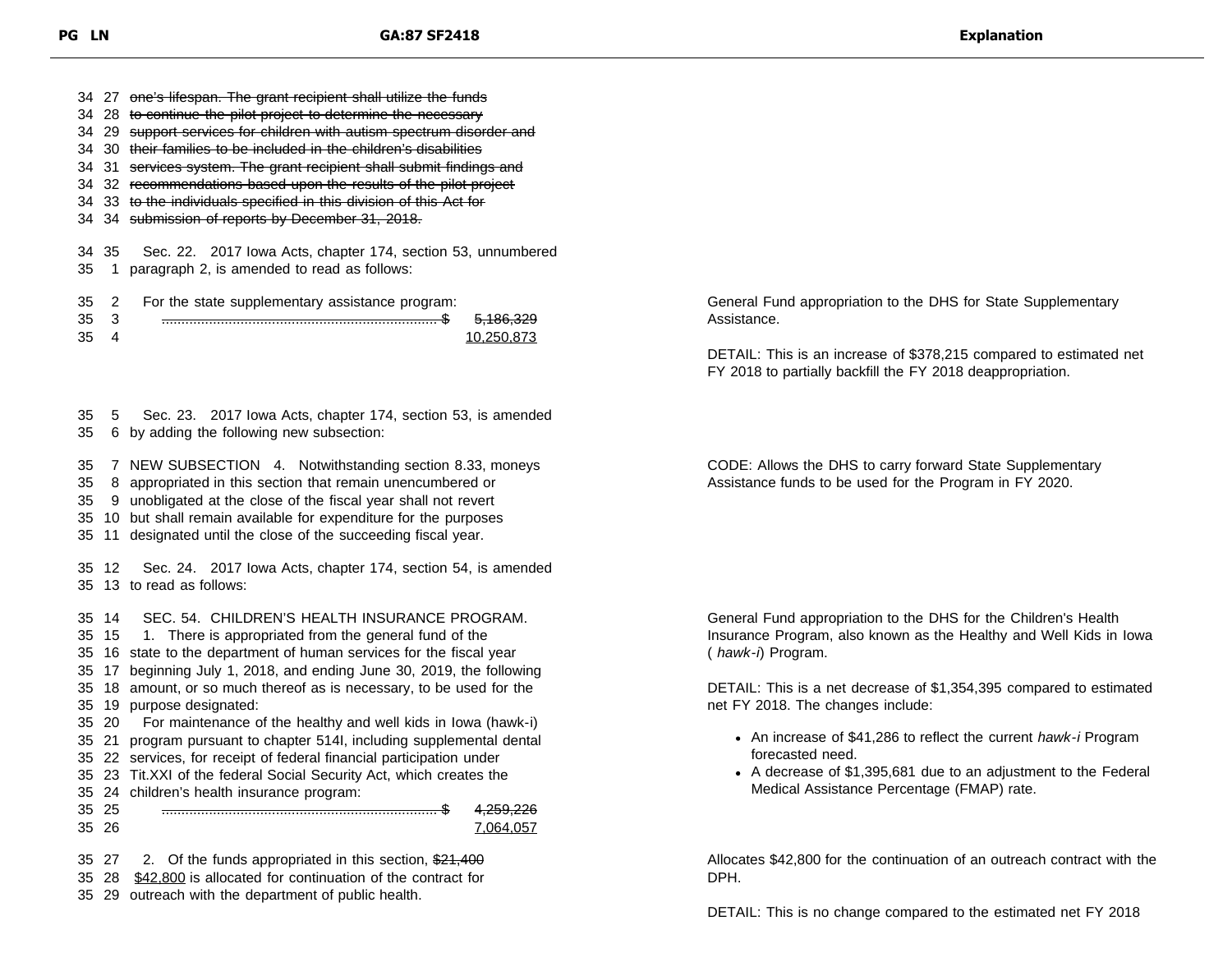| PG | LN | GA:87 SF2418 | Explanation |
|---|---|---|---|
| 34 | 27 | ~~one's lifespan. The grant recipient shall utilize the funds~~ | |
| 34 | 28 | ~~to continue the pilot project to determine the necessary~~ | |
| 34 | 29 | ~~support services for children with autism spectrum disorder and~~ | |
| 34 | 30 | ~~their families to be included in the children's disabilities~~ | |
| 34 | 31 | ~~services system. The grant recipient shall submit findings and~~ | |
| 34 | 32 | ~~recommendations based upon the results of the pilot project~~ | |
| 34 | 33 | ~~to the individuals specified in this division of this Act for~~ | |
| 34 | 34 | ~~submission of reports by December 31, 2018.~~ | |
| 34 | 35 | Sec. 22. 2017 Iowa Acts, chapter 174, section 53, unnumbered | |
| 35 | 1 | paragraph 2, is amended to read as follows: | |
| 35 | 2 | For the state supplementary assistance program: | General Fund appropriation to the DHS for State Supplementary Assistance. |
| 35 | 3 | ...................................................................... $ ~~5,186,329~~ | |
| 35 | 4 | <u>10,250,873</u> | DETAIL: This is an increase of $378,215 compared to estimated net FY 2018 to partially backfill the FY 2018 deappropriation. |
| 35 | 5 | Sec. 23. 2017 Iowa Acts, chapter 174, section 53, is amended | |
| 35 | 6 | by adding the following new subsection: | |
| 35 | 7 | NEW SUBSECTION 4. Notwithstanding section 8.33, moneys | CODE: Allows the DHS to carry forward State Supplementary Assistance funds to be used for the Program in FY 2020. |
| 35 | 8 | appropriated in this section that remain unencumbered or | |
| 35 | 9 | unobligated at the close of the fiscal year shall not revert | |
| 35 | 10 | but shall remain available for expenditure for the purposes | |
| 35 | 11 | designated until the close of the succeeding fiscal year. | |
| 35 | 12 | Sec. 24. 2017 Iowa Acts, chapter 174, section 54, is amended | |
| 35 | 13 | to read as follows: | |
| 35 | 14 | SEC. 54. CHILDREN'S HEALTH INSURANCE PROGRAM. | General Fund appropriation to the DHS for the Children's Health Insurance Program, also known as the Healthy and Well Kids in Iowa ( *hawk-i*) Program. |
| 35 | 15 | 1. There is appropriated from the general fund of the | |
| 35 | 16 | state to the department of human services for the fiscal year | |
| 35 | 17 | beginning July 1, 2018, and ending June 30, 2019, the following | |
| 35 | 18 | amount, or so much thereof as is necessary, to be used for the | DETAIL: This is a net decrease of $1,354,395 compared to estimated net FY 2018. The changes include: |
| 35 | 19 | purpose designated: | |
| 35 | 20 | For maintenance of the healthy and well kids in Iowa (hawk-i) | |
| 35 | 21 | program pursuant to chapter 514I, including supplemental dental | • An increase of $41,286 to reflect the current *hawk-i* Program forecasted need. |
| 35 | 22 | services, for receipt of federal financial participation under | |
| 35 | 23 | Tit.XXI of the federal Social Security Act, which creates the | • A decrease of $1,395,681 due to an adjustment to the Federal Medical Assistance Percentage (FMAP) rate. |
| 35 | 24 | children's health insurance program: | |
| 35 | 25 | ...................................................................... $ ~~4,259,226~~ | |
| 35 | 26 | <u>7,064,057</u> | |
| 35 | 27 | 2. Of the funds appropriated in this section, ~~$21,400~~ | Allocates $42,800 for the continuation of an outreach contract with the DPH. |
| 35 | 28 | <u>$42,800</u> is allocated for continuation of the contract for | |
| 35 | 29 | outreach with the department of public health. | DETAIL: This is no change compared to the estimated net FY 2018 |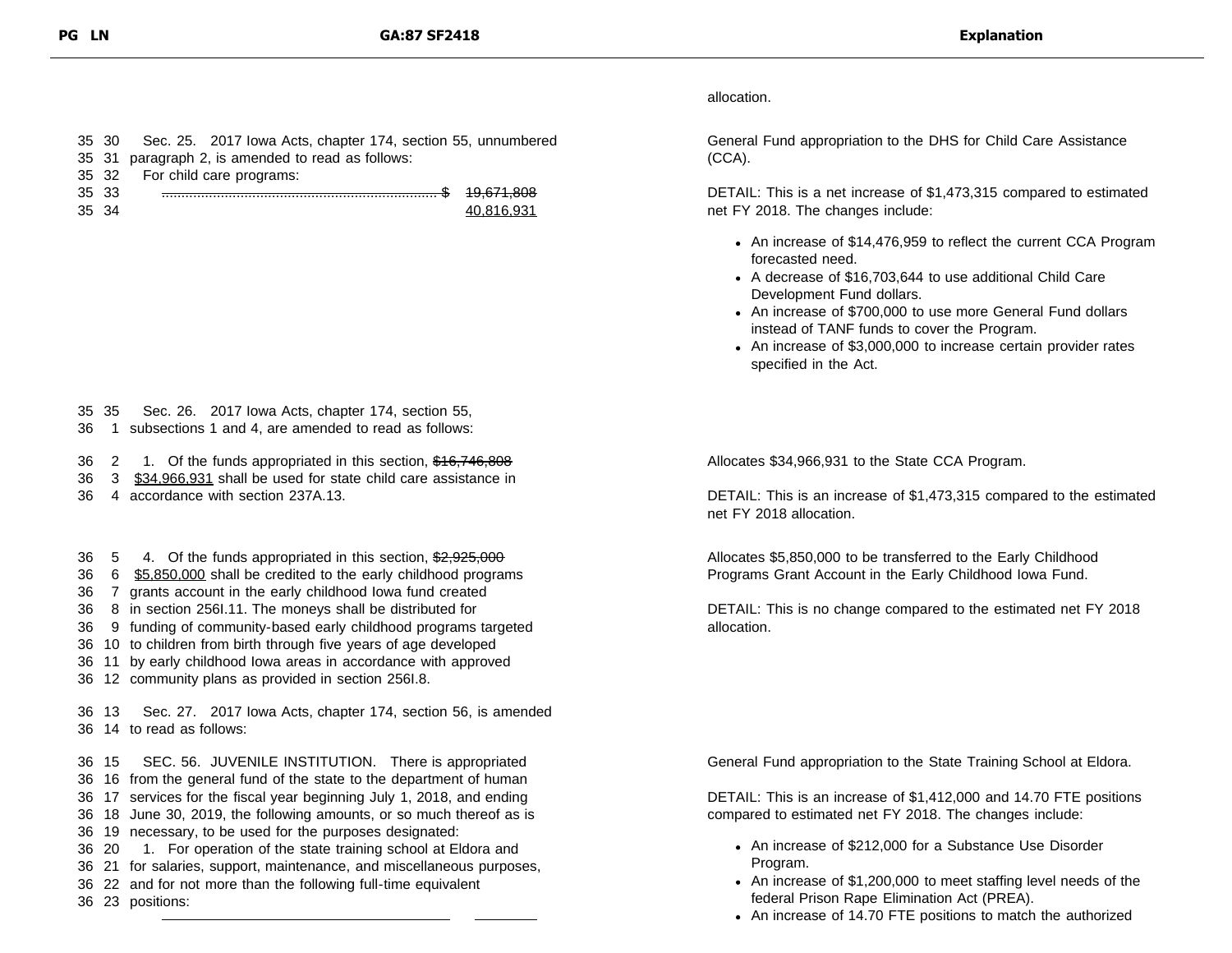| PG LN | GA:87 SF2418 | Explanation |
|---|---|---|
| | | allocation. |
| 35 30 | Sec. 25. 2017 Iowa Acts, chapter 174, section 55, unnumbered | General Fund appropriation to the DHS for Child Care Assistance (CCA). |
| 35 31 | paragraph 2, is amended to read as follows: | |
| 35 32 | For child care programs: | |
| 35 33 | ...................................................................... $ ~~19,671,808~~ | DETAIL: This is a net increase of $1,473,315 compared to estimated net FY 2018. The changes include: |
| 35 34 | 40,816,931 | |
| | | • An increase of $14,476,959 to reflect the current CCA Program forecasted need.<br>• A decrease of $16,703,644 to use additional Child Care Development Fund dollars.<br>• An increase of $700,000 to use more General Fund dollars instead of TANF funds to cover the Program.<br>• An increase of $3,000,000 to increase certain provider rates specified in the Act. |
| 35 35 | Sec. 26. 2017 Iowa Acts, chapter 174, section 55, | |
| 36 1 | subsections 1 and 4, are amended to read as follows: | |
| 36 2 | 1. Of the funds appropriated in this section, ~~$16,746,808~~ | Allocates $34,966,931 to the State CCA Program. |
| 36 3 | $34,966,931 shall be used for state child care assistance in | |
| 36 4 | accordance with section 237A.13. | DETAIL: This is an increase of $1,473,315 compared to the estimated net FY 2018 allocation. |
| 36 5 | 4. Of the funds appropriated in this section, ~~$2,925,000~~ | Allocates $5,850,000 to be transferred to the Early Childhood Programs Grant Account in the Early Childhood Iowa Fund. |
| 36 6 | $5,850,000 shall be credited to the early childhood programs | |
| 36 7 | grants account in the early childhood Iowa fund created | |
| 36 8 | in section 256I.11. The moneys shall be distributed for | DETAIL: This is no change compared to the estimated net FY 2018 allocation. |
| 36 9 | funding of community-based early childhood programs targeted | |
| 36 10 | to children from birth through five years of age developed | |
| 36 11 | by early childhood Iowa areas in accordance with approved | |
| 36 12 | community plans as provided in section 256I.8. | |
| 36 13 | Sec. 27. 2017 Iowa Acts, chapter 174, section 56, is amended | |
| 36 14 | to read as follows: | |
| 36 15 | SEC. 56. JUVENILE INSTITUTION. There is appropriated | General Fund appropriation to the State Training School at Eldora. |
| 36 16 | from the general fund of the state to the department of human | |
| 36 17 | services for the fiscal year beginning July 1, 2018, and ending | DETAIL: This is an increase of $1,412,000 and 14.70 FTE positions compared to estimated net FY 2018. The changes include: |
| 36 18 | June 30, 2019, the following amounts, or so much thereof as is | |
| 36 19 | necessary, to be used for the purposes designated: | |
| 36 20 | 1. For operation of the state training school at Eldora and | • An increase of $212,000 for a Substance Use Disorder Program. |
| 36 21 | for salaries, support, maintenance, and miscellaneous purposes, | |
| 36 22 | and for not more than the following full-time equivalent | • An increase of $1,200,000 to meet staffing level needs of the federal Prison Rape Elimination Act (PREA). |
| 36 23 | positions: | • An increase of 14.70 FTE positions to match the authorized |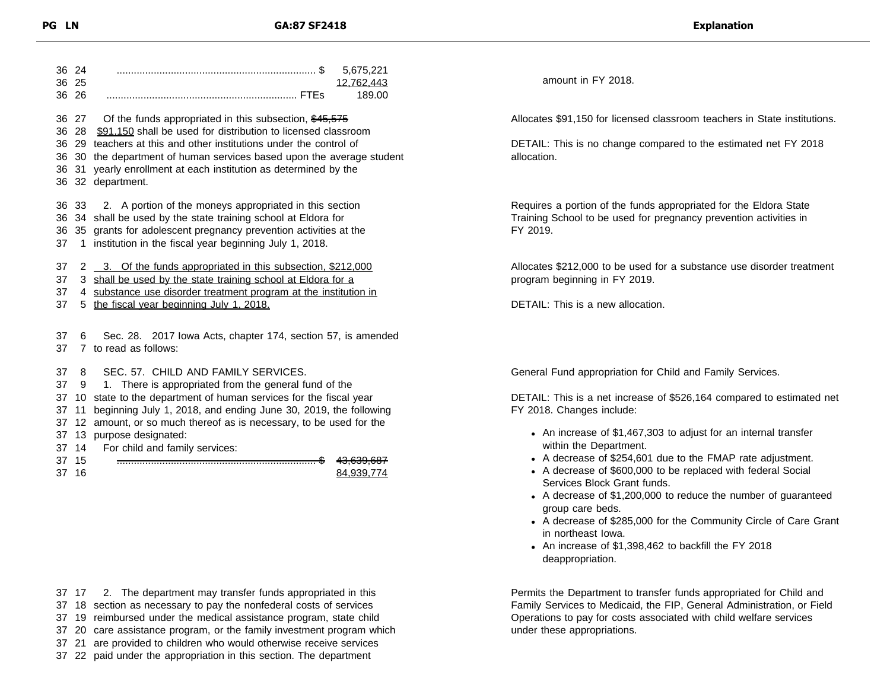| PG LN | GA:87 SF2418 | Explanation |
|---|---|---|
| 36 24<br>36 25<br>36 26 | ...................................................................... $ 5,675,221<br>12,762,443<br>.................................................................. FTEs 189.00 | amount in FY 2018. |
| 36 27<br>36 28<br>36 29<br>36 30<br>36 31<br>36 32 | Of the funds appropriated in this subsection, ~~$45,575~~ $91,150 shall be used for distribution to licensed classroom teachers at this and other institutions under the control of the department of human services based upon the average student yearly enrollment at each institution as determined by the department. | Allocates $91,150 for licensed classroom teachers in State institutions.<br><br>DETAIL: This is no change compared to the estimated net FY 2018 allocation. |
| 36 33<br>36 34<br>36 35<br>37 1 | 2. A portion of the moneys appropriated in this section shall be used by the state training school at Eldora for grants for adolescent pregnancy prevention activities at the institution in the fiscal year beginning July 1, 2018. | Requires a portion of the funds appropriated for the Eldora State Training School to be used for pregnancy prevention activities in FY 2019. |
| 37 2<br>37 3<br>37 4<br>37 5 | 3. Of the funds appropriated in this subsection, $212,000 shall be used by the state training school at Eldora for a substance use disorder treatment program at the institution in the fiscal year beginning July 1, 2018. | Allocates $212,000 to be used for a substance use disorder treatment program beginning in FY 2019.<br><br>DETAIL: This is a new allocation. |
| 37 6<br>37 7 | Sec. 28. 2017 Iowa Acts, chapter 174, section 57, is amended to read as follows: | |
| 37 8<br>37 9<br>37 10<br>37 11<br>37 12<br>37 13<br>37 14<br>37 15<br>37 16 | SEC. 57. CHILD AND FAMILY SERVICES.<br>1. There is appropriated from the general fund of the state to the department of human services for the fiscal year beginning July 1, 2018, and ending June 30, 2019, the following amount, or so much thereof as is necessary, to be used for the purpose designated:<br>For child and family services:<br>...................................................................... $ ~~43,639,687~~<br>84,939,774 | General Fund appropriation for Child and Family Services.<br><br>DETAIL: This is a net increase of $526,164 compared to estimated net FY 2018. Changes include:<br>• An increase of $1,467,303 to adjust for an internal transfer within the Department.<br>• A decrease of $254,601 due to the FMAP rate adjustment.<br>• A decrease of $600,000 to be replaced with federal Social Services Block Grant funds.<br>• A decrease of $1,200,000 to reduce the number of guaranteed group care beds.<br>• A decrease of $285,000 for the Community Circle of Care Grant in northeast Iowa.<br>• An increase of $1,398,462 to backfill the FY 2018 deappropriation. |
| 37 17<br>37 18<br>37 19<br>37 20<br>37 21<br>37 22 | 2. The department may transfer funds appropriated in this section as necessary to pay the nonfederal costs of services reimbursed under the medical assistance program, state child care assistance program, or the family investment program which are provided to children who would otherwise receive services paid under the appropriation in this section. The department | Permits the Department to transfer funds appropriated for Child and Family Services to Medicaid, the FIP, General Administration, or Field Operations to pay for costs associated with child welfare services under these appropriations. |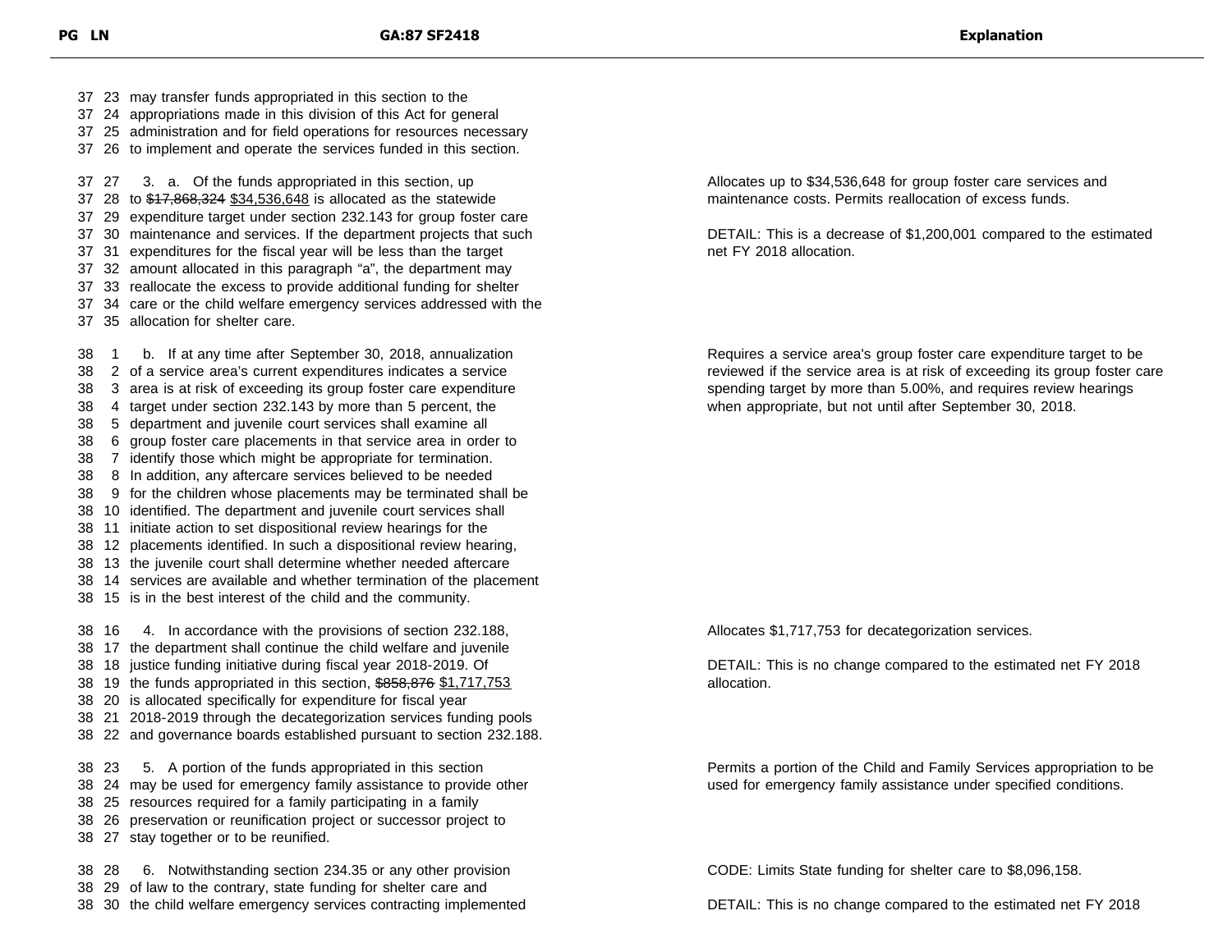| PG | LN | GA:87 SF2418 | Explanation |
|---|---|---|---|
| 37 | 23 | may transfer funds appropriated in this section to the | |
| 37 | 24 | appropriations made in this division of this Act for general | |
| 37 | 25 | administration and for field operations for resources necessary | |
| 37 | 26 | to implement and operate the services funded in this section. | |
| 37 | 27 | 3. a. Of the funds appropriated in this section, up | Allocates up to $34,536,648 for group foster care services and maintenance costs. Permits reallocation of excess funds. |
| 37 | 28 | to ~~$17,868,324~~ $34,536,648 is allocated as the statewide | |
| 37 | 29 | expenditure target under section 232.143 for group foster care | DETAIL: This is a decrease of $1,200,001 compared to the estimated net FY 2018 allocation. |
| 37 | 30 | maintenance and services. If the department projects that such | |
| 37 | 31 | expenditures for the fiscal year will be less than the target | |
| 37 | 32 | amount allocated in this paragraph "a", the department may | |
| 37 | 33 | reallocate the excess to provide additional funding for shelter | |
| 37 | 34 | care or the child welfare emergency services addressed with the | |
| 37 | 35 | allocation for shelter care. | |
| 38 | 1 | b. If at any time after September 30, 2018, annualization | Requires a service area's group foster care expenditure target to be reviewed if the service area is at risk of exceeding its group foster care spending target by more than 5.00%, and requires review hearings when appropriate, but not until after September 30, 2018. |
| 38 | 2 | of a service area's current expenditures indicates a service | |
| 38 | 3 | area is at risk of exceeding its group foster care expenditure | |
| 38 | 4 | target under section 232.143 by more than 5 percent, the | |
| 38 | 5 | department and juvenile court services shall examine all | |
| 38 | 6 | group foster care placements in that service area in order to | |
| 38 | 7 | identify those which might be appropriate for termination. | |
| 38 | 8 | In addition, any aftercare services believed to be needed | |
| 38 | 9 | for the children whose placements may be terminated shall be | |
| 38 | 10 | identified. The department and juvenile court services shall | |
| 38 | 11 | initiate action to set dispositional review hearings for the | |
| 38 | 12 | placements identified. In such a dispositional review hearing, | |
| 38 | 13 | the juvenile court shall determine whether needed aftercare | |
| 38 | 14 | services are available and whether termination of the placement | |
| 38 | 15 | is in the best interest of the child and the community. | |
| 38 | 16 | 4. In accordance with the provisions of section 232.188, | Allocates $1,717,753 for decategorization services. |
| 38 | 17 | the department shall continue the child welfare and juvenile | |
| 38 | 18 | justice funding initiative during fiscal year 2018-2019. Of | DETAIL: This is no change compared to the estimated net FY 2018 allocation. |
| 38 | 19 | the funds appropriated in this section, ~~$858,876~~ $1,717,753 | |
| 38 | 20 | is allocated specifically for expenditure for fiscal year | |
| 38 | 21 | 2018-2019 through the decategorization services funding pools | |
| 38 | 22 | and governance boards established pursuant to section 232.188. | |
| 38 | 23 | 5. A portion of the funds appropriated in this section | Permits a portion of the Child and Family Services appropriation to be used for emergency family assistance under specified conditions. |
| 38 | 24 | may be used for emergency family assistance to provide other | |
| 38 | 25 | resources required for a family participating in a family | |
| 38 | 26 | preservation or reunification project or successor project to | |
| 38 | 27 | stay together or to be reunified. | |
| 38 | 28 | 6. Notwithstanding section 234.35 or any other provision | CODE: Limits State funding for shelter care to $8,096,158. |
| 38 | 29 | of law to the contrary, state funding for shelter care and | |
| 38 | 30 | the child welfare emergency services contracting implemented | DETAIL: This is no change compared to the estimated net FY 2018 |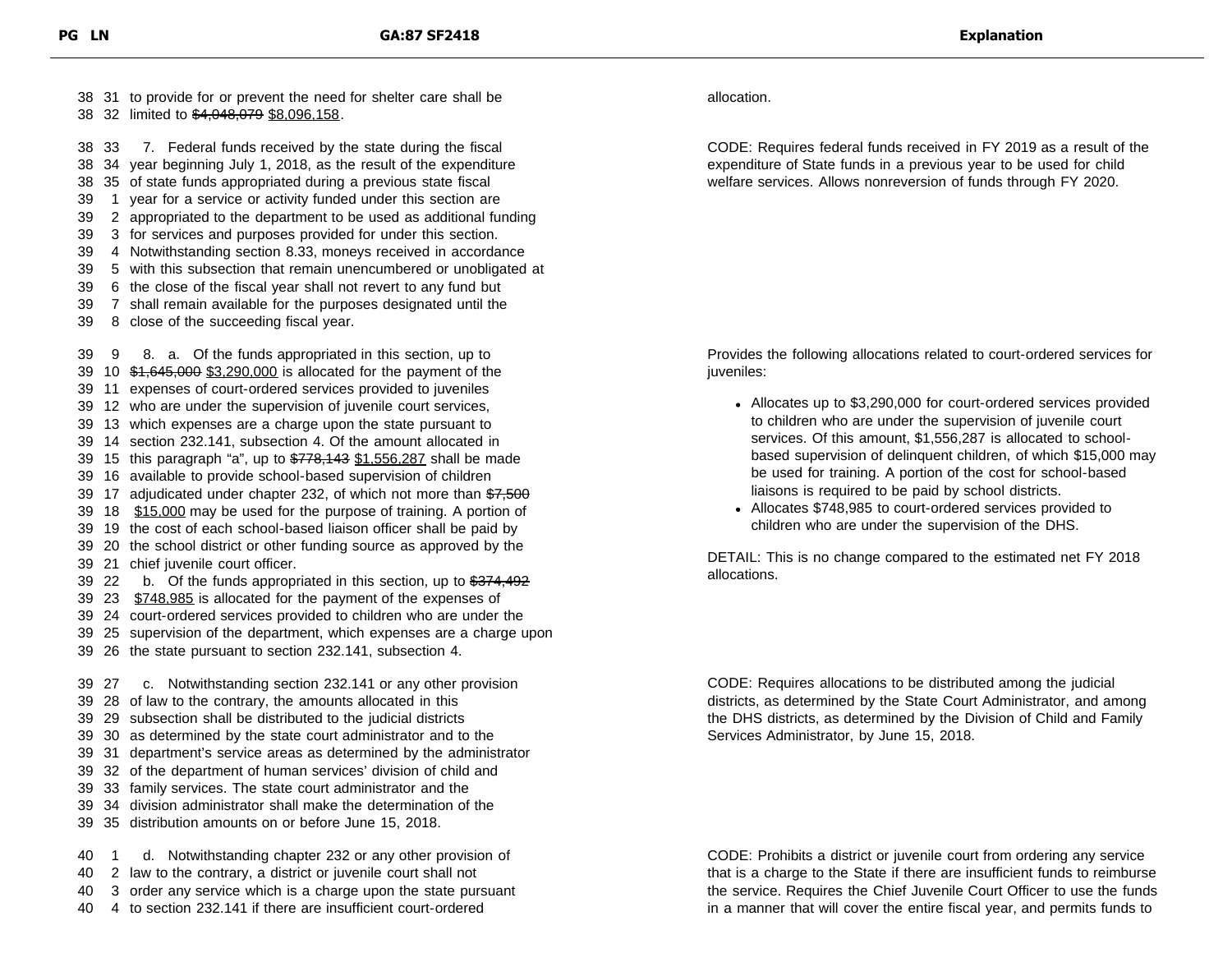| PG LN | GA:87 SF2418 | Explanation |
|---|---|---|
| 38 31<br>38 32 | to provide for or prevent the need for shelter care shall be limited to ~~$4,048,079~~ <u>$8,096,158</u>. | allocation. |
| 38 33<br>38 34<br>38 35<br>39 1<br>39 2<br>39 3<br>39 4<br>39 5<br>39 6<br>39 7<br>39 8 | 7. Federal funds received by the state during the fiscal year beginning July 1, 2018, as the result of the expenditure of state funds appropriated during a previous state fiscal year for a service or activity funded under this section are appropriated to the department to be used as additional funding for services and purposes provided for under this section. Notwithstanding section 8.33, moneys received in accordance with this subsection that remain unencumbered or unobligated at the close of the fiscal year shall not revert to any fund but shall remain available for the purposes designated until the close of the succeeding fiscal year. | CODE: Requires federal funds received in FY 2019 as a result of the expenditure of State funds in a previous year to be used for child welfare services. Allows nonreversion of funds through FY 2020. |
| 39 9<br>39 10<br>39 11<br>39 12<br>39 13<br>39 14<br>39 15<br>39 16<br>39 17<br>39 18<br>39 19<br>39 20<br>39 21<br>39 22<br>39 23<br>39 24<br>39 25<br>39 26 | 8. a. Of the funds appropriated in this section, up to ~~$1,645,000~~ <u>$3,290,000</u> is allocated for the payment of the expenses of court-ordered services provided to juveniles who are under the supervision of juvenile court services, which expenses are a charge upon the state pursuant to section 232.141, subsection 4. Of the amount allocated in this paragraph "a", up to ~~$778,143~~ <u>$1,556,287</u> shall be made available to provide school-based supervision of children adjudicated under chapter 232, of which not more than ~~$7,500~~ <u>$15,000</u> may be used for the purpose of training. A portion of the cost of each school-based liaison officer shall be paid by the school district or other funding source as approved by the chief juvenile court officer.<br>b. Of the funds appropriated in this section, up to ~~$374,492~~ <u>$748,985</u> is allocated for the payment of the expenses of court-ordered services provided to children who are under the supervision of the department, which expenses are a charge upon the state pursuant to section 232.141, subsection 4. | Provides the following allocations related to court-ordered services for juveniles:<br>• Allocates up to $3,290,000 for court-ordered services provided to children who are under the supervision of juvenile court services. Of this amount, $1,556,287 is allocated to school-based supervision of delinquent children, of which $15,000 may be used for training. A portion of the cost for school-based liaisons is required to be paid by school districts.<br>• Allocates $748,985 to court-ordered services provided to children who are under the supervision of the DHS.<br><br>DETAIL: This is no change compared to the estimated net FY 2018 allocations. |
| 39 27<br>39 28<br>39 29<br>39 30<br>39 31<br>39 32<br>39 33<br>39 34<br>39 35 | c. Notwithstanding section 232.141 or any other provision of law to the contrary, the amounts allocated in this subsection shall be distributed to the judicial districts as determined by the state court administrator and to the department's service areas as determined by the administrator of the department of human services' division of child and family services. The state court administrator and the division administrator shall make the determination of the distribution amounts on or before June 15, 2018. | CODE: Requires allocations to be distributed among the judicial districts, as determined by the State Court Administrator, and among the DHS districts, as determined by the Division of Child and Family Services Administrator, by June 15, 2018. |
| 40 1<br>40 2<br>40 3<br>40 4 | d. Notwithstanding chapter 232 or any other provision of law to the contrary, a district or juvenile court shall not order any service which is a charge upon the state pursuant to section 232.141 if there are insufficient court-ordered | CODE: Prohibits a district or juvenile court from ordering any service that is a charge to the State if there are insufficient funds to reimburse the service. Requires the Chief Juvenile Court Officer to use the funds in a manner that will cover the entire fiscal year, and permits funds to |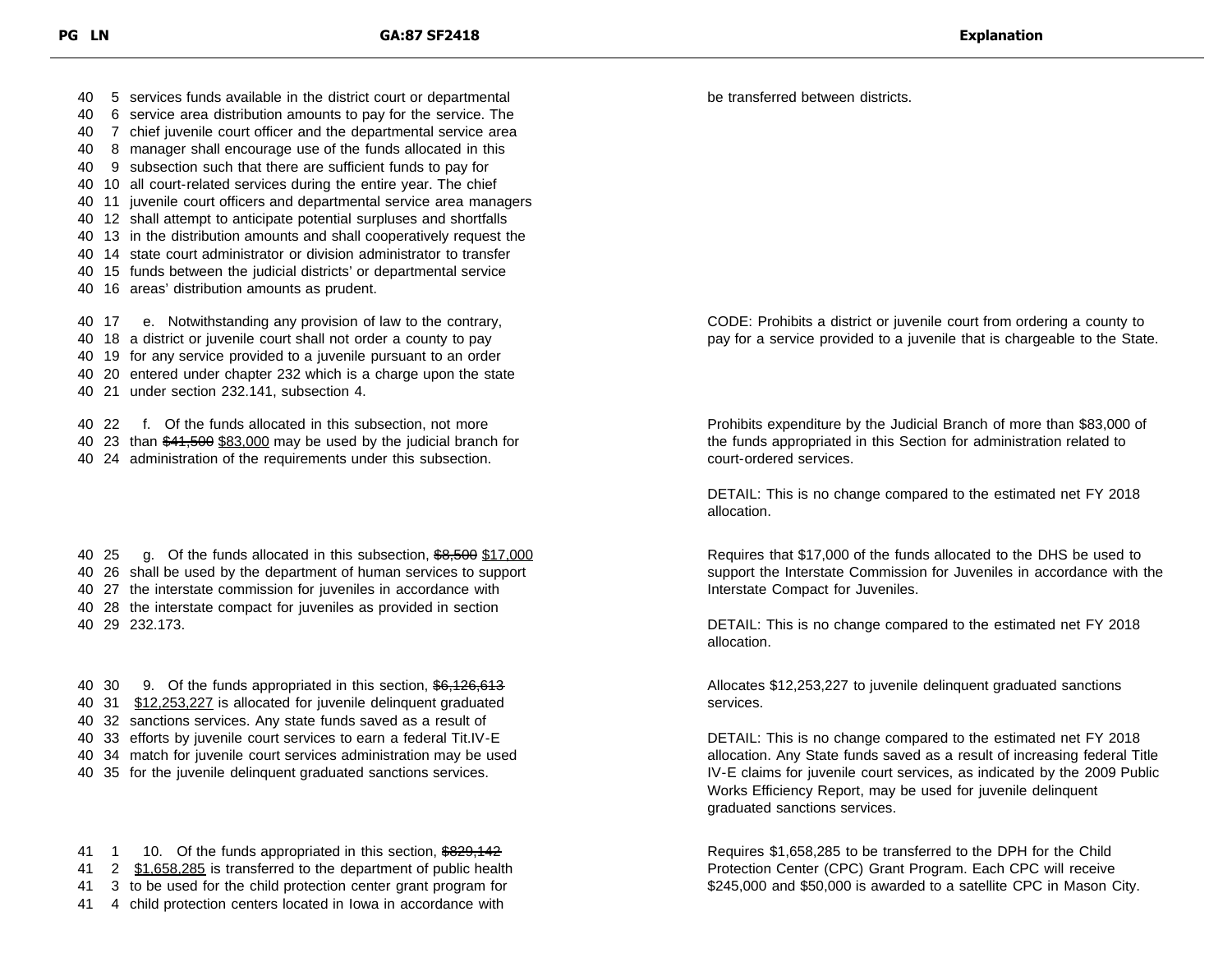| PG | LN | GA:87 SF2418 | Explanation |
|---|---|---|---|
| 40 | 5 | services funds available in the district court or departmental | be transferred between districts. |
| 40 | 6 | service area distribution amounts to pay for the service. The | |
| 40 | 7 | chief juvenile court officer and the departmental service area | |
| 40 | 8 | manager shall encourage use of the funds allocated in this | |
| 40 | 9 | subsection such that there are sufficient funds to pay for | |
| 40 | 10 | all court-related services during the entire year. The chief | |
| 40 | 11 | juvenile court officers and departmental service area managers | |
| 40 | 12 | shall attempt to anticipate potential surpluses and shortfalls | |
| 40 | 13 | in the distribution amounts and shall cooperatively request the | |
| 40 | 14 | state court administrator or division administrator to transfer | |
| 40 | 15 | funds between the judicial districts' or departmental service | |
| 40 | 16 | areas' distribution amounts as prudent. | |
| 40 | 17 | e. Notwithstanding any provision of law to the contrary, | CODE: Prohibits a district or juvenile court from ordering a county to pay for a service provided to a juvenile that is chargeable to the State. |
| 40 | 18 | a district or juvenile court shall not order a county to pay | |
| 40 | 19 | for any service provided to a juvenile pursuant to an order | |
| 40 | 20 | entered under chapter 232 which is a charge upon the state | |
| 40 | 21 | under section 232.141, subsection 4. | |
| 40 | 22 | f. Of the funds allocated in this subsection, not more | Prohibits expenditure by the Judicial Branch of more than $83,000 of the funds appropriated in this Section for administration related to court-ordered services. |
| 40 | 23 | than ~~$41,500~~ $83,000 may be used by the judicial branch for | |
| 40 | 24 | administration of the requirements under this subsection. | DETAIL: This is no change compared to the estimated net FY 2018 allocation. |
| 40 | 25 | g. Of the funds allocated in this subsection, ~~$8,500~~ $17,000 | Requires that $17,000 of the funds allocated to the DHS be used to support the Interstate Commission for Juveniles in accordance with the Interstate Compact for Juveniles. |
| 40 | 26 | shall be used by the department of human services to support | |
| 40 | 27 | the interstate commission for juveniles in accordance with | |
| 40 | 28 | the interstate compact for juveniles as provided in section | |
| 40 | 29 | 232.173. | DETAIL: This is no change compared to the estimated net FY 2018 allocation. |
| 40 | 30 | 9. Of the funds appropriated in this section, ~~$6,126,613~~ | Allocates $12,253,227 to juvenile delinquent graduated sanctions services. |
| 40 | 31 | $12,253,227 is allocated for juvenile delinquent graduated | |
| 40 | 32 | sanctions services. Any state funds saved as a result of | |
| 40 | 33 | efforts by juvenile court services to earn a federal Tit.IV-E | DETAIL: This is no change compared to the estimated net FY 2018 allocation. Any State funds saved as a result of increasing federal Title IV-E claims for juvenile court services, as indicated by the 2009 Public Works Efficiency Report, may be used for juvenile delinquent graduated sanctions services. |
| 40 | 34 | match for juvenile court services administration may be used | |
| 40 | 35 | for the juvenile delinquent graduated sanctions services. | |
| 41 | 1 | 10. Of the funds appropriated in this section, ~~$829,142~~ | Requires $1,658,285 to be transferred to the DPH for the Child Protection Center (CPC) Grant Program. Each CPC will receive $245,000 and $50,000 is awarded to a satellite CPC in Mason City. |
| 41 | 2 | $1,658,285 is transferred to the department of public health | |
| 41 | 3 | to be used for the child protection center grant program for | |
| 41 | 4 | child protection centers located in Iowa in accordance with | |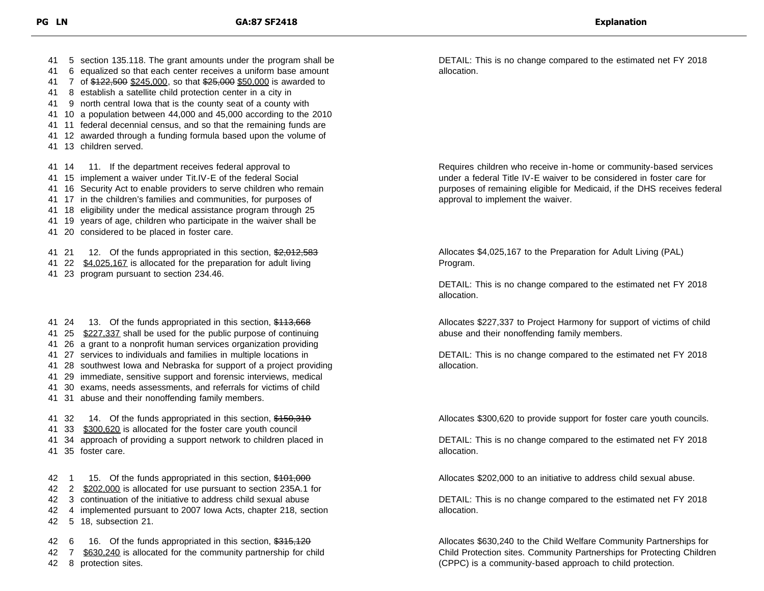| PG | LN | GA:87 SF2418 | Explanation |
|---|---|---|---|
| 41 | 5 | section 135.118. The grant amounts under the program shall be | DETAIL: This is no change compared to the estimated net FY 2018 allocation. |
| 41 | 6 | equalized so that each center receives a uniform base amount | |
| 41 | 7 | of ~~$122,500~~ $245,000, so that ~~$25,000~~ $50,000 is awarded to | |
| 41 | 8 | establish a satellite child protection center in a city in | |
| 41 | 9 | north central Iowa that is the county seat of a county with | |
| 41 | 10 | a population between 44,000 and 45,000 according to the 2010 | |
| 41 | 11 | federal decennial census, and so that the remaining funds are | |
| 41 | 12 | awarded through a funding formula based upon the volume of | |
| 41 | 13 | children served. | |
| 41 | 14 | 11. If the department receives federal approval to | Requires children who receive in-home or community-based services under a federal Title IV-E waiver to be considered in foster care for purposes of remaining eligible for Medicaid, if the DHS receives federal approval to implement the waiver. |
| 41 | 15 | implement a waiver under Tit.IV-E of the federal Social | |
| 41 | 16 | Security Act to enable providers to serve children who remain | |
| 41 | 17 | in the children's families and communities, for purposes of | |
| 41 | 18 | eligibility under the medical assistance program through 25 | |
| 41 | 19 | years of age, children who participate in the waiver shall be | |
| 41 | 20 | considered to be placed in foster care. | |
| 41 | 21 | 12. Of the funds appropriated in this section, ~~$2,012,583~~ | Allocates $4,025,167 to the Preparation for Adult Living (PAL) Program. |
| 41 | 22 | $4,025,167 is allocated for the preparation for adult living | |
| 41 | 23 | program pursuant to section 234.46. | DETAIL: This is no change compared to the estimated net FY 2018 allocation. |
| 41 | 24 | 13. Of the funds appropriated in this section, ~~$113,668~~ | Allocates $227,337 to Project Harmony for support of victims of child abuse and their nonoffending family members. |
| 41 | 25 | $227,337 shall be used for the public purpose of continuing | |
| 41 | 26 | a grant to a nonprofit human services organization providing | |
| 41 | 27 | services to individuals and families in multiple locations in | DETAIL: This is no change compared to the estimated net FY 2018 allocation. |
| 41 | 28 | southwest Iowa and Nebraska for support of a project providing | |
| 41 | 29 | immediate, sensitive support and forensic interviews, medical | |
| 41 | 30 | exams, needs assessments, and referrals for victims of child | |
| 41 | 31 | abuse and their nonoffending family members. | |
| 41 | 32 | 14. Of the funds appropriated in this section, ~~$150,310~~ | Allocates $300,620 to provide support for foster care youth councils. |
| 41 | 33 | $300,620 is allocated for the foster care youth council | |
| 41 | 34 | approach of providing a support network to children placed in | DETAIL: This is no change compared to the estimated net FY 2018 allocation. |
| 41 | 35 | foster care. | |
| 42 | 1 | 15. Of the funds appropriated in this section, ~~$101,000~~ | Allocates $202,000 to an initiative to address child sexual abuse. |
| 42 | 2 | $202,000 is allocated for use pursuant to section 235A.1 for | |
| 42 | 3 | continuation of the initiative to address child sexual abuse | DETAIL: This is no change compared to the estimated net FY 2018 allocation. |
| 42 | 4 | implemented pursuant to 2007 Iowa Acts, chapter 218, section | |
| 42 | 5 | 18, subsection 21. | |
| 42 | 6 | 16. Of the funds appropriated in this section, ~~$315,120~~ | Allocates $630,240 to the Child Welfare Community Partnerships for Child Protection sites. Community Partnerships for Protecting Children (CPPC) is a community-based approach to child protection. |
| 42 | 7 | $630,240 is allocated for the community partnership for child | |
| 42 | 8 | protection sites. | |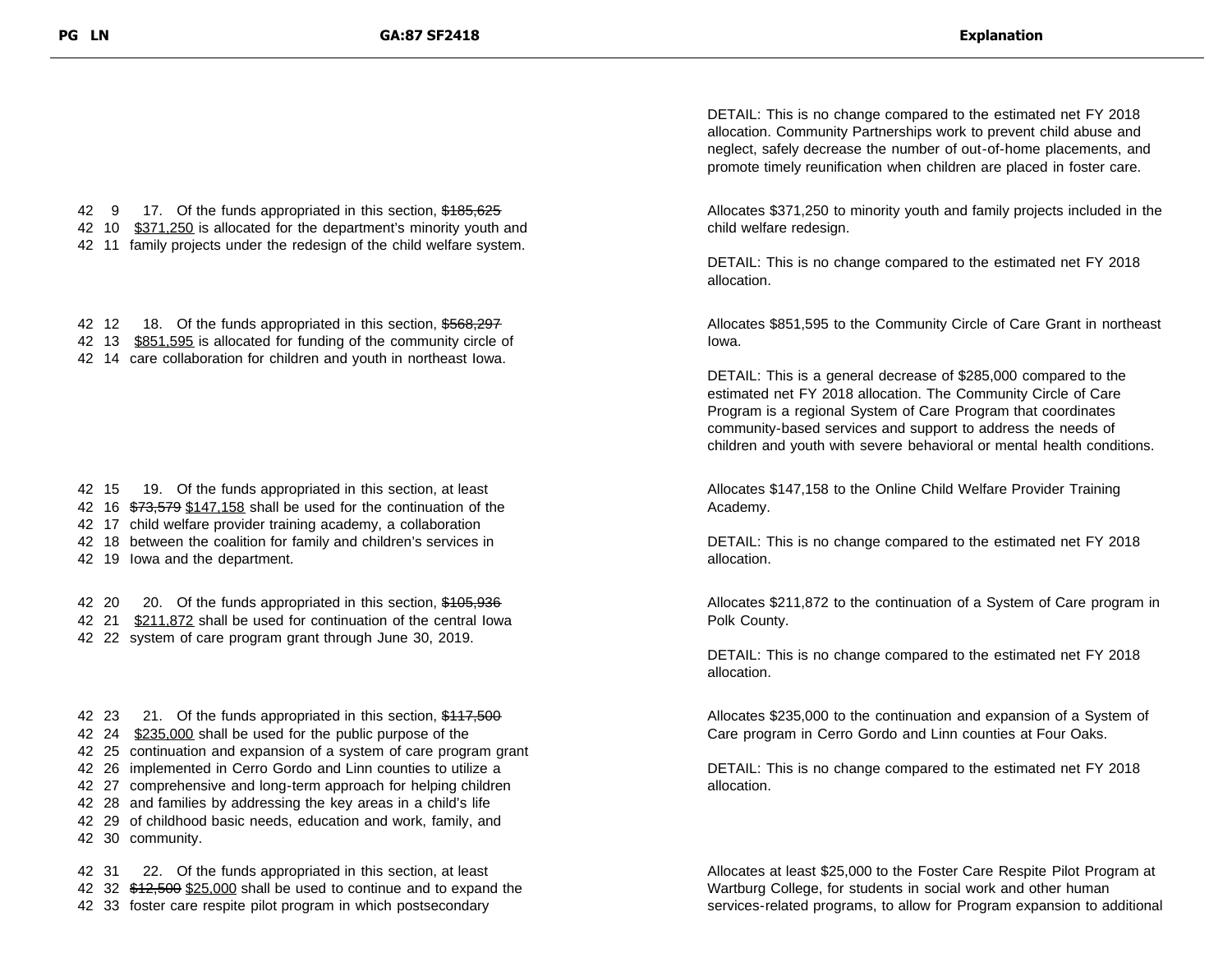| PG LN | GA:87 SF2418 | Explanation |
|---|---|---|
| | | DETAIL: This is no change compared to the estimated net FY 2018 allocation. Community Partnerships work to prevent child abuse and neglect, safely decrease the number of out-of-home placements, and promote timely reunification when children are placed in foster care. |
| 42 9<br>42 10<br>42 11 | 17. Of the funds appropriated in this section, ~~$185,625~~ <u>$371,250</u> is allocated for the department's minority youth and family projects under the redesign of the child welfare system. | Allocates $371,250 to minority youth and family projects included in the child welfare redesign.<br><br>DETAIL: This is no change compared to the estimated net FY 2018 allocation. |
| 42 12<br>42 13<br>42 14 | 18. Of the funds appropriated in this section, ~~$568,297~~ <u>$851,595</u> is allocated for funding of the community circle of care collaboration for children and youth in northeast Iowa. | Allocates $851,595 to the Community Circle of Care Grant in northeast Iowa.<br><br>DETAIL: This is a general decrease of $285,000 compared to the estimated net FY 2018 allocation. The Community Circle of Care Program is a regional System of Care Program that coordinates community-based services and support to address the needs of children and youth with severe behavioral or mental health conditions. |
| 42 15<br>42 16<br>42 17<br>42 18<br>42 19 | 19. Of the funds appropriated in this section, at least ~~$73,579~~ <u>$147,158</u> shall be used for the continuation of the child welfare provider training academy, a collaboration between the coalition for family and children's services in Iowa and the department. | Allocates $147,158 to the Online Child Welfare Provider Training Academy.<br><br>DETAIL: This is no change compared to the estimated net FY 2018 allocation. |
| 42 20<br>42 21<br>42 22 | 20. Of the funds appropriated in this section, ~~$105,936~~ <u>$211,872</u> shall be used for continuation of the central Iowa system of care program grant through June 30, 2019. | Allocates $211,872 to the continuation of a System of Care program in Polk County.<br><br>DETAIL: This is no change compared to the estimated net FY 2018 allocation. |
| 42 23<br>42 24<br>42 25<br>42 26<br>42 27<br>42 28<br>42 29<br>42 30 | 21. Of the funds appropriated in this section, ~~$117,500~~ <u>$235,000</u> shall be used for the public purpose of the continuation and expansion of a system of care program grant implemented in Cerro Gordo and Linn counties to utilize a comprehensive and long-term approach for helping children and families by addressing the key areas in a child's life of childhood basic needs, education and work, family, and community. | Allocates $235,000 to the continuation and expansion of a System of Care program in Cerro Gordo and Linn counties at Four Oaks.<br><br>DETAIL: This is no change compared to the estimated net FY 2018 allocation. |
| 42 31<br>42 32<br>42 33 | 22. Of the funds appropriated in this section, at least ~~$12,500~~ <u>$25,000</u> shall be used to continue and to expand the foster care respite pilot program in which postsecondary | Allocates at least $25,000 to the Foster Care Respite Pilot Program at Wartburg College, for students in social work and other human services-related programs, to allow for Program expansion to additional |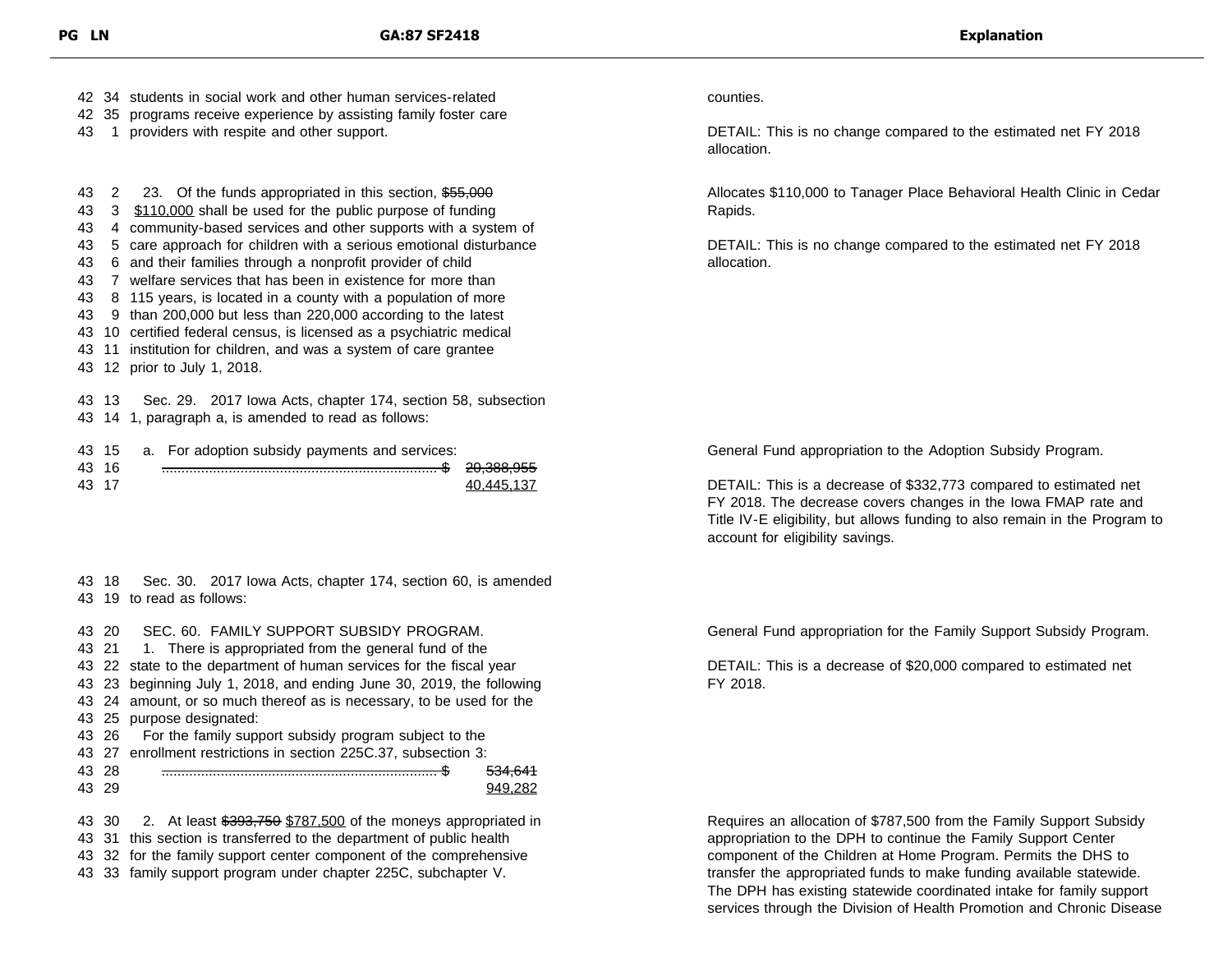| PG LN | GA:87 SF2418 | Explanation |
|---|---|---|
| 42 34<br>42 35<br>43 1 | students in social work and other human services-related programs receive experience by assisting family foster care providers with respite and other support. | counties.<br><br>DETAIL: This is no change compared to the estimated net FY 2018 allocation. |
| 43 2<br>43 3<br>43 4<br>43 5<br>43 6<br>43 7<br>43 8<br>43 9<br>43 10<br>43 11<br>43 12 | 23. Of the funds appropriated in this section, ~~$55,000~~ <u>$110,000</u> shall be used for the public purpose of funding community-based services and other supports with a system of care approach for children with a serious emotional disturbance and their families through a nonprofit provider of child welfare services that has been in existence for more than 115 years, is located in a county with a population of more than 200,000 but less than 220,000 according to the latest certified federal census, is licensed as a psychiatric medical institution for children, and was a system of care grantee prior to July 1, 2018. | Allocates $110,000 to Tanager Place Behavioral Health Clinic in Cedar Rapids.<br><br>DETAIL: This is no change compared to the estimated net FY 2018 allocation. |
| 43 13<br>43 14 | Sec. 29. 2017 Iowa Acts, chapter 174, section 58, subsection 1, paragraph a, is amended to read as follows: | |
| 43 15<br>43 16<br>43 17 | a. For adoption subsidy payments and services:<br>~~...................................................................... $ 20,388,955~~<br><u>40,445,137</u> | General Fund appropriation to the Adoption Subsidy Program.<br><br>DETAIL: This is a decrease of $332,773 compared to estimated net FY 2018. The decrease covers changes in the Iowa FMAP rate and Title IV-E eligibility, but allows funding to also remain in the Program to account for eligibility savings. |
| 43 18<br>43 19 | Sec. 30. 2017 Iowa Acts, chapter 174, section 60, is amended to read as follows: | |
| 43 20<br>43 21<br>43 22<br>43 23<br>43 24<br>43 25<br>43 26<br>43 27<br>43 28<br>43 29 | SEC. 60. FAMILY SUPPORT SUBSIDY PROGRAM.<br>1. There is appropriated from the general fund of the state to the department of human services for the fiscal year beginning July 1, 2018, and ending June 30, 2019, the following amount, or so much thereof as is necessary, to be used for the purpose designated:<br>For the family support subsidy program subject to the enrollment restrictions in section 225C.37, subsection 3:<br>~~...................................................................... $ 534,641~~<br><u>949,282</u> | General Fund appropriation for the Family Support Subsidy Program.<br><br>DETAIL: This is a decrease of $20,000 compared to estimated net FY 2018. |
| 43 30<br>43 31<br>43 32<br>43 33 | 2. At least ~~$393,750~~ <u>$787,500</u> of the moneys appropriated in this section is transferred to the department of public health for the family support center component of the comprehensive family support program under chapter 225C, subchapter V. | Requires an allocation of $787,500 from the Family Support Subsidy appropriation to the DPH to continue the Family Support Center component of the Children at Home Program. Permits the DHS to transfer the appropriated funds to make funding available statewide. The DPH has existing statewide coordinated intake for family support services through the Division of Health Promotion and Chronic Disease |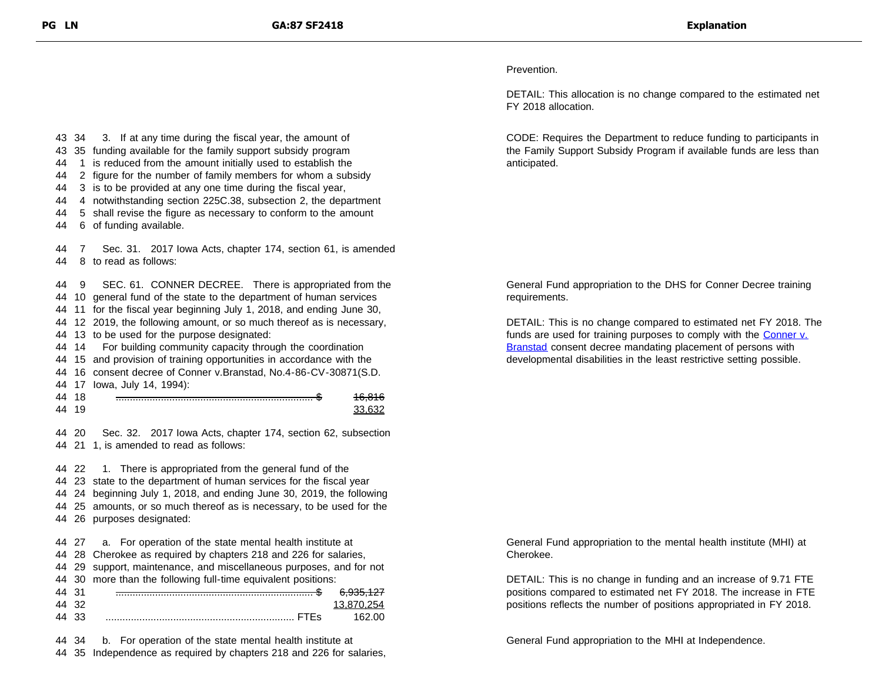| PG LN | GA:87 SF2418 | Explanation |
|---|---|---|
| | | Prevention. |
| | | DETAIL: This allocation is no change compared to the estimated net FY 2018 allocation. |
| 43 34<br>43 35<br>44 1<br>44 2<br>44 3<br>44 4<br>44 5<br>44 6 | 3. If at any time during the fiscal year, the amount of funding available for the family support subsidy program is reduced from the amount initially used to establish the figure for the number of family members for whom a subsidy is to be provided at any one time during the fiscal year, notwithstanding section 225C.38, subsection 2, the department shall revise the figure as necessary to conform to the amount of funding available. | CODE: Requires the Department to reduce funding to participants in the Family Support Subsidy Program if available funds are less than anticipated. |
| 44 7<br>44 8 | Sec. 31. 2017 Iowa Acts, chapter 174, section 61, is amended to read as follows: | |
| 44 9<br>44 10<br>44 11<br>44 12<br>44 13<br>44 14<br>44 15<br>44 16<br>44 17<br>44 18<br>44 19 | SEC. 61. CONNER DECREE. There is appropriated from the general fund of the state to the department of human services for the fiscal year beginning July 1, 2018, and ending June 30, 2019, the following amount, or so much thereof as is necessary, to be used for the purpose designated:<br>For building community capacity through the coordination and provision of training opportunities in accordance with the consent decree of Conner v.Branstad, No.4-86-CV-30871(S.D. Iowa, July 14, 1994):<br>~~.......... $ 16,816~~<br>33,632 | General Fund appropriation to the DHS for Conner Decree training requirements.<br><br>DETAIL: This is no change compared to estimated net FY 2018. The funds are used for training purposes to comply with the Conner v. Branstad consent decree mandating placement of persons with developmental disabilities in the least restrictive setting possible. |
| 44 20<br>44 21 | Sec. 32. 2017 Iowa Acts, chapter 174, section 62, subsection 1, is amended to read as follows: | |
| 44 22<br>44 23<br>44 24<br>44 25<br>44 26 | 1. There is appropriated from the general fund of the state to the department of human services for the fiscal year beginning July 1, 2018, and ending June 30, 2019, the following amounts, or so much thereof as is necessary, to be used for the purposes designated: | |
| 44 27<br>44 28<br>44 29<br>44 30<br>44 31<br>44 32<br>44 33 | a. For operation of the state mental health institute at Cherokee as required by chapters 218 and 226 for salaries, support, maintenance, and miscellaneous purposes, and for not more than the following full-time equivalent positions:<br>~~.......... $ 6,935,127~~<br>13,870,254<br>.......... FTEs 162.00 | General Fund appropriation to the mental health institute (MHI) at Cherokee.<br><br>DETAIL: This is no change in funding and an increase of 9.71 FTE positions compared to estimated net FY 2018. The increase in FTE positions reflects the number of positions appropriated in FY 2018. |
| 44 34<br>44 35 | b. For operation of the state mental health institute at Independence as required by chapters 218 and 226 for salaries, | General Fund appropriation to the MHI at Independence. |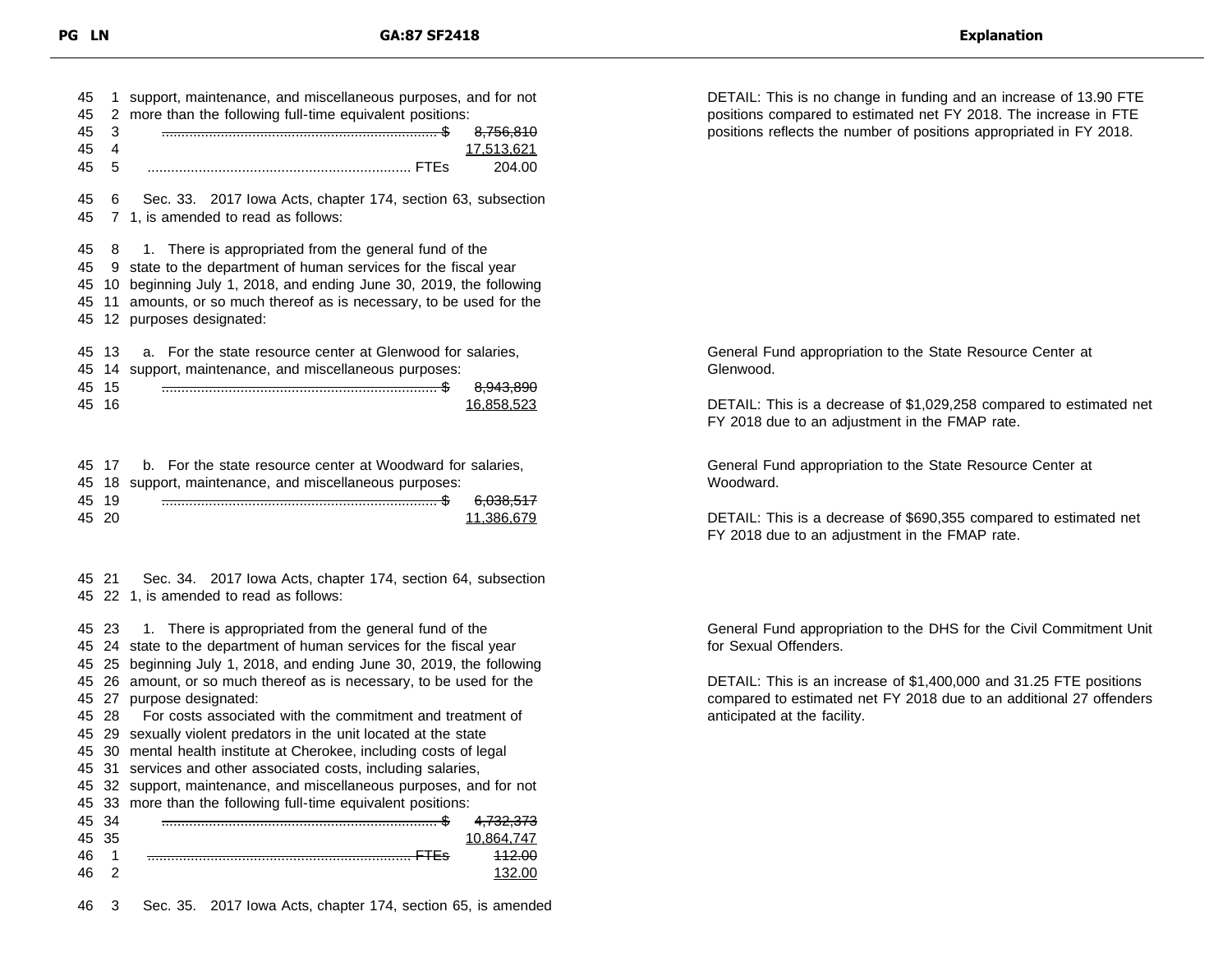| PG | LN | GA:87 SF2418 | Explanation |
|---|---|---|---|
| 45 | 1 | support, maintenance, and miscellaneous purposes, and for not | DETAIL: This is no change in funding and an increase of 13.90 FTE positions compared to estimated net FY 2018. The increase in FTE positions reflects the number of positions appropriated in FY 2018. |
| 45 | 2 | more than the following full-time equivalent positions: | |
| 45 | 3 | ~~...... $ 8,756,810~~ | |
| 45 | 4 | 17,513,621 | |
| 45 | 5 | ...... FTEs 204.00 | |
| 45 | 6 | Sec. 33. 2017 Iowa Acts, chapter 174, section 63, subsection | |
| 45 | 7 | 1, is amended to read as follows: | |
| 45 | 8 | 1. There is appropriated from the general fund of the | |
| 45 | 9 | state to the department of human services for the fiscal year | |
| 45 | 10 | beginning July 1, 2018, and ending June 30, 2019, the following | |
| 45 | 11 | amounts, or so much thereof as is necessary, to be used for the | |
| 45 | 12 | purposes designated: | |
| 45 | 13 | a. For the state resource center at Glenwood for salaries, | General Fund appropriation to the State Resource Center at Glenwood. |
| 45 | 14 | support, maintenance, and miscellaneous purposes: | |
| 45 | 15 | ~~...... $ 8,943,890~~ | |
| 45 | 16 | 16,858,523 | DETAIL: This is a decrease of $1,029,258 compared to estimated net FY 2018 due to an adjustment in the FMAP rate. |
| 45 | 17 | b. For the state resource center at Woodward for salaries, | General Fund appropriation to the State Resource Center at Woodward. |
| 45 | 18 | support, maintenance, and miscellaneous purposes: | |
| 45 | 19 | ~~...... $ 6,038,517~~ | |
| 45 | 20 | 11,386,679 | DETAIL: This is a decrease of $690,355 compared to estimated net FY 2018 due to an adjustment in the FMAP rate. |
| 45 | 21 | Sec. 34. 2017 Iowa Acts, chapter 174, section 64, subsection | |
| 45 | 22 | 1, is amended to read as follows: | |
| 45 | 23 | 1. There is appropriated from the general fund of the | General Fund appropriation to the DHS for the Civil Commitment Unit for Sexual Offenders. |
| 45 | 24 | state to the department of human services for the fiscal year | |
| 45 | 25 | beginning July 1, 2018, and ending June 30, 2019, the following | DETAIL: This is an increase of $1,400,000 and 31.25 FTE positions compared to estimated net FY 2018 due to an additional 27 offenders anticipated at the facility. |
| 45 | 26 | amount, or so much thereof as is necessary, to be used for the | |
| 45 | 27 | purpose designated: | |
| 45 | 28 | For costs associated with the commitment and treatment of | |
| 45 | 29 | sexually violent predators in the unit located at the state | |
| 45 | 30 | mental health institute at Cherokee, including costs of legal | |
| 45 | 31 | services and other associated costs, including salaries, | |
| 45 | 32 | support, maintenance, and miscellaneous purposes, and for not | |
| 45 | 33 | more than the following full-time equivalent positions: | |
| 45 | 34 | ~~...... $ 4,732,373~~ | |
| 45 | 35 | 10,864,747 | |
| 46 | 1 | ~~...... FTEs 112.00~~ | |
| 46 | 2 | 132.00 | |
| 46 | 3 | Sec. 35. 2017 Iowa Acts, chapter 174, section 65, is amended | |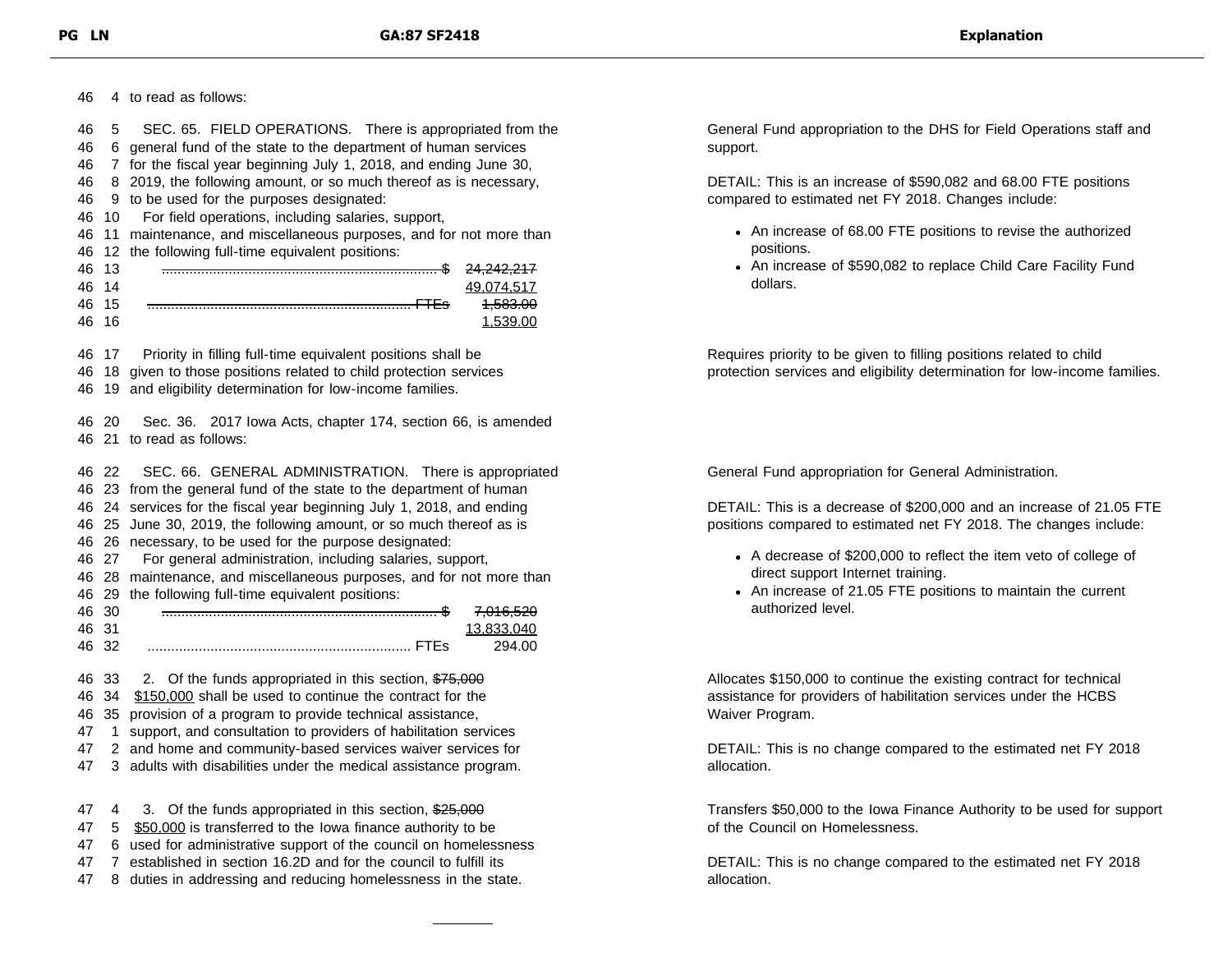| PG | LN | GA:87 SF2418 | Explanation |
|---|---|---|---|
| 46 | 4 | to read as follows: | |
| 46 | 5 | SEC. 65. FIELD OPERATIONS. There is appropriated from the | General Fund appropriation to the DHS for Field Operations staff and support. |
| 46 | 6 | general fund of the state to the department of human services | |
| 46 | 7 | for the fiscal year beginning July 1, 2018, and ending June 30, | DETAIL: This is an increase of $590,082 and 68.00 FTE positions compared to estimated net FY 2018. Changes include: |
| 46 | 8 | 2019, the following amount, or so much thereof as is necessary, | |
| 46 | 9 | to be used for the purposes designated: | |
| 46 | 10 | For field operations, including salaries, support, | • An increase of 68.00 FTE positions to revise the authorized positions. |
| 46 | 11 | maintenance, and miscellaneous purposes, and for not more than | • An increase of $590,082 to replace Child Care Facility Fund dollars. |
| 46 | 12 | the following full-time equivalent positions: | |
| 46 | 13 | ~~.......................................................................... $ 24,242,217~~ | |
| 46 | 14 | 49,074,517 | |
| 46 | 15 | ~~........................................................................ FTEs 1,583.00~~ | |
| 46 | 16 | 1,539.00 | |
| 46 | 17 | Priority in filling full-time equivalent positions shall be | Requires priority to be given to filling positions related to child protection services and eligibility determination for low-income families. |
| 46 | 18 | given to those positions related to child protection services | |
| 46 | 19 | and eligibility determination for low-income families. | |
| 46 | 20 | Sec. 36. 2017 Iowa Acts, chapter 174, section 66, is amended | |
| 46 | 21 | to read as follows: | |
| 46 | 22 | SEC. 66. GENERAL ADMINISTRATION. There is appropriated | General Fund appropriation for General Administration. |
| 46 | 23 | from the general fund of the state to the department of human | |
| 46 | 24 | services for the fiscal year beginning July 1, 2018, and ending | DETAIL: This is a decrease of $200,000 and an increase of 21.05 FTE positions compared to estimated net FY 2018. The changes include: |
| 46 | 25 | June 30, 2019, the following amount, or so much thereof as is | |
| 46 | 26 | necessary, to be used for the purpose designated: | |
| 46 | 27 | For general administration, including salaries, support, | • A decrease of $200,000 to reflect the item veto of college of direct support Internet training. |
| 46 | 28 | maintenance, and miscellaneous purposes, and for not more than | |
| 46 | 29 | the following full-time equivalent positions: | • An increase of 21.05 FTE positions to maintain the current authorized level. |
| 46 | 30 | ~~.......................................................................... $ 7,016,520~~ | |
| 46 | 31 | 13,833,040 | |
| 46 | 32 | ........................................................................ FTEs 294.00 | |
| 46 | 33 | 2. Of the funds appropriated in this section, ~~$75,000~~ | Allocates $150,000 to continue the existing contract for technical assistance for providers of habilitation services under the HCBS Waiver Program. |
| 46 | 34 | $150,000 shall be used to continue the contract for the | |
| 46 | 35 | provision of a program to provide technical assistance, | |
| 47 | 1 | support, and consultation to providers of habilitation services | DETAIL: This is no change compared to the estimated net FY 2018 allocation. |
| 47 | 2 | and home and community-based services waiver services for | |
| 47 | 3 | adults with disabilities under the medical assistance program. | |
| 47 | 4 | 3. Of the funds appropriated in this section, ~~$25,000~~ | Transfers $50,000 to the Iowa Finance Authority to be used for support of the Council on Homelessness. |
| 47 | 5 | $50,000 is transferred to the Iowa finance authority to be | |
| 47 | 6 | used for administrative support of the council on homelessness | |
| 47 | 7 | established in section 16.2D and for the council to fulfill its | DETAIL: This is no change compared to the estimated net FY 2018 allocation. |
| 47 | 8 | duties in addressing and reducing homelessness in the state. | |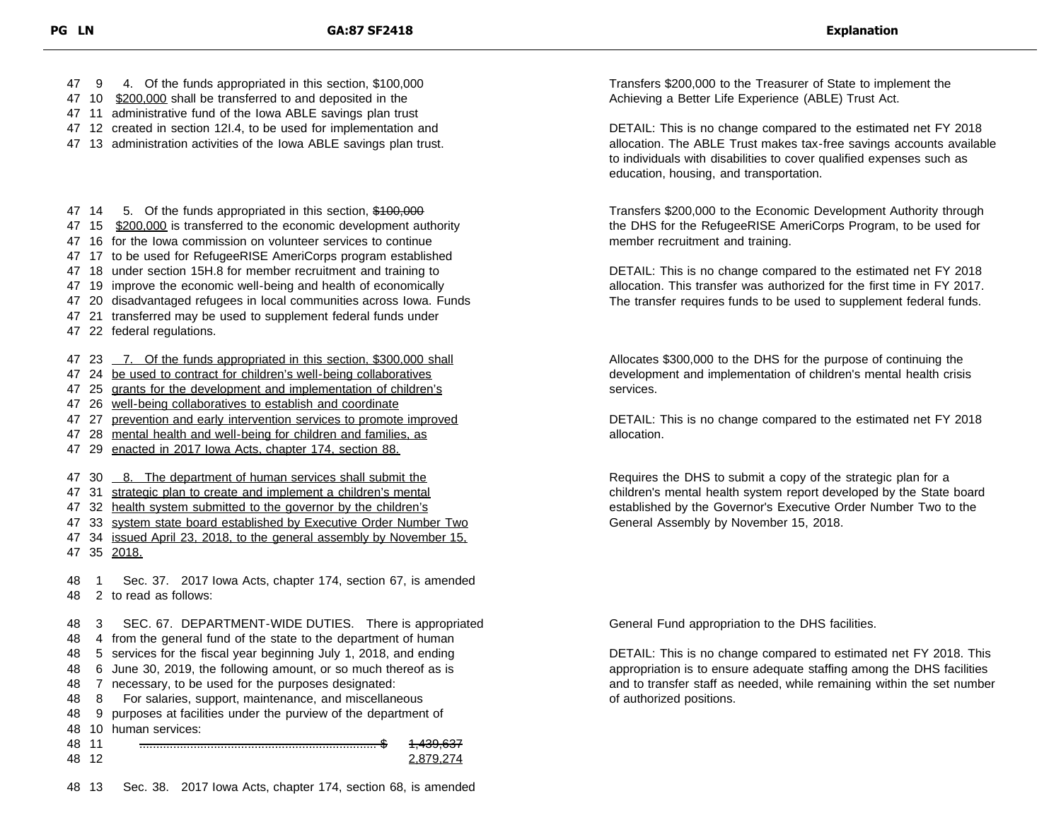| PG LN | GA:87 SF2418 | Explanation |
|---|---|---|
| 47 9 – 47 13 | 4. Of the funds appropriated in this section, ~~$100,000~~ <u>$200,000</u> shall be transferred to and deposited in the administrative fund of the Iowa ABLE savings plan trust created in section 12I.4, to be used for implementation and administration activities of the Iowa ABLE savings plan trust. | Transfers $200,000 to the Treasurer of State to implement the Achieving a Better Life Experience (ABLE) Trust Act.<br><br>DETAIL: This is no change compared to the estimated net FY 2018 allocation. The ABLE Trust makes tax-free savings accounts available to individuals with disabilities to cover qualified expenses such as education, housing, and transportation. |
| 47 14 – 47 22 | 5. Of the funds appropriated in this section, ~~$100,000~~ <u>$200,000</u> is transferred to the economic development authority for the Iowa commission on volunteer services to continue to be used for RefugeeRISE AmeriCorps program established under section 15H.8 for member recruitment and training to improve the economic well-being and health of economically disadvantaged refugees in local communities across Iowa. Funds transferred may be used to supplement federal funds under federal regulations. | Transfers $200,000 to the Economic Development Authority through the DHS for the RefugeeRISE AmeriCorps Program, to be used for member recruitment and training.<br><br>DETAIL: This is no change compared to the estimated net FY 2018 allocation. This transfer was authorized for the first time in FY 2017. The transfer requires funds to be used to supplement federal funds. |
| 47 23 – 47 29 | <u>7. Of the funds appropriated in this section, $300,000 shall be used to contract for children's well-being collaboratives grants for the development and implementation of children's well-being collaboratives to establish and coordinate prevention and early intervention services to promote improved mental health and well-being for children and families, as enacted in 2017 Iowa Acts, chapter 174, section 88.</u> | Allocates $300,000 to the DHS for the purpose of continuing the development and implementation of children's mental health crisis services.<br><br>DETAIL: This is no change compared to the estimated net FY 2018 allocation. |
| 47 30 – 47 35 | <u>8. The department of human services shall submit the strategic plan to create and implement a children's mental health system submitted to the governor by the children's system state board established by Executive Order Number Two issued April 23, 2018, to the general assembly by November 15, 2018.</u> | Requires the DHS to submit a copy of the strategic plan for a children's mental health system report developed by the State board established by the Governor's Executive Order Number Two to the General Assembly by November 15, 2018. |
| 48 1 – 48 2 | Sec. 37. 2017 Iowa Acts, chapter 174, section 67, is amended to read as follows: | |
| 48 3 – 48 12 | SEC. 67. DEPARTMENT-WIDE DUTIES. There is appropriated from the general fund of the state to the department of human services for the fiscal year beginning July 1, 2018, and ending June 30, 2019, the following amount, or so much thereof as is necessary, to be used for the purposes designated:<br>For salaries, support, maintenance, and miscellaneous purposes at facilities under the purview of the department of human services:<br>...... $ ~~1,439,637~~<br><u>2,879,274</u> | General Fund appropriation to the DHS facilities.<br><br>DETAIL: This is no change compared to estimated net FY 2018. This appropriation is to ensure adequate staffing among the DHS facilities and to transfer staff as needed, while remaining within the set number of authorized positions. |
| 48 13 | Sec. 38. 2017 Iowa Acts, chapter 174, section 68, is amended | |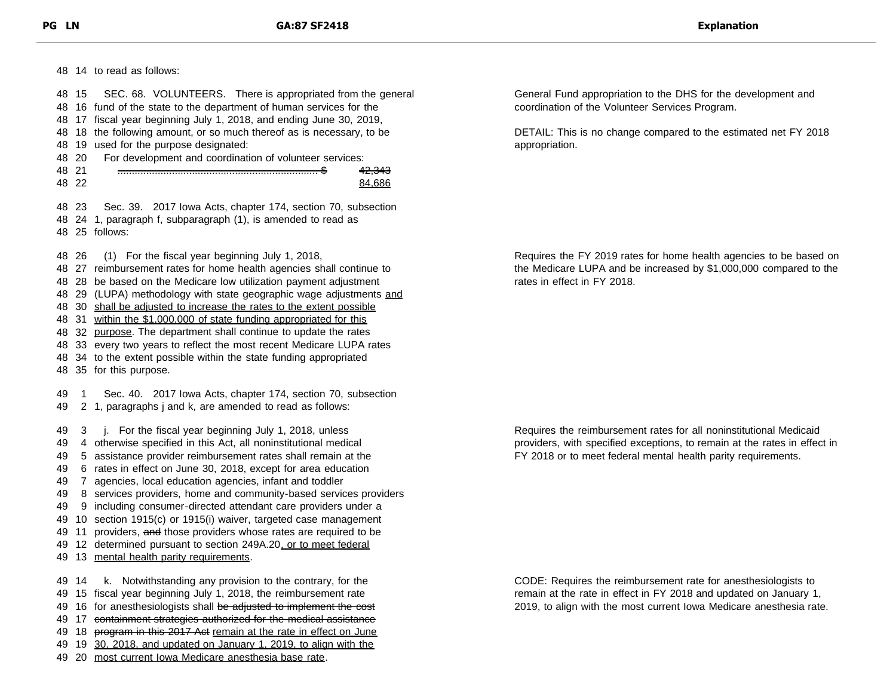| PG | LN | GA:87 SF2418 | Explanation |
|---|---|---|---|
| 48 | 14 | to read as follows: | |
| 48 | 15 | SEC. 68. VOLUNTEERS. There is appropriated from the general | General Fund appropriation to the DHS for the development and coordination of the Volunteer Services Program. |
| 48 | 16 | fund of the state to the department of human services for the | |
| 48 | 17 | fiscal year beginning July 1, 2018, and ending June 30, 2019, | DETAIL: This is no change compared to the estimated net FY 2018 appropriation. |
| 48 | 18 | the following amount, or so much thereof as is necessary, to be | |
| 48 | 19 | used for the purpose designated: | |
| 48 | 20 | For development and coordination of volunteer services: | |
| 48 | 21 | ~~...................................................................... $ 42,343~~ | |
| 48 | 22 | <u>84,686</u> | |
| 48 | 23 | Sec. 39. 2017 Iowa Acts, chapter 174, section 70, subsection | |
| 48 | 24 | 1, paragraph f, subparagraph (1), is amended to read as | |
| 48 | 25 | follows: | |
| 48 | 26 | (1) For the fiscal year beginning July 1, 2018, | Requires the FY 2019 rates for home health agencies to be based on the Medicare LUPA and be increased by $1,000,000 compared to the rates in effect in FY 2018. |
| 48 | 27 | reimbursement rates for home health agencies shall continue to | |
| 48 | 28 | be based on the Medicare low utilization payment adjustment | |
| 48 | 29 | (LUPA) methodology with state geographic wage adjustments <u>and</u> | |
| 48 | 30 | <u>shall be adjusted to increase the rates to the extent possible</u> | |
| 48 | 31 | <u>within the $1,000,000 of state funding appropriated for this</u> | |
| 48 | 32 | <u>purpose</u>. The department shall continue to update the rates | |
| 48 | 33 | every two years to reflect the most recent Medicare LUPA rates | |
| 48 | 34 | to the extent possible within the state funding appropriated | |
| 48 | 35 | for this purpose. | |
| 49 | 1 | Sec. 40. 2017 Iowa Acts, chapter 174, section 70, subsection | |
| 49 | 2 | 1, paragraphs j and k, are amended to read as follows: | |
| 49 | 3 | j. For the fiscal year beginning July 1, 2018, unless | Requires the reimbursement rates for all noninstitutional Medicaid providers, with specified exceptions, to remain at the rates in effect in FY 2018 or to meet federal mental health parity requirements. |
| 49 | 4 | otherwise specified in this Act, all noninstitutional medical | |
| 49 | 5 | assistance provider reimbursement rates shall remain at the | |
| 49 | 6 | rates in effect on June 30, 2018, except for area education | |
| 49 | 7 | agencies, local education agencies, infant and toddler | |
| 49 | 8 | services providers, home and community-based services providers | |
| 49 | 9 | including consumer-directed attendant care providers under a | |
| 49 | 10 | section 1915(c) or 1915(i) waiver, targeted case management | |
| 49 | 11 | providers, ~~and~~ those providers whose rates are required to be | |
| 49 | 12 | determined pursuant to section 249A.20<u>, or to meet federal</u> | |
| 49 | 13 | <u>mental health parity requirements</u>. | |
| 49 | 14 | k. Notwithstanding any provision to the contrary, for the | CODE: Requires the reimbursement rate for anesthesiologists to remain at the rate in effect in FY 2018 and updated on January 1, 2019, to align with the most current Iowa Medicare anesthesia rate. |
| 49 | 15 | fiscal year beginning July 1, 2018, the reimbursement rate | |
| 49 | 16 | for anesthesiologists shall ~~be adjusted to implement the cost~~ | |
| 49 | 17 | ~~containment strategies authorized for the medical assistance~~ | |
| 49 | 18 | ~~program in this 2017 Act~~ <u>remain at the rate in effect on June</u> | |
| 49 | 19 | <u>30, 2018, and updated on January 1, 2019, to align with the</u> | |
| 49 | 20 | <u>most current Iowa Medicare anesthesia base rate</u>. | |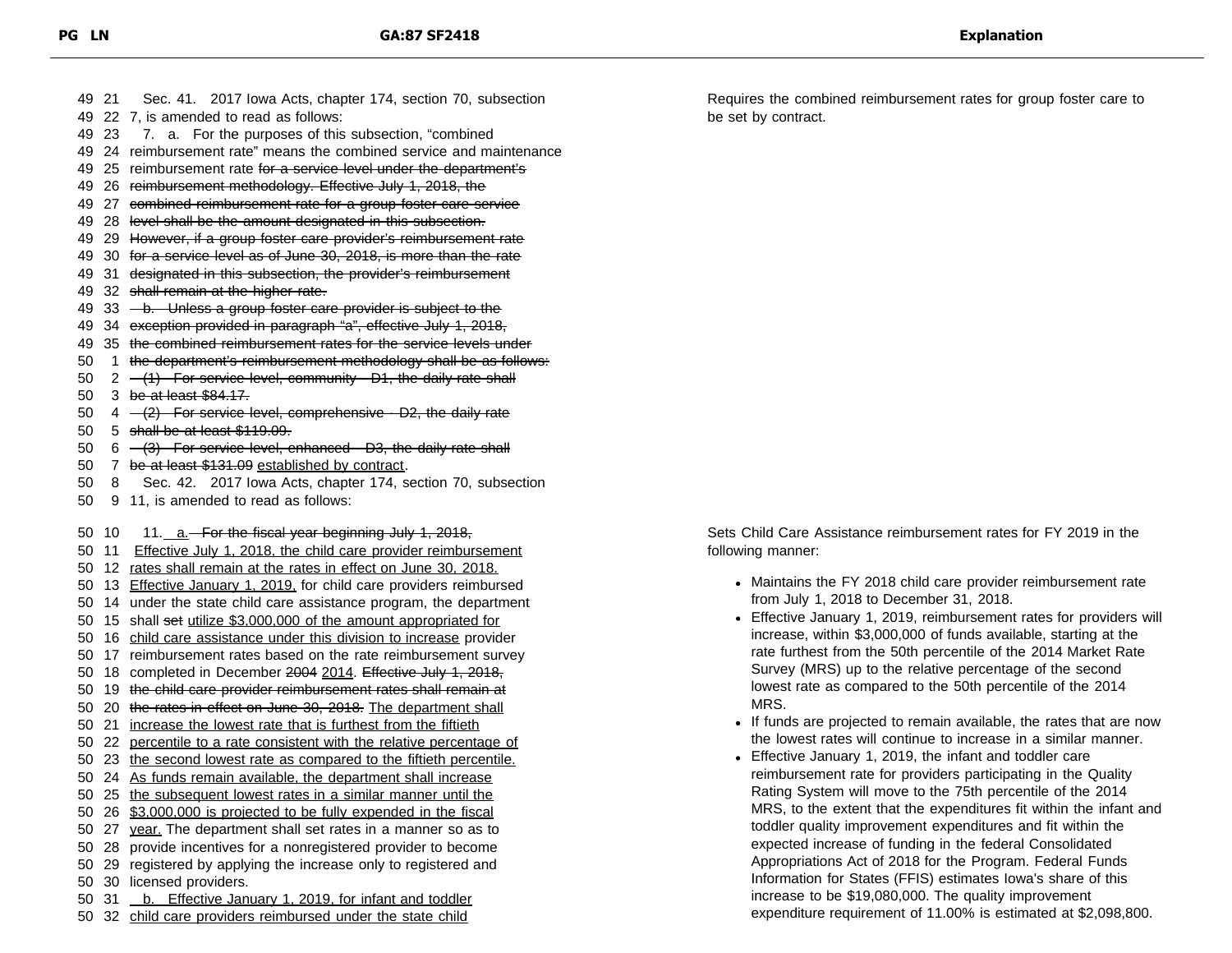| PG | LN | GA:87 SF2418 | Explanation |
|---|---|---|---|
| 49 | 21 | Sec. 41. 2017 Iowa Acts, chapter 174, section 70, subsection | Requires the combined reimbursement rates for group foster care to be set by contract. |
| 49 | 22 | 7, is amended to read as follows: | |
| 49 | 23 | 7. a. For the purposes of this subsection, "combined | |
| 49 | 24 | reimbursement rate" means the combined service and maintenance | |
| 49 | 25 | reimbursement rate ~~for a service level under the department's~~ | |
| 49 | 26 | ~~reimbursement methodology. Effective July 1, 2018, the~~ | |
| 49 | 27 | ~~combined reimbursement rate for a group foster care service~~ | |
| 49 | 28 | ~~level shall be the amount designated in this subsection.~~ | |
| 49 | 29 | ~~However, if a group foster care provider's reimbursement rate~~ | |
| 49 | 30 | ~~for a service level as of June 30, 2018, is more than the rate~~ | |
| 49 | 31 | ~~designated in this subsection, the provider's reimbursement~~ | |
| 49 | 32 | ~~shall remain at the higher rate.~~ | |
| 49 | 33 | ~~b. Unless a group foster care provider is subject to the~~ | |
| 49 | 34 | ~~exception provided in paragraph "a", effective July 1, 2018,~~ | |
| 49 | 35 | ~~the combined reimbursement rates for the service levels under~~ | |
| 50 | 1 | ~~the department's reimbursement methodology shall be as follows:~~ | |
| 50 | 2 | ~~(1) For service level, community - D1, the daily rate shall~~ | |
| 50 | 3 | ~~be at least $84.17.~~ | |
| 50 | 4 | ~~(2) For service level, comprehensive - D2, the daily rate~~ | |
| 50 | 5 | ~~shall be at least $119.09.~~ | |
| 50 | 6 | ~~(3) For service level, enhanced - D3, the daily rate shall~~ | |
| 50 | 7 | ~~be at least $131.09~~ <u>established by contract</u>. | |
| 50 | 8 | Sec. 42. 2017 Iowa Acts, chapter 174, section 70, subsection | |
| 50 | 9 | 11, is amended to read as follows: | |
| 50 | 10 | 11. <u>a.</u> ~~For the fiscal year beginning July 1, 2018,~~ | Sets Child Care Assistance reimbursement rates for FY 2019 in the following manner: |
| 50 | 11 | <u>Effective July 1, 2018, the child care provider reimbursement</u> | |
| 50 | 12 | <u>rates shall remain at the rates in effect on June 30, 2018.</u> | • Maintains the FY 2018 child care provider reimbursement rate from July 1, 2018 to December 31, 2018. |
| 50 | 13 | <u>Effective January 1, 2019,</u> for child care providers reimbursed | |
| 50 | 14 | under the state child care assistance program, the department | • Effective January 1, 2019, reimbursement rates for providers will increase, within $3,000,000 of funds available, starting at the rate furthest from the 50th percentile of the 2014 Market Rate Survey (MRS) up to the relative percentage of the second lowest rate as compared to the 50th percentile of the 2014 MRS. |
| 50 | 15 | shall ~~set~~ <u>utilize $3,000,000 of the amount appropriated for</u> | |
| 50 | 16 | <u>child care assistance under this division to increase</u> provider | |
| 50 | 17 | reimbursement rates based on the rate reimbursement survey | |
| 50 | 18 | completed in December ~~2004~~ <u>2014</u>. ~~Effective July 1, 2018,~~ | |
| 50 | 19 | ~~the child care provider reimbursement rates shall remain at~~ | |
| 50 | 20 | ~~the rates in effect on June 30, 2018.~~ <u>The department shall</u> | |
| 50 | 21 | <u>increase the lowest rate that is furthest from the fiftieth</u> | • If funds are projected to remain available, the rates that are now the lowest rates will continue to increase in a similar manner. |
| 50 | 22 | <u>percentile to a rate consistent with the relative percentage of</u> | |
| 50 | 23 | <u>the second lowest rate as compared to the fiftieth percentile.</u> | • Effective January 1, 2019, the infant and toddler care reimbursement rate for providers participating in the Quality Rating System will move to the 75th percentile of the 2014 MRS, to the extent that the expenditures fit within the infant and toddler quality improvement expenditures and fit within the expected increase of funding in the federal Consolidated Appropriations Act of 2018 for the Program. Federal Funds Information for States (FFIS) estimates Iowa's share of this increase to be $19,080,000. The quality improvement expenditure requirement of 11.00% is estimated at $2,098,800. |
| 50 | 24 | <u>As funds remain available, the department shall increase</u> | |
| 50 | 25 | <u>the subsequent lowest rates in a similar manner until the</u> | |
| 50 | 26 | <u>$3,000,000 is projected to be fully expended in the fiscal</u> | |
| 50 | 27 | <u>year.</u> The department shall set rates in a manner so as to | |
| 50 | 28 | provide incentives for a nonregistered provider to become | |
| 50 | 29 | registered by applying the increase only to registered and | |
| 50 | 30 | licensed providers. | |
| 50 | 31 | <u>b. Effective January 1, 2019, for infant and toddler</u> | |
| 50 | 32 | <u>child care providers reimbursed under the state child</u> | |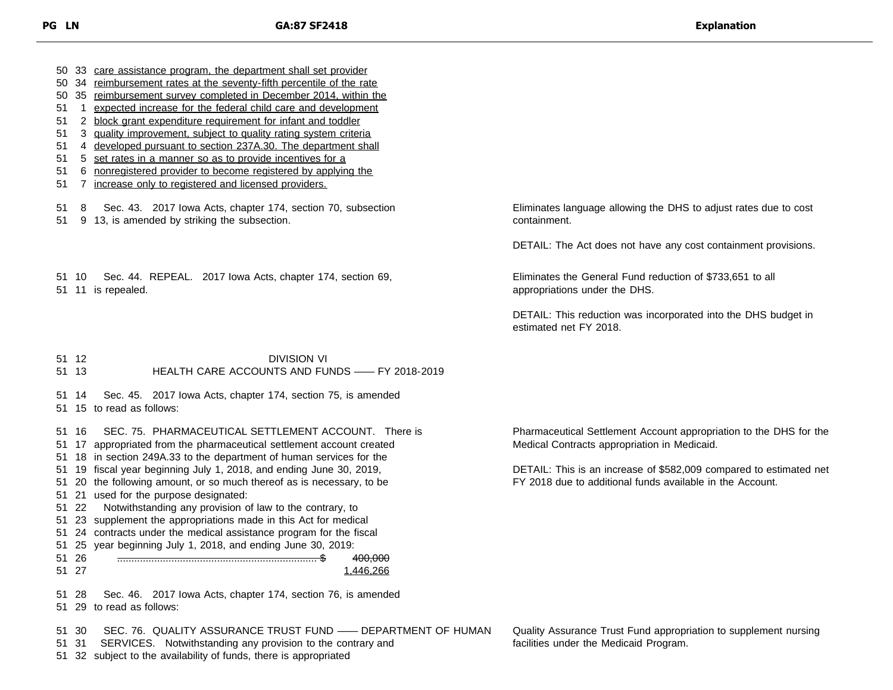| PG LN | GA:87 SF2418 | Explanation |
|---|---|---|
| 50 33 | care assistance program, the department shall set provider | |
| 50 34 | reimbursement rates at the seventy-fifth percentile of the rate | |
| 50 35 | reimbursement survey completed in December 2014, within the | |
| 51 1 | expected increase for the federal child care and development | |
| 51 2 | block grant expenditure requirement for infant and toddler | |
| 51 3 | quality improvement, subject to quality rating system criteria | |
| 51 4 | developed pursuant to section 237A.30. The department shall | |
| 51 5 | set rates in a manner so as to provide incentives for a | |
| 51 6 | nonregistered provider to become registered by applying the | |
| 51 7 | increase only to registered and licensed providers. | |
| 51 8 | Sec. 43. 2017 Iowa Acts, chapter 174, section 70, subsection | Eliminates language allowing the DHS to adjust rates due to cost containment. |
| 51 9 | 13, is amended by striking the subsection. | DETAIL: The Act does not have any cost containment provisions. |
| 51 10 | Sec. 44. REPEAL. 2017 Iowa Acts, chapter 174, section 69, | Eliminates the General Fund reduction of $733,651 to all appropriations under the DHS. |
| 51 11 | is repealed. | DETAIL: This reduction was incorporated into the DHS budget in estimated net FY 2018. |
| 51 12 | DIVISION VI | |
| 51 13 | HEALTH CARE ACCOUNTS AND FUNDS —— FY 2018-2019 | |
| 51 14 | Sec. 45. 2017 Iowa Acts, chapter 174, section 75, is amended | |
| 51 15 | to read as follows: | |
| 51 16 | SEC. 75. PHARMACEUTICAL SETTLEMENT ACCOUNT. There is | Pharmaceutical Settlement Account appropriation to the DHS for the Medical Contracts appropriation in Medicaid. |
| 51 17 | appropriated from the pharmaceutical settlement account created | |
| 51 18 | in section 249A.33 to the department of human services for the | DETAIL: This is an increase of $582,009 compared to estimated net FY 2018 due to additional funds available in the Account. |
| 51 19 | fiscal year beginning July 1, 2018, and ending June 30, 2019, | |
| 51 20 | the following amount, or so much thereof as is necessary, to be | |
| 51 21 | used for the purpose designated: | |
| 51 22 | Notwithstanding any provision of law to the contrary, to | |
| 51 23 | supplement the appropriations made in this Act for medical | |
| 51 24 | contracts under the medical assistance program for the fiscal | |
| 51 25 | year beginning July 1, 2018, and ending June 30, 2019: | |
| 51 26 | ~~.......... $ 400,000~~ | |
| 51 27 | 1,446,266 | |
| 51 28 | Sec. 46. 2017 Iowa Acts, chapter 174, section 76, is amended | |
| 51 29 | to read as follows: | |
| 51 30 | SEC. 76. QUALITY ASSURANCE TRUST FUND —— DEPARTMENT OF HUMAN | Quality Assurance Trust Fund appropriation to supplement nursing facilities under the Medicaid Program. |
| 51 31 | SERVICES. Notwithstanding any provision to the contrary and | |
| 51 32 | subject to the availability of funds, there is appropriated | |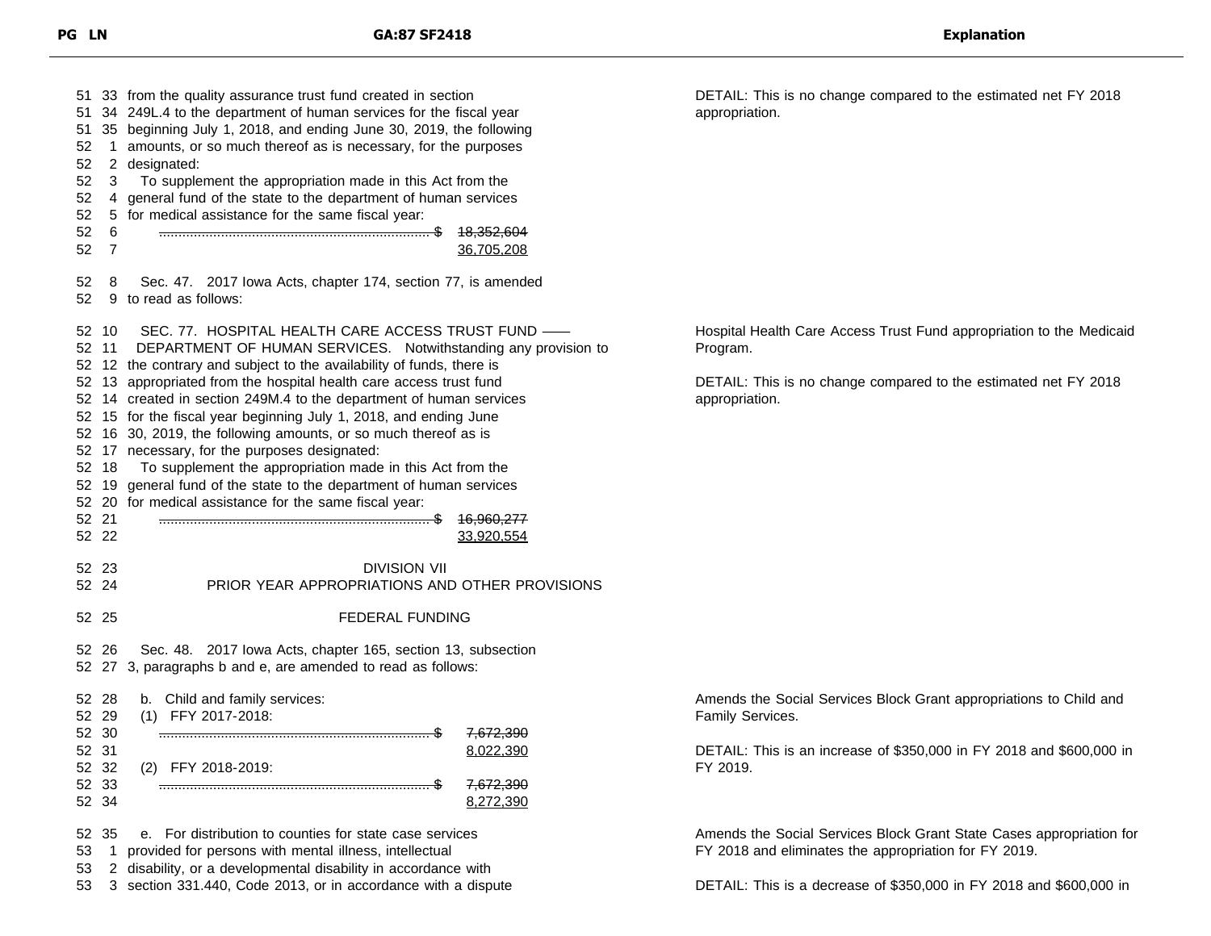| PG LN | GA:87 SF2418 | Explanation |
|---|---|---|
| 51 33 | from the quality assurance trust fund created in section | DETAIL: This is no change compared to the estimated net FY 2018 appropriation. |
| 51 34 | 249L.4 to the department of human services for the fiscal year | |
| 51 35 | beginning July 1, 2018, and ending June 30, 2019, the following | |
| 52 1 | amounts, or so much thereof as is necessary, for the purposes | |
| 52 2 | designated: | |
| 52 3 | To supplement the appropriation made in this Act from the | |
| 52 4 | general fund of the state to the department of human services | |
| 52 5 | for medical assistance for the same fiscal year: | |
| 52 6 | ~~...... $ 18,352,604~~ | |
| 52 7 | 36,705,208 | |
| 52 8 | Sec. 47. 2017 Iowa Acts, chapter 174, section 77, is amended | |
| 52 9 | to read as follows: | |
| 52 10 | SEC. 77. HOSPITAL HEALTH CARE ACCESS TRUST FUND —— | Hospital Health Care Access Trust Fund appropriation to the Medicaid Program. |
| 52 11 | DEPARTMENT OF HUMAN SERVICES. Notwithstanding any provision to | |
| 52 12 | the contrary and subject to the availability of funds, there is | |
| 52 13 | appropriated from the hospital health care access trust fund | DETAIL: This is no change compared to the estimated net FY 2018 appropriation. |
| 52 14 | created in section 249M.4 to the department of human services | |
| 52 15 | for the fiscal year beginning July 1, 2018, and ending June | |
| 52 16 | 30, 2019, the following amounts, or so much thereof as is | |
| 52 17 | necessary, for the purposes designated: | |
| 52 18 | To supplement the appropriation made in this Act from the | |
| 52 19 | general fund of the state to the department of human services | |
| 52 20 | for medical assistance for the same fiscal year: | |
| 52 21 | ~~...... $ 16,960,277~~ | |
| 52 22 | 33,920,554 | |
| 52 23 | DIVISION VII | |
| 52 24 | PRIOR YEAR APPROPRIATIONS AND OTHER PROVISIONS | |
| 52 25 | FEDERAL FUNDING | |
| 52 26 | Sec. 48. 2017 Iowa Acts, chapter 165, section 13, subsection | |
| 52 27 | 3, paragraphs b and e, are amended to read as follows: | |
| 52 28 | b. Child and family services: | Amends the Social Services Block Grant appropriations to Child and Family Services. |
| 52 29 | (1) FFY 2017-2018: | |
| 52 30 | ~~...... $ 7,672,390~~ | |
| 52 31 | 8,022,390 | DETAIL: This is an increase of $350,000 in FY 2018 and $600,000 in FY 2019. |
| 52 32 | (2) FFY 2018-2019: | |
| 52 33 | ~~...... $ 7,672,390~~ | |
| 52 34 | 8,272,390 | |
| 52 35 | e. For distribution to counties for state case services | Amends the Social Services Block Grant State Cases appropriation for FY 2018 and eliminates the appropriation for FY 2019. |
| 53 1 | provided for persons with mental illness, intellectual | |
| 53 2 | disability, or a developmental disability in accordance with | |
| 53 3 | section 331.440, Code 2013, or in accordance with a dispute | DETAIL: This is a decrease of $350,000 in FY 2018 and $600,000 in |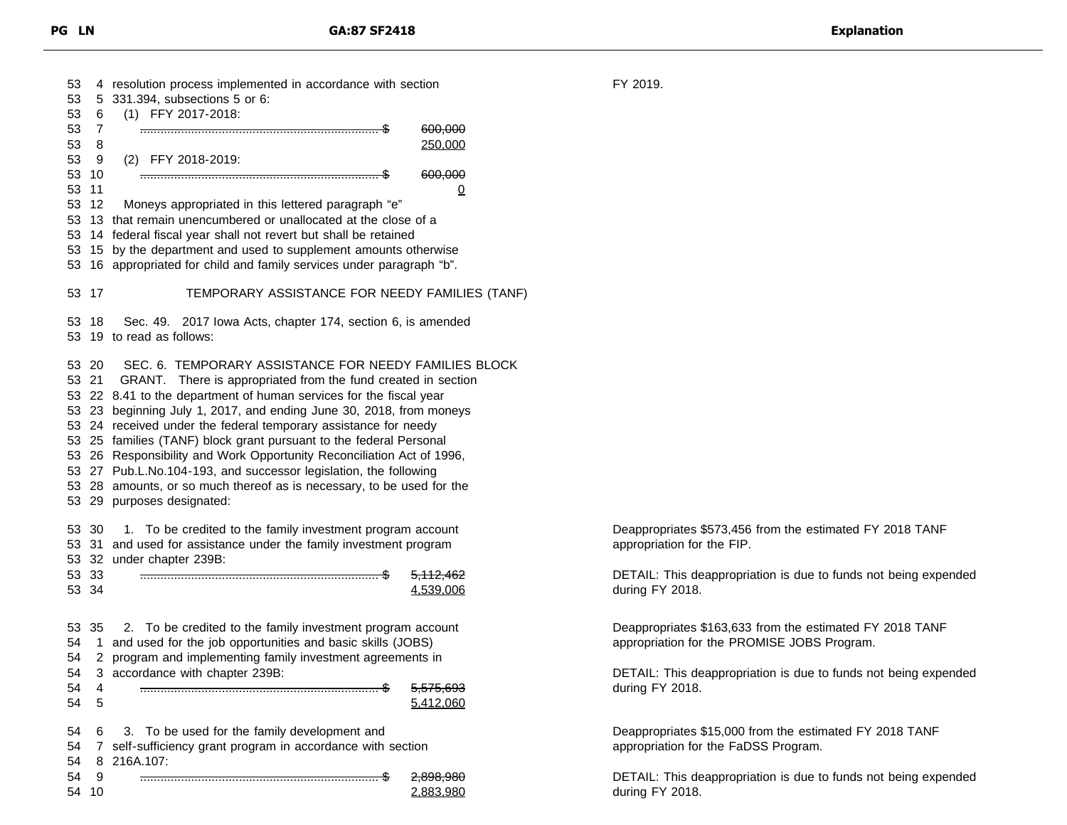| PG | LN | GA:87 SF2418 | Explanation |
|---|---|---|---|
| 53 | 4 | resolution process implemented in accordance with section | FY 2019. |
| 53 | 5 | 331.394, subsections 5 or 6: | |
| 53 | 6 | (1) FFY 2017-2018: | |
| 53 | 7 | ~~.............................................................. $ 600,000~~ | |
| 53 | 8 | 250,000 | |
| 53 | 9 | (2) FFY 2018-2019: | |
| 53 | 10 | ~~.............................................................. $ 600,000~~ | |
| 53 | 11 | 0 | |
| 53 | 12 | Moneys appropriated in this lettered paragraph “e” | |
| 53 | 13 | that remain unencumbered or unallocated at the close of a | |
| 53 | 14 | federal fiscal year shall not revert but shall be retained | |
| 53 | 15 | by the department and used to supplement amounts otherwise | |
| 53 | 16 | appropriated for child and family services under paragraph “b”. | |
| 53 | 17 | TEMPORARY ASSISTANCE FOR NEEDY FAMILIES (TANF) | |
| 53 | 18 | Sec. 49. 2017 Iowa Acts, chapter 174, section 6, is amended | |
| 53 | 19 | to read as follows: | |
| 53 | 20 | SEC. 6. TEMPORARY ASSISTANCE FOR NEEDY FAMILIES BLOCK | |
| 53 | 21 | GRANT. There is appropriated from the fund created in section | |
| 53 | 22 | 8.41 to the department of human services for the fiscal year | |
| 53 | 23 | beginning July 1, 2017, and ending June 30, 2018, from moneys | |
| 53 | 24 | received under the federal temporary assistance for needy | |
| 53 | 25 | families (TANF) block grant pursuant to the federal Personal | |
| 53 | 26 | Responsibility and Work Opportunity Reconciliation Act of 1996, | |
| 53 | 27 | Pub.L.No.104-193, and successor legislation, the following | |
| 53 | 28 | amounts, or so much thereof as is necessary, to be used for the | |
| 53 | 29 | purposes designated: | |
| 53 | 30 | 1. To be credited to the family investment program account | Deappropriates $573,456 from the estimated FY 2018 TANF appropriation for the FIP. |
| 53 | 31 | and used for assistance under the family investment program | |
| 53 | 32 | under chapter 239B: | |
| 53 | 33 | ~~.............................................................. $ 5,112,462~~ | DETAIL: This deappropriation is due to funds not being expended during FY 2018. |
| 53 | 34 | 4,539,006 | |
| 53 | 35 | 2. To be credited to the family investment program account | Deappropriates $163,633 from the estimated FY 2018 TANF appropriation for the PROMISE JOBS Program. |
| 54 | 1 | and used for the job opportunities and basic skills (JOBS) | |
| 54 | 2 | program and implementing family investment agreements in | |
| 54 | 3 | accordance with chapter 239B: | DETAIL: This deappropriation is due to funds not being expended during FY 2018. |
| 54 | 4 | ~~.............................................................. $ 5,575,693~~ | |
| 54 | 5 | 5,412,060 | |
| 54 | 6 | 3. To be used for the family development and | Deappropriates $15,000 from the estimated FY 2018 TANF appropriation for the FaDSS Program. |
| 54 | 7 | self-sufficiency grant program in accordance with section | |
| 54 | 8 | 216A.107: | |
| 54 | 9 | ~~.............................................................. $ 2,898,980~~ | DETAIL: This deappropriation is due to funds not being expended during FY 2018. |
| 54 | 10 | 2,883,980 | |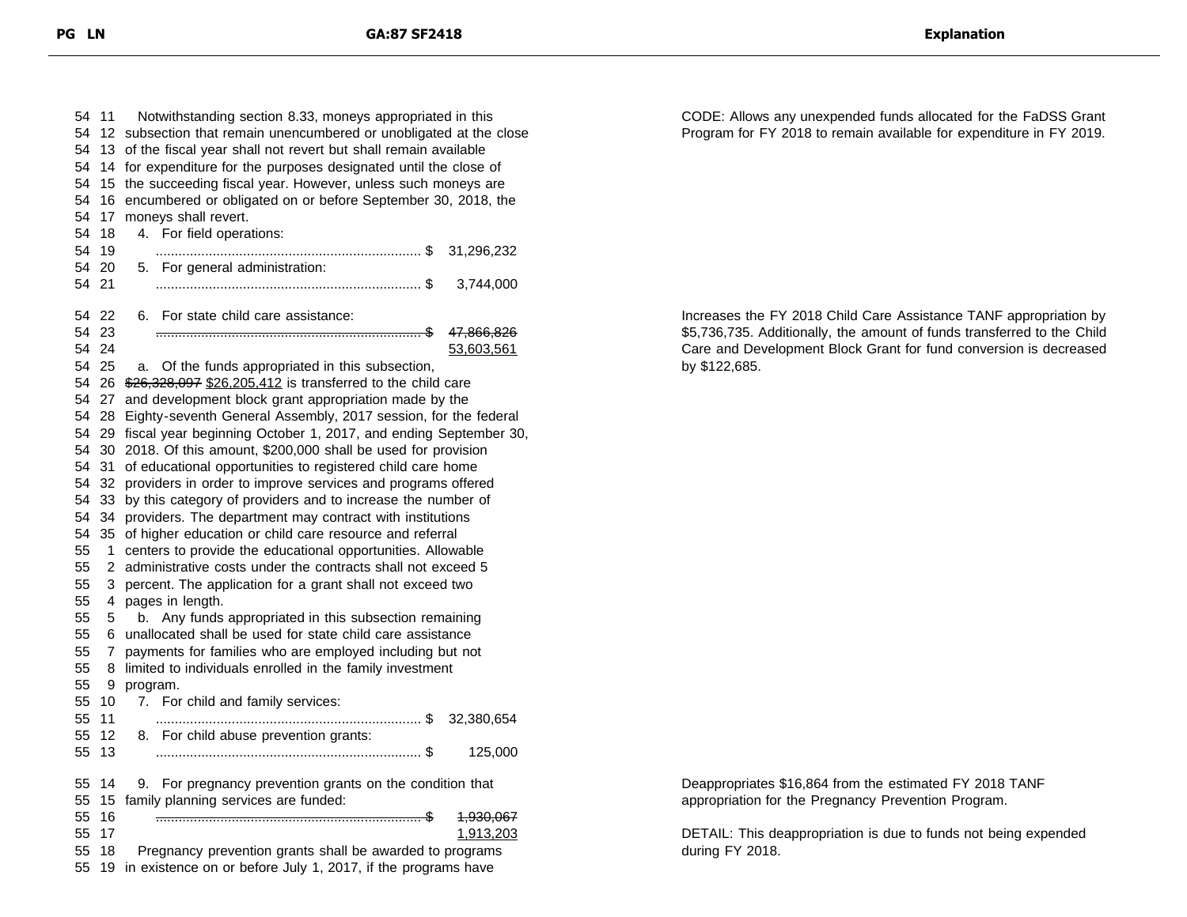| PG LN | GA:87 SF2418 | Explanation |
|---|---|---|
| 54 11 | Notwithstanding section 8.33, moneys appropriated in this | CODE: Allows any unexpended funds allocated for the FaDSS Grant Program for FY 2018 to remain available for expenditure in FY 2019. |
| 54 12 | subsection that remain unencumbered or unobligated at the close | |
| 54 13 | of the fiscal year shall not revert but shall remain available | |
| 54 14 | for expenditure for the purposes designated until the close of | |
| 54 15 | the succeeding fiscal year. However, unless such moneys are | |
| 54 16 | encumbered or obligated on or before September 30, 2018, the | |
| 54 17 | moneys shall revert. | |
| 54 18 | 4. For field operations: | |
| 54 19 | ...................................................................... $ 31,296,232 | |
| 54 20 | 5. For general administration: | |
| 54 21 | ...................................................................... $ 3,744,000 | |
| 54 22 | 6. For state child care assistance: | Increases the FY 2018 Child Care Assistance TANF appropriation by $5,736,735. Additionally, the amount of funds transferred to the Child Care and Development Block Grant for fund conversion is decreased by $122,685. |
| 54 23 | ~~...................................................................... $ 47,866,826~~ | |
| 54 24 | 53,603,561 | |
| 54 25 | a. Of the funds appropriated in this subsection, | |
| 54 26 | ~~$26,328,097~~ $26,205,412 is transferred to the child care | |
| 54 27 | and development block grant appropriation made by the | |
| 54 28 | Eighty-seventh General Assembly, 2017 session, for the federal | |
| 54 29 | fiscal year beginning October 1, 2017, and ending September 30, | |
| 54 30 | 2018. Of this amount, $200,000 shall be used for provision | |
| 54 31 | of educational opportunities to registered child care home | |
| 54 32 | providers in order to improve services and programs offered | |
| 54 33 | by this category of providers and to increase the number of | |
| 54 34 | providers. The department may contract with institutions | |
| 54 35 | of higher education or child care resource and referral | |
| 55 1 | centers to provide the educational opportunities. Allowable | |
| 55 2 | administrative costs under the contracts shall not exceed 5 | |
| 55 3 | percent. The application for a grant shall not exceed two | |
| 55 4 | pages in length. | |
| 55 5 | b. Any funds appropriated in this subsection remaining | |
| 55 6 | unallocated shall be used for state child care assistance | |
| 55 7 | payments for families who are employed including but not | |
| 55 8 | limited to individuals enrolled in the family investment | |
| 55 9 | program. | |
| 55 10 | 7. For child and family services: | |
| 55 11 | ...................................................................... $ 32,380,654 | |
| 55 12 | 8. For child abuse prevention grants: | |
| 55 13 | ...................................................................... $ 125,000 | |
| 55 14 | 9. For pregnancy prevention grants on the condition that | Deappropriates $16,864 from the estimated FY 2018 TANF appropriation for the Pregnancy Prevention Program. |
| 55 15 | family planning services are funded: | |
| 55 16 | ~~...................................................................... $ 1,930,067~~ | |
| 55 17 | 1,913,203 | DETAIL: This deappropriation is due to funds not being expended during FY 2018. |
| 55 18 | Pregnancy prevention grants shall be awarded to programs | |
| 55 19 | in existence on or before July 1, 2017, if the programs have | |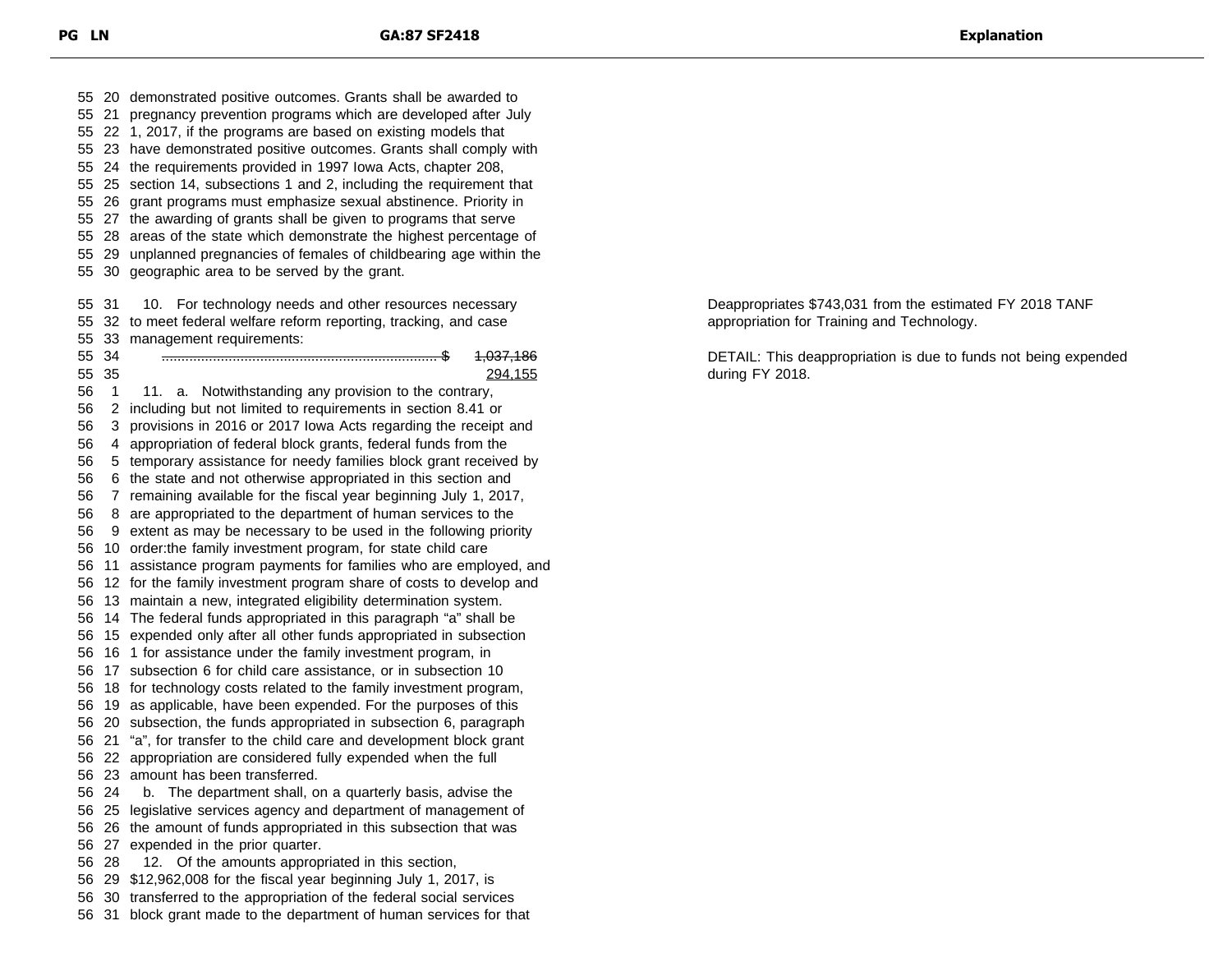55 20 demonstrated positive outcomes. Grants shall be awarded to
55 21 pregnancy prevention programs which are developed after July
55 22 1, 2017, if the programs are based on existing models that
55 23 have demonstrated positive outcomes. Grants shall comply with
55 24 the requirements provided in 1997 Iowa Acts, chapter 208,
55 25 section 14, subsections 1 and 2, including the requirement that
55 26 grant programs must emphasize sexual abstinence. Priority in
55 27 the awarding of grants shall be given to programs that serve
55 28 areas of the state which demonstrate the highest percentage of
55 29 unplanned pregnancies of females of childbearing age within the
55 30 geographic area to be served by the grant.

55 31 10. For technology needs and other resources necessary
55 32 to meet federal welfare reform reporting, tracking, and case
55 33 management requirements:
55 34 ...................................................................... $ ~~1,037,186~~
55 35 294,155

Deappropriates $743,031 from the estimated FY 2018 TANF appropriation for Training and Technology.

DETAIL: This deappropriation is due to funds not being expended during FY 2018.

56 1 11. a. Notwithstanding any provision to the contrary,
56 2 including but not limited to requirements in section 8.41 or
56 3 provisions in 2016 or 2017 Iowa Acts regarding the receipt and
56 4 appropriation of federal block grants, federal funds from the
56 5 temporary assistance for needy families block grant received by
56 6 the state and not otherwise appropriated in this section and
56 7 remaining available for the fiscal year beginning July 1, 2017,
56 8 are appropriated to the department of human services to the
56 9 extent as may be necessary to be used in the following priority
56 10 order:the family investment program, for state child care
56 11 assistance program payments for families who are employed, and
56 12 for the family investment program share of costs to develop and
56 13 maintain a new, integrated eligibility determination system.
56 14 The federal funds appropriated in this paragraph "a" shall be
56 15 expended only after all other funds appropriated in subsection
56 16 1 for assistance under the family investment program, in
56 17 subsection 6 for child care assistance, or in subsection 10
56 18 for technology costs related to the family investment program,
56 19 as applicable, have been expended. For the purposes of this
56 20 subsection, the funds appropriated in subsection 6, paragraph
56 21 "a", for transfer to the child care and development block grant
56 22 appropriation are considered fully expended when the full
56 23 amount has been transferred.
56 24 b. The department shall, on a quarterly basis, advise the
56 25 legislative services agency and department of management of
56 26 the amount of funds appropriated in this subsection that was
56 27 expended in the prior quarter.
56 28 12. Of the amounts appropriated in this section,
56 29 $12,962,008 for the fiscal year beginning July 1, 2017, is
56 30 transferred to the appropriation of the federal social services
56 31 block grant made to the department of human services for that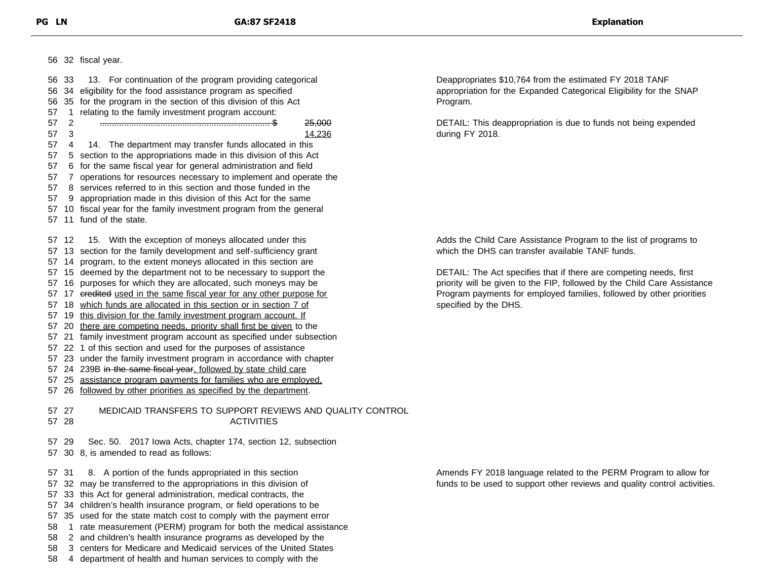| PG LN | GA:87 SF2418 | Explanation |
|---|---|---|
| 56 32 | fiscal year. | |
| 56 33 | 13. For continuation of the program providing categorical | Deappropriates $10,764 from the estimated FY 2018 TANF appropriation for the Expanded Categorical Eligibility for the SNAP Program. |
| 56 34 | eligibility for the food assistance program as specified | |
| 56 35 | for the program in the section of this division of this Act | |
| 57 1 | relating to the family investment program account: | |
| 57 2 | ~~...... $ 25,000~~ | DETAIL: This deappropriation is due to funds not being expended during FY 2018. |
| 57 3 | 14,236 | |
| 57 4 | 14. The department may transfer funds allocated in this | |
| 57 5 | section to the appropriations made in this division of this Act | |
| 57 6 | for the same fiscal year for general administration and field | |
| 57 7 | operations for resources necessary to implement and operate the | |
| 57 8 | services referred to in this section and those funded in the | |
| 57 9 | appropriation made in this division of this Act for the same | |
| 57 10 | fiscal year for the family investment program from the general | |
| 57 11 | fund of the state. | |
| 57 12 | 15. With the exception of moneys allocated under this | Adds the Child Care Assistance Program to the list of programs to which the DHS can transfer available TANF funds. |
| 57 13 | section for the family development and self-sufficiency grant | |
| 57 14 | program, to the extent moneys allocated in this section are | DETAIL: The Act specifies that if there are competing needs, first priority will be given to the FIP, followed by the Child Care Assistance Program payments for employed families, followed by other priorities specified by the DHS. |
| 57 15 | deemed by the department not to be necessary to support the | |
| 57 16 | purposes for which they are allocated, such moneys may be | |
| 57 17 | ~~credited~~ used in the same fiscal year for any other purpose for | |
| 57 18 | which funds are allocated in this section or in section 7 of | |
| 57 19 | this division for the family investment program account. If | |
| 57 20 | there are competing needs, priority shall first be given to the | |
| 57 21 | family investment program account as specified under subsection | |
| 57 22 | 1 of this section and used for the purposes of assistance | |
| 57 23 | under the family investment program in accordance with chapter | |
| 57 24 | 239B ~~in the same fiscal year~~, followed by state child care | |
| 57 25 | assistance program payments for families who are employed, | |
| 57 26 | followed by other priorities as specified by the department. | |
| 57 27 | MEDICAID TRANSFERS TO SUPPORT REVIEWS AND QUALITY CONTROL | |
| 57 28 | ACTIVITIES | |
| 57 29 | Sec. 50. 2017 Iowa Acts, chapter 174, section 12, subsection | |
| 57 30 | 8, is amended to read as follows: | |
| 57 31 | 8. A portion of the funds appropriated in this section | Amends FY 2018 language related to the PERM Program to allow for funds to be used to support other reviews and quality control activities. |
| 57 32 | may be transferred to the appropriations in this division of | |
| 57 33 | this Act for general administration, medical contracts, the | |
| 57 34 | children's health insurance program, or field operations to be | |
| 57 35 | used for the state match cost to comply with the payment error | |
| 58 1 | rate measurement (PERM) program for both the medical assistance | |
| 58 2 | and children's health insurance programs as developed by the | |
| 58 3 | centers for Medicare and Medicaid services of the United States | |
| 58 4 | department of health and human services to comply with the | |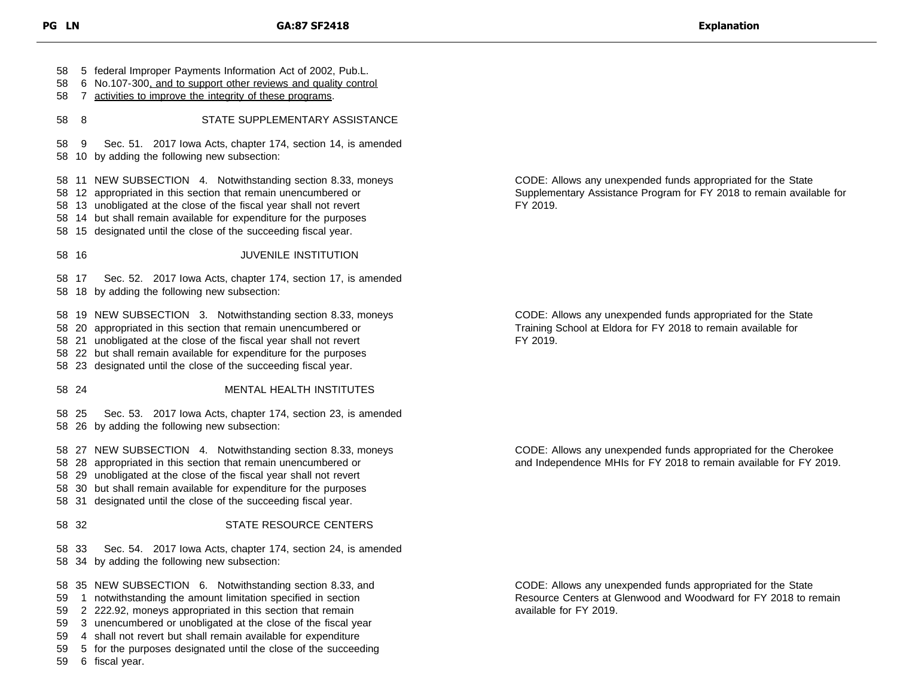| PG LN | GA:87 SF2418 | Explanation |
|---|---|---|
| 58 5 | federal Improper Payments Information Act of 2002, Pub.L. | |
| 58 6 | No.107-300<u>, and to support other reviews and quality control</u> | |
| 58 7 | <u>activities to improve the integrity of these programs</u>. | |
| 58 8 | STATE SUPPLEMENTARY ASSISTANCE | |
| 58 9 | Sec. 51. 2017 Iowa Acts, chapter 174, section 14, is amended | |
| 58 10 | by adding the following new subsection: | |
| 58 11 | NEW SUBSECTION 4. Notwithstanding section 8.33, moneys | CODE: Allows any unexpended funds appropriated for the State Supplementary Assistance Program for FY 2018 to remain available for FY 2019. |
| 58 12 | appropriated in this section that remain unencumbered or | |
| 58 13 | unobligated at the close of the fiscal year shall not revert | |
| 58 14 | but shall remain available for expenditure for the purposes | |
| 58 15 | designated until the close of the succeeding fiscal year. | |
| 58 16 | JUVENILE INSTITUTION | |
| 58 17 | Sec. 52. 2017 Iowa Acts, chapter 174, section 17, is amended | |
| 58 18 | by adding the following new subsection: | |
| 58 19 | NEW SUBSECTION 3. Notwithstanding section 8.33, moneys | CODE: Allows any unexpended funds appropriated for the State Training School at Eldora for FY 2018 to remain available for FY 2019. |
| 58 20 | appropriated in this section that remain unencumbered or | |
| 58 21 | unobligated at the close of the fiscal year shall not revert | |
| 58 22 | but shall remain available for expenditure for the purposes | |
| 58 23 | designated until the close of the succeeding fiscal year. | |
| 58 24 | MENTAL HEALTH INSTITUTES | |
| 58 25 | Sec. 53. 2017 Iowa Acts, chapter 174, section 23, is amended | |
| 58 26 | by adding the following new subsection: | |
| 58 27 | NEW SUBSECTION 4. Notwithstanding section 8.33, moneys | CODE: Allows any unexpended funds appropriated for the Cherokee and Independence MHIs for FY 2018 to remain available for FY 2019. |
| 58 28 | appropriated in this section that remain unencumbered or | |
| 58 29 | unobligated at the close of the fiscal year shall not revert | |
| 58 30 | but shall remain available for expenditure for the purposes | |
| 58 31 | designated until the close of the succeeding fiscal year. | |
| 58 32 | STATE RESOURCE CENTERS | |
| 58 33 | Sec. 54. 2017 Iowa Acts, chapter 174, section 24, is amended | |
| 58 34 | by adding the following new subsection: | |
| 58 35 | NEW SUBSECTION 6. Notwithstanding section 8.33, and | CODE: Allows any unexpended funds appropriated for the State Resource Centers at Glenwood and Woodward for FY 2018 to remain available for FY 2019. |
| 59 1 | notwithstanding the amount limitation specified in section | |
| 59 2 | 222.92, moneys appropriated in this section that remain | |
| 59 3 | unencumbered or unobligated at the close of the fiscal year | |
| 59 4 | shall not revert but shall remain available for expenditure | |
| 59 5 | for the purposes designated until the close of the succeeding | |
| 59 6 | fiscal year. | |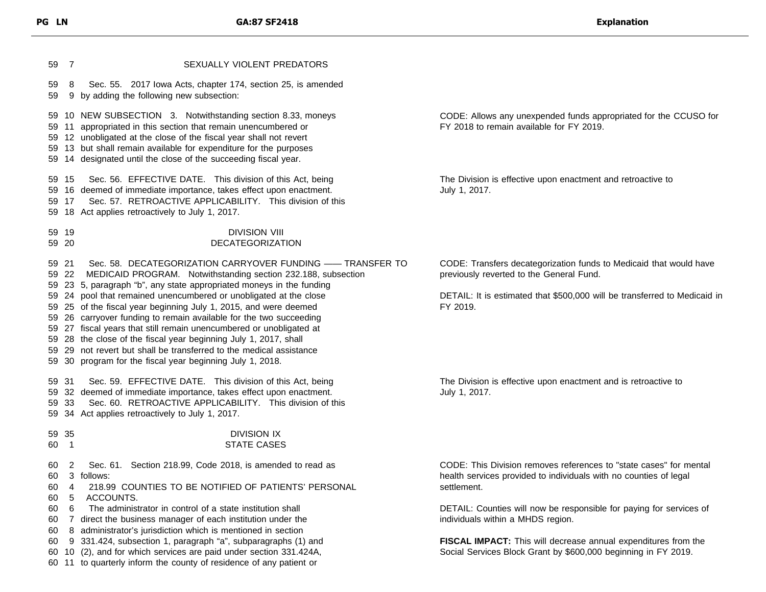| PG LN | GA:87 SF2418 | Explanation |
|---|---|---|
| 59 7 | SEXUALLY VIOLENT PREDATORS | |
| 59 8<br>59 9 | Sec. 55. 2017 Iowa Acts, chapter 174, section 25, is amended by adding the following new subsection: | |
| 59 10<br>59 11<br>59 12<br>59 13<br>59 14 | NEW SUBSECTION 3. Notwithstanding section 8.33, moneys appropriated in this section that remain unencumbered or unobligated at the close of the fiscal year shall not revert but shall remain available for expenditure for the purposes designated until the close of the succeeding fiscal year. | CODE: Allows any unexpended funds appropriated for the CCUSO for FY 2018 to remain available for FY 2019. |
| 59 15<br>59 16<br>59 17<br>59 18 | Sec. 56. EFFECTIVE DATE. This division of this Act, being deemed of immediate importance, takes effect upon enactment.<br>Sec. 57. RETROACTIVE APPLICABILITY. This division of this Act applies retroactively to July 1, 2017. | The Division is effective upon enactment and retroactive to July 1, 2017. |
| 59 19<br>59 20 | DIVISION VIII<br>DECATEGORIZATION | |
| 59 21<br>59 22<br>59 23<br>59 24<br>59 25<br>59 26<br>59 27<br>59 28<br>59 29<br>59 30 | Sec. 58. DECATEGORIZATION CARRYOVER FUNDING —— TRANSFER TO MEDICAID PROGRAM. Notwithstanding section 232.188, subsection 5, paragraph "b", any state appropriated moneys in the funding pool that remained unencumbered or unobligated at the close of the fiscal year beginning July 1, 2015, and were deemed carryover funding to remain available for the two succeeding fiscal years that still remain unencumbered or unobligated at the close of the fiscal year beginning July 1, 2017, shall not revert but shall be transferred to the medical assistance program for the fiscal year beginning July 1, 2018. | CODE: Transfers decategorization funds to Medicaid that would have previously reverted to the General Fund.<br><br>DETAIL: It is estimated that $500,000 will be transferred to Medicaid in FY 2019. |
| 59 31<br>59 32<br>59 33<br>59 34 | Sec. 59. EFFECTIVE DATE. This division of this Act, being deemed of immediate importance, takes effect upon enactment.<br>Sec. 60. RETROACTIVE APPLICABILITY. This division of this Act applies retroactively to July 1, 2017. | The Division is effective upon enactment and is retroactive to July 1, 2017. |
| 59 35<br>60 1 | DIVISION IX<br>STATE CASES | |
| 60 2<br>60 3<br>60 4<br>60 5<br>60 6<br>60 7<br>60 8<br>60 9<br>60 10<br>60 11 | Sec. 61. Section 218.99, Code 2018, is amended to read as follows:<br>218.99 COUNTIES TO BE NOTIFIED OF PATIENTS' PERSONAL ACCOUNTS.<br>The administrator in control of a state institution shall direct the business manager of each institution under the administrator's jurisdiction which is mentioned in section 331.424, subsection 1, paragraph "a", subparagraphs (1) and (2), and for which services are paid under section 331.424A, to quarterly inform the county of residence of any patient or | CODE: This Division removes references to "state cases" for mental health services provided to individuals with no counties of legal settlement.<br><br>DETAIL: Counties will now be responsible for paying for services of individuals within a MHDS region.<br><br>**FISCAL IMPACT:** This will decrease annual expenditures from the Social Services Block Grant by $600,000 beginning in FY 2019. |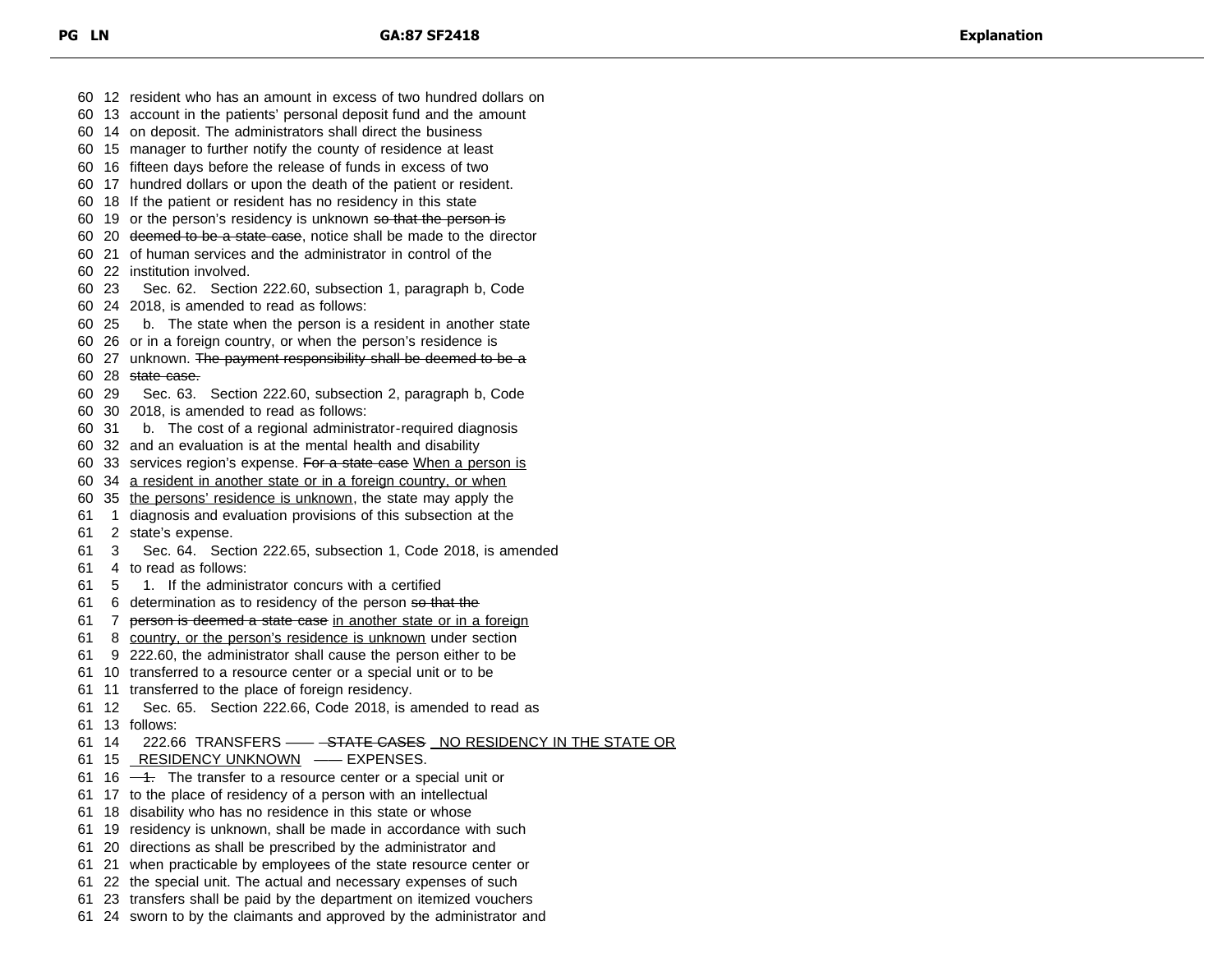60 12 resident who has an amount in excess of two hundred dollars on
60 13 account in the patients' personal deposit fund and the amount
60 14 on deposit. The administrators shall direct the business
60 15 manager to further notify the county of residence at least
60 16 fifteen days before the release of funds in excess of two
60 17 hundred dollars or upon the death of the patient or resident.
60 18 If the patient or resident has no residency in this state
60 19 or the person's residency is unknown ~~so that the person is~~
60 20 ~~deemed to be a state case~~, notice shall be made to the director
60 21 of human services and the administrator in control of the
60 22 institution involved.
60 23 Sec. 62. Section 222.60, subsection 1, paragraph b, Code
60 24 2018, is amended to read as follows:
60 25 b. The state when the person is a resident in another state
60 26 or in a foreign country, or when the person's residence is
60 27 unknown. ~~The payment responsibility shall be deemed to be a~~
60 28 ~~state case.~~
60 29 Sec. 63. Section 222.60, subsection 2, paragraph b, Code
60 30 2018, is amended to read as follows:
60 31 b. The cost of a regional administrator-required diagnosis
60 32 and an evaluation is at the mental health and disability
60 33 services region's expense. ~~For a state case~~ <u>When a person is</u>
60 34 <u>a resident in another state or in a foreign country, or when</u>
60 35 <u>the persons' residence is unknown</u>, the state may apply the
61 1 diagnosis and evaluation provisions of this subsection at the
61 2 state's expense.
61 3 Sec. 64. Section 222.65, subsection 1, Code 2018, is amended
61 4 to read as follows:
61 5 1. If the administrator concurs with a certified
61 6 determination as to residency of the person ~~so that the~~
61 7 ~~person is deemed a state case~~ <u>in another state or in a foreign</u>
61 8 <u>country, or the person's residence is unknown</u> under section
61 9 222.60, the administrator shall cause the person either to be
61 10 transferred to a resource center or a special unit or to be
61 11 transferred to the place of foreign residency.
61 12 Sec. 65. Section 222.66, Code 2018, is amended to read as
61 13 follows:
61 14 222.66 TRANSFERS —— ~~STATE CASES~~ <u>NO RESIDENCY IN THE STATE OR</u>
61 15 <u>RESIDENCY UNKNOWN</u> —— EXPENSES.
61 16 ~~1.~~ The transfer to a resource center or a special unit or
61 17 to the place of residency of a person with an intellectual
61 18 disability who has no residence in this state or whose
61 19 residency is unknown, shall be made in accordance with such
61 20 directions as shall be prescribed by the administrator and
61 21 when practicable by employees of the state resource center or
61 22 the special unit. The actual and necessary expenses of such
61 23 transfers shall be paid by the department on itemized vouchers
61 24 sworn to by the claimants and approved by the administrator and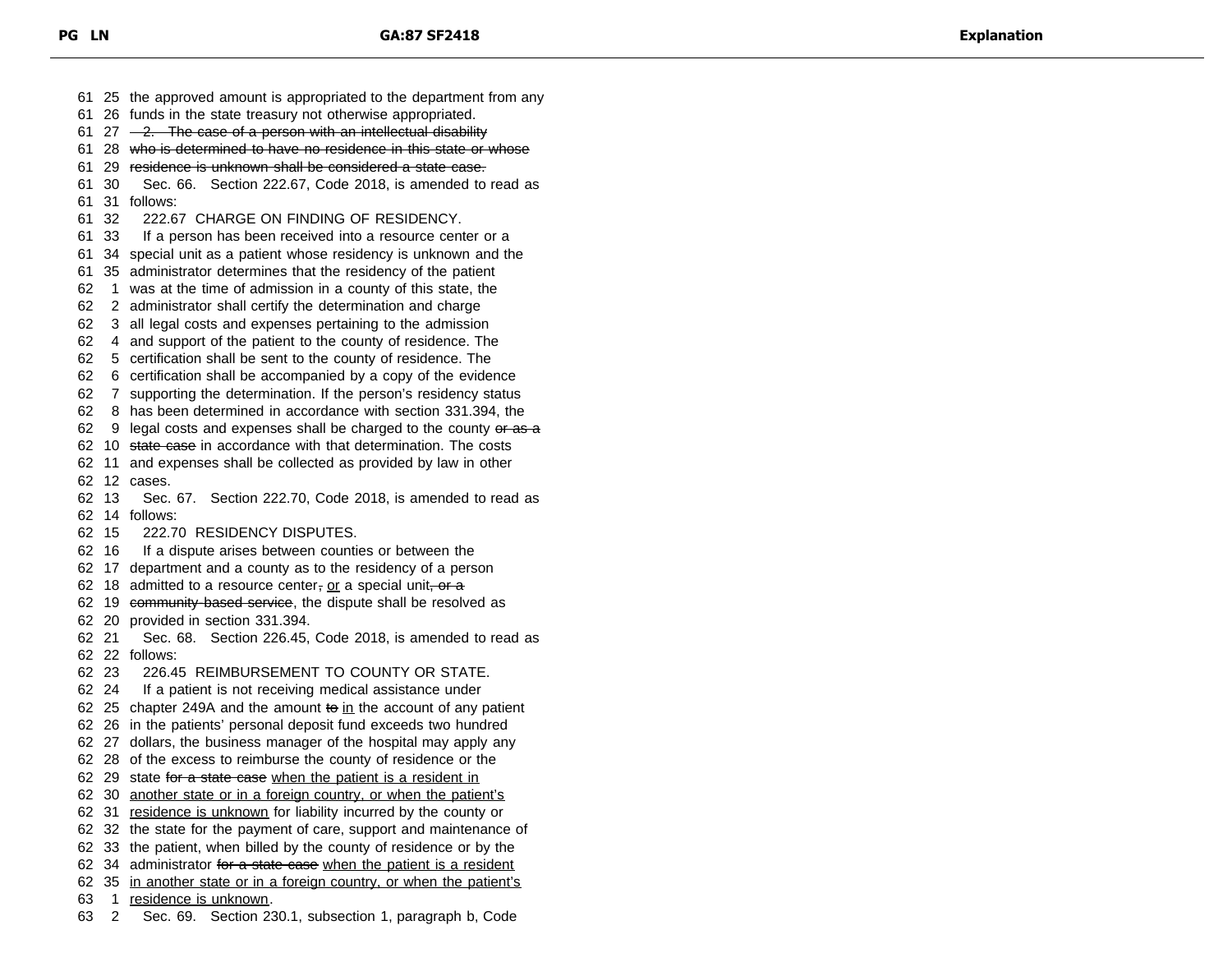61 25 the approved amount is appropriated to the department from any
61 26 funds in the state treasury not otherwise appropriated.
61 27 ~~2. The case of a person with an intellectual disability~~
61 28 ~~who is determined to have no residence in this state or whose~~
61 29 ~~residence is unknown shall be considered a state case.~~
61 30 Sec. 66. Section 222.67, Code 2018, is amended to read as
61 31 follows:
61 32 222.67 CHARGE ON FINDING OF RESIDENCY.
61 33 If a person has been received into a resource center or a
61 34 special unit as a patient whose residency is unknown and the
61 35 administrator determines that the residency of the patient
62 1 was at the time of admission in a county of this state, the
62 2 administrator shall certify the determination and charge
62 3 all legal costs and expenses pertaining to the admission
62 4 and support of the patient to the county of residence. The
62 5 certification shall be sent to the county of residence. The
62 6 certification shall be accompanied by a copy of the evidence
62 7 supporting the determination. If the person's residency status
62 8 has been determined in accordance with section 331.394, the
62 9 legal costs and expenses shall be charged to the county ~~or as a~~
62 10 ~~state case~~ in accordance with that determination. The costs
62 11 and expenses shall be collected as provided by law in other
62 12 cases.
62 13 Sec. 67. Section 222.70, Code 2018, is amended to read as
62 14 follows:
62 15 222.70 RESIDENCY DISPUTES.
62 16 If a dispute arises between counties or between the
62 17 department and a county as to the residency of a person
62 18 admitted to a resource center~~,~~ <u>or</u> a special unit~~, or a~~
62 19 ~~community-based service~~, the dispute shall be resolved as
62 20 provided in section 331.394.
62 21 Sec. 68. Section 226.45, Code 2018, is amended to read as
62 22 follows:
62 23 226.45 REIMBURSEMENT TO COUNTY OR STATE.
62 24 If a patient is not receiving medical assistance under
62 25 chapter 249A and the amount ~~to~~ <u>in</u> the account of any patient
62 26 in the patients' personal deposit fund exceeds two hundred
62 27 dollars, the business manager of the hospital may apply any
62 28 of the excess to reimburse the county of residence or the
62 29 state ~~for a state case~~ <u>when the patient is a resident in</u>
62 30 <u>another state or in a foreign country, or when the patient's</u>
62 31 <u>residence is unknown</u> for liability incurred by the county or
62 32 the state for the payment of care, support and maintenance of
62 33 the patient, when billed by the county of residence or by the
62 34 administrator ~~for a state case~~ <u>when the patient is a resident</u>
62 35 <u>in another state or in a foreign country, or when the patient's</u>
63 1 <u>residence is unknown</u>.
63 2 Sec. 69. Section 230.1, subsection 1, paragraph b, Code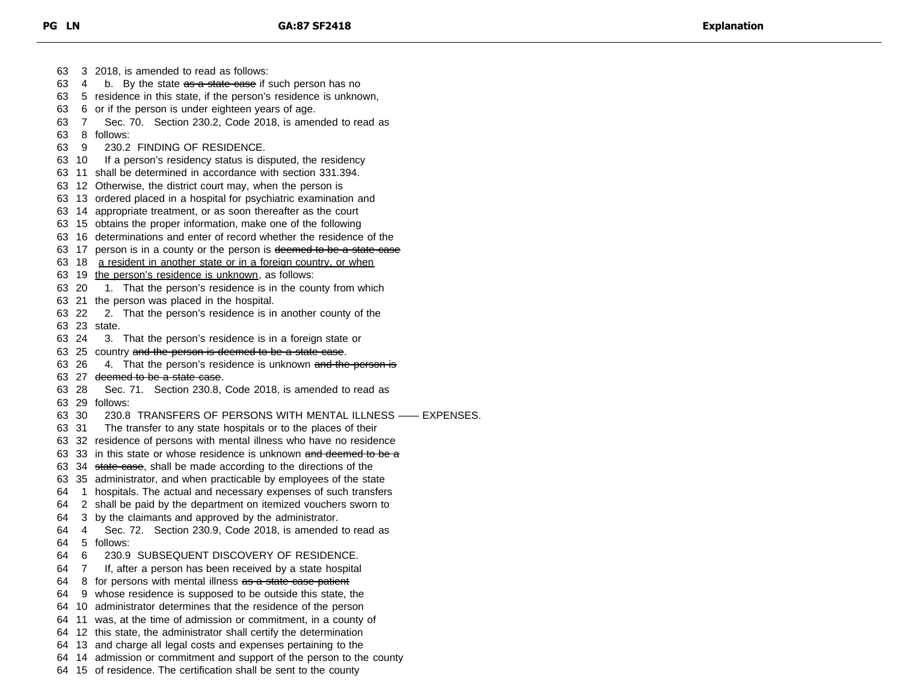2018, is amended to read as follows:

b. By the state ~~as a state case~~ if such person has no residence in this state, if the person's residence is unknown, or if the person is under eighteen years of age.

Sec. 70. Section 230.2, Code 2018, is amended to read as follows:

230.2 FINDING OF RESIDENCE.

If a person's residency status is disputed, the residency shall be determined in accordance with section 331.394. Otherwise, the district court may, when the person is ordered placed in a hospital for psychiatric examination and appropriate treatment, or as soon thereafter as the court obtains the proper information, make one of the following determinations and enter of record whether the residence of the person is in a county or the person is ~~deemed to be a state case~~ <u>a resident in another state or in a foreign country, or when the person's residence is unknown</u>, as follows:

1. That the person's residence is in the county from which the person was placed in the hospital.

2. That the person's residence is in another county of the state.

3. That the person's residence is in a foreign state or country ~~and the person is deemed to be a state case~~.

4. That the person's residence is unknown ~~and the person is deemed to be a state case~~.

Sec. 71. Section 230.8, Code 2018, is amended to read as follows:

230.8 TRANSFERS OF PERSONS WITH MENTAL ILLNESS —— EXPENSES.

The transfer to any state hospitals or to the places of their residence of persons with mental illness who have no residence in this state or whose residence is unknown ~~and deemed to be a state case~~, shall be made according to the directions of the administrator, and when practicable by employees of the state hospitals. The actual and necessary expenses of such transfers shall be paid by the department on itemized vouchers sworn to by the claimants and approved by the administrator.

Sec. 72. Section 230.9, Code 2018, is amended to read as follows:

230.9 SUBSEQUENT DISCOVERY OF RESIDENCE.

If, after a person has been received by a state hospital for persons with mental illness ~~as a state case patient~~ whose residence is supposed to be outside this state, the administrator determines that the residence of the person was, at the time of admission or commitment, in a county of this state, the administrator shall certify the determination and charge all legal costs and expenses pertaining to the admission or commitment and support of the person to the county of residence. The certification shall be sent to the county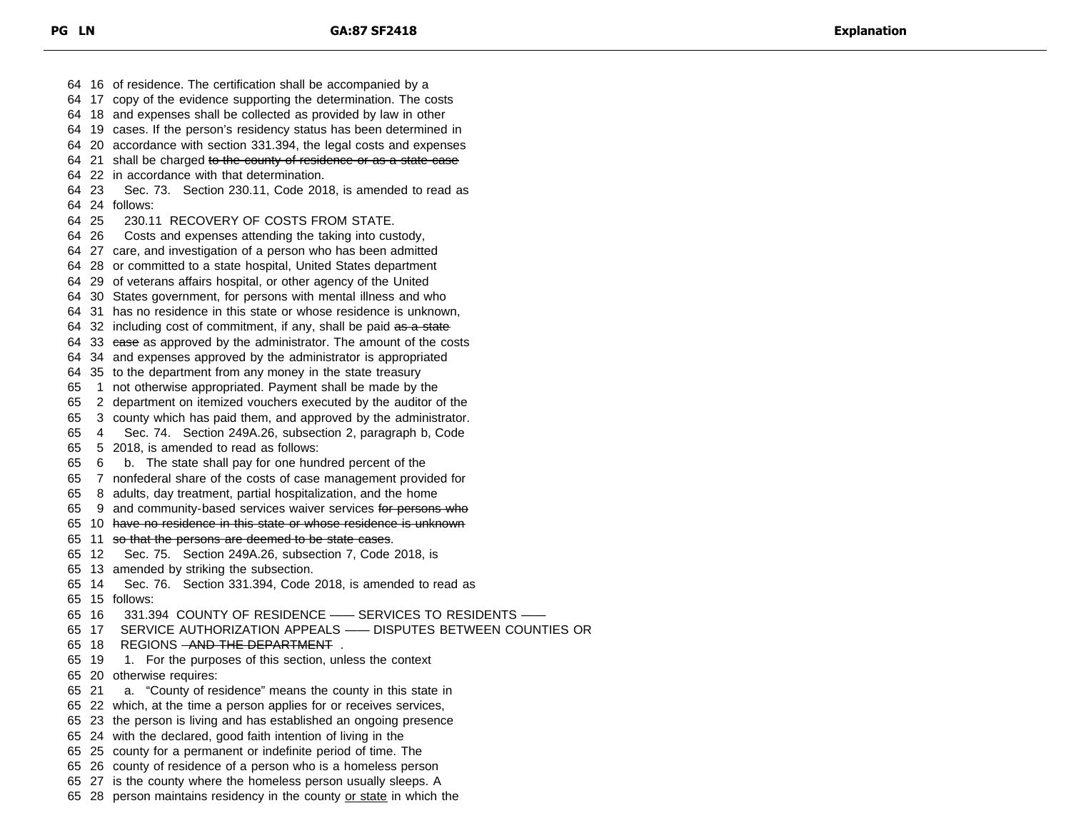of residence. The certification shall be accompanied by a copy of the evidence supporting the determination. The costs and expenses shall be collected as provided by law in other cases. If the person's residency status has been determined in accordance with section 331.394, the legal costs and expenses shall be charged ~~to the county of residence or as a state case~~ in accordance with that determination.

Sec. 73. Section 230.11, Code 2018, is amended to read as follows:

230.11 RECOVERY OF COSTS FROM STATE.

Costs and expenses attending the taking into custody, care, and investigation of a person who has been admitted or committed to a state hospital, United States department of veterans affairs hospital, or other agency of the United States government, for persons with mental illness and who has no residence in this state or whose residence is unknown, including cost of commitment, if any, shall be paid ~~as a state case~~ as approved by the administrator. The amount of the costs and expenses approved by the administrator is appropriated to the department from any money in the state treasury not otherwise appropriated. Payment shall be made by the department on itemized vouchers executed by the auditor of the county which has paid them, and approved by the administrator.

Sec. 74. Section 249A.26, subsection 2, paragraph b, Code 2018, is amended to read as follows:

b. The state shall pay for one hundred percent of the nonfederal share of the costs of case management provided for adults, day treatment, partial hospitalization, and the home and community-based services waiver services ~~for persons who have no residence in this state or whose residence is unknown so that the persons are deemed to be state cases~~.

Sec. 75. Section 249A.26, subsection 7, Code 2018, is amended by striking the subsection.

Sec. 76. Section 331.394, Code 2018, is amended to read as follows:

331.394 COUNTY OF RESIDENCE —— SERVICES TO RESIDENTS —— SERVICE AUTHORIZATION APPEALS —— DISPUTES BETWEEN COUNTIES OR REGIONS ~~AND THE DEPARTMENT~~.

1. For the purposes of this section, unless the context otherwise requires:

a. "County of residence" means the county in this state in which, at the time a person applies for or receives services, the person is living and has established an ongoing presence with the declared, good faith intention of living in the county for a permanent or indefinite period of time. The county of residence of a person who is a homeless person is the county where the homeless person usually sleeps. A person maintains residency in the county <u>or state</u> in which the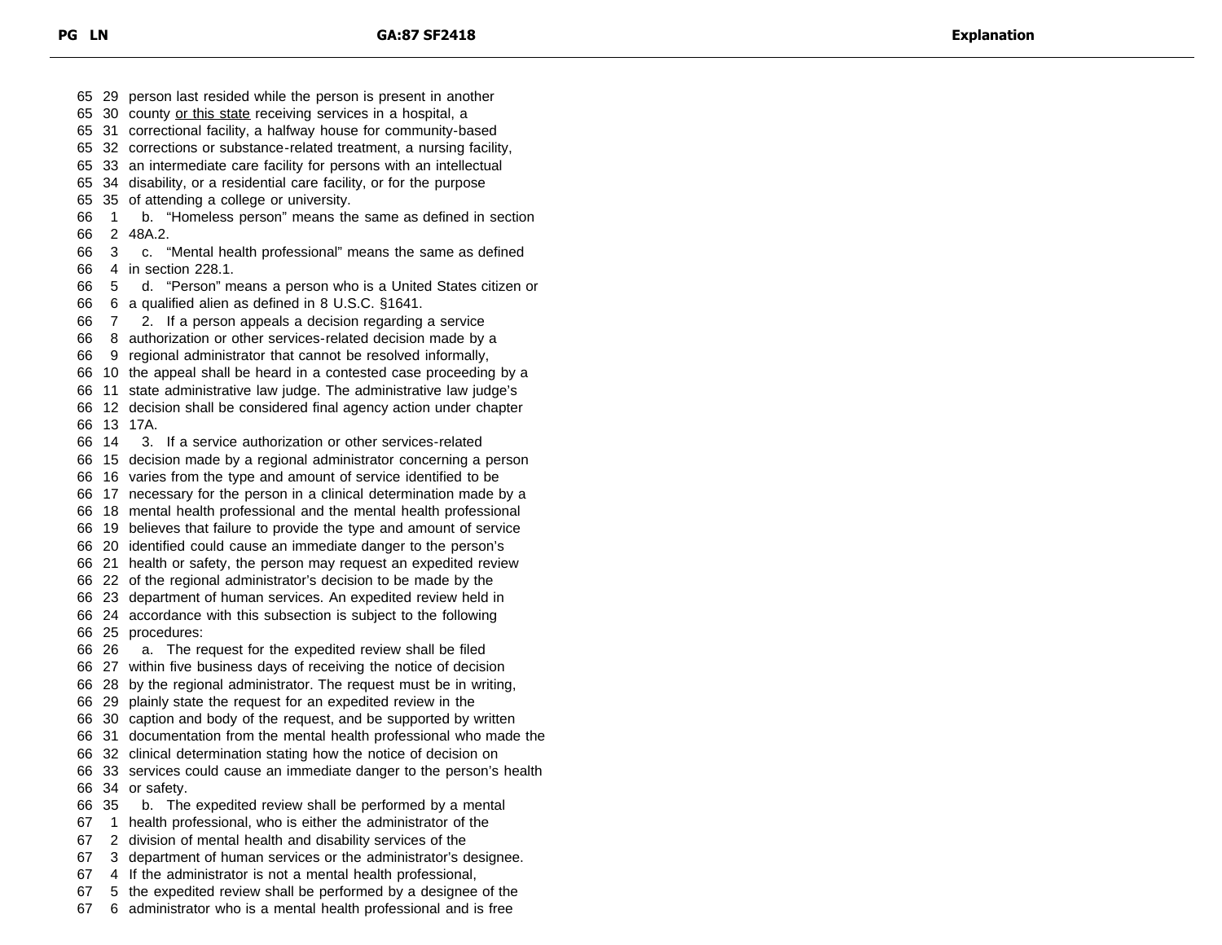65 29 person last resided while the person is present in another
65 30 county <u>or this state</u> receiving services in a hospital, a
65 31 correctional facility, a halfway house for community-based
65 32 corrections or substance-related treatment, a nursing facility,
65 33 an intermediate care facility for persons with an intellectual
65 34 disability, or a residential care facility, or for the purpose
65 35 of attending a college or university.
66 1 b. "Homeless person" means the same as defined in section
66 2 48A.2.
66 3 c. "Mental health professional" means the same as defined
66 4 in section 228.1.
66 5 d. "Person" means a person who is a United States citizen or
66 6 a qualified alien as defined in 8 U.S.C. §1641.
66 7 2. If a person appeals a decision regarding a service
66 8 authorization or other services-related decision made by a
66 9 regional administrator that cannot be resolved informally,
66 10 the appeal shall be heard in a contested case proceeding by a
66 11 state administrative law judge. The administrative law judge's
66 12 decision shall be considered final agency action under chapter
66 13 17A.
66 14 3. If a service authorization or other services-related
66 15 decision made by a regional administrator concerning a person
66 16 varies from the type and amount of service identified to be
66 17 necessary for the person in a clinical determination made by a
66 18 mental health professional and the mental health professional
66 19 believes that failure to provide the type and amount of service
66 20 identified could cause an immediate danger to the person's
66 21 health or safety, the person may request an expedited review
66 22 of the regional administrator's decision to be made by the
66 23 department of human services. An expedited review held in
66 24 accordance with this subsection is subject to the following
66 25 procedures:
66 26 a. The request for the expedited review shall be filed
66 27 within five business days of receiving the notice of decision
66 28 by the regional administrator. The request must be in writing,
66 29 plainly state the request for an expedited review in the
66 30 caption and body of the request, and be supported by written
66 31 documentation from the mental health professional who made the
66 32 clinical determination stating how the notice of decision on
66 33 services could cause an immediate danger to the person's health
66 34 or safety.
66 35 b. The expedited review shall be performed by a mental
67 1 health professional, who is either the administrator of the
67 2 division of mental health and disability services of the
67 3 department of human services or the administrator's designee.
67 4 If the administrator is not a mental health professional,
67 5 the expedited review shall be performed by a designee of the
67 6 administrator who is a mental health professional and is free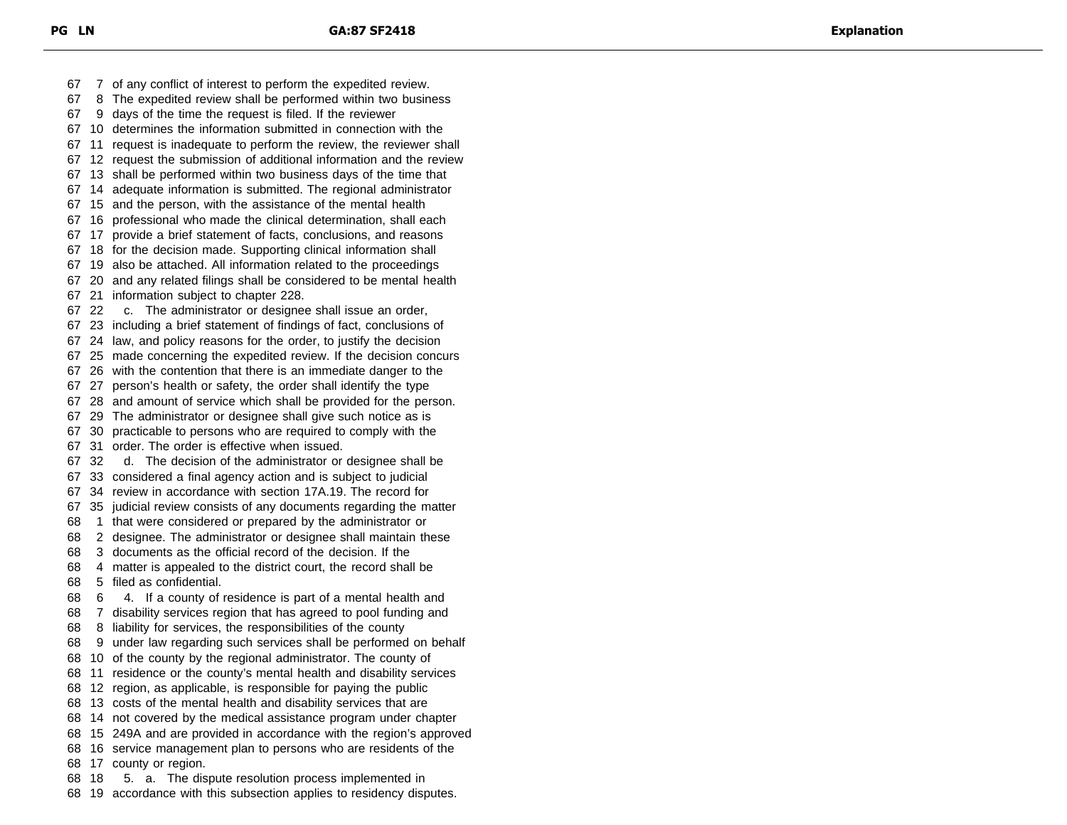of any conflict of interest to perform the expedited review. The expedited review shall be performed within two business days of the time the request is filed. If the reviewer determines the information submitted in connection with the request is inadequate to perform the review, the reviewer shall request the submission of additional information and the review shall be performed within two business days of the time that adequate information is submitted. The regional administrator and the person, with the assistance of the mental health professional who made the clinical determination, shall each provide a brief statement of facts, conclusions, and reasons for the decision made. Supporting clinical information shall also be attached. All information related to the proceedings and any related filings shall be considered to be mental health information subject to chapter 228.

c. The administrator or designee shall issue an order, including a brief statement of findings of fact, conclusions of law, and policy reasons for the order, to justify the decision made concerning the expedited review. If the decision concurs with the contention that there is an immediate danger to the person's health or safety, the order shall identify the type and amount of service which shall be provided for the person. The administrator or designee shall give such notice as is practicable to persons who are required to comply with the order. The order is effective when issued.

d. The decision of the administrator or designee shall be considered a final agency action and is subject to judicial review in accordance with section 17A.19. The record for judicial review consists of any documents regarding the matter that were considered or prepared by the administrator or designee. The administrator or designee shall maintain these documents as the official record of the decision. If the matter is appealed to the district court, the record shall be filed as confidential.

4. If a county of residence is part of a mental health and disability services region that has agreed to pool funding and liability for services, the responsibilities of the county under law regarding such services shall be performed on behalf of the county by the regional administrator. The county of residence or the county's mental health and disability services region, as applicable, is responsible for paying the public costs of the mental health and disability services that are not covered by the medical assistance program under chapter 249A and are provided in accordance with the region's approved service management plan to persons who are residents of the county or region.

5. a. The dispute resolution process implemented in accordance with this subsection applies to residency disputes.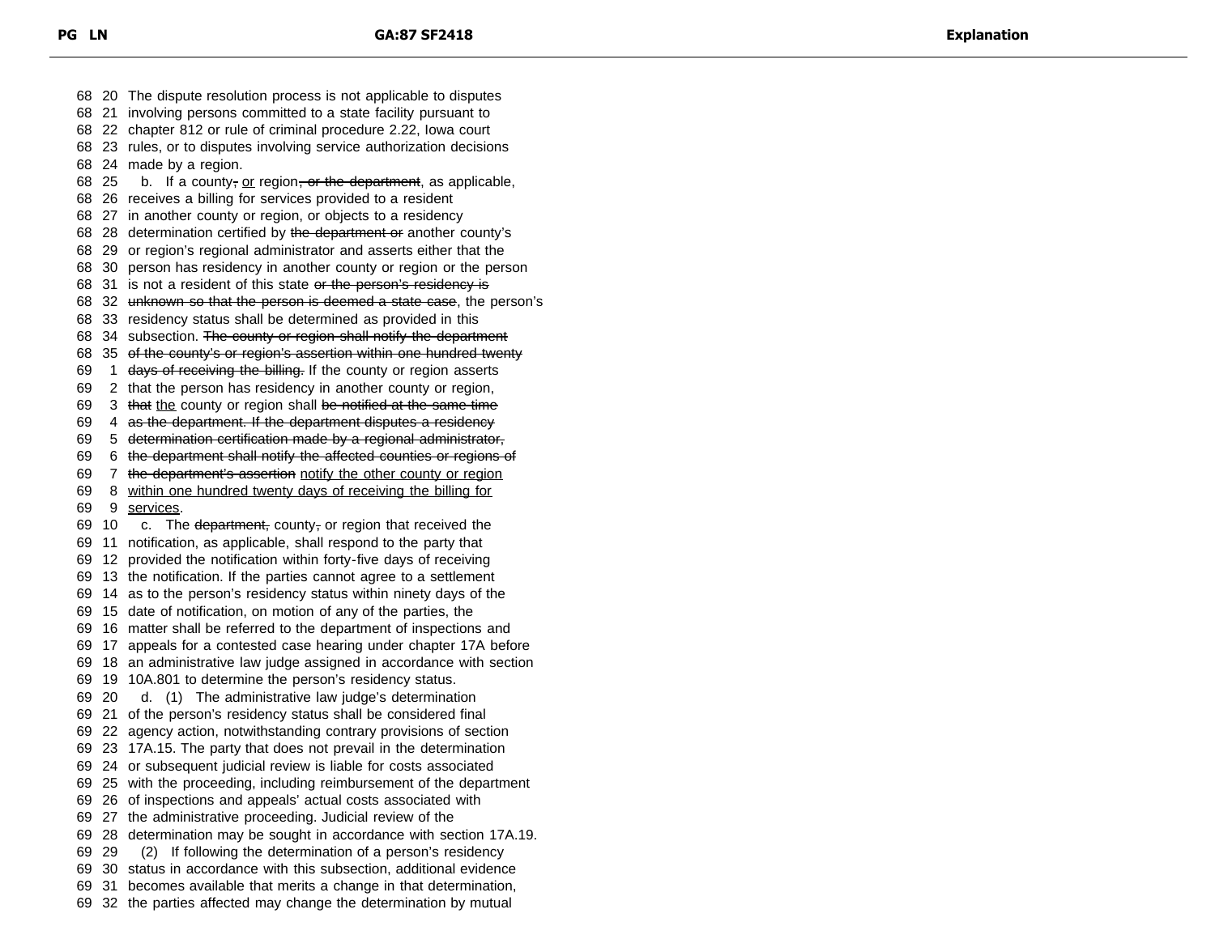The dispute resolution process is not applicable to disputes involving persons committed to a state facility pursuant to chapter 812 or rule of criminal procedure 2.22, Iowa court rules, or to disputes involving service authorization decisions made by a region.

b. If a county~~,~~ <u>or</u> region~~, or the department~~, as applicable, receives a billing for services provided to a resident in another county or region, or objects to a residency determination certified by ~~the department or~~ another county's or region's regional administrator and asserts either that the person has residency in another county or region or the person is not a resident of this state ~~or the person's residency is unknown so that the person is deemed a state case~~, the person's residency status shall be determined as provided in this subsection. ~~The county or region shall notify the department of the county's or region's assertion within one hundred twenty days of receiving the billing.~~ If the county or region asserts that the person has residency in another county or region, ~~that~~ <u>the</u> county or region shall ~~be notified at the same time as the department. If the department disputes a residency determination certification made by a regional administrator, the department shall notify the affected counties or regions of the department's assertion~~ <u>notify the other county or region within one hundred twenty days of receiving the billing for services</u>.

c. The ~~department,~~ county~~,~~ or region that received the notification, as applicable, shall respond to the party that provided the notification within forty-five days of receiving the notification. If the parties cannot agree to a settlement as to the person's residency status within ninety days of the date of notification, on motion of any of the parties, the matter shall be referred to the department of inspections and appeals for a contested case hearing under chapter 17A before an administrative law judge assigned in accordance with section 10A.801 to determine the person's residency status.

d. (1) The administrative law judge's determination of the person's residency status shall be considered final agency action, notwithstanding contrary provisions of section 17A.15. The party that does not prevail in the determination or subsequent judicial review is liable for costs associated with the proceeding, including reimbursement of the department of inspections and appeals' actual costs associated with the administrative proceeding. Judicial review of the determination may be sought in accordance with section 17A.19.

(2) If following the determination of a person's residency status in accordance with this subsection, additional evidence becomes available that merits a change in that determination, the parties affected may change the determination by mutual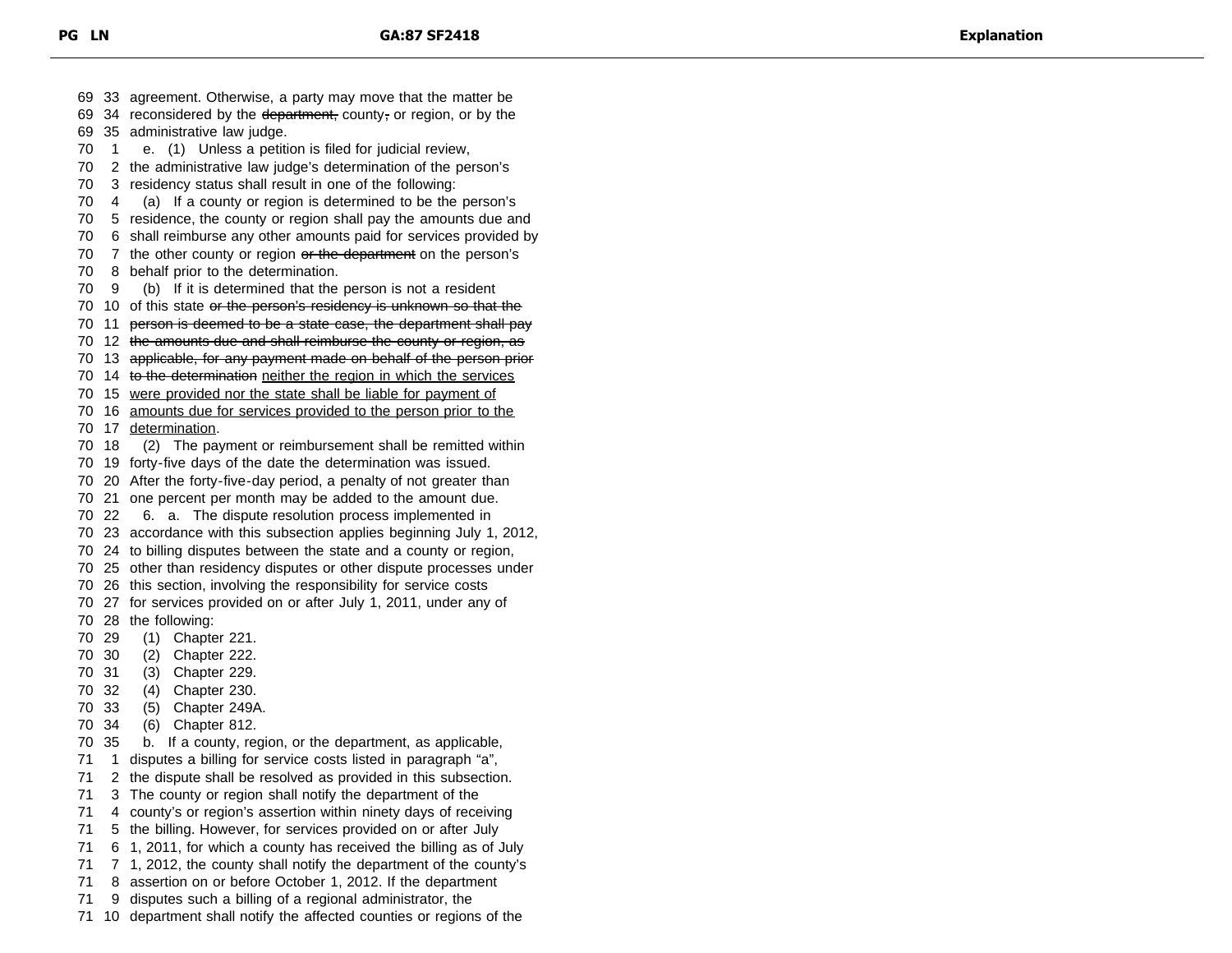69 33 agreement. Otherwise, a party may move that the matter be
69 34 reconsidered by the ~~department,~~ county~~,~~ or region, or by the
69 35 administrative law judge.
70 1 e. (1) Unless a petition is filed for judicial review,
70 2 the administrative law judge's determination of the person's
70 3 residency status shall result in one of the following:
70 4 (a) If a county or region is determined to be the person's
70 5 residence, the county or region shall pay the amounts due and
70 6 shall reimburse any other amounts paid for services provided by
70 7 the other county or region ~~or the department~~ on the person's
70 8 behalf prior to the determination.
70 9 (b) If it is determined that the person is not a resident
70 10 of this state ~~or the person's residency is unknown so that the~~
70 11 ~~person is deemed to be a state case, the department shall pay~~
70 12 ~~the amounts due and shall reimburse the county or region, as~~
70 13 ~~applicable, for any payment made on behalf of the person prior~~
70 14 ~~to the determination~~ <u>neither the region in which the services</u>
70 15 <u>were provided nor the state shall be liable for payment of</u>
70 16 <u>amounts due for services provided to the person prior to the</u>
70 17 <u>determination</u>.
70 18 (2) The payment or reimbursement shall be remitted within
70 19 forty-five days of the date the determination was issued.
70 20 After the forty-five-day period, a penalty of not greater than
70 21 one percent per month may be added to the amount due.
70 22 6. a. The dispute resolution process implemented in
70 23 accordance with this subsection applies beginning July 1, 2012,
70 24 to billing disputes between the state and a county or region,
70 25 other than residency disputes or other dispute processes under
70 26 this section, involving the responsibility for service costs
70 27 for services provided on or after July 1, 2011, under any of
70 28 the following:
70 29 (1) Chapter 221.
70 30 (2) Chapter 222.
70 31 (3) Chapter 229.
70 32 (4) Chapter 230.
70 33 (5) Chapter 249A.
70 34 (6) Chapter 812.
70 35 b. If a county, region, or the department, as applicable,
71 1 disputes a billing for service costs listed in paragraph "a",
71 2 the dispute shall be resolved as provided in this subsection.
71 3 The county or region shall notify the department of the
71 4 county's or region's assertion within ninety days of receiving
71 5 the billing. However, for services provided on or after July
71 6 1, 2011, for which a county has received the billing as of July
71 7 1, 2012, the county shall notify the department of the county's
71 8 assertion on or before October 1, 2012. If the department
71 9 disputes such a billing of a regional administrator, the
71 10 department shall notify the affected counties or regions of the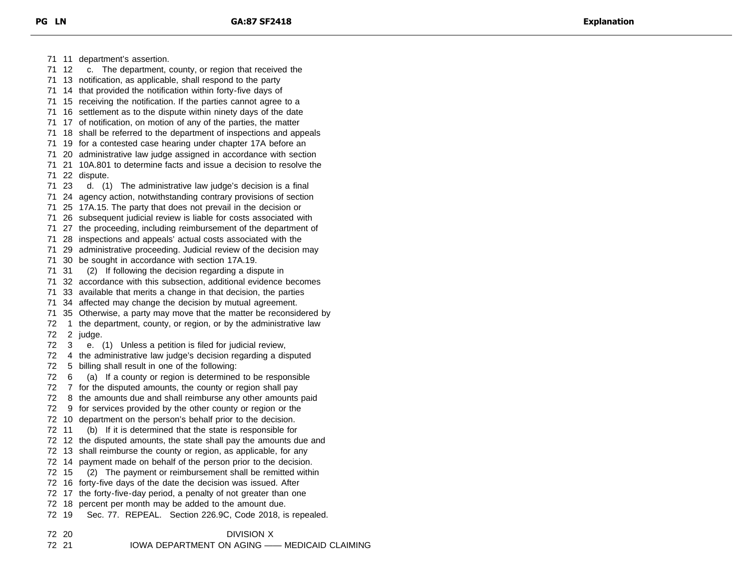department's assertion.

c. The department, county, or region that received the notification, as applicable, shall respond to the party that provided the notification within forty-five days of receiving the notification. If the parties cannot agree to a settlement as to the dispute within ninety days of the date of notification, on motion of any of the parties, the matter shall be referred to the department of inspections and appeals for a contested case hearing under chapter 17A before an administrative law judge assigned in accordance with section 10A.801 to determine facts and issue a decision to resolve the dispute.

d. (1) The administrative law judge's decision is a final agency action, notwithstanding contrary provisions of section 17A.15. The party that does not prevail in the decision or subsequent judicial review is liable for costs associated with the proceeding, including reimbursement of the department of inspections and appeals' actual costs associated with the administrative proceeding. Judicial review of the decision may be sought in accordance with section 17A.19.

(2) If following the decision regarding a dispute in accordance with this subsection, additional evidence becomes available that merits a change in that decision, the parties affected may change the decision by mutual agreement. Otherwise, a party may move that the matter be reconsidered by the department, county, or region, or by the administrative law judge.

e. (1) Unless a petition is filed for judicial review, the administrative law judge's decision regarding a disputed billing shall result in one of the following:

(a) If a county or region is determined to be responsible for the disputed amounts, the county or region shall pay the amounts due and shall reimburse any other amounts paid for services provided by the other county or region or the department on the person's behalf prior to the decision.

(b) If it is determined that the state is responsible for the disputed amounts, the state shall pay the amounts due and shall reimburse the county or region, as applicable, for any payment made on behalf of the person prior to the decision.

(2) The payment or reimbursement shall be remitted within forty-five days of the date the decision was issued. After the forty-five-day period, a penalty of not greater than one percent per month may be added to the amount due.

Sec. 77. REPEAL. Section 226.9C, Code 2018, is repealed.

## DIVISION X

## IOWA DEPARTMENT ON AGING —— MEDICAID CLAIMING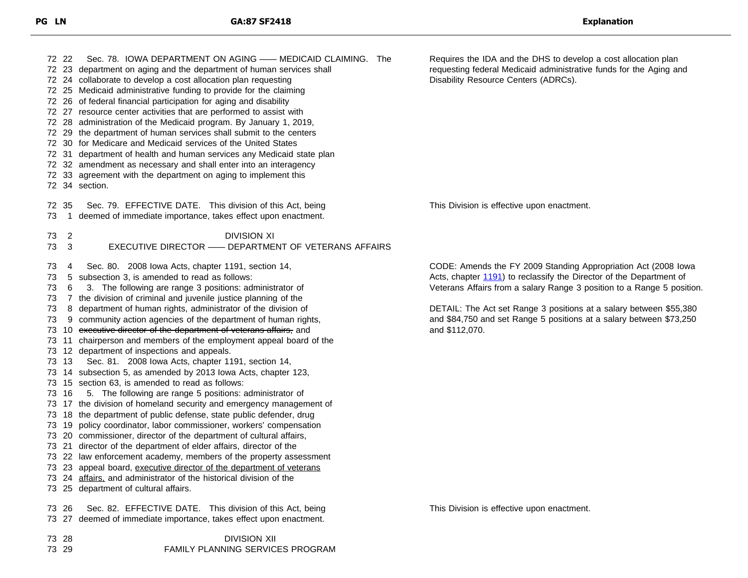| PG LN | GA:87 SF2418 | Explanation |
|---|---|---|
| 72 22 | Sec. 78. IOWA DEPARTMENT ON AGING —— MEDICAID CLAIMING. The department on aging and the department of human services shall collaborate to develop a cost allocation plan requesting Medicaid administrative funding to provide for the claiming of federal financial participation for aging and disability resource center activities that are performed to assist with administration of the Medicaid program. By January 1, 2019, the department of human services shall submit to the centers for Medicare and Medicaid services of the United States department of health and human services any Medicaid state plan amendment as necessary and shall enter into an interagency agreement with the department on aging to implement this section. | Requires the IDA and the DHS to develop a cost allocation plan requesting federal Medicaid administrative funds for the Aging and Disability Resource Centers (ADRCs). |
| 72 35 | Sec. 79. EFFECTIVE DATE. This division of this Act, being deemed of immediate importance, takes effect upon enactment. | This Division is effective upon enactment. |
| 73 2 | DIVISION XI<br>EXECUTIVE DIRECTOR —— DEPARTMENT OF VETERANS AFFAIRS | |
| 73 4 | Sec. 80. 2008 Iowa Acts, chapter 1191, section 14, subsection 3, is amended to read as follows:<br>3. The following are range 3 positions: administrator of the division of criminal and juvenile justice planning of the department of human rights, administrator of the division of community action agencies of the department of human rights, ~~executive director of the department of veterans affairs,~~ and chairperson and members of the employment appeal board of the department of inspections and appeals. | CODE: Amends the FY 2009 Standing Appropriation Act (2008 Iowa Acts, chapter 1191) to reclassify the Director of the Department of Veterans Affairs from a salary Range 3 position to a Range 5 position.<br><br>DETAIL: The Act set Range 3 positions at a salary between $55,380 and $84,750 and set Range 5 positions at a salary between $73,250 and $112,070. |
| 73 13 | Sec. 81. 2008 Iowa Acts, chapter 1191, section 14, subsection 5, as amended by 2013 Iowa Acts, chapter 123, section 63, is amended to read as follows:<br>5. The following are range 5 positions: administrator of the division of homeland security and emergency management of the department of public defense, state public defender, drug policy coordinator, labor commissioner, workers' compensation commissioner, director of the department of cultural affairs, director of the department of elder affairs, director of the law enforcement academy, members of the property assessment appeal board, <u>executive director of the department of veterans affairs,</u> and administrator of the historical division of the department of cultural affairs. | |
| 73 26 | Sec. 82. EFFECTIVE DATE. This division of this Act, being deemed of immediate importance, takes effect upon enactment. | This Division is effective upon enactment. |
| 73 28 | DIVISION XII<br>FAMILY PLANNING SERVICES PROGRAM | |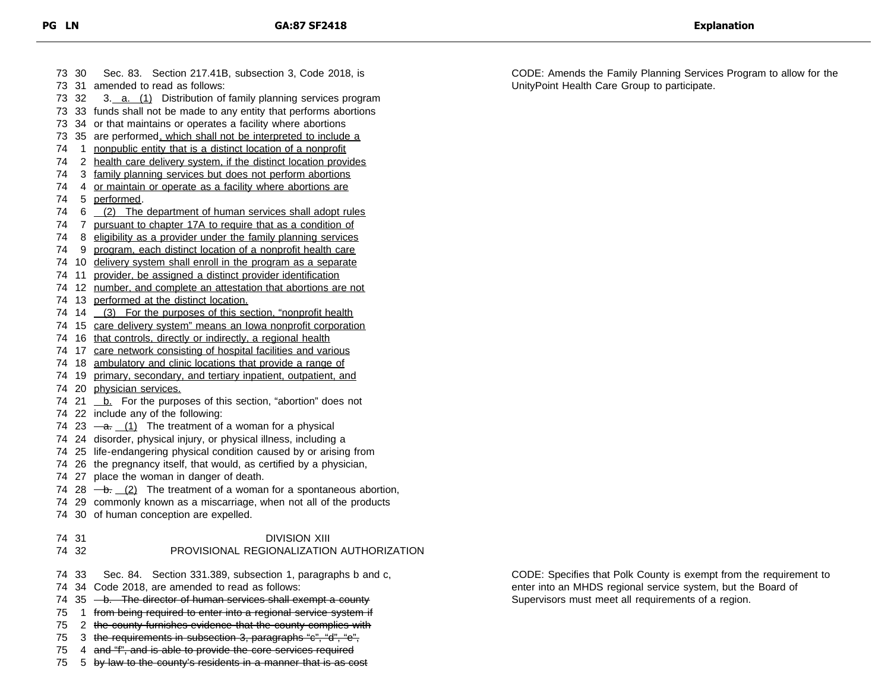| PG | LN | GA:87 SF2418 | Explanation |
|---|---|---|---|
| 73 | 30 | Sec. 83. Section 217.41B, subsection 3, Code 2018, is | CODE: Amends the Family Planning Services Program to allow for the UnityPoint Health Care Group to participate. |
| 73 | 31 | amended to read as follows: | |
| 73 | 32 | 3. <u>a. (1)</u> Distribution of family planning services program | |
| 73 | 33 | funds shall not be made to any entity that performs abortions | |
| 73 | 34 | or that maintains or operates a facility where abortions | |
| 73 | 35 | are performed<u>, which shall not be interpreted to include a</u> | |
| 74 | 1 | <u>nonpublic entity that is a distinct location of a nonprofit</u> | |
| 74 | 2 | <u>health care delivery system, if the distinct location provides</u> | |
| 74 | 3 | <u>family planning services but does not perform abortions</u> | |
| 74 | 4 | <u>or maintain or operate as a facility where abortions are</u> | |
| 74 | 5 | <u>performed</u>. | |
| 74 | 6 | <u>(2) The department of human services shall adopt rules</u> | |
| 74 | 7 | <u>pursuant to chapter 17A to require that as a condition of</u> | |
| 74 | 8 | <u>eligibility as a provider under the family planning services</u> | |
| 74 | 9 | <u>program, each distinct location of a nonprofit health care</u> | |
| 74 | 10 | <u>delivery system shall enroll in the program as a separate</u> | |
| 74 | 11 | <u>provider, be assigned a distinct provider identification</u> | |
| 74 | 12 | <u>number, and complete an attestation that abortions are not</u> | |
| 74 | 13 | <u>performed at the distinct location.</u> | |
| 74 | 14 | <u>(3) For the purposes of this section, "nonprofit health</u> | |
| 74 | 15 | <u>care delivery system" means an Iowa nonprofit corporation</u> | |
| 74 | 16 | <u>that controls, directly or indirectly, a regional health</u> | |
| 74 | 17 | <u>care network consisting of hospital facilities and various</u> | |
| 74 | 18 | <u>ambulatory and clinic locations that provide a range of</u> | |
| 74 | 19 | <u>primary, secondary, and tertiary inpatient, outpatient, and</u> | |
| 74 | 20 | <u>physician services.</u> | |
| 74 | 21 | <u>b.</u> For the purposes of this section, "abortion" does not | |
| 74 | 22 | include any of the following: | |
| 74 | 23 | ~~a.~~ <u>(1)</u> The treatment of a woman for a physical | |
| 74 | 24 | disorder, physical injury, or physical illness, including a | |
| 74 | 25 | life-endangering physical condition caused by or arising from | |
| 74 | 26 | the pregnancy itself, that would, as certified by a physician, | |
| 74 | 27 | place the woman in danger of death. | |
| 74 | 28 | ~~b.~~ <u>(2)</u> The treatment of a woman for a spontaneous abortion, | |
| 74 | 29 | commonly known as a miscarriage, when not all of the products | |
| 74 | 30 | of human conception are expelled. | |
| 74 | 31 | DIVISION XIII | |
| 74 | 32 | PROVISIONAL REGIONALIZATION AUTHORIZATION | |
| 74 | 33 | Sec. 84. Section 331.389, subsection 1, paragraphs b and c, | CODE: Specifies that Polk County is exempt from the requirement to enter into an MHDS regional service system, but the Board of Supervisors must meet all requirements of a region. |
| 74 | 34 | Code 2018, are amended to read as follows: | |
| 74 | 35 | ~~b. The director of human services shall exempt a county~~ | |
| 75 | 1 | ~~from being required to enter into a regional service system if~~ | |
| 75 | 2 | ~~the county furnishes evidence that the county complies with~~ | |
| 75 | 3 | ~~the requirements in subsection 3, paragraphs "c", "d", "e",~~ | |
| 75 | 4 | ~~and "f", and is able to provide the core services required~~ | |
| 75 | 5 | ~~by law to the county's residents in a manner that is as cost~~ | |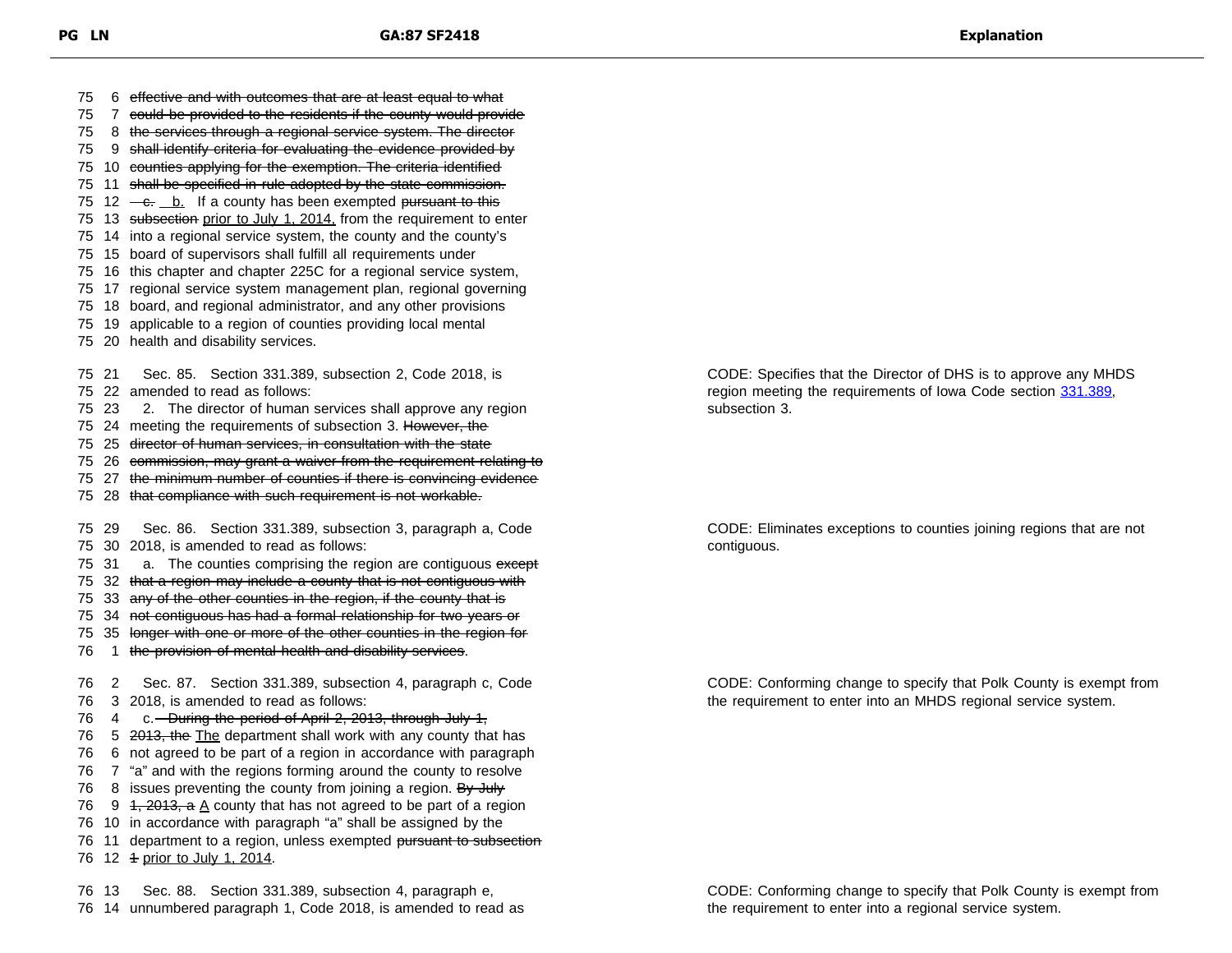| PG | LN | GA:87 SF2418 | Explanation |
| --- | --- | --- | --- |
| 75 | 6 | ~~effective and with outcomes that are at least equal to what~~ | |
| 75 | 7 | ~~could be provided to the residents if the county would provide~~ | |
| 75 | 8 | ~~the services through a regional service system. The director~~ | |
| 75 | 9 | ~~shall identify criteria for evaluating the evidence provided by~~ | |
| 75 | 10 | ~~counties applying for the exemption. The criteria identified~~ | |
| 75 | 11 | ~~shall be specified in rule adopted by the state commission.~~ | |
| 75 | 12 | ~~c.~~ <u>b.</u> If a county has been exempted ~~pursuant to this~~ | |
| 75 | 13 | ~~subsection~~ <u>prior to July 1, 2014,</u> from the requirement to enter | |
| 75 | 14 | into a regional service system, the county and the county's | |
| 75 | 15 | board of supervisors shall fulfill all requirements under | |
| 75 | 16 | this chapter and chapter 225C for a regional service system, | |
| 75 | 17 | regional service system management plan, regional governing | |
| 75 | 18 | board, and regional administrator, and any other provisions | |
| 75 | 19 | applicable to a region of counties providing local mental | |
| 75 | 20 | health and disability services. | |
| 75 | 21 | Sec. 85. Section 331.389, subsection 2, Code 2018, is | CODE: Specifies that the Director of DHS is to approve any MHDS region meeting the requirements of Iowa Code section 331.389, subsection 3. |
| 75 | 22 | amended to read as follows: | |
| 75 | 23 | 2. The director of human services shall approve any region | |
| 75 | 24 | meeting the requirements of subsection 3. ~~However, the~~ | |
| 75 | 25 | ~~director of human services, in consultation with the state~~ | |
| 75 | 26 | ~~commission, may grant a waiver from the requirement relating to~~ | |
| 75 | 27 | ~~the minimum number of counties if there is convincing evidence~~ | |
| 75 | 28 | ~~that compliance with such requirement is not workable.~~ | |
| 75 | 29 | Sec. 86. Section 331.389, subsection 3, paragraph a, Code | CODE: Eliminates exceptions to counties joining regions that are not contiguous. |
| 75 | 30 | 2018, is amended to read as follows: | |
| 75 | 31 | a. The counties comprising the region are contiguous ~~except~~ | |
| 75 | 32 | ~~that a region may include a county that is not contiguous with~~ | |
| 75 | 33 | ~~any of the other counties in the region, if the county that is~~ | |
| 75 | 34 | ~~not contiguous has had a formal relationship for two years or~~ | |
| 75 | 35 | ~~longer with one or more of the other counties in the region for~~ | |
| 76 | 1 | ~~the provision of mental health and disability services~~. | |
| 76 | 2 | Sec. 87. Section 331.389, subsection 4, paragraph c, Code | CODE: Conforming change to specify that Polk County is exempt from the requirement to enter into an MHDS regional service system. |
| 76 | 3 | 2018, is amended to read as follows: | |
| 76 | 4 | c. ~~During the period of April 2, 2013, through July 1,~~ | |
| 76 | 5 | ~~2013, the~~ <u>The</u> department shall work with any county that has | |
| 76 | 6 | not agreed to be part of a region in accordance with paragraph | |
| 76 | 7 | "a" and with the regions forming around the county to resolve | |
| 76 | 8 | issues preventing the county from joining a region. ~~By July~~ | |
| 76 | 9 | ~~1, 2013, a~~ <u>A</u> county that has not agreed to be part of a region | |
| 76 | 10 | in accordance with paragraph "a" shall be assigned by the | |
| 76 | 11 | department to a region, unless exempted ~~pursuant to subsection~~ | |
| 76 | 12 | ~~1~~ <u>prior to July 1, 2014</u>. | |
| 76 | 13 | Sec. 88. Section 331.389, subsection 4, paragraph e, | CODE: Conforming change to specify that Polk County is exempt from the requirement to enter into a regional service system. |
| 76 | 14 | unnumbered paragraph 1, Code 2018, is amended to read as | |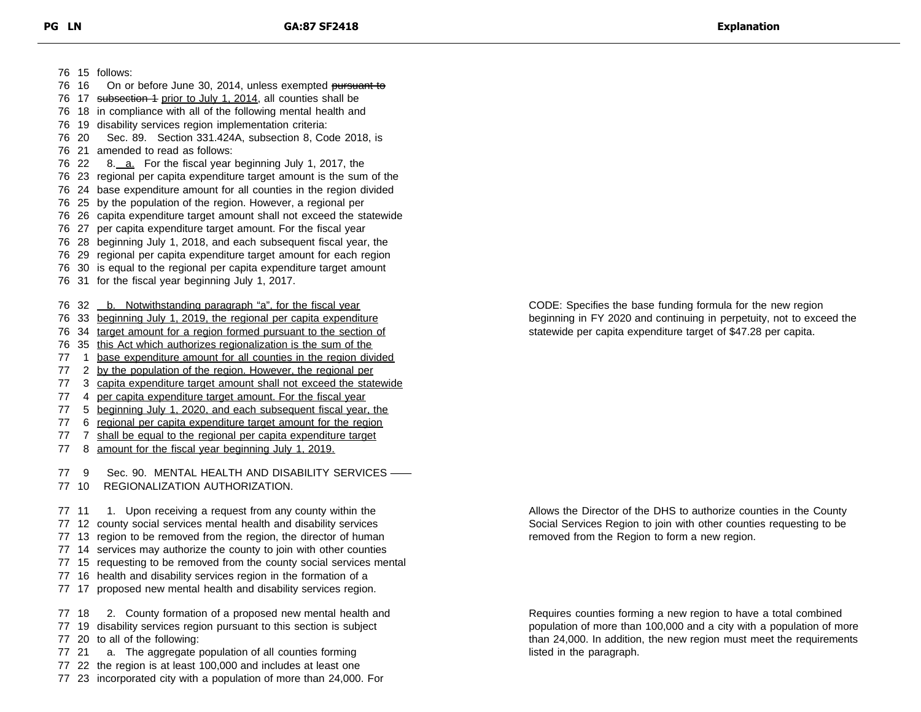| PG LN | GA:87 SF2418 | Explanation |
|---|---|---|
| 76 15 | follows: | |
| 76 16 | On or before June 30, 2014, unless exempted ~~pursuant to~~ | |
| 76 17 | ~~subsection 1~~ <u>prior to July 1, 2014</u>, all counties shall be | |
| 76 18 | in compliance with all of the following mental health and | |
| 76 19 | disability services region implementation criteria: | |
| 76 20 | Sec. 89. Section 331.424A, subsection 8, Code 2018, is | |
| 76 21 | amended to read as follows: | |
| 76 22 | 8. <u>a.</u> For the fiscal year beginning July 1, 2017, the | |
| 76 23 | regional per capita expenditure target amount is the sum of the | |
| 76 24 | base expenditure amount for all counties in the region divided | |
| 76 25 | by the population of the region. However, a regional per | |
| 76 26 | capita expenditure target amount shall not exceed the statewide | |
| 76 27 | per capita expenditure target amount. For the fiscal year | |
| 76 28 | beginning July 1, 2018, and each subsequent fiscal year, the | |
| 76 29 | regional per capita expenditure target amount for each region | |
| 76 30 | is equal to the regional per capita expenditure target amount | |
| 76 31 | for the fiscal year beginning July 1, 2017. | |
| 76 32 | <u>b. Notwithstanding paragraph "a", for the fiscal year</u> | CODE: Specifies the base funding formula for the new region beginning in FY 2020 and continuing in perpetuity, not to exceed the statewide per capita expenditure target of $47.28 per capita. |
| 76 33 | <u>beginning July 1, 2019, the regional per capita expenditure</u> | |
| 76 34 | <u>target amount for a region formed pursuant to the section of</u> | |
| 76 35 | <u>this Act which authorizes regionalization is the sum of the</u> | |
| 77 1 | <u>base expenditure amount for all counties in the region divided</u> | |
| 77 2 | <u>by the population of the region. However, the regional per</u> | |
| 77 3 | <u>capita expenditure target amount shall not exceed the statewide</u> | |
| 77 4 | <u>per capita expenditure target amount. For the fiscal year</u> | |
| 77 5 | <u>beginning July 1, 2020, and each subsequent fiscal year, the</u> | |
| 77 6 | <u>regional per capita expenditure target amount for the region</u> | |
| 77 7 | <u>shall be equal to the regional per capita expenditure target</u> | |
| 77 8 | <u>amount for the fiscal year beginning July 1, 2019.</u> | |
| 77 9 | Sec. 90. MENTAL HEALTH AND DISABILITY SERVICES —— | |
| 77 10 | REGIONALIZATION AUTHORIZATION. | |
| 77 11 | 1. Upon receiving a request from any county within the | Allows the Director of the DHS to authorize counties in the County Social Services Region to join with other counties requesting to be removed from the Region to form a new region. |
| 77 12 | county social services mental health and disability services | |
| 77 13 | region to be removed from the region, the director of human | |
| 77 14 | services may authorize the county to join with other counties | |
| 77 15 | requesting to be removed from the county social services mental | |
| 77 16 | health and disability services region in the formation of a | |
| 77 17 | proposed new mental health and disability services region. | |
| 77 18 | 2. County formation of a proposed new mental health and | Requires counties forming a new region to have a total combined population of more than 100,000 and a city with a population of more than 24,000. In addition, the new region must meet the requirements listed in the paragraph. |
| 77 19 | disability services region pursuant to this section is subject | |
| 77 20 | to all of the following: | |
| 77 21 | a. The aggregate population of all counties forming | |
| 77 22 | the region is at least 100,000 and includes at least one | |
| 77 23 | incorporated city with a population of more than 24,000. For | |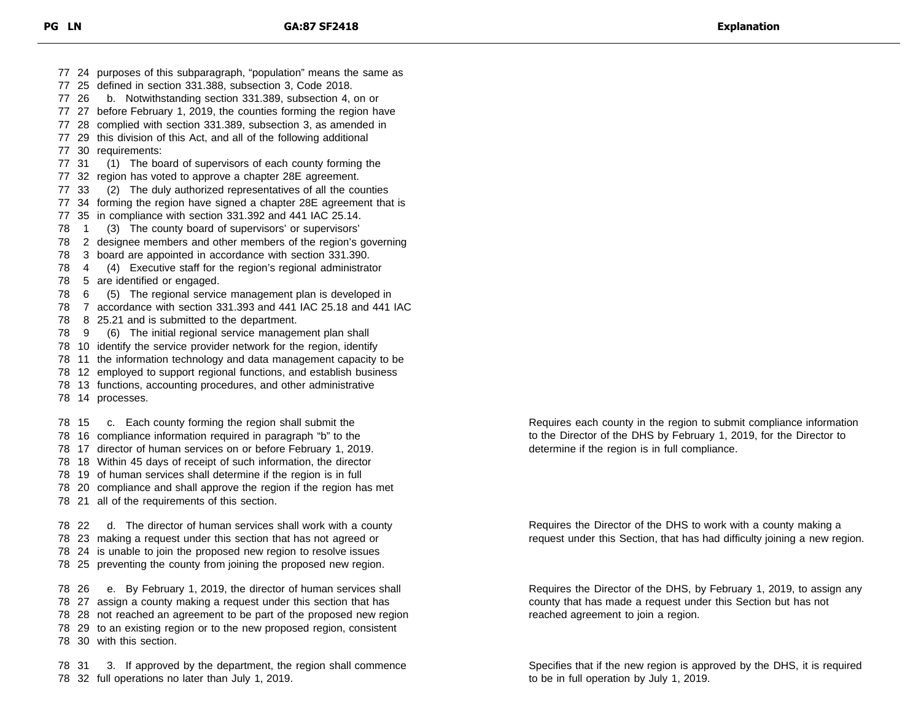77 24 purposes of this subparagraph, "population" means the same as
77 25 defined in section 331.388, subsection 3, Code 2018.
77 26 b. Notwithstanding section 331.389, subsection 4, on or
77 27 before February 1, 2019, the counties forming the region have
77 28 complied with section 331.389, subsection 3, as amended in
77 29 this division of this Act, and all of the following additional
77 30 requirements:
77 31 (1) The board of supervisors of each county forming the
77 32 region has voted to approve a chapter 28E agreement.
77 33 (2) The duly authorized representatives of all the counties
77 34 forming the region have signed a chapter 28E agreement that is
77 35 in compliance with section 331.392 and 441 IAC 25.14.
78 1 (3) The county board of supervisors' or supervisors'
78 2 designee members and other members of the region's governing
78 3 board are appointed in accordance with section 331.390.
78 4 (4) Executive staff for the region's regional administrator
78 5 are identified or engaged.
78 6 (5) The regional service management plan is developed in
78 7 accordance with section 331.393 and 441 IAC 25.18 and 441 IAC
78 8 25.21 and is submitted to the department.
78 9 (6) The initial regional service management plan shall
78 10 identify the service provider network for the region, identify
78 11 the information technology and data management capacity to be
78 12 employed to support regional functions, and establish business
78 13 functions, accounting procedures, and other administrative
78 14 processes.

78 15 c. Each county forming the region shall submit the
78 16 compliance information required in paragraph "b" to the
78 17 director of human services on or before February 1, 2019.
78 18 Within 45 days of receipt of such information, the director
78 19 of human services shall determine if the region is in full
78 20 compliance and shall approve the region if the region has met
78 21 all of the requirements of this section.

Explanation: Requires each county in the region to submit compliance information to the Director of the DHS by February 1, 2019, for the Director to determine if the region is in full compliance.

78 22 d. The director of human services shall work with a county
78 23 making a request under this section that has not agreed or
78 24 is unable to join the proposed new region to resolve issues
78 25 preventing the county from joining the proposed new region.

Explanation: Requires the Director of the DHS to work with a county making a request under this Section, that has had difficulty joining a new region.

78 26 e. By February 1, 2019, the director of human services shall
78 27 assign a county making a request under this section that has
78 28 not reached an agreement to be part of the proposed new region
78 29 to an existing region or to the new proposed region, consistent
78 30 with this section.

Explanation: Requires the Director of the DHS, by February 1, 2019, to assign any county that has made a request under this Section but has not reached agreement to join a region.

78 31 3. If approved by the department, the region shall commence
78 32 full operations no later than July 1, 2019.

Explanation: Specifies that if the new region is approved by the DHS, it is required to be in full operation by July 1, 2019.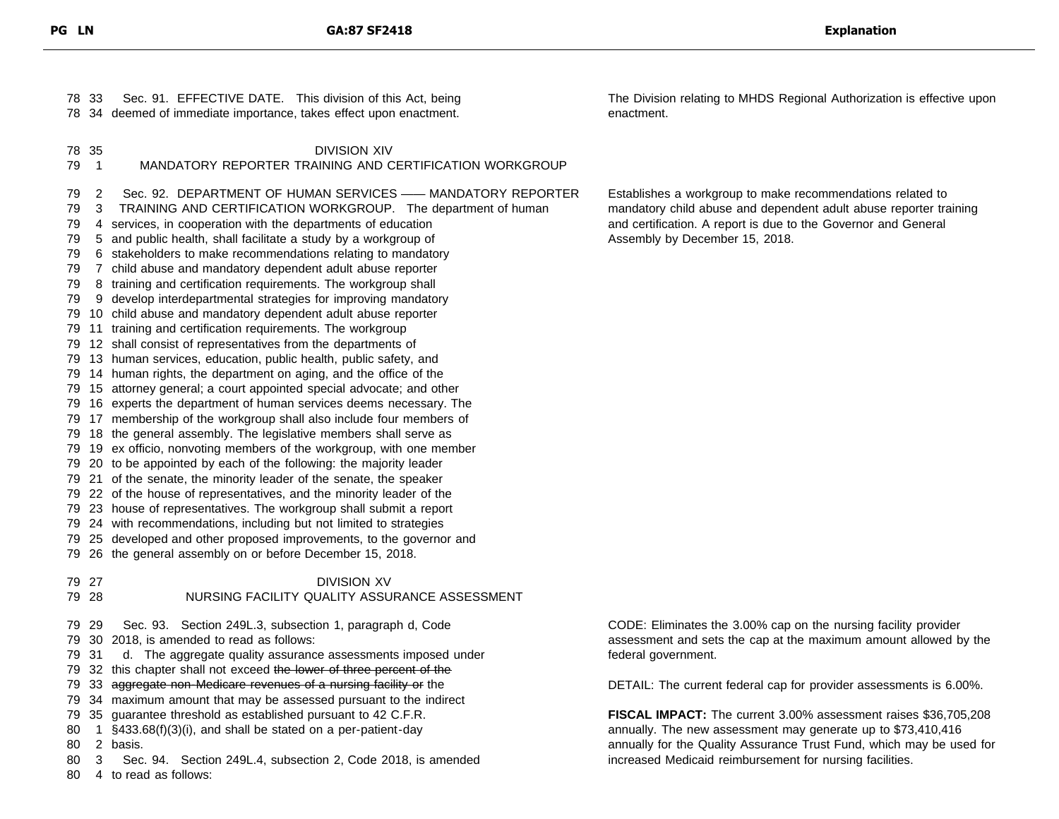| PG LN | GA:87 SF2418 | Explanation |
|---|---|---|
| 78 33<br>78 34 | Sec. 91. EFFECTIVE DATE. This division of this Act, being deemed of immediate importance, takes effect upon enactment. | The Division relating to MHDS Regional Authorization is effective upon enactment. |
| 78 35<br>79 1 | DIVISION XIV<br>MANDATORY REPORTER TRAINING AND CERTIFICATION WORKGROUP | |
| 79 2<br>79 3<br>79 4<br>79 5<br>79 6<br>79 7<br>79 8<br>79 9<br>79 10<br>79 11<br>79 12<br>79 13<br>79 14<br>79 15<br>79 16<br>79 17<br>79 18<br>79 19<br>79 20<br>79 21<br>79 22<br>79 23<br>79 24<br>79 25<br>79 26 | Sec. 92. DEPARTMENT OF HUMAN SERVICES —— MANDATORY REPORTER TRAINING AND CERTIFICATION WORKGROUP. The department of human services, in cooperation with the departments of education and public health, shall facilitate a study by a workgroup of stakeholders to make recommendations relating to mandatory child abuse and mandatory dependent adult abuse reporter training and certification requirements. The workgroup shall develop interdepartmental strategies for improving mandatory child abuse and mandatory dependent adult abuse reporter training and certification requirements. The workgroup shall consist of representatives from the departments of human services, education, public health, public safety, and human rights, the department on aging, and the office of the attorney general; a court appointed special advocate; and other experts the department of human services deems necessary. The membership of the workgroup shall also include four members of the general assembly. The legislative members shall serve as ex officio, nonvoting members of the workgroup, with one member to be appointed by each of the following: the majority leader of the senate, the minority leader of the senate, the speaker of the house of representatives, and the minority leader of the house of representatives. The workgroup shall submit a report with recommendations, including but not limited to strategies developed and other proposed improvements, to the governor and the general assembly on or before December 15, 2018. | Establishes a workgroup to make recommendations related to mandatory child abuse and dependent adult abuse reporter training and certification. A report is due to the Governor and General Assembly by December 15, 2018. |
| 79 27<br>79 28 | DIVISION XV<br>NURSING FACILITY QUALITY ASSURANCE ASSESSMENT | |
| 79 29<br>79 30<br>79 31<br>79 32<br>79 33<br>79 34<br>79 35<br>80 1<br>80 2 | Sec. 93. Section 249L.3, subsection 1, paragraph d, Code 2018, is amended to read as follows:<br>d. The aggregate quality assurance assessments imposed under this chapter shall not exceed ~~the lower of three percent of the aggregate non-Medicare revenues of a nursing facility or~~ the maximum amount that may be assessed pursuant to the indirect guarantee threshold as established pursuant to 42 C.F.R. §433.68(f)(3)(i), and shall be stated on a per-patient-day basis. | CODE: Eliminates the 3.00% cap on the nursing facility provider assessment and sets the cap at the maximum amount allowed by the federal government.<br><br>DETAIL: The current federal cap for provider assessments is 6.00%.<br><br>**FISCAL IMPACT:** The current 3.00% assessment raises $36,705,208 annually. The new assessment may generate up to $73,410,416 annually for the Quality Assurance Trust Fund, which may be used for increased Medicaid reimbursement for nursing facilities. |
| 80 3<br>80 4 | Sec. 94. Section 249L.4, subsection 2, Code 2018, is amended to read as follows: | |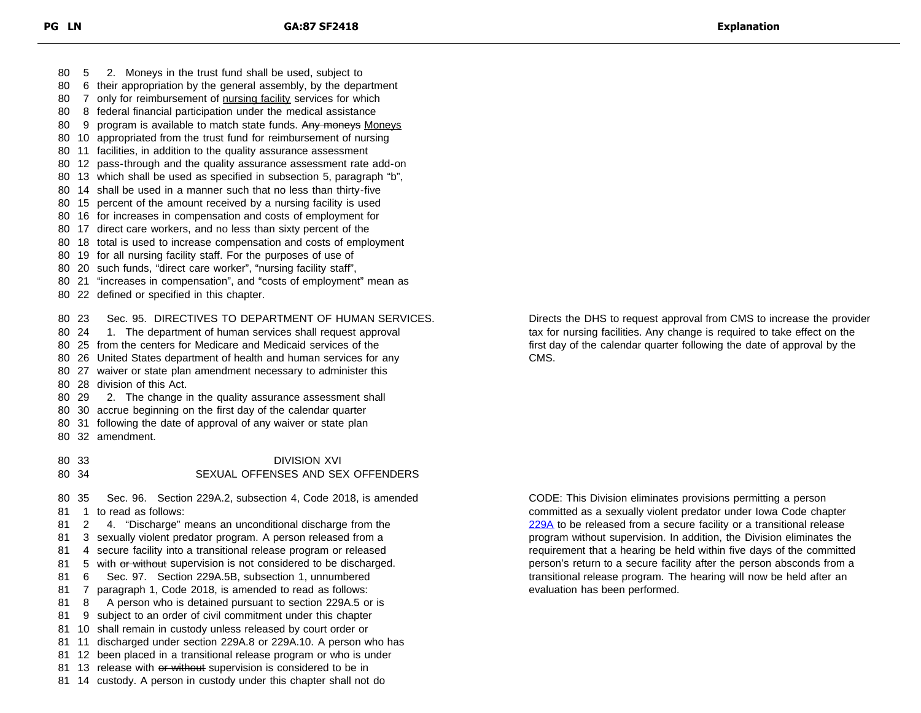80 5 2. Moneys in the trust fund shall be used, subject to
80 6 their appropriation by the general assembly, by the department
80 7 only for reimbursement of <u>nursing facility</u> services for which
80 8 federal financial participation under the medical assistance
80 9 program is available to match state funds. ~~Any moneys~~ <u>Moneys</u>
80 10 appropriated from the trust fund for reimbursement of nursing
80 11 facilities, in addition to the quality assurance assessment
80 12 pass-through and the quality assurance assessment rate add-on
80 13 which shall be used as specified in subsection 5, paragraph "b",
80 14 shall be used in a manner such that no less than thirty-five
80 15 percent of the amount received by a nursing facility is used
80 16 for increases in compensation and costs of employment for
80 17 direct care workers, and no less than sixty percent of the
80 18 total is used to increase compensation and costs of employment
80 19 for all nursing facility staff. For the purposes of use of
80 20 such funds, "direct care worker", "nursing facility staff",
80 21 "increases in compensation", and "costs of employment" mean as
80 22 defined or specified in this chapter.

80 23 Sec. 95. DIRECTIVES TO DEPARTMENT OF HUMAN SERVICES.
80 24 1. The department of human services shall request approval
80 25 from the centers for Medicare and Medicaid services of the
80 26 United States department of health and human services for any
80 27 waiver or state plan amendment necessary to administer this
80 28 division of this Act.
80 29 2. The change in the quality assurance assessment shall
80 30 accrue beginning on the first day of the calendar quarter
80 31 following the date of approval of any waiver or state plan
80 32 amendment.

**Explanation:** Directs the DHS to request approval from CMS to increase the provider tax for nursing facilities. Any change is required to take effect on the first day of the calendar quarter following the date of approval by the CMS.

80 33 DIVISION XVI
80 34 SEXUAL OFFENSES AND SEX OFFENDERS

80 35 Sec. 96. Section 229A.2, subsection 4, Code 2018, is amended
81 1 to read as follows:
81 2 4. "Discharge" means an unconditional discharge from the
81 3 sexually violent predator program. A person released from a
81 4 secure facility into a transitional release program or released
81 5 with ~~or without~~ supervision is not considered to be discharged.
81 6 Sec. 97. Section 229A.5B, subsection 1, unnumbered
81 7 paragraph 1, Code 2018, is amended to read as follows:
81 8 A person who is detained pursuant to section 229A.5 or is
81 9 subject to an order of civil commitment under this chapter
81 10 shall remain in custody unless released by court order or
81 11 discharged under section 229A.8 or 229A.10. A person who has
81 12 been placed in a transitional release program or who is under
81 13 release with ~~or without~~ supervision is considered to be in
81 14 custody. A person in custody under this chapter shall not do

**Explanation:** CODE: This Division eliminates provisions permitting a person committed as a sexually violent predator under Iowa Code chapter [229A](229A) to be released from a secure facility or a transitional release program without supervision. In addition, the Division eliminates the requirement that a hearing be held within five days of the committed person's return to a secure facility after the person absconds from a transitional release program. The hearing will now be held after an evaluation has been performed.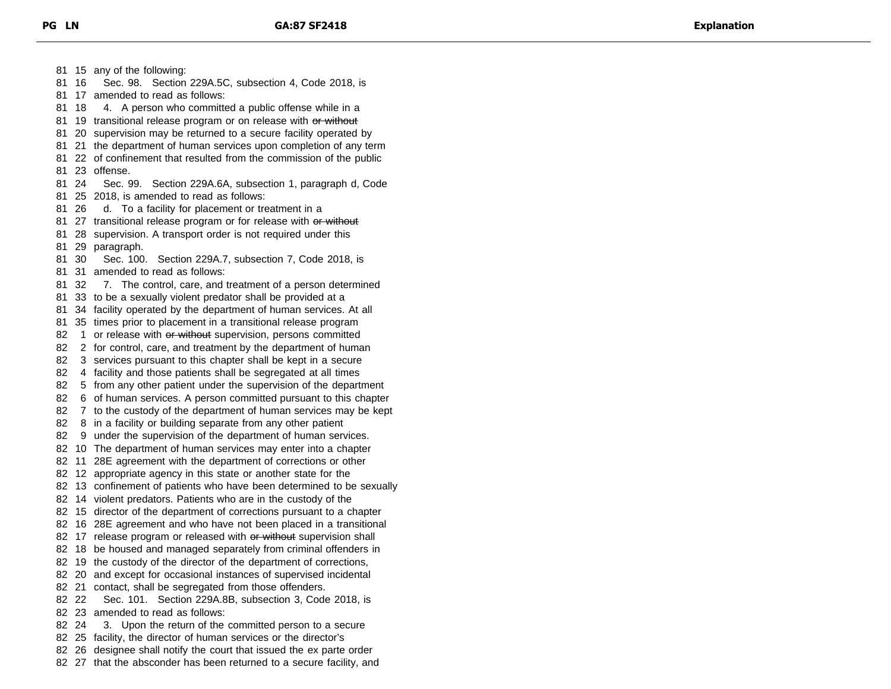any of the following:

Sec. 98. Section 229A.5C, subsection 4, Code 2018, is amended to read as follows:

4. A person who committed a public offense while in a transitional release program or on release with ~~or without~~ supervision may be returned to a secure facility operated by the department of human services upon completion of any term of confinement that resulted from the commission of the public offense.

Sec. 99. Section 229A.6A, subsection 1, paragraph d, Code 2018, is amended to read as follows:

d. To a facility for placement or treatment in a transitional release program or for release with ~~or without~~ supervision. A transport order is not required under this paragraph.

Sec. 100. Section 229A.7, subsection 7, Code 2018, is amended to read as follows:

7. The control, care, and treatment of a person determined to be a sexually violent predator shall be provided at a facility operated by the department of human services. At all times prior to placement in a transitional release program or release with ~~or without~~ supervision, persons committed for control, care, and treatment by the department of human services pursuant to this chapter shall be kept in a secure facility and those patients shall be segregated at all times from any other patient under the supervision of the department of human services. A person committed pursuant to this chapter to the custody of the department of human services may be kept in a facility or building separate from any other patient under the supervision of the department of human services. The department of human services may enter into a chapter 28E agreement with the department of corrections or other appropriate agency in this state or another state for the confinement of patients who have been determined to be sexually violent predators. Patients who are in the custody of the director of the department of corrections pursuant to a chapter 28E agreement and who have not been placed in a transitional release program or released with ~~or without~~ supervision shall be housed and managed separately from criminal offenders in the custody of the director of the department of corrections, and except for occasional instances of supervised incidental contact, shall be segregated from those offenders.

Sec. 101. Section 229A.8B, subsection 3, Code 2018, is amended to read as follows:

3. Upon the return of the committed person to a secure facility, the director of human services or the director's designee shall notify the court that issued the ex parte order that the absconder has been returned to a secure facility, and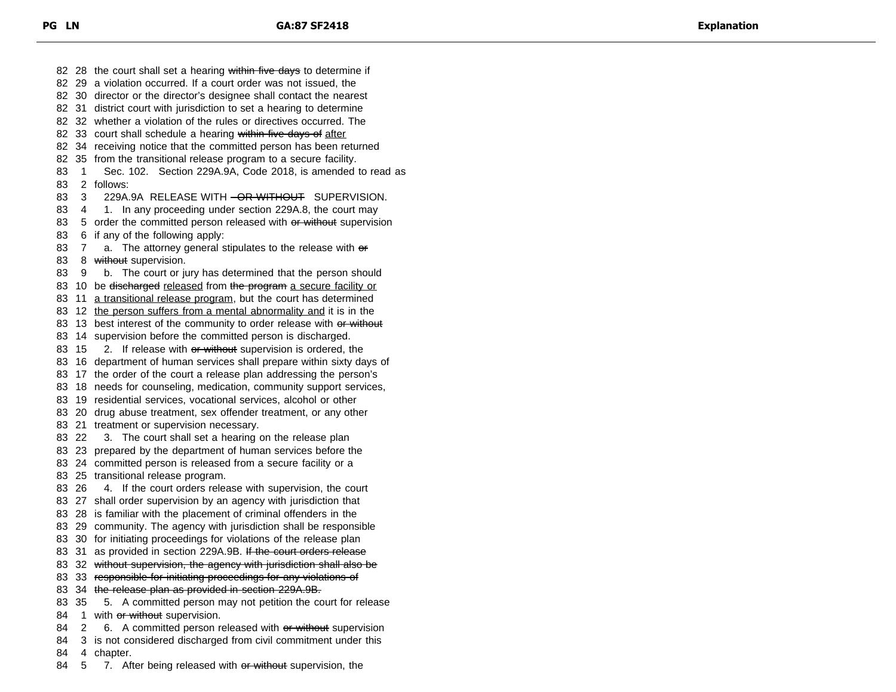82 28 the court shall set a hearing ~~within five days~~ to determine if
82 29 a violation occurred. If a court order was not issued, the
82 30 director or the director's designee shall contact the nearest
82 31 district court with jurisdiction to set a hearing to determine
82 32 whether a violation of the rules or directives occurred. The
82 33 court shall schedule a hearing ~~within five days of~~ <u>after</u>
82 34 receiving notice that the committed person has been returned
82 35 from the transitional release program to a secure facility.
83 1 Sec. 102. Section 229A.9A, Code 2018, is amended to read as
83 2 follows:
83 3 229A.9A RELEASE WITH ~~OR WITHOUT~~ SUPERVISION.
83 4 1. In any proceeding under section 229A.8, the court may
83 5 order the committed person released with ~~or without~~ supervision
83 6 if any of the following apply:
83 7 a. The attorney general stipulates to the release with ~~or~~
83 8 ~~without~~ supervision.
83 9 b. The court or jury has determined that the person should
83 10 be ~~discharged~~ <u>released</u> from ~~the program~~ <u>a secure facility or</u>
83 11 <u>a transitional release program</u>, but the court has determined
83 12 <u>the person suffers from a mental abnormality and</u> it is in the
83 13 best interest of the community to order release with ~~or without~~
83 14 supervision before the committed person is discharged.
83 15 2. If release with ~~or without~~ supervision is ordered, the
83 16 department of human services shall prepare within sixty days of
83 17 the order of the court a release plan addressing the person's
83 18 needs for counseling, medication, community support services,
83 19 residential services, vocational services, alcohol or other
83 20 drug abuse treatment, sex offender treatment, or any other
83 21 treatment or supervision necessary.
83 22 3. The court shall set a hearing on the release plan
83 23 prepared by the department of human services before the
83 24 committed person is released from a secure facility or a
83 25 transitional release program.
83 26 4. If the court orders release with supervision, the court
83 27 shall order supervision by an agency with jurisdiction that
83 28 is familiar with the placement of criminal offenders in the
83 29 community. The agency with jurisdiction shall be responsible
83 30 for initiating proceedings for violations of the release plan
83 31 as provided in section 229A.9B. ~~If the court orders release~~
83 32 ~~without supervision, the agency with jurisdiction shall also be~~
83 33 ~~responsible for initiating proceedings for any violations of~~
83 34 ~~the release plan as provided in section 229A.9B.~~
83 35 5. A committed person may not petition the court for release
84 1 with ~~or without~~ supervision.
84 2 6. A committed person released with ~~or without~~ supervision
84 3 is not considered discharged from civil commitment under this
84 4 chapter.
84 5 7. After being released with ~~or without~~ supervision, the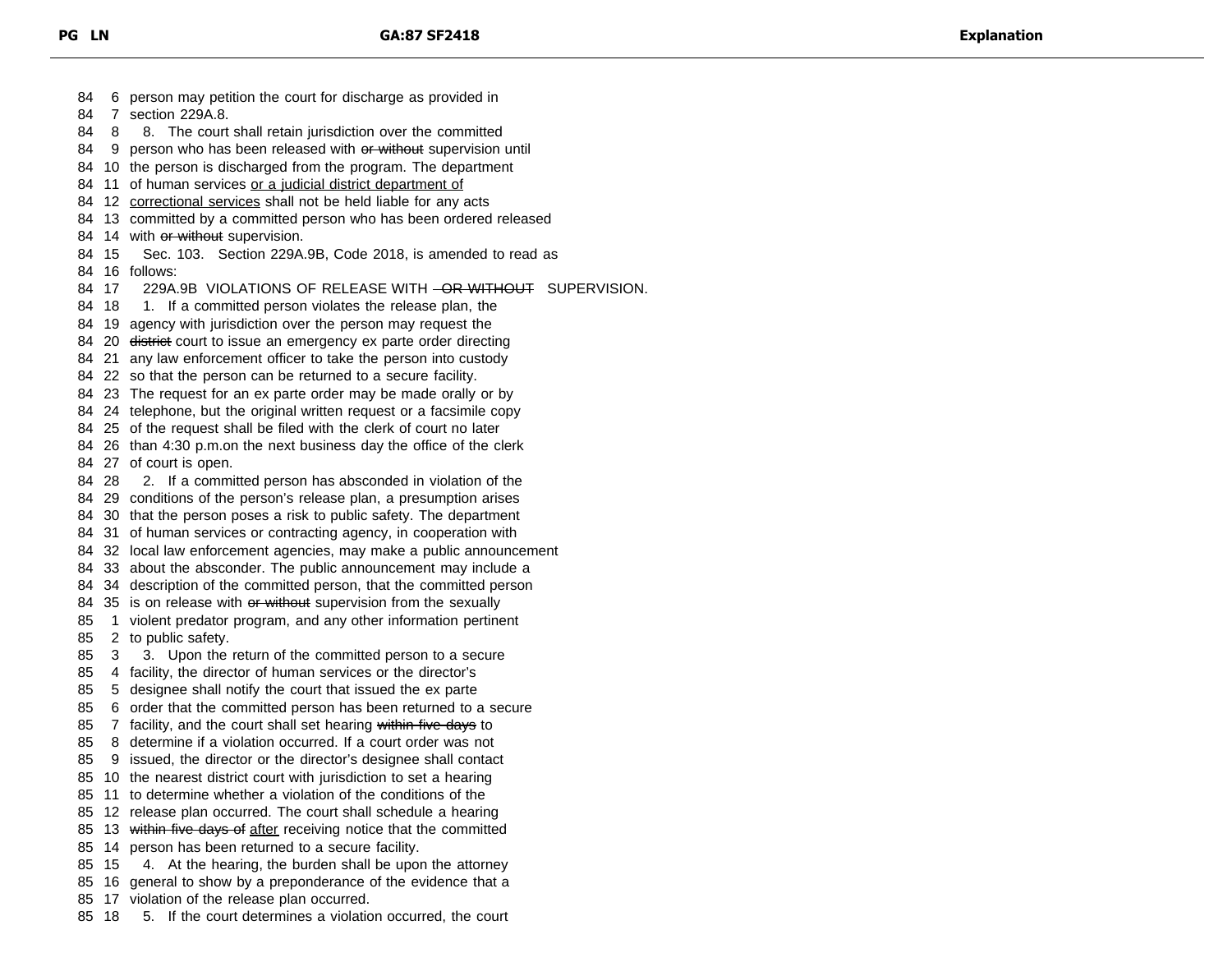person may petition the court for discharge as provided in section 229A.8.

8. The court shall retain jurisdiction over the committed person who has been released with ~~or without~~ supervision until the person is discharged from the program. The department of human services <u>or a judicial district department of correctional services</u> shall not be held liable for any acts committed by a committed person who has been ordered released with ~~or without~~ supervision.

Sec. 103. Section 229A.9B, Code 2018, is amended to read as follows:

229A.9B VIOLATIONS OF RELEASE WITH ~~OR WITHOUT~~ SUPERVISION.

1. If a committed person violates the release plan, the agency with jurisdiction over the person may request the ~~district~~ court to issue an emergency ex parte order directing any law enforcement officer to take the person into custody so that the person can be returned to a secure facility. The request for an ex parte order may be made orally or by telephone, but the original written request or a facsimile copy of the request shall be filed with the clerk of court no later than 4:30 p.m.on the next business day the office of the clerk of court is open.

2. If a committed person has absconded in violation of the conditions of the person's release plan, a presumption arises that the person poses a risk to public safety. The department of human services or contracting agency, in cooperation with local law enforcement agencies, may make a public announcement about the absconder. The public announcement may include a description of the committed person, that the committed person is on release with ~~or without~~ supervision from the sexually violent predator program, and any other information pertinent to public safety.

3. Upon the return of the committed person to a secure facility, the director of human services or the director's designee shall notify the court that issued the ex parte order that the committed person has been returned to a secure facility, and the court shall set hearing ~~within five days~~ to determine if a violation occurred. If a court order was not issued, the director or the director's designee shall contact the nearest district court with jurisdiction to set a hearing to determine whether a violation of the conditions of the release plan occurred. The court shall schedule a hearing ~~within five days of~~ <u>after</u> receiving notice that the committed person has been returned to a secure facility.

4. At the hearing, the burden shall be upon the attorney general to show by a preponderance of the evidence that a violation of the release plan occurred.

5. If the court determines a violation occurred, the court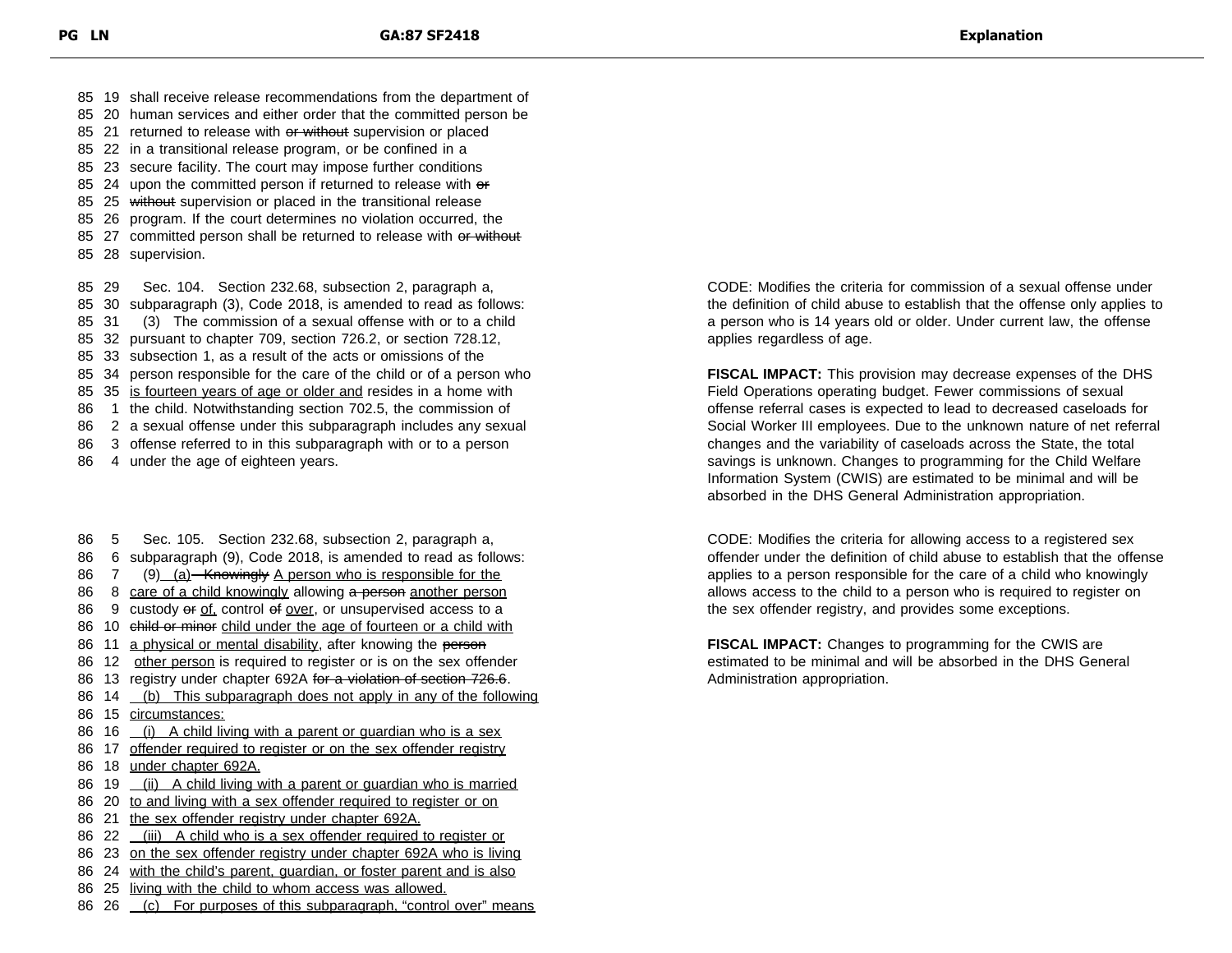| PG | LN | GA:87 SF2418 | Explanation |
|---|---|---|---|
| 85 | 19 | shall receive release recommendations from the department of | |
| 85 | 20 | human services and either order that the committed person be | |
| 85 | 21 | returned to release with ~~or without~~ supervision or placed | |
| 85 | 22 | in a transitional release program, or be confined in a | |
| 85 | 23 | secure facility. The court may impose further conditions | |
| 85 | 24 | upon the committed person if returned to release with ~~or~~ | |
| 85 | 25 | ~~without~~ supervision or placed in the transitional release | |
| 85 | 26 | program. If the court determines no violation occurred, the | |
| 85 | 27 | committed person shall be returned to release with ~~or without~~ | |
| 85 | 28 | supervision. | |
| 85 | 29 | Sec. 104. Section 232.68, subsection 2, paragraph a, | CODE: Modifies the criteria for commission of a sexual offense under the definition of child abuse to establish that the offense only applies to a person who is 14 years old or older. Under current law, the offense applies regardless of age. |
| 85 | 30 | subparagraph (3), Code 2018, is amended to read as follows: | |
| 85 | 31 | (3) The commission of a sexual offense with or to a child | |
| 85 | 32 | pursuant to chapter 709, section 726.2, or section 728.12, | |
| 85 | 33 | subsection 1, as a result of the acts or omissions of the | |
| 85 | 34 | person responsible for the care of the child or of a person who | **FISCAL IMPACT:** This provision may decrease expenses of the DHS Field Operations operating budget. Fewer commissions of sexual offense referral cases is expected to lead to decreased caseloads for Social Worker III employees. Due to the unknown nature of net referral changes and the variability of caseloads across the State, the total savings is unknown. Changes to programming for the Child Welfare Information System (CWIS) are estimated to be minimal and will be absorbed in the DHS General Administration appropriation. |
| 85 | 35 | <u>is fourteen years of age or older and</u> resides in a home with | |
| 86 | 1 | the child. Notwithstanding section 702.5, the commission of | |
| 86 | 2 | a sexual offense under this subparagraph includes any sexual | |
| 86 | 3 | offense referred to in this subparagraph with or to a person | |
| 86 | 4 | under the age of eighteen years. | |
| 86 | 5 | Sec. 105. Section 232.68, subsection 2, paragraph a, | CODE: Modifies the criteria for allowing access to a registered sex offender under the definition of child abuse to establish that the offense applies to a person responsible for the care of a child who knowingly allows access to the child to a person who is required to register on the sex offender registry, and provides some exceptions. |
| 86 | 6 | subparagraph (9), Code 2018, is amended to read as follows: | |
| 86 | 7 | (9) <u>(a)</u> ~~Knowingly~~ <u>A person who is responsible for the</u> | |
| 86 | 8 | <u>care of a child knowingly</u> allowing ~~a person~~ <u>another person</u> | |
| 86 | 9 | custody ~~or~~ <u>of,</u> control ~~of~~ <u>over</u>, or unsupervised access to a | |
| 86 | 10 | ~~child or minor~~ <u>child under the age of fourteen or a child with</u> | |
| 86 | 11 | <u>a physical or mental disability</u>, after knowing the ~~person~~ | **FISCAL IMPACT:** Changes to programming for the CWIS are estimated to be minimal and will be absorbed in the DHS General Administration appropriation. |
| 86 | 12 | <u>other person</u> is required to register or is on the sex offender | |
| 86 | 13 | registry under chapter 692A ~~for a violation of section 726.6~~. | |
| 86 | 14 | <u>(b) This subparagraph does not apply in any of the following</u> | |
| 86 | 15 | <u>circumstances:</u> | |
| 86 | 16 | <u>(i) A child living with a parent or guardian who is a sex</u> | |
| 86 | 17 | <u>offender required to register or on the sex offender registry</u> | |
| 86 | 18 | <u>under chapter 692A.</u> | |
| 86 | 19 | <u>(ii) A child living with a parent or guardian who is married</u> | |
| 86 | 20 | <u>to and living with a sex offender required to register or on</u> | |
| 86 | 21 | <u>the sex offender registry under chapter 692A.</u> | |
| 86 | 22 | <u>(iii) A child who is a sex offender required to register or</u> | |
| 86 | 23 | <u>on the sex offender registry under chapter 692A who is living</u> | |
| 86 | 24 | <u>with the child's parent, guardian, or foster parent and is also</u> | |
| 86 | 25 | <u>living with the child to whom access was allowed.</u> | |
| 86 | 26 | <u>(c) For purposes of this subparagraph, "control over" means</u> | |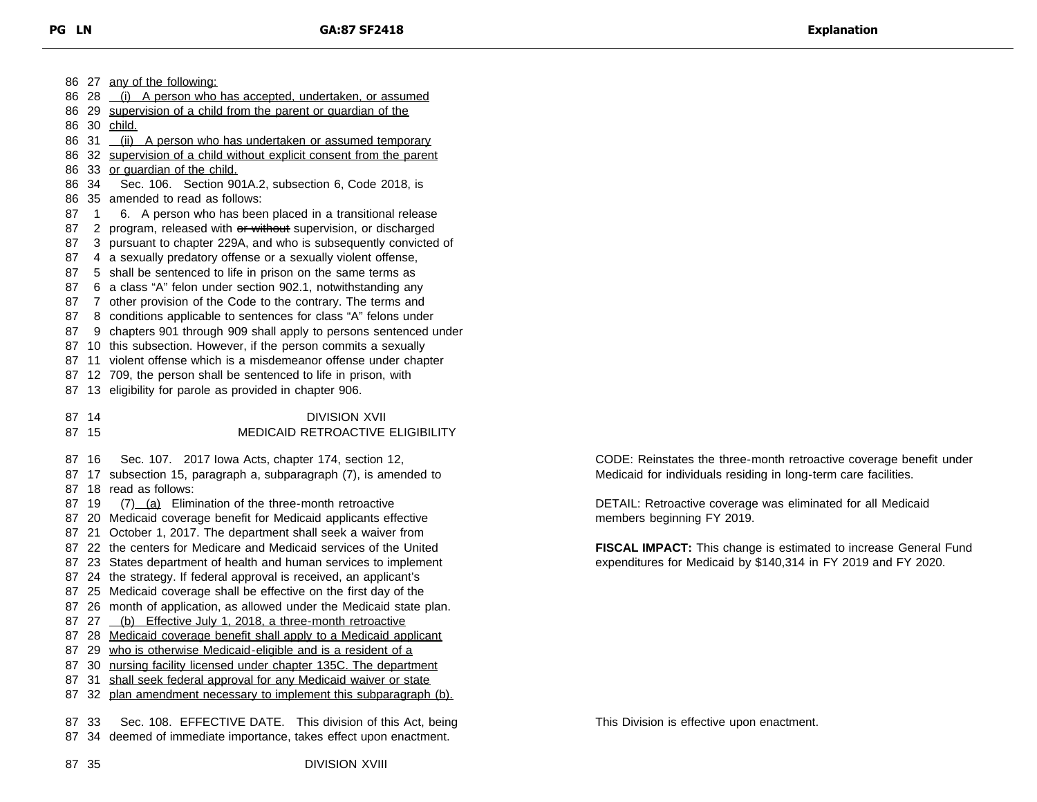86 27 any of the following:
86 28 (i) A person who has accepted, undertaken, or assumed
86 29 supervision of a child from the parent or guardian of the
86 30 child.
86 31 (ii) A person who has undertaken or assumed temporary
86 32 supervision of a child without explicit consent from the parent
86 33 or guardian of the child.
86 34 Sec. 106. Section 901A.2, subsection 6, Code 2018, is
86 35 amended to read as follows:
87 1 6. A person who has been placed in a transitional release
87 2 program, released with ~~or without~~ supervision, or discharged
87 3 pursuant to chapter 229A, and who is subsequently convicted of
87 4 a sexually predatory offense or a sexually violent offense,
87 5 shall be sentenced to life in prison on the same terms as
87 6 a class "A" felon under section 902.1, notwithstanding any
87 7 other provision of the Code to the contrary. The terms and
87 8 conditions applicable to sentences for class "A" felons under
87 9 chapters 901 through 909 shall apply to persons sentenced under
87 10 this subsection. However, if the person commits a sexually
87 11 violent offense which is a misdemeanor offense under chapter
87 12 709, the person shall be sentenced to life in prison, with
87 13 eligibility for parole as provided in chapter 906.

87 14 DIVISION XVII
87 15 MEDICAID RETROACTIVE ELIGIBILITY

87 16 Sec. 107. 2017 Iowa Acts, chapter 174, section 12,
87 17 subsection 15, paragraph a, subparagraph (7), is amended to
87 18 read as follows:
87 19 (7) (a) Elimination of the three-month retroactive
87 20 Medicaid coverage benefit for Medicaid applicants effective
87 21 October 1, 2017. The department shall seek a waiver from
87 22 the centers for Medicare and Medicaid services of the United
87 23 States department of health and human services to implement
87 24 the strategy. If federal approval is received, an applicant's
87 25 Medicaid coverage shall be effective on the first day of the
87 26 month of application, as allowed under the Medicaid state plan.
87 27 (b) Effective July 1, 2018, a three-month retroactive
87 28 Medicaid coverage benefit shall apply to a Medicaid applicant
87 29 who is otherwise Medicaid-eligible and is a resident of a
87 30 nursing facility licensed under chapter 135C. The department
87 31 shall seek federal approval for any Medicaid waiver or state
87 32 plan amendment necessary to implement this subparagraph (b).

> CODE: Reinstates the three-month retroactive coverage benefit under Medicaid for individuals residing in long-term care facilities.
>
> DETAIL: Retroactive coverage was eliminated for all Medicaid members beginning FY 2019.
>
> **FISCAL IMPACT:** This change is estimated to increase General Fund expenditures for Medicaid by $140,314 in FY 2019 and FY 2020.

87 33 Sec. 108. EFFECTIVE DATE. This division of this Act, being
87 34 deemed of immediate importance, takes effect upon enactment.

> This Division is effective upon enactment.

87 35 DIVISION XVIII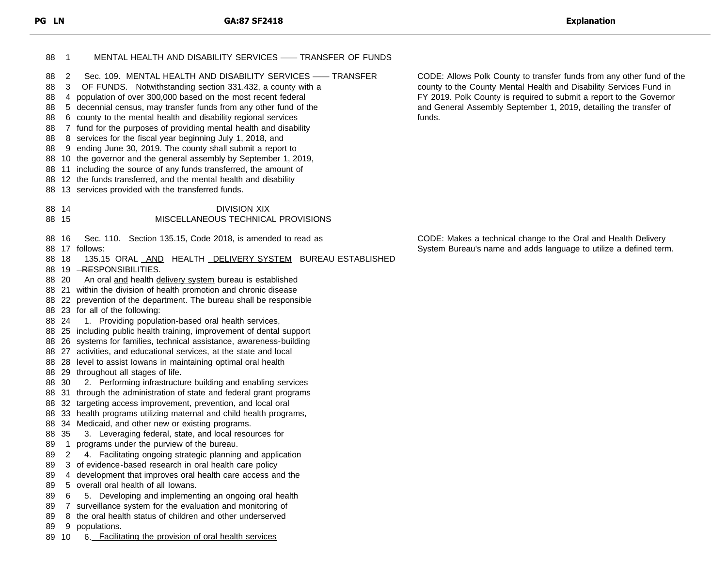| PG | LN | GA:87 SF2418 | Explanation |
|---|---|---|---|
| 88 | 1 | MENTAL HEALTH AND DISABILITY SERVICES —— TRANSFER OF FUNDS | |
| 88 | 2 | Sec. 109. MENTAL HEALTH AND DISABILITY SERVICES —— TRANSFER | CODE: Allows Polk County to transfer funds from any other fund of the county to the County Mental Health and Disability Services Fund in FY 2019. Polk County is required to submit a report to the Governor and General Assembly September 1, 2019, detailing the transfer of funds. |
| 88 | 3 | OF FUNDS. Notwithstanding section 331.432, a county with a | |
| 88 | 4 | population of over 300,000 based on the most recent federal | |
| 88 | 5 | decennial census, may transfer funds from any other fund of the | |
| 88 | 6 | county to the mental health and disability regional services | |
| 88 | 7 | fund for the purposes of providing mental health and disability | |
| 88 | 8 | services for the fiscal year beginning July 1, 2018, and | |
| 88 | 9 | ending June 30, 2019. The county shall submit a report to | |
| 88 | 10 | the governor and the general assembly by September 1, 2019, | |
| 88 | 11 | including the source of any funds transferred, the amount of | |
| 88 | 12 | the funds transferred, and the mental health and disability | |
| 88 | 13 | services provided with the transferred funds. | |
| 88 | 14 | DIVISION XIX | |
| 88 | 15 | MISCELLANEOUS TECHNICAL PROVISIONS | |
| 88 | 16 | Sec. 110. Section 135.15, Code 2018, is amended to read as | CODE: Makes a technical change to the Oral and Health Delivery System Bureau's name and adds language to utilize a defined term. |
| 88 | 17 | follows: | |
| 88 | 18 | 135.15 ORAL AND HEALTH DELIVERY SYSTEM BUREAU ESTABLISHED | |
| 88 | 19 | ~~—~~ RESPONSIBILITIES. | |
| 88 | 20 | An oral and health delivery system bureau is established | |
| 88 | 21 | within the division of health promotion and chronic disease | |
| 88 | 22 | prevention of the department. The bureau shall be responsible | |
| 88 | 23 | for all of the following: | |
| 88 | 24 | 1. Providing population-based oral health services, | |
| 88 | 25 | including public health training, improvement of dental support | |
| 88 | 26 | systems for families, technical assistance, awareness-building | |
| 88 | 27 | activities, and educational services, at the state and local | |
| 88 | 28 | level to assist Iowans in maintaining optimal oral health | |
| 88 | 29 | throughout all stages of life. | |
| 88 | 30 | 2. Performing infrastructure building and enabling services | |
| 88 | 31 | through the administration of state and federal grant programs | |
| 88 | 32 | targeting access improvement, prevention, and local oral | |
| 88 | 33 | health programs utilizing maternal and child health programs, | |
| 88 | 34 | Medicaid, and other new or existing programs. | |
| 88 | 35 | 3. Leveraging federal, state, and local resources for | |
| 89 | 1 | programs under the purview of the bureau. | |
| 89 | 2 | 4. Facilitating ongoing strategic planning and application | |
| 89 | 3 | of evidence-based research in oral health care policy | |
| 89 | 4 | development that improves oral health care access and the | |
| 89 | 5 | overall oral health of all Iowans. | |
| 89 | 6 | 5. Developing and implementing an ongoing oral health | |
| 89 | 7 | surveillance system for the evaluation and monitoring of | |
| 89 | 8 | the oral health status of children and other underserved | |
| 89 | 9 | populations. | |
| 89 | 10 | 6. Facilitating the provision of oral health services | |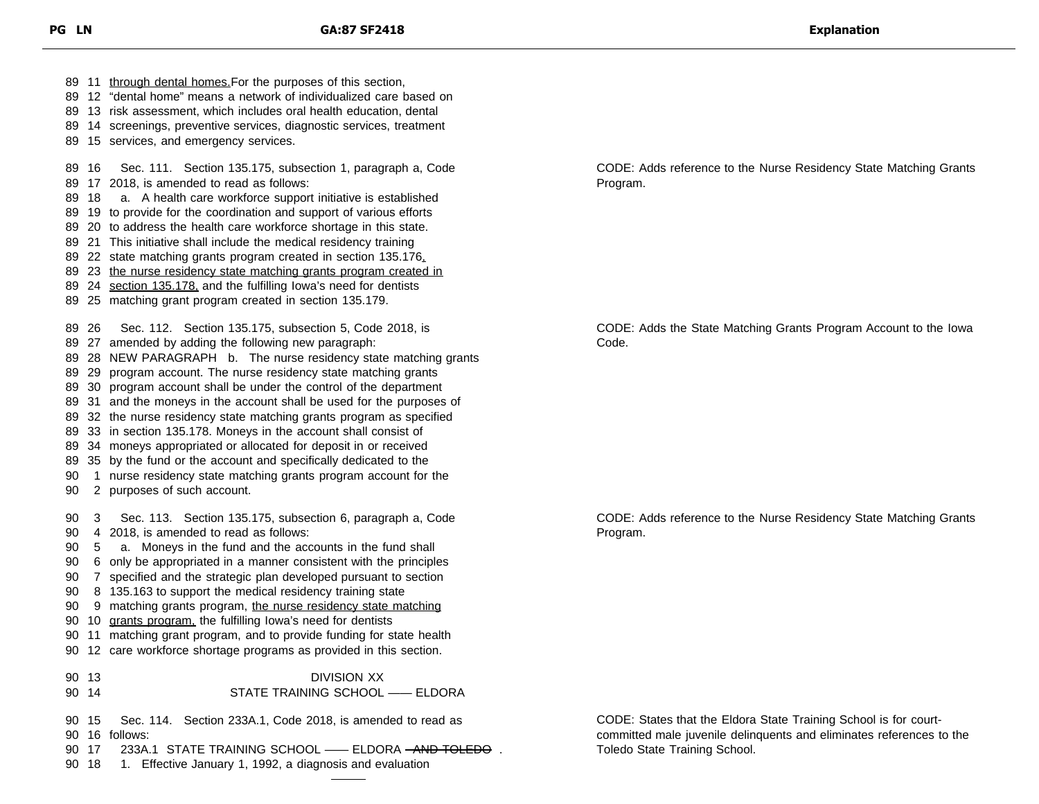| PG | LN | GA:87 SF2418 | Explanation |
|---|---|---|---|
| 89 | 11 | through dental homes. For the purposes of this section, | |
| 89 | 12 | "dental home" means a network of individualized care based on | |
| 89 | 13 | risk assessment, which includes oral health education, dental | |
| 89 | 14 | screenings, preventive services, diagnostic services, treatment | |
| 89 | 15 | services, and emergency services. | |
| 89 | 16 | Sec. 111. Section 135.175, subsection 1, paragraph a, Code | CODE: Adds reference to the Nurse Residency State Matching Grants Program. |
| 89 | 17 | 2018, is amended to read as follows: | |
| 89 | 18 | a. A health care workforce support initiative is established | |
| 89 | 19 | to provide for the coordination and support of various efforts | |
| 89 | 20 | to address the health care workforce shortage in this state. | |
| 89 | 21 | This initiative shall include the medical residency training | |
| 89 | 22 | state matching grants program created in section 135.176, | |
| 89 | 23 | the nurse residency state matching grants program created in | |
| 89 | 24 | section 135.178, and the fulfilling Iowa's need for dentists | |
| 89 | 25 | matching grant program created in section 135.179. | |
| 89 | 26 | Sec. 112. Section 135.175, subsection 5, Code 2018, is | CODE: Adds the State Matching Grants Program Account to the Iowa Code. |
| 89 | 27 | amended by adding the following new paragraph: | |
| 89 | 28 | NEW PARAGRAPH b. The nurse residency state matching grants | |
| 89 | 29 | program account. The nurse residency state matching grants | |
| 89 | 30 | program account shall be under the control of the department | |
| 89 | 31 | and the moneys in the account shall be used for the purposes of | |
| 89 | 32 | the nurse residency state matching grants program as specified | |
| 89 | 33 | in section 135.178. Moneys in the account shall consist of | |
| 89 | 34 | moneys appropriated or allocated for deposit in or received | |
| 89 | 35 | by the fund or the account and specifically dedicated to the | |
| 90 | 1 | nurse residency state matching grants program account for the | |
| 90 | 2 | purposes of such account. | |
| 90 | 3 | Sec. 113. Section 135.175, subsection 6, paragraph a, Code | CODE: Adds reference to the Nurse Residency State Matching Grants Program. |
| 90 | 4 | 2018, is amended to read as follows: | |
| 90 | 5 | a. Moneys in the fund and the accounts in the fund shall | |
| 90 | 6 | only be appropriated in a manner consistent with the principles | |
| 90 | 7 | specified and the strategic plan developed pursuant to section | |
| 90 | 8 | 135.163 to support the medical residency training state | |
| 90 | 9 | matching grants program, the nurse residency state matching | |
| 90 | 10 | grants program, the fulfilling Iowa's need for dentists | |
| 90 | 11 | matching grant program, and to provide funding for state health | |
| 90 | 12 | care workforce shortage programs as provided in this section. | |
| 90 | 13 | DIVISION XX | |
| 90 | 14 | STATE TRAINING SCHOOL —— ELDORA | |
| 90 | 15 | Sec. 114. Section 233A.1, Code 2018, is amended to read as | CODE: States that the Eldora State Training School is for court-committed male juvenile delinquents and eliminates references to the Toledo State Training School. |
| 90 | 16 | follows: | |
| 90 | 17 | 233A.1 STATE TRAINING SCHOOL —— ELDORA ~~AND TOLEDO~~. | |
| 90 | 18 | 1. Effective January 1, 1992, a diagnosis and evaluation | |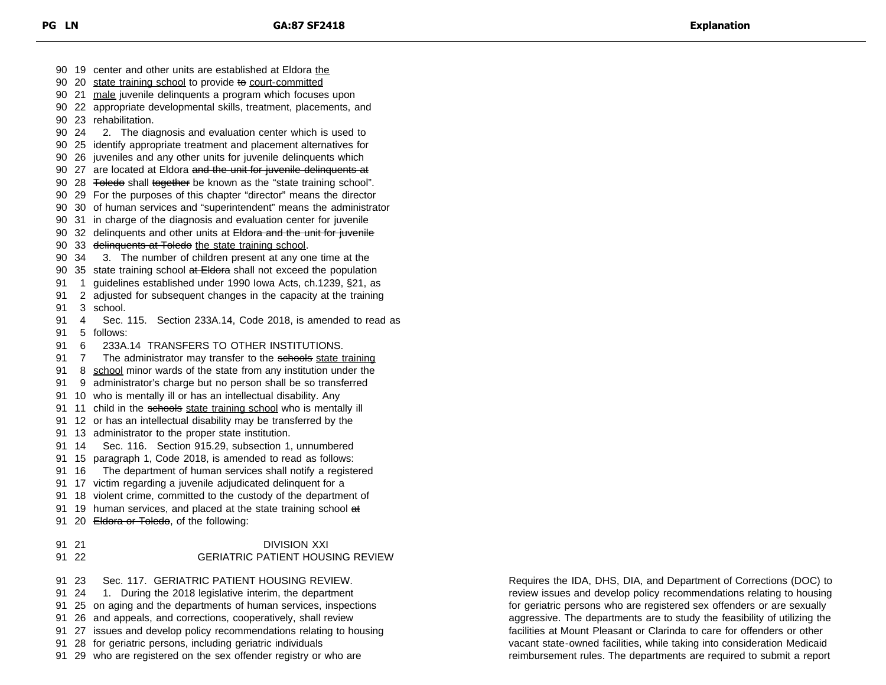90 19 center and other units are established at Eldora the
90 20 state training school to provide ~~to~~ court-committed
90 21 male juvenile delinquents a program which focuses upon
90 22 appropriate developmental skills, treatment, placements, and
90 23 rehabilitation.
90 24 2. The diagnosis and evaluation center which is used to
90 25 identify appropriate treatment and placement alternatives for
90 26 juveniles and any other units for juvenile delinquents which
90 27 are located at Eldora ~~and the unit for juvenile delinquents at~~
90 28 ~~Toledo~~ shall ~~together~~ be known as the "state training school".
90 29 For the purposes of this chapter "director" means the director
90 30 of human services and "superintendent" means the administrator
90 31 in charge of the diagnosis and evaluation center for juvenile
90 32 delinquents and other units at ~~Eldora and the unit for juvenile~~
90 33 ~~delinquents at Toledo~~ the state training school.
90 34 3. The number of children present at any one time at the
90 35 state training school ~~at Eldora~~ shall not exceed the population
91 1 guidelines established under 1990 Iowa Acts, ch.1239, §21, as
91 2 adjusted for subsequent changes in the capacity at the training
91 3 school.
91 4 Sec. 115. Section 233A.14, Code 2018, is amended to read as
91 5 follows:
91 6 233A.14 TRANSFERS TO OTHER INSTITUTIONS.
91 7 The administrator may transfer to the ~~schools~~ state training
91 8 school minor wards of the state from any institution under the
91 9 administrator's charge but no person shall be so transferred
91 10 who is mentally ill or has an intellectual disability. Any
91 11 child in the ~~schools~~ state training school who is mentally ill
91 12 or has an intellectual disability may be transferred by the
91 13 administrator to the proper state institution.
91 14 Sec. 116. Section 915.29, subsection 1, unnumbered
91 15 paragraph 1, Code 2018, is amended to read as follows:
91 16 The department of human services shall notify a registered
91 17 victim regarding a juvenile adjudicated delinquent for a
91 18 violent crime, committed to the custody of the department of
91 19 human services, and placed at the state training school ~~at~~
91 20 ~~Eldora or Toledo~~, of the following:

91 21 DIVISION XXI
91 22 GERIATRIC PATIENT HOUSING REVIEW

91 23 Sec. 117. GERIATRIC PATIENT HOUSING REVIEW.
91 24 1. During the 2018 legislative interim, the department
91 25 on aging and the departments of human services, inspections
91 26 and appeals, and corrections, cooperatively, shall review
91 27 issues and develop policy recommendations relating to housing
91 28 for geriatric persons, including geriatric individuals
91 29 who are registered on the sex offender registry or who are

**Explanation:** Requires the IDA, DHS, DIA, and Department of Corrections (DOC) to review issues and develop policy recommendations relating to housing for geriatric persons who are registered sex offenders or are sexually aggressive. The departments are to study the feasibility of utilizing the facilities at Mount Pleasant or Clarinda to care for offenders or other vacant state-owned facilities, while taking into consideration Medicaid reimbursement rules. The departments are required to submit a report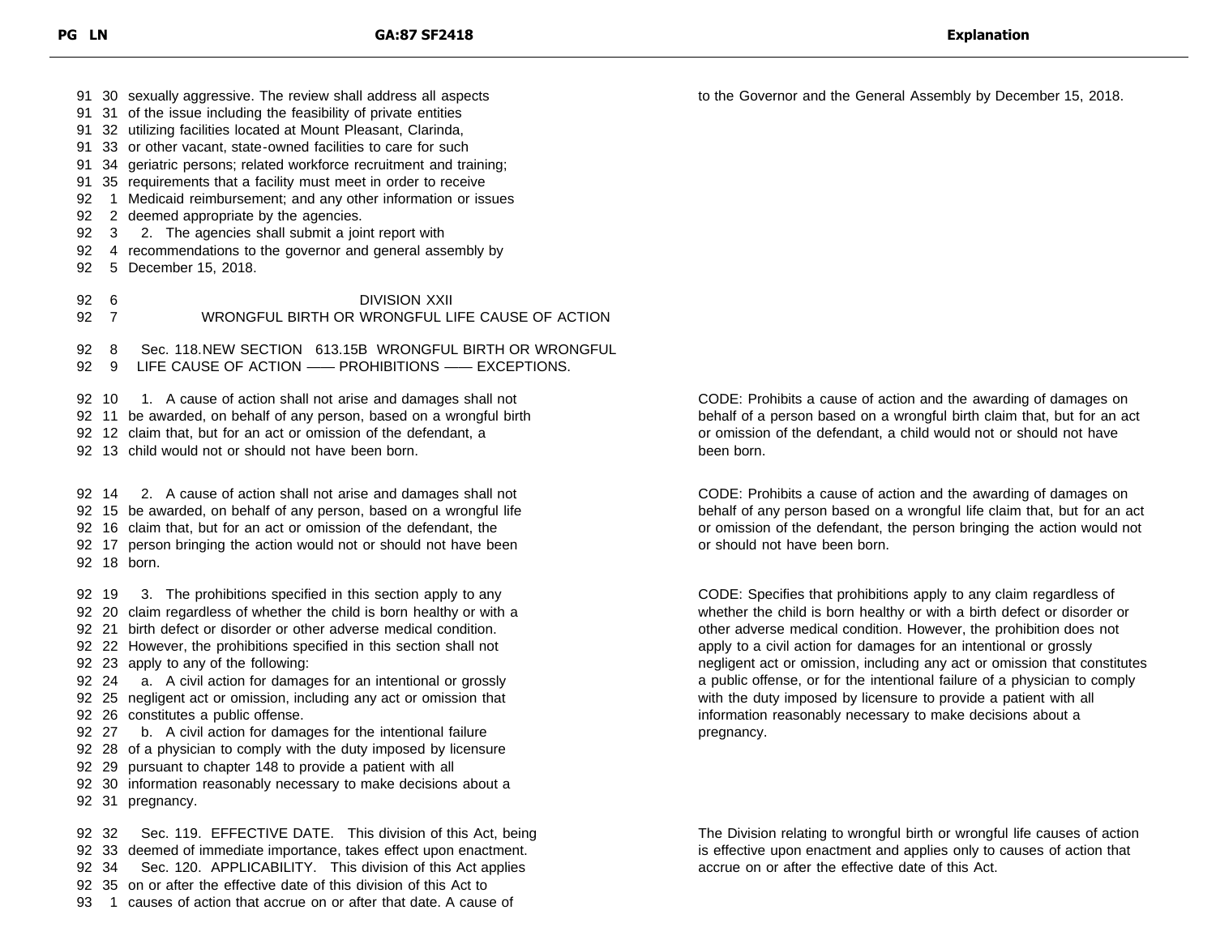| PG | LN | GA:87 SF2418 | Explanation |
|---|---|---|---|
| 91 | 30 | sexually aggressive. The review shall address all aspects | to the Governor and the General Assembly by December 15, 2018. |
| 91 | 31 | of the issue including the feasibility of private entities | |
| 91 | 32 | utilizing facilities located at Mount Pleasant, Clarinda, | |
| 91 | 33 | or other vacant, state-owned facilities to care for such | |
| 91 | 34 | geriatric persons; related workforce recruitment and training; | |
| 91 | 35 | requirements that a facility must meet in order to receive | |
| 92 | 1 | Medicaid reimbursement; and any other information or issues | |
| 92 | 2 | deemed appropriate by the agencies. | |
| 92 | 3 | 2. The agencies shall submit a joint report with | |
| 92 | 4 | recommendations to the governor and general assembly by | |
| 92 | 5 | December 15, 2018. | |
| 92 | 6 | DIVISION XXII | |
| 92 | 7 | WRONGFUL BIRTH OR WRONGFUL LIFE CAUSE OF ACTION | |
| 92 | 8 | Sec. 118.NEW SECTION 613.15B WRONGFUL BIRTH OR WRONGFUL | |
| 92 | 9 | LIFE CAUSE OF ACTION —— PROHIBITIONS —— EXCEPTIONS. | |
| 92 | 10 | 1. A cause of action shall not arise and damages shall not | CODE: Prohibits a cause of action and the awarding of damages on behalf of a person based on a wrongful birth claim that, but for an act or omission of the defendant, a child would not or should not have been born. |
| 92 | 11 | be awarded, on behalf of any person, based on a wrongful birth | |
| 92 | 12 | claim that, but for an act or omission of the defendant, a | |
| 92 | 13 | child would not or should not have been born. | |
| 92 | 14 | 2. A cause of action shall not arise and damages shall not | CODE: Prohibits a cause of action and the awarding of damages on behalf of any person based on a wrongful life claim that, but for an act or omission of the defendant, the person bringing the action would not or should not have been born. |
| 92 | 15 | be awarded, on behalf of any person, based on a wrongful life | |
| 92 | 16 | claim that, but for an act or omission of the defendant, the | |
| 92 | 17 | person bringing the action would not or should not have been | |
| 92 | 18 | born. | |
| 92 | 19 | 3. The prohibitions specified in this section apply to any | CODE: Specifies that prohibitions apply to any claim regardless of whether the child is born healthy or with a birth defect or disorder or other adverse medical condition. However, the prohibition does not apply to a civil action for damages for an intentional or grossly negligent act or omission, including any act or omission that constitutes a public offense, or for the intentional failure of a physician to comply with the duty imposed by licensure to provide a patient with all information reasonably necessary to make decisions about a pregnancy. |
| 92 | 20 | claim regardless of whether the child is born healthy or with a | |
| 92 | 21 | birth defect or disorder or other adverse medical condition. | |
| 92 | 22 | However, the prohibitions specified in this section shall not | |
| 92 | 23 | apply to any of the following: | |
| 92 | 24 | a. A civil action for damages for an intentional or grossly | |
| 92 | 25 | negligent act or omission, including any act or omission that | |
| 92 | 26 | constitutes a public offense. | |
| 92 | 27 | b. A civil action for damages for the intentional failure | |
| 92 | 28 | of a physician to comply with the duty imposed by licensure | |
| 92 | 29 | pursuant to chapter 148 to provide a patient with all | |
| 92 | 30 | information reasonably necessary to make decisions about a | |
| 92 | 31 | pregnancy. | |
| 92 | 32 | Sec. 119. EFFECTIVE DATE. This division of this Act, being | The Division relating to wrongful birth or wrongful life causes of action is effective upon enactment and applies only to causes of action that accrue on or after the effective date of this Act. |
| 92 | 33 | deemed of immediate importance, takes effect upon enactment. | |
| 92 | 34 | Sec. 120. APPLICABILITY. This division of this Act applies | |
| 92 | 35 | on or after the effective date of this division of this Act to | |
| 93 | 1 | causes of action that accrue on or after that date. A cause of | |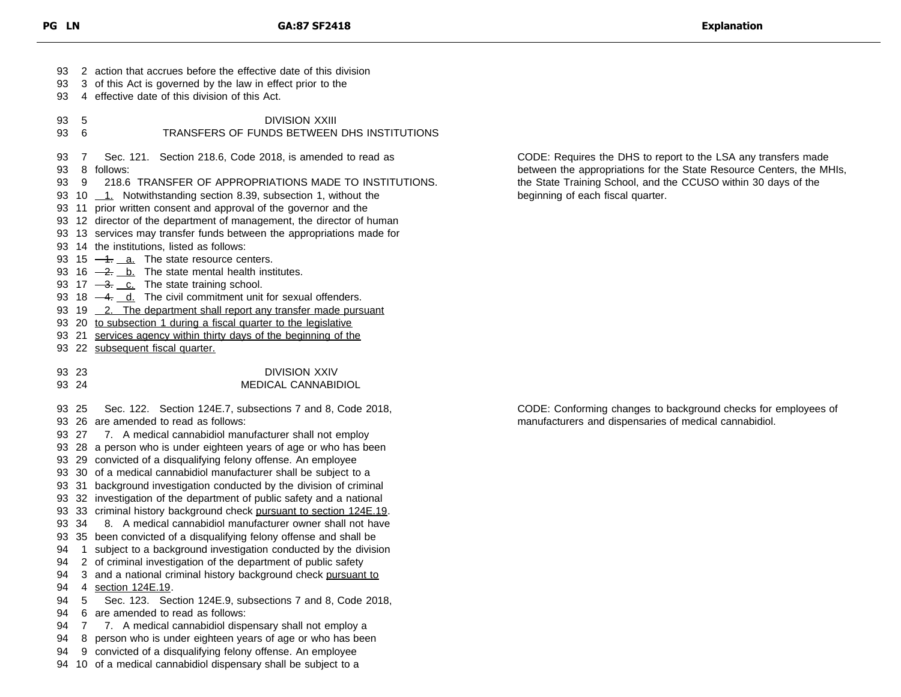action that accrues before the effective date of this division of this Act is governed by the law in effect prior to the effective date of this division of this Act.

## DIVISION XXIII
## TRANSFERS OF FUNDS BETWEEN DHS INSTITUTIONS

Sec. 121. Section 218.6, Code 2018, is amended to read as follows:

218.6 TRANSFER OF APPROPRIATIONS MADE TO INSTITUTIONS.

1. Notwithstanding section 8.39, subsection 1, without the prior written consent and approval of the governor and the director of the department of management, the director of human services may transfer funds between the appropriations made for the institutions, listed as follows:

~~1.~~ a. The state resource centers.

~~2.~~ b. The state mental health institutes.

~~3.~~ c. The state training school.

~~4.~~ d. The civil commitment unit for sexual offenders.

2. The department shall report any transfer made pursuant to subsection 1 during a fiscal quarter to the legislative services agency within thirty days of the beginning of the subsequent fiscal quarter.

CODE: Requires the DHS to report to the LSA any transfers made between the appropriations for the State Resource Centers, the MHIs, the State Training School, and the CCUSO within 30 days of the beginning of each fiscal quarter.

## DIVISION XXIV
## MEDICAL CANNABIDIOL

Sec. 122. Section 124E.7, subsections 7 and 8, Code 2018, are amended to read as follows:

7. A medical cannabidiol manufacturer shall not employ a person who is under eighteen years of age or who has been convicted of a disqualifying felony offense. An employee of a medical cannabidiol manufacturer shall be subject to a background investigation conducted by the division of criminal investigation of the department of public safety and a national criminal history background check pursuant to section 124E.19.

8. A medical cannabidiol manufacturer owner shall not have been convicted of a disqualifying felony offense and shall be subject to a background investigation conducted by the division of criminal investigation of the department of public safety and a national criminal history background check pursuant to section 124E.19.

CODE: Conforming changes to background checks for employees of manufacturers and dispensaries of medical cannabidiol.

Sec. 123. Section 124E.9, subsections 7 and 8, Code 2018, are amended to read as follows:

7. A medical cannabidiol dispensary shall not employ a person who is under eighteen years of age or who has been convicted of a disqualifying felony offense. An employee of a medical cannabidiol dispensary shall be subject to a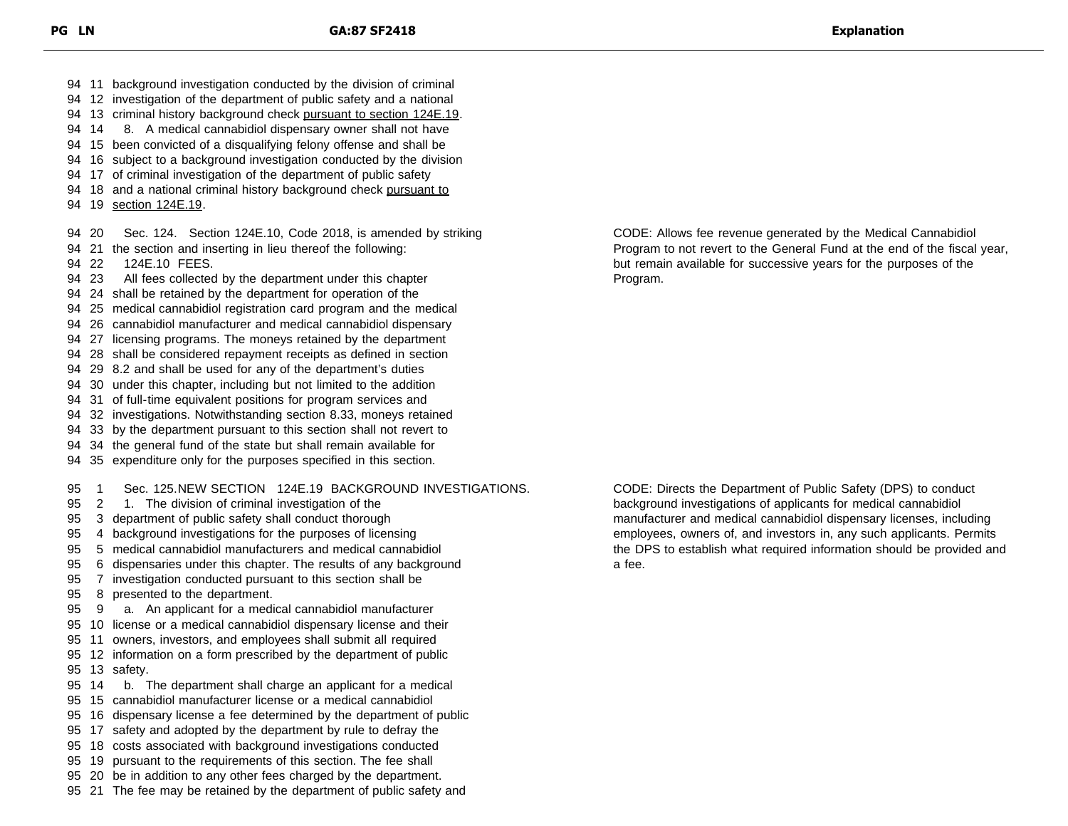| PG | LN | GA:87 SF2418 | Explanation |
|---|---|---|---|
| 94 | 11 | background investigation conducted by the division of criminal | |
| 94 | 12 | investigation of the department of public safety and a national | |
| 94 | 13 | criminal history background check pursuant to section 124E.19. | |
| 94 | 14 | 8. A medical cannabidiol dispensary owner shall not have | |
| 94 | 15 | been convicted of a disqualifying felony offense and shall be | |
| 94 | 16 | subject to a background investigation conducted by the division | |
| 94 | 17 | of criminal investigation of the department of public safety | |
| 94 | 18 | and a national criminal history background check pursuant to | |
| 94 | 19 | section 124E.19. | |
| 94 | 20 | Sec. 124. Section 124E.10, Code 2018, is amended by striking | CODE: Allows fee revenue generated by the Medical Cannabidiol Program to not revert to the General Fund at the end of the fiscal year, but remain available for successive years for the purposes of the Program. |
| 94 | 21 | the section and inserting in lieu thereof the following: | |
| 94 | 22 | 124E.10 FEES. | |
| 94 | 23 | All fees collected by the department under this chapter | |
| 94 | 24 | shall be retained by the department for operation of the | |
| 94 | 25 | medical cannabidiol registration card program and the medical | |
| 94 | 26 | cannabidiol manufacturer and medical cannabidiol dispensary | |
| 94 | 27 | licensing programs. The moneys retained by the department | |
| 94 | 28 | shall be considered repayment receipts as defined in section | |
| 94 | 29 | 8.2 and shall be used for any of the department's duties | |
| 94 | 30 | under this chapter, including but not limited to the addition | |
| 94 | 31 | of full-time equivalent positions for program services and | |
| 94 | 32 | investigations. Notwithstanding section 8.33, moneys retained | |
| 94 | 33 | by the department pursuant to this section shall not revert to | |
| 94 | 34 | the general fund of the state but shall remain available for | |
| 94 | 35 | expenditure only for the purposes specified in this section. | |
| 95 | 1 | Sec. 125. NEW SECTION 124E.19 BACKGROUND INVESTIGATIONS. | CODE: Directs the Department of Public Safety (DPS) to conduct background investigations of applicants for medical cannabidiol manufacturer and medical cannabidiol dispensary licenses, including employees, owners of, and investors in, any such applicants. Permits the DPS to establish what required information should be provided and a fee. |
| 95 | 2 | 1. The division of criminal investigation of the | |
| 95 | 3 | department of public safety shall conduct thorough | |
| 95 | 4 | background investigations for the purposes of licensing | |
| 95 | 5 | medical cannabidiol manufacturers and medical cannabidiol | |
| 95 | 6 | dispensaries under this chapter. The results of any background | |
| 95 | 7 | investigation conducted pursuant to this section shall be | |
| 95 | 8 | presented to the department. | |
| 95 | 9 | a. An applicant for a medical cannabidiol manufacturer | |
| 95 | 10 | license or a medical cannabidiol dispensary license and their | |
| 95 | 11 | owners, investors, and employees shall submit all required | |
| 95 | 12 | information on a form prescribed by the department of public | |
| 95 | 13 | safety. | |
| 95 | 14 | b. The department shall charge an applicant for a medical | |
| 95 | 15 | cannabidiol manufacturer license or a medical cannabidiol | |
| 95 | 16 | dispensary license a fee determined by the department of public | |
| 95 | 17 | safety and adopted by the department by rule to defray the | |
| 95 | 18 | costs associated with background investigations conducted | |
| 95 | 19 | pursuant to the requirements of this section. The fee shall | |
| 95 | 20 | be in addition to any other fees charged by the department. | |
| 95 | 21 | The fee may be retained by the department of public safety and | |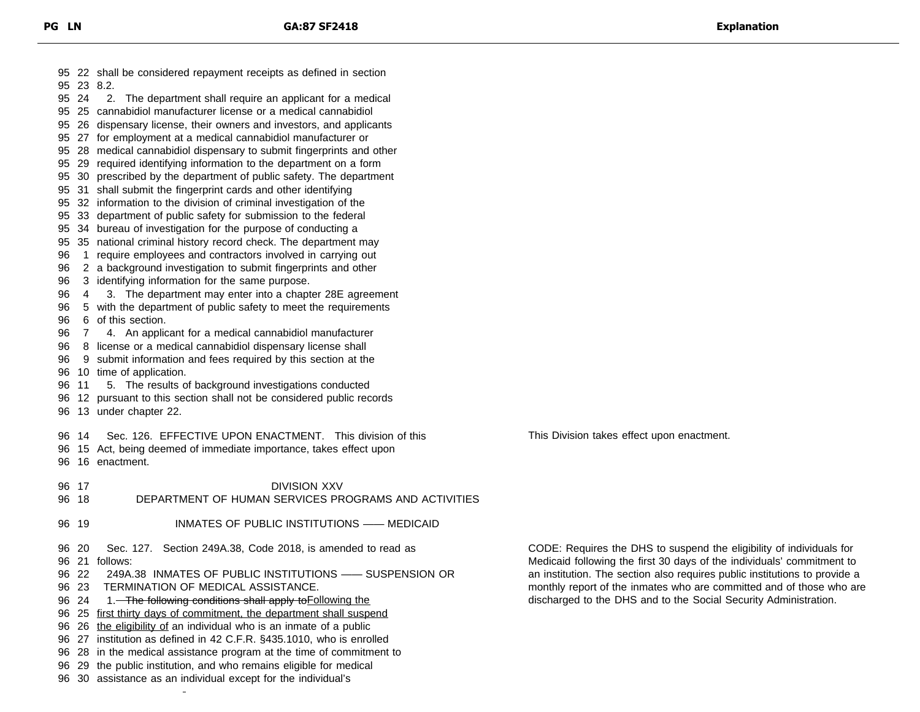| PG LN | GA:87 SF2418 | Explanation |
|---|---|---|
| 95 22 | shall be considered repayment receipts as defined in section | |
| 95 23 | 8.2. | |
| 95 24 | 2. The department shall require an applicant for a medical | |
| 95 25 | cannabidiol manufacturer license or a medical cannabidiol | |
| 95 26 | dispensary license, their owners and investors, and applicants | |
| 95 27 | for employment at a medical cannabidiol manufacturer or | |
| 95 28 | medical cannabidiol dispensary to submit fingerprints and other | |
| 95 29 | required identifying information to the department on a form | |
| 95 30 | prescribed by the department of public safety. The department | |
| 95 31 | shall submit the fingerprint cards and other identifying | |
| 95 32 | information to the division of criminal investigation of the | |
| 95 33 | department of public safety for submission to the federal | |
| 95 34 | bureau of investigation for the purpose of conducting a | |
| 95 35 | national criminal history record check. The department may | |
| 96 1 | require employees and contractors involved in carrying out | |
| 96 2 | a background investigation to submit fingerprints and other | |
| 96 3 | identifying information for the same purpose. | |
| 96 4 | 3. The department may enter into a chapter 28E agreement | |
| 96 5 | with the department of public safety to meet the requirements | |
| 96 6 | of this section. | |
| 96 7 | 4. An applicant for a medical cannabidiol manufacturer | |
| 96 8 | license or a medical cannabidiol dispensary license shall | |
| 96 9 | submit information and fees required by this section at the | |
| 96 10 | time of application. | |
| 96 11 | 5. The results of background investigations conducted | |
| 96 12 | pursuant to this section shall not be considered public records | |
| 96 13 | under chapter 22. | |
| 96 14 | Sec. 126. EFFECTIVE UPON ENACTMENT. This division of this | This Division takes effect upon enactment. |
| 96 15 | Act, being deemed of immediate importance, takes effect upon | |
| 96 16 | enactment. | |
| 96 17 | DIVISION XXV | |
| 96 18 | DEPARTMENT OF HUMAN SERVICES PROGRAMS AND ACTIVITIES | |
| 96 19 | INMATES OF PUBLIC INSTITUTIONS —— MEDICAID | |
| 96 20 | Sec. 127. Section 249A.38, Code 2018, is amended to read as | CODE: Requires the DHS to suspend the eligibility of individuals for Medicaid following the first 30 days of the individuals' commitment to an institution. The section also requires public institutions to provide a monthly report of the inmates who are committed and of those who are discharged to the DHS and to the Social Security Administration. |
| 96 21 | follows: | |
| 96 22 | 249A.38 INMATES OF PUBLIC INSTITUTIONS —— SUSPENSION OR | |
| 96 23 | TERMINATION OF MEDICAL ASSISTANCE. | |
| 96 24 | 1. ~~The following conditions shall apply to~~Following the | |
| 96 25 | first thirty days of commitment, the department shall suspend | |
| 96 26 | the eligibility of an individual who is an inmate of a public | |
| 96 27 | institution as defined in 42 C.F.R. §435.1010, who is enrolled | |
| 96 28 | in the medical assistance program at the time of commitment to | |
| 96 29 | the public institution, and who remains eligible for medical | |
| 96 30 | assistance as an individual except for the individual's | |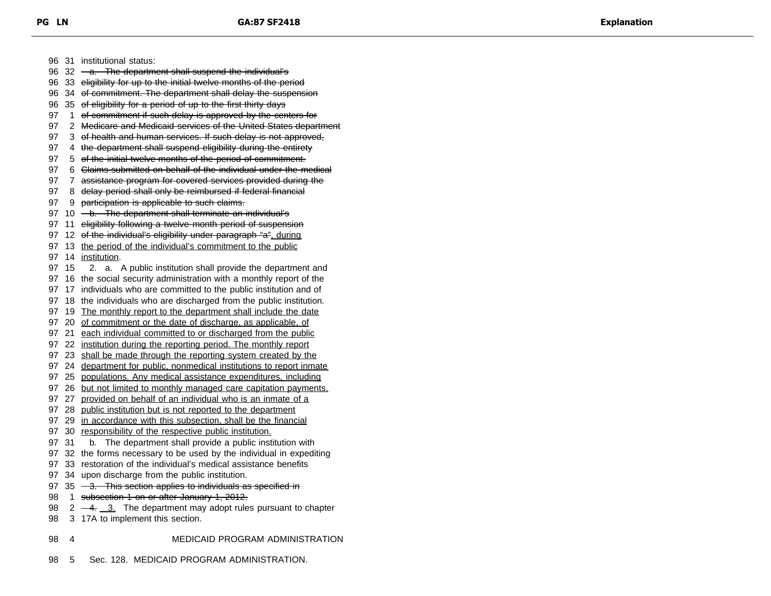96 31 institutional status:
96 32 ~~a. The department shall suspend the individual's~~
96 33 ~~eligibility for up to the initial twelve months of the period~~
96 34 ~~of commitment. The department shall delay the suspension~~
96 35 ~~of eligibility for a period of up to the first thirty days~~
97 1 ~~of commitment if such delay is approved by the centers for~~
97 2 ~~Medicare and Medicaid services of the United States department~~
97 3 ~~of health and human services. If such delay is not approved,~~
97 4 ~~the department shall suspend eligibility during the entirety~~
97 5 ~~of the initial twelve months of the period of commitment.~~
97 6 ~~Claims submitted on behalf of the individual under the medical~~
97 7 ~~assistance program for covered services provided during the~~
97 8 ~~delay period shall only be reimbursed if federal financial~~
97 9 ~~participation is applicable to such claims.~~
97 10 ~~b. The department shall terminate an individual's~~
97 11 ~~eligibility following a twelve-month period of suspension~~
97 12 ~~of the individual's eligibility under paragraph "a"~~, during
97 13 the period of the individual's commitment to the public
97 14 institution.
97 15 2. a. A public institution shall provide the department and
97 16 the social security administration with a monthly report of the
97 17 individuals who are committed to the public institution and of
97 18 the individuals who are discharged from the public institution.
97 19 The monthly report to the department shall include the date
97 20 of commitment or the date of discharge, as applicable, of
97 21 each individual committed to or discharged from the public
97 22 institution during the reporting period. The monthly report
97 23 shall be made through the reporting system created by the
97 24 department for public, nonmedical institutions to report inmate
97 25 populations. Any medical assistance expenditures, including
97 26 but not limited to monthly managed care capitation payments,
97 27 provided on behalf of an individual who is an inmate of a
97 28 public institution but is not reported to the department
97 29 in accordance with this subsection, shall be the financial
97 30 responsibility of the respective public institution.
97 31 b. The department shall provide a public institution with
97 32 the forms necessary to be used by the individual in expediting
97 33 restoration of the individual's medical assistance benefits
97 34 upon discharge from the public institution.
97 35 ~~3. This section applies to individuals as specified in~~
98 1 ~~subsection 1 on or after January 1, 2012.~~
98 2 ~~4.~~ 3. The department may adopt rules pursuant to chapter
98 3 17A to implement this section.

98 4 MEDICAID PROGRAM ADMINISTRATION

98 5 Sec. 128. MEDICAID PROGRAM ADMINISTRATION.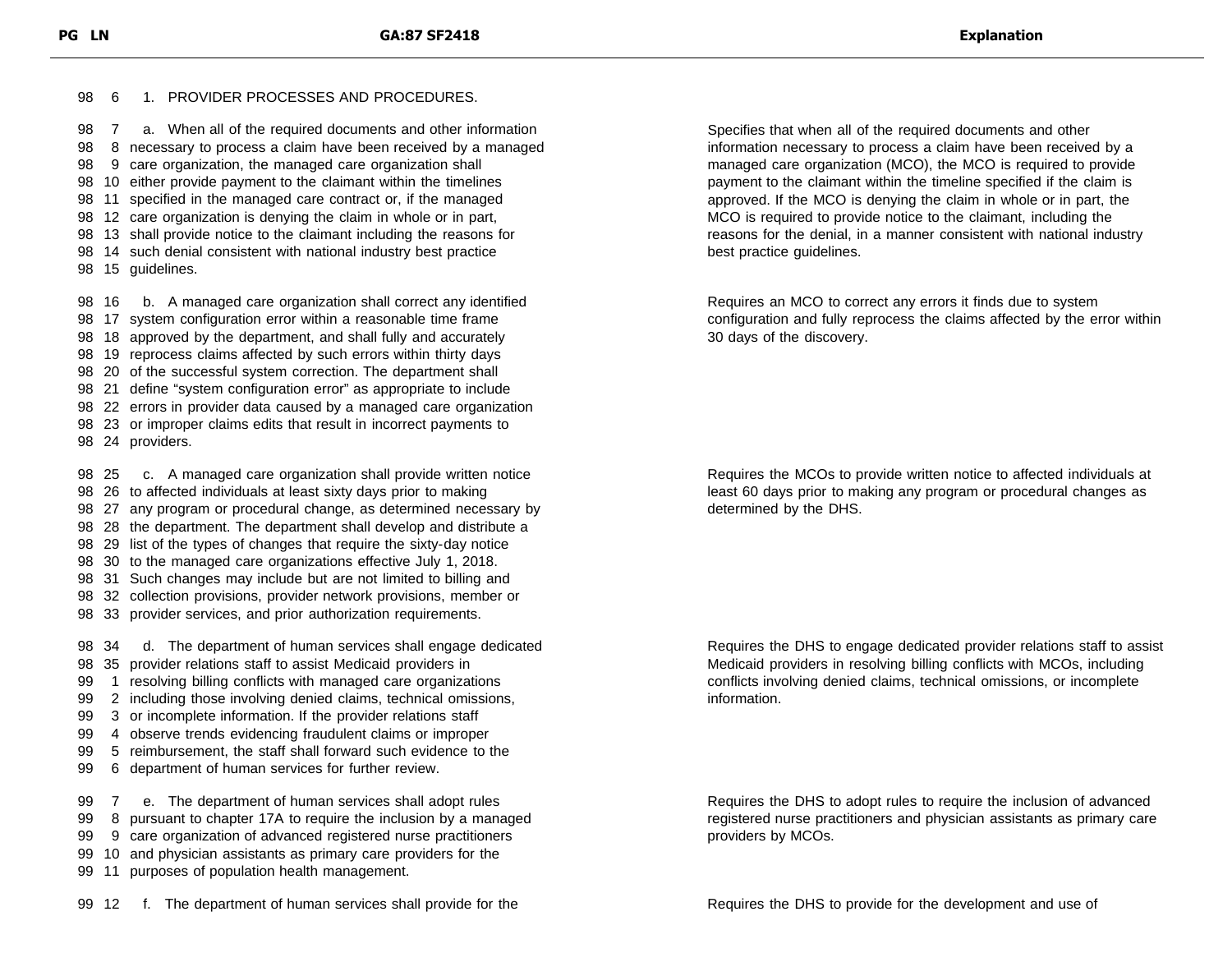| PG LN | GA:87 SF2418 | Explanation |
| --- | --- | --- |
| 98 6 | 1. PROVIDER PROCESSES AND PROCEDURES. | |
| 98 7 | a. When all of the required documents and other information necessary to process a claim have been received by a managed care organization, the managed care organization shall either provide payment to the claimant within the timelines specified in the managed care contract or, if the managed care organization is denying the claim in whole or in part, shall provide notice to the claimant including the reasons for such denial consistent with national industry best practice guidelines. | Specifies that when all of the required documents and other information necessary to process a claim have been received by a managed care organization (MCO), the MCO is required to provide payment to the claimant within the timeline specified if the claim is approved. If the MCO is denying the claim in whole or in part, the MCO is required to provide notice to the claimant, including the reasons for the denial, in a manner consistent with national industry best practice guidelines. |
| 98 16 | b. A managed care organization shall correct any identified system configuration error within a reasonable time frame approved by the department, and shall fully and accurately reprocess claims affected by such errors within thirty days of the successful system correction. The department shall define "system configuration error" as appropriate to include errors in provider data caused by a managed care organization or improper claims edits that result in incorrect payments to providers. | Requires an MCO to correct any errors it finds due to system configuration and fully reprocess the claims affected by the error within 30 days of the discovery. |
| 98 25 | c. A managed care organization shall provide written notice to affected individuals at least sixty days prior to making any program or procedural change, as determined necessary by the department. The department shall develop and distribute a list of the types of changes that require the sixty-day notice to the managed care organizations effective July 1, 2018. Such changes may include but are not limited to billing and collection provisions, provider network provisions, member or provider services, and prior authorization requirements. | Requires the MCOs to provide written notice to affected individuals at least 60 days prior to making any program or procedural changes as determined by the DHS. |
| 98 34 | d. The department of human services shall engage dedicated provider relations staff to assist Medicaid providers in resolving billing conflicts with managed care organizations including those involving denied claims, technical omissions, or incomplete information. If the provider relations staff observe trends evidencing fraudulent claims or improper reimbursement, the staff shall forward such evidence to the department of human services for further review. | Requires the DHS to engage dedicated provider relations staff to assist Medicaid providers in resolving billing conflicts with MCOs, including conflicts involving denied claims, technical omissions, or incomplete information. |
| 99 7 | e. The department of human services shall adopt rules pursuant to chapter 17A to require the inclusion by a managed care organization of advanced registered nurse practitioners and physician assistants as primary care providers for the purposes of population health management. | Requires the DHS to adopt rules to require the inclusion of advanced registered nurse practitioners and physician assistants as primary care providers by MCOs. |
| 99 12 | f. The department of human services shall provide for the | Requires the DHS to provide for the development and use of |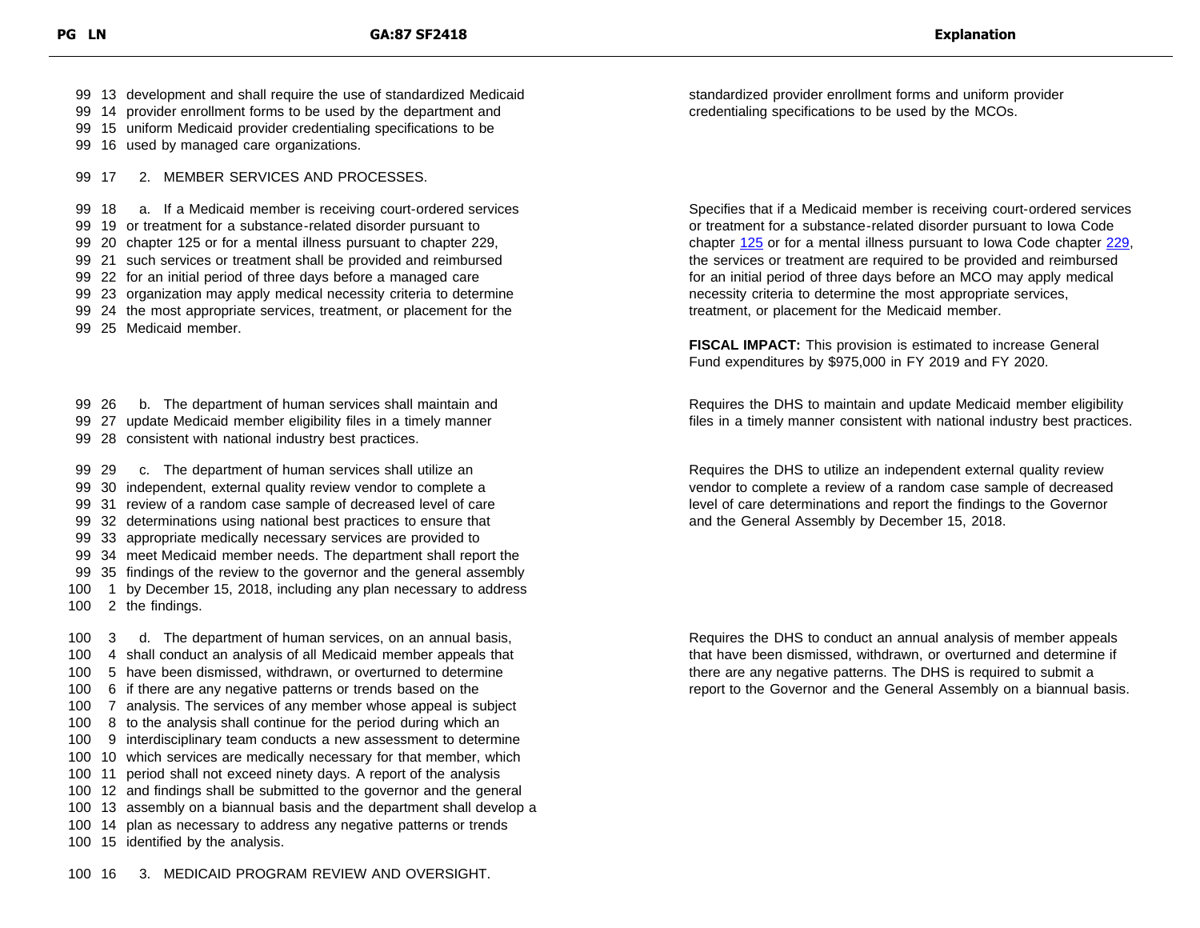| PG LN | GA:87 SF2418 | Explanation |
| --- | --- | --- |
| 99 13 – 99 16 | development and shall require the use of standardized Medicaid provider enrollment forms to be used by the department and uniform Medicaid provider credentialing specifications to be used by managed care organizations. | standardized provider enrollment forms and uniform provider credentialing specifications to be used by the MCOs. |
| 99 17 | 2. MEMBER SERVICES AND PROCESSES. | |
| 99 18 – 99 25 | a. If a Medicaid member is receiving court-ordered services or treatment for a substance-related disorder pursuant to chapter 125 or for a mental illness pursuant to chapter 229, such services or treatment shall be provided and reimbursed for an initial period of three days before a managed care organization may apply medical necessity criteria to determine the most appropriate services, treatment, or placement for the Medicaid member. | Specifies that if a Medicaid member is receiving court-ordered services or treatment for a substance-related disorder pursuant to Iowa Code chapter 125 or for a mental illness pursuant to Iowa Code chapter 229, the services or treatment are required to be provided and reimbursed for an initial period of three days before an MCO may apply medical necessity criteria to determine the most appropriate services, treatment, or placement for the Medicaid member.<br><br>**FISCAL IMPACT:** This provision is estimated to increase General Fund expenditures by $975,000 in FY 2019 and FY 2020. |
| 99 26 – 99 28 | b. The department of human services shall maintain and update Medicaid member eligibility files in a timely manner consistent with national industry best practices. | Requires the DHS to maintain and update Medicaid member eligibility files in a timely manner consistent with national industry best practices. |
| 99 29 – 100 2 | c. The department of human services shall utilize an independent, external quality review vendor to complete a review of a random case sample of decreased level of care determinations using national best practices to ensure that appropriate medically necessary services are provided to meet Medicaid member needs. The department shall report the findings of the review to the governor and the general assembly by December 15, 2018, including any plan necessary to address the findings. | Requires the DHS to utilize an independent external quality review vendor to complete a review of a random case sample of decreased level of care determinations and report the findings to the Governor and the General Assembly by December 15, 2018. |
| 100 3 – 100 15 | d. The department of human services, on an annual basis, shall conduct an analysis of all Medicaid member appeals that have been dismissed, withdrawn, or overturned to determine if there are any negative patterns or trends based on the analysis. The services of any member whose appeal is subject to the analysis shall continue for the period during which an interdisciplinary team conducts a new assessment to determine which services are medically necessary for that member, which period shall not exceed ninety days. A report of the analysis and findings shall be submitted to the governor and the general assembly on a biannual basis and the department shall develop a plan as necessary to address any negative patterns or trends identified by the analysis. | Requires the DHS to conduct an annual analysis of member appeals that have been dismissed, withdrawn, or overturned and determine if there are any negative patterns. The DHS is required to submit a report to the Governor and the General Assembly on a biannual basis. |
| 100 16 | 3. MEDICAID PROGRAM REVIEW AND OVERSIGHT. | |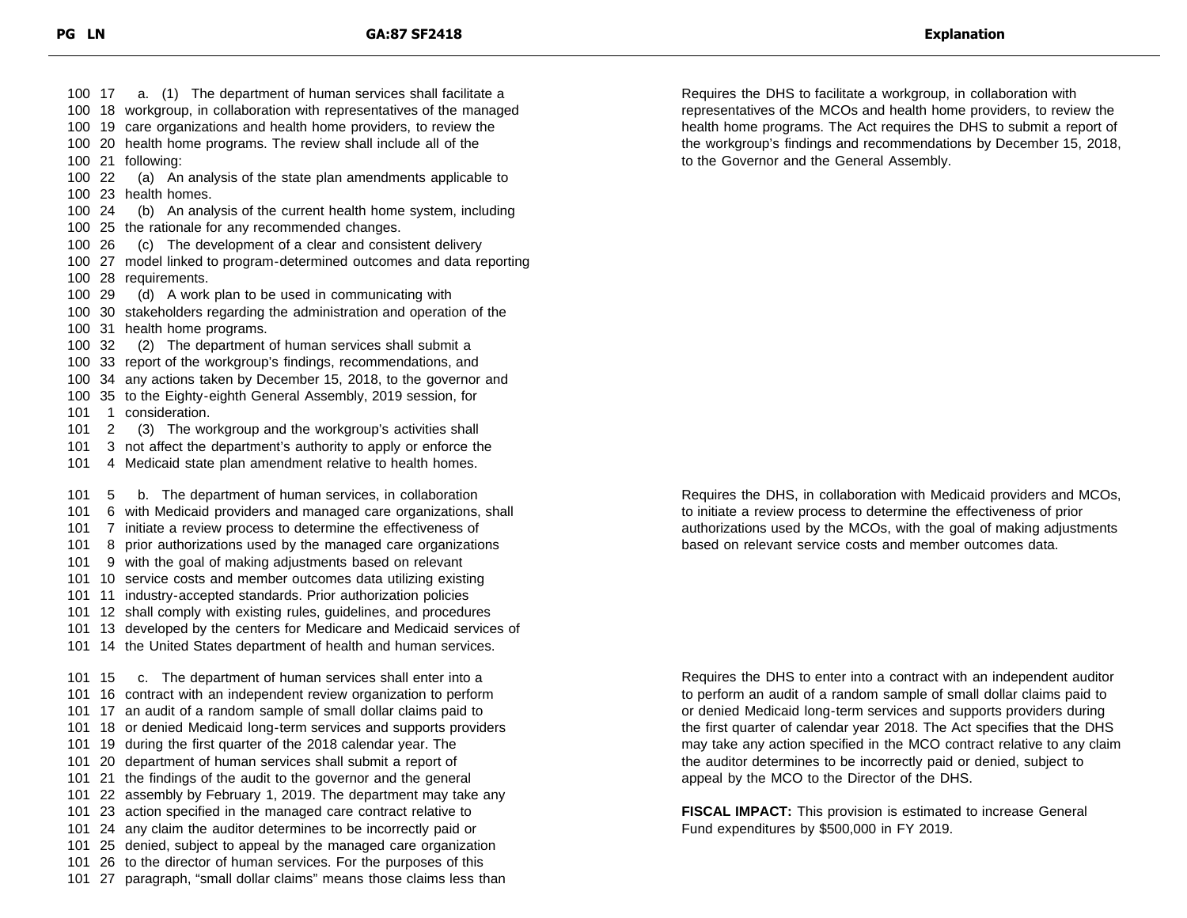| PG LN | GA:87 SF2418 | Explanation |
| --- | --- | --- |
| 100 17<br>100 18<br>100 19<br>100 20<br>100 21<br>100 22<br>100 23<br>100 24<br>100 25<br>100 26<br>100 27<br>100 28<br>100 29<br>100 30<br>100 31<br>100 32<br>100 33<br>100 34<br>100 35<br>101 1<br>101 2<br>101 3<br>101 4 | a. (1) The department of human services shall facilitate a workgroup, in collaboration with representatives of the managed care organizations and health home providers, to review the health home programs. The review shall include all of the following:<br>(a) An analysis of the state plan amendments applicable to health homes.<br>(b) An analysis of the current health home system, including the rationale for any recommended changes.<br>(c) The development of a clear and consistent delivery model linked to program-determined outcomes and data reporting requirements.<br>(d) A work plan to be used in communicating with stakeholders regarding the administration and operation of the health home programs.<br>(2) The department of human services shall submit a report of the workgroup's findings, recommendations, and any actions taken by December 15, 2018, to the governor and to the Eighty-eighth General Assembly, 2019 session, for consideration.<br>(3) The workgroup and the workgroup's activities shall not affect the department's authority to apply or enforce the Medicaid state plan amendment relative to health homes. | Requires the DHS to facilitate a workgroup, in collaboration with representatives of the MCOs and health home providers, to review the health home programs. The Act requires the DHS to submit a report of the workgroup's findings and recommendations by December 15, 2018, to the Governor and the General Assembly. |
| 101 5<br>101 6<br>101 7<br>101 8<br>101 9<br>101 10<br>101 11<br>101 12<br>101 13<br>101 14 | b. The department of human services, in collaboration with Medicaid providers and managed care organizations, shall initiate a review process to determine the effectiveness of prior authorizations used by the managed care organizations with the goal of making adjustments based on relevant service costs and member outcomes data utilizing existing industry-accepted standards. Prior authorization policies shall comply with existing rules, guidelines, and procedures developed by the centers for Medicare and Medicaid services of the United States department of health and human services. | Requires the DHS, in collaboration with Medicaid providers and MCOs, to initiate a review process to determine the effectiveness of prior authorizations used by the MCOs, with the goal of making adjustments based on relevant service costs and member outcomes data. |
| 101 15<br>101 16<br>101 17<br>101 18<br>101 19<br>101 20<br>101 21<br>101 22<br>101 23<br>101 24<br>101 25<br>101 26<br>101 27 | c. The department of human services shall enter into a contract with an independent review organization to perform an audit of a random sample of small dollar claims paid to or denied Medicaid long-term services and supports providers during the first quarter of the 2018 calendar year. The department of human services shall submit a report of the findings of the audit to the governor and the general assembly by February 1, 2019. The department may take any action specified in the managed care contract relative to any claim the auditor determines to be incorrectly paid or denied, subject to appeal by the managed care organization to the director of human services. For the purposes of this paragraph, "small dollar claims" means those claims less than | Requires the DHS to enter into a contract with an independent auditor to perform an audit of a random sample of small dollar claims paid to or denied Medicaid long-term services and supports providers during the first quarter of calendar year 2018. The Act specifies that the DHS may take any action specified in the MCO contract relative to any claim the auditor determines to be incorrectly paid or denied, subject to appeal by the MCO to the Director of the DHS.<br><br>**FISCAL IMPACT:** This provision is estimated to increase General Fund expenditures by $500,000 in FY 2019. |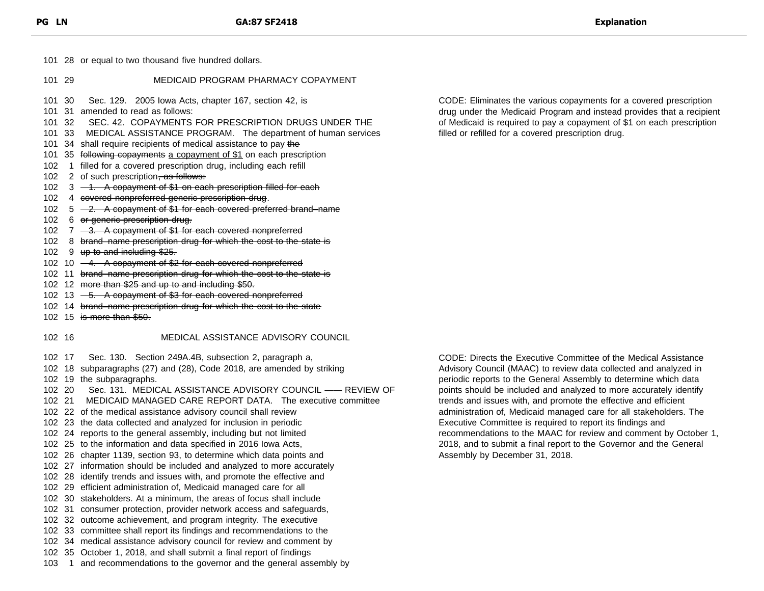| PG | LN | GA:87 SF2418 | Explanation |
|---|---|---|---|
| 101 | 28 | or equal to two thousand five hundred dollars. | |
| 101 | 29 | MEDICAID PROGRAM PHARMACY COPAYMENT | |
| 101 | 30 | Sec. 129. 2005 Iowa Acts, chapter 167, section 42, is | CODE: Eliminates the various copayments for a covered prescription drug under the Medicaid Program and instead provides that a recipient of Medicaid is required to pay a copayment of $1 on each prescription filled or refilled for a covered prescription drug. |
| 101 | 31 | amended to read as follows: | |
| 101 | 32 | SEC. 42. COPAYMENTS FOR PRESCRIPTION DRUGS UNDER THE | |
| 101 | 33 | MEDICAL ASSISTANCE PROGRAM. The department of human services | |
| 101 | 34 | shall require recipients of medical assistance to pay ~~the~~ | |
| 101 | 35 | ~~following copayments~~ <u>a copayment of $1</u> on each prescription | |
| 102 | 1 | filled for a covered prescription drug, including each refill | |
| 102 | 2 | of such prescription~~, as follows:~~ | |
| 102 | 3 | ~~1. A copayment of $1 on each prescription filled for each~~ | |
| 102 | 4 | ~~covered nonpreferred generic prescription drug~~. | |
| 102 | 5 | ~~2. A copayment of $1 for each covered preferred brand-name~~ | |
| 102 | 6 | ~~or generic prescription drug.~~ | |
| 102 | 7 | ~~3. A copayment of $1 for each covered nonpreferred~~ | |
| 102 | 8 | ~~brand-name prescription drug for which the cost to the state is~~ | |
| 102 | 9 | ~~up to and including $25.~~ | |
| 102 | 10 | ~~4. A copayment of $2 for each covered nonpreferred~~ | |
| 102 | 11 | ~~brand-name prescription drug for which the cost to the state is~~ | |
| 102 | 12 | ~~more than $25 and up to and including $50.~~ | |
| 102 | 13 | ~~5. A copayment of $3 for each covered nonpreferred~~ | |
| 102 | 14 | ~~brand-name prescription drug for which the cost to the state~~ | |
| 102 | 15 | ~~is more than $50.~~ | |
| 102 | 16 | MEDICAL ASSISTANCE ADVISORY COUNCIL | |
| 102 | 17 | Sec. 130. Section 249A.4B, subsection 2, paragraph a, | CODE: Directs the Executive Committee of the Medical Assistance Advisory Council (MAAC) to review data collected and analyzed in periodic reports to the General Assembly to determine which data points should be included and analyzed to more accurately identify trends and issues with, and promote the effective and efficient administration of, Medicaid managed care for all stakeholders. The Executive Committee is required to report its findings and recommendations to the MAAC for review and comment by October 1, 2018, and to submit a final report to the Governor and the General Assembly by December 31, 2018. |
| 102 | 18 | subparagraphs (27) and (28), Code 2018, are amended by striking | |
| 102 | 19 | the subparagraphs. | |
| 102 | 20 | Sec. 131. MEDICAL ASSISTANCE ADVISORY COUNCIL —— REVIEW OF | |
| 102 | 21 | MEDICAID MANAGED CARE REPORT DATA. The executive committee | |
| 102 | 22 | of the medical assistance advisory council shall review | |
| 102 | 23 | the data collected and analyzed for inclusion in periodic | |
| 102 | 24 | reports to the general assembly, including but not limited | |
| 102 | 25 | to the information and data specified in 2016 Iowa Acts, | |
| 102 | 26 | chapter 1139, section 93, to determine which data points and | |
| 102 | 27 | information should be included and analyzed to more accurately | |
| 102 | 28 | identify trends and issues with, and promote the effective and | |
| 102 | 29 | efficient administration of, Medicaid managed care for all | |
| 102 | 30 | stakeholders. At a minimum, the areas of focus shall include | |
| 102 | 31 | consumer protection, provider network access and safeguards, | |
| 102 | 32 | outcome achievement, and program integrity. The executive | |
| 102 | 33 | committee shall report its findings and recommendations to the | |
| 102 | 34 | medical assistance advisory council for review and comment by | |
| 102 | 35 | October 1, 2018, and shall submit a final report of findings | |
| 103 | 1 | and recommendations to the governor and the general assembly by | |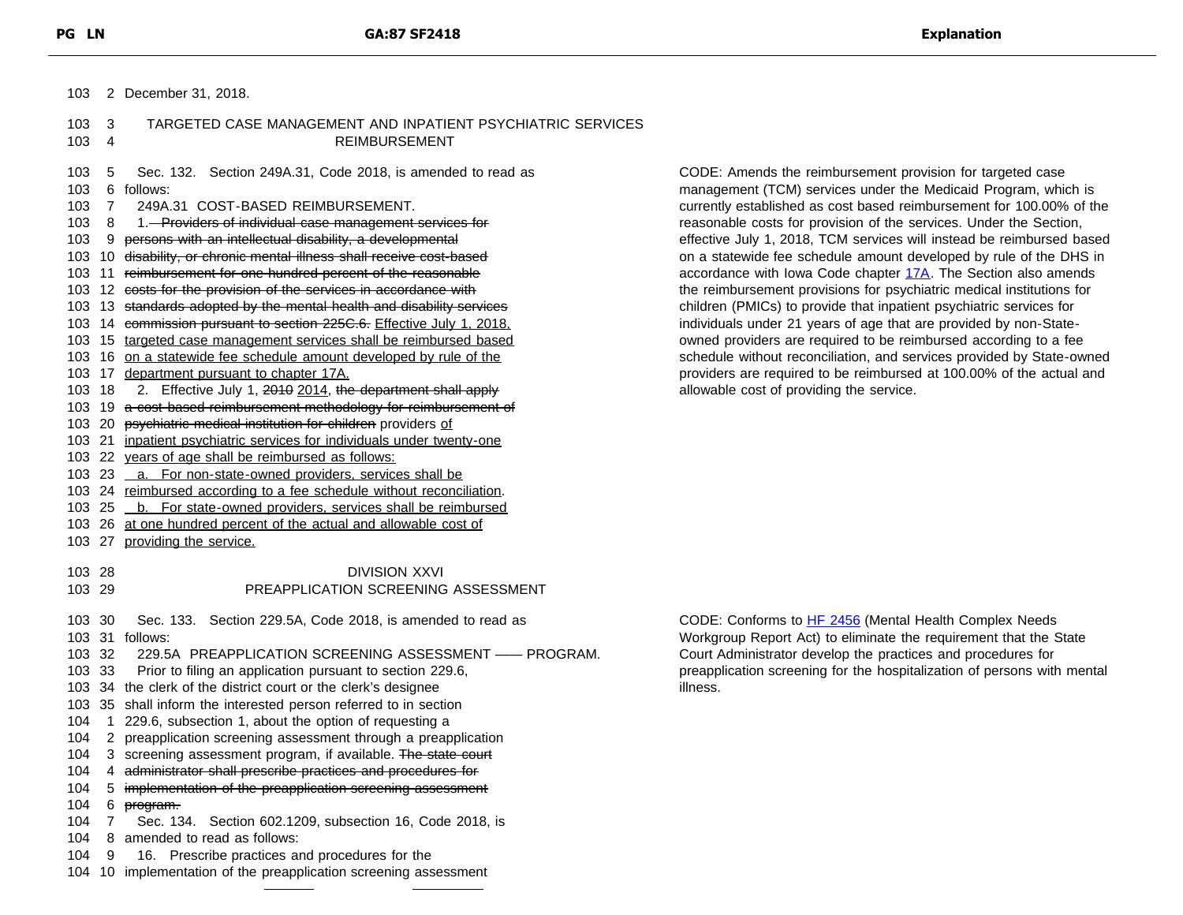December 31, 2018.

TARGETED CASE MANAGEMENT AND INPATIENT PSYCHIATRIC SERVICES REIMBURSEMENT

Sec. 132. Section 249A.31, Code 2018, is amended to read as follows:

249A.31 COST-BASED REIMBURSEMENT.

1. ~~Providers of individual case management services for persons with an intellectual disability, a developmental disability, or chronic mental illness shall receive cost-based reimbursement for one hundred percent of the reasonable costs for the provision of the services in accordance with standards adopted by the mental health and disability services commission pursuant to section 225C.6.~~ Effective July 1, 2018, targeted case management services shall be reimbursed based on a statewide fee schedule amount developed by rule of the department pursuant to chapter 17A.

2. Effective July 1, ~~2010~~ 2014, ~~the department shall apply a cost-based reimbursement methodology for reimbursement of psychiatric medical institution for children~~ providers of inpatient psychiatric services for individuals under twenty-one years of age shall be reimbursed as follows:

a. For non-state-owned providers, services shall be reimbursed according to a fee schedule without reconciliation.

b. For state-owned providers, services shall be reimbursed at one hundred percent of the actual and allowable cost of providing the service.

CODE: Amends the reimbursement provision for targeted case management (TCM) services under the Medicaid Program, which is currently established as cost based reimbursement for 100.00% of the reasonable costs for provision of the services. Under the Section, effective July 1, 2018, TCM services will instead be reimbursed based on a statewide fee schedule amount developed by rule of the DHS in accordance with Iowa Code chapter 17A. The Section also amends the reimbursement provisions for psychiatric medical institutions for children (PMICs) to provide that inpatient psychiatric services for individuals under 21 years of age that are provided by non-State-owned providers are required to be reimbursed according to a fee schedule without reconciliation, and services provided by State-owned providers are required to be reimbursed at 100.00% of the actual and allowable cost of providing the service.

DIVISION XXVI

PREAPPLICATION SCREENING ASSESSMENT

Sec. 133. Section 229.5A, Code 2018, is amended to read as follows:

229.5A PREAPPLICATION SCREENING ASSESSMENT —— PROGRAM.

Prior to filing an application pursuant to section 229.6, the clerk of the district court or the clerk's designee shall inform the interested person referred to in section 229.6, subsection 1, about the option of requesting a preapplication screening assessment through a preapplication screening assessment program, if available. ~~The state court administrator shall prescribe practices and procedures for implementation of the preapplication screening assessment program.~~

CODE: Conforms to HF 2456 (Mental Health Complex Needs Workgroup Report Act) to eliminate the requirement that the State Court Administrator develop the practices and procedures for preapplication screening for the hospitalization of persons with mental illness.

Sec. 134. Section 602.1209, subsection 16, Code 2018, is amended to read as follows:

16. Prescribe practices and procedures for the implementation of the preapplication screening assessment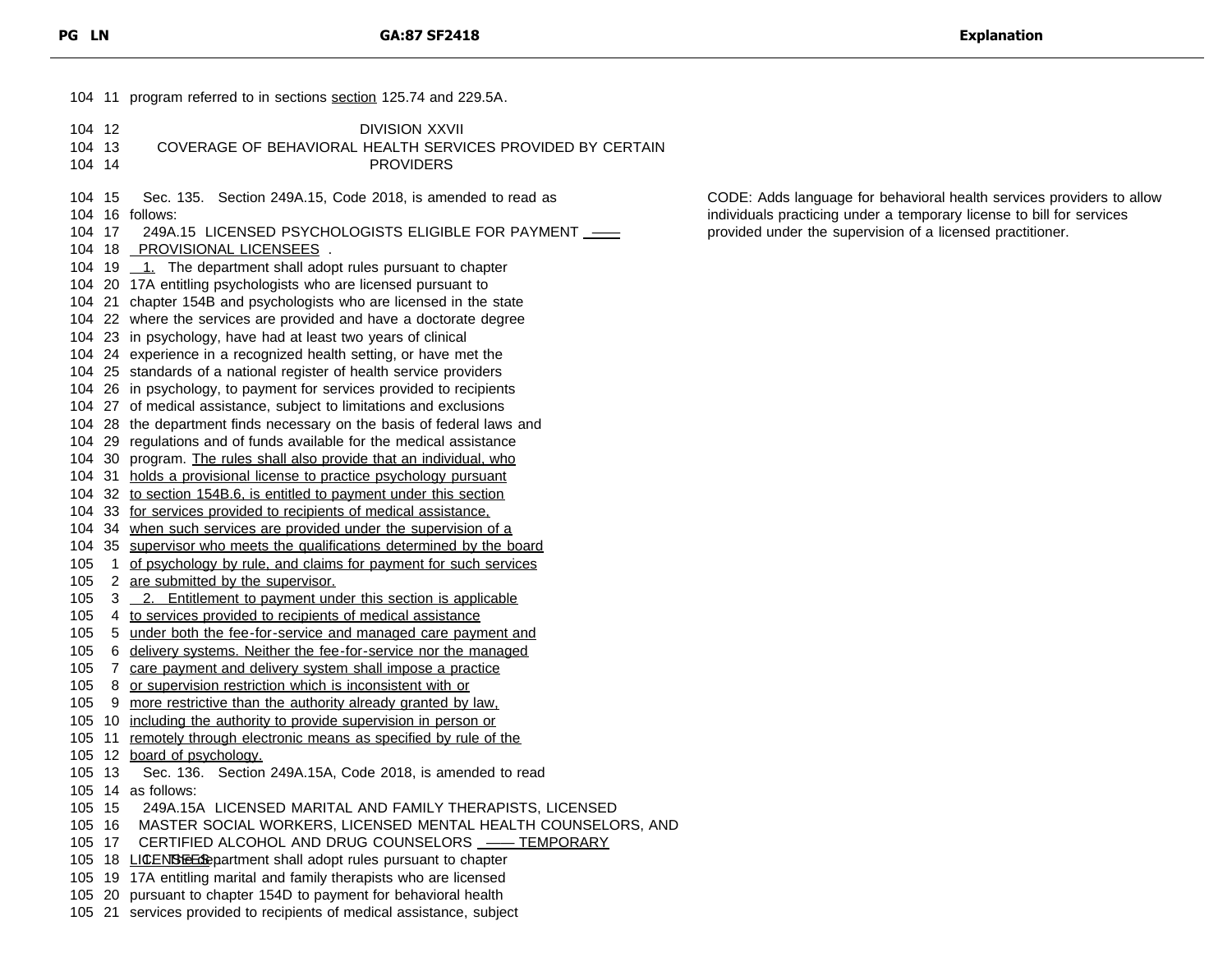| PG | LN | GA:87 SF2418 | Explanation |
|---|---|---|---|
| 104 | 11 | program referred to in sections section 125.74 and 229.5A. | |
| 104 | 12 | DIVISION XXVII | |
| 104 | 13 | COVERAGE OF BEHAVIORAL HEALTH SERVICES PROVIDED BY CERTAIN | |
| 104 | 14 | PROVIDERS | |
| 104 | 15 | Sec. 135. Section 249A.15, Code 2018, is amended to read as | CODE: Adds language for behavioral health services providers to allow individuals practicing under a temporary license to bill for services provided under the supervision of a licensed practitioner. |
| 104 | 16 | follows: | |
| 104 | 17 | 249A.15 LICENSED PSYCHOLOGISTS ELIGIBLE FOR PAYMENT — | |
| 104 | 18 | PROVISIONAL LICENSEES. | |
| 104 | 19 | 1. The department shall adopt rules pursuant to chapter | |
| 104 | 20 | 17A entitling psychologists who are licensed pursuant to | |
| 104 | 21 | chapter 154B and psychologists who are licensed in the state | |
| 104 | 22 | where the services are provided and have a doctorate degree | |
| 104 | 23 | in psychology, have had at least two years of clinical | |
| 104 | 24 | experience in a recognized health setting, or have met the | |
| 104 | 25 | standards of a national register of health service providers | |
| 104 | 26 | in psychology, to payment for services provided to recipients | |
| 104 | 27 | of medical assistance, subject to limitations and exclusions | |
| 104 | 28 | the department finds necessary on the basis of federal laws and | |
| 104 | 29 | regulations and of funds available for the medical assistance | |
| 104 | 30 | program. The rules shall also provide that an individual, who | |
| 104 | 31 | holds a provisional license to practice psychology pursuant | |
| 104 | 32 | to section 154B.6, is entitled to payment under this section | |
| 104 | 33 | for services provided to recipients of medical assistance, | |
| 104 | 34 | when such services are provided under the supervision of a | |
| 104 | 35 | supervisor who meets the qualifications determined by the board | |
| 105 | 1 | of psychology by rule, and claims for payment for such services | |
| 105 | 2 | are submitted by the supervisor. | |
| 105 | 3 | 2. Entitlement to payment under this section is applicable | |
| 105 | 4 | to services provided to recipients of medical assistance | |
| 105 | 5 | under both the fee-for-service and managed care payment and | |
| 105 | 6 | delivery systems. Neither the fee-for-service nor the managed | |
| 105 | 7 | care payment and delivery system shall impose a practice | |
| 105 | 8 | or supervision restriction which is inconsistent with or | |
| 105 | 9 | more restrictive than the authority already granted by law, | |
| 105 | 10 | including the authority to provide supervision in person or | |
| 105 | 11 | remotely through electronic means as specified by rule of the | |
| 105 | 12 | board of psychology. | |
| 105 | 13 | Sec. 136. Section 249A.15A, Code 2018, is amended to read | |
| 105 | 14 | as follows: | |
| 105 | 15 | 249A.15A LICENSED MARITAL AND FAMILY THERAPISTS, LICENSED | |
| 105 | 16 | MASTER SOCIAL WORKERS, LICENSED MENTAL HEALTH COUNSELORS, AND | |
| 105 | 17 | CERTIFIED ALCOHOL AND DRUG COUNSELORS — TEMPORARY | |
| 105 | 18 | LICENSEES. 1. The department shall adopt rules pursuant to chapter | |
| 105 | 19 | 17A entitling marital and family therapists who are licensed | |
| 105 | 20 | pursuant to chapter 154D to payment for behavioral health | |
| 105 | 21 | services provided to recipients of medical assistance, subject | |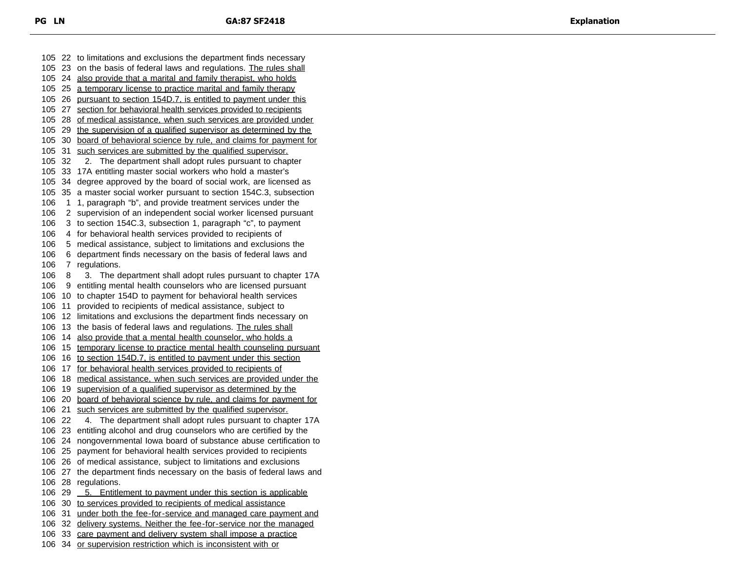to limitations and exclusions the department finds necessary on the basis of federal laws and regulations. The rules shall also provide that a marital and family therapist, who holds a temporary license to practice marital and family therapy pursuant to section 154D.7, is entitled to payment under this section for behavioral health services provided to recipients of medical assistance, when such services are provided under the supervision of a qualified supervisor as determined by the board of behavioral science by rule, and claims for payment for such services are submitted by the qualified supervisor.

2. The department shall adopt rules pursuant to chapter 17A entitling master social workers who hold a master's degree approved by the board of social work, are licensed as a master social worker pursuant to section 154C.3, subsection 1, paragraph "b", and provide treatment services under the supervision of an independent social worker licensed pursuant to section 154C.3, subsection 1, paragraph "c", to payment for behavioral health services provided to recipients of medical assistance, subject to limitations and exclusions the department finds necessary on the basis of federal laws and regulations.

3. The department shall adopt rules pursuant to chapter 17A entitling mental health counselors who are licensed pursuant to chapter 154D to payment for behavioral health services provided to recipients of medical assistance, subject to limitations and exclusions the department finds necessary on the basis of federal laws and regulations. The rules shall also provide that a mental health counselor, who holds a temporary license to practice mental health counseling pursuant to section 154D.7, is entitled to payment under this section for behavioral health services provided to recipients of medical assistance, when such services are provided under the supervision of a qualified supervisor as determined by the board of behavioral science by rule, and claims for payment for such services are submitted by the qualified supervisor.

4. The department shall adopt rules pursuant to chapter 17A entitling alcohol and drug counselors who are certified by the nongovernmental Iowa board of substance abuse certification to payment for behavioral health services provided to recipients of medical assistance, subject to limitations and exclusions the department finds necessary on the basis of federal laws and regulations.

5. Entitlement to payment under this section is applicable to services provided to recipients of medical assistance under both the fee-for-service and managed care payment and delivery systems. Neither the fee-for-service nor the managed care payment and delivery system shall impose a practice or supervision restriction which is inconsistent with or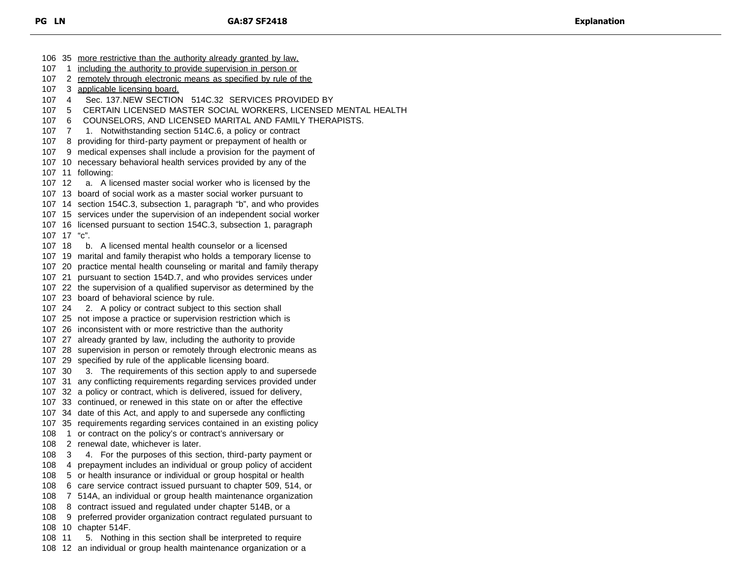more restrictive than the authority already granted by law, including the authority to provide supervision in person or remotely through electronic means as specified by rule of the applicable licensing board.

Sec. 137. NEW SECTION 514C.32 SERVICES PROVIDED BY CERTAIN LICENSED MASTER SOCIAL WORKERS, LICENSED MENTAL HEALTH COUNSELORS, AND LICENSED MARITAL AND FAMILY THERAPISTS.

1. Notwithstanding section 514C.6, a policy or contract providing for third-party payment or prepayment of health or medical expenses shall include a provision for the payment of necessary behavioral health services provided by any of the following:

a. A licensed master social worker who is licensed by the board of social work as a master social worker pursuant to section 154C.3, subsection 1, paragraph "b", and who provides services under the supervision of an independent social worker licensed pursuant to section 154C.3, subsection 1, paragraph "c".

b. A licensed mental health counselor or a licensed marital and family therapist who holds a temporary license to practice mental health counseling or marital and family therapy pursuant to section 154D.7, and who provides services under the supervision of a qualified supervisor as determined by the board of behavioral science by rule.

2. A policy or contract subject to this section shall not impose a practice or supervision restriction which is inconsistent with or more restrictive than the authority already granted by law, including the authority to provide supervision in person or remotely through electronic means as specified by rule of the applicable licensing board.

3. The requirements of this section apply to and supersede any conflicting requirements regarding services provided under a policy or contract, which is delivered, issued for delivery, continued, or renewed in this state on or after the effective date of this Act, and apply to and supersede any conflicting requirements regarding services contained in an existing policy or contract on the policy's or contract's anniversary or renewal date, whichever is later.

4. For the purposes of this section, third-party payment or prepayment includes an individual or group policy of accident or health insurance or individual or group hospital or health care service contract issued pursuant to chapter 509, 514, or 514A, an individual or group health maintenance organization contract issued and regulated under chapter 514B, or a preferred provider organization contract regulated pursuant to chapter 514F.

5. Nothing in this section shall be interpreted to require an individual or group health maintenance organization or a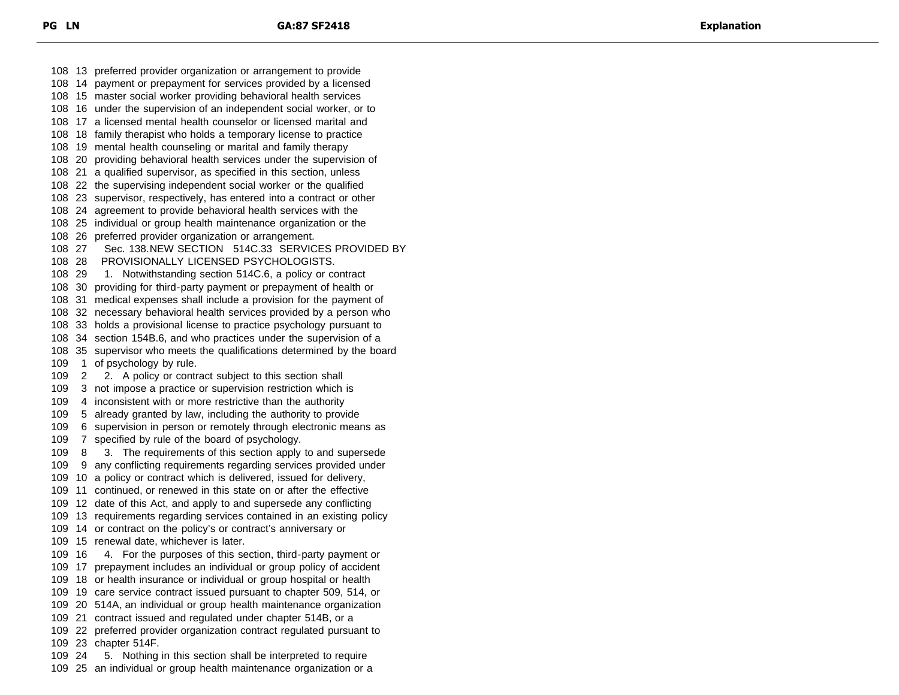preferred provider organization or arrangement to provide payment or prepayment for services provided by a licensed master social worker providing behavioral health services under the supervision of an independent social worker, or to a licensed mental health counselor or licensed marital and family therapist who holds a temporary license to practice mental health counseling or marital and family therapy providing behavioral health services under the supervision of a qualified supervisor, as specified in this section, unless the supervising independent social worker or the qualified supervisor, respectively, has entered into a contract or other agreement to provide behavioral health services with the individual or group health maintenance organization or the preferred provider organization or arrangement.

Sec. 138. NEW SECTION 514C.33 SERVICES PROVIDED BY PROVISIONALLY LICENSED PSYCHOLOGISTS.

1. Notwithstanding section 514C.6, a policy or contract providing for third-party payment or prepayment of health or medical expenses shall include a provision for the payment of necessary behavioral health services provided by a person who holds a provisional license to practice psychology pursuant to section 154B.6, and who practices under the supervision of a supervisor who meets the qualifications determined by the board of psychology by rule.

2. A policy or contract subject to this section shall not impose a practice or supervision restriction which is inconsistent with or more restrictive than the authority already granted by law, including the authority to provide supervision in person or remotely through electronic means as specified by rule of the board of psychology.

3. The requirements of this section apply to and supersede any conflicting requirements regarding services provided under a policy or contract which is delivered, issued for delivery, continued, or renewed in this state on or after the effective date of this Act, and apply to and supersede any conflicting requirements regarding services contained in an existing policy or contract on the policy's or contract's anniversary or renewal date, whichever is later.

4. For the purposes of this section, third-party payment or prepayment includes an individual or group policy of accident or health insurance or individual or group hospital or health care service contract issued pursuant to chapter 509, 514, or 514A, an individual or group health maintenance organization contract issued and regulated under chapter 514B, or a preferred provider organization contract regulated pursuant to chapter 514F.

5. Nothing in this section shall be interpreted to require an individual or group health maintenance organization or a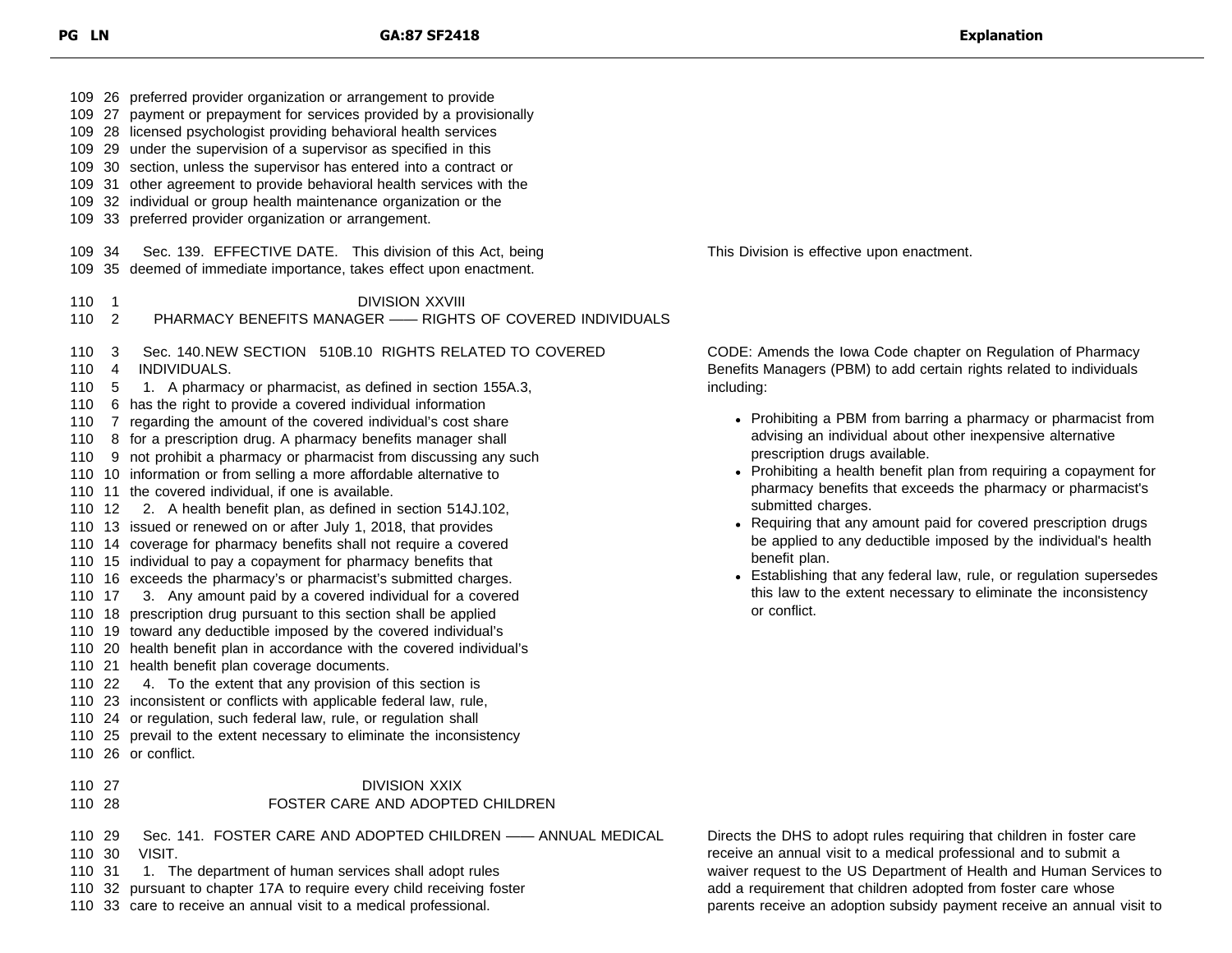preferred provider organization or arrangement to provide payment or prepayment for services provided by a provisionally licensed psychologist providing behavioral health services under the supervision of a supervisor as specified in this section, unless the supervisor has entered into a contract or other agreement to provide behavioral health services with the individual or group health maintenance organization or the preferred provider organization or arrangement.

Sec. 139. EFFECTIVE DATE. This division of this Act, being deemed of immediate importance, takes effect upon enactment.

*Explanation:* This Division is effective upon enactment.

## DIVISION XXVIII

### PHARMACY BENEFITS MANAGER —— RIGHTS OF COVERED INDIVIDUALS

Sec. 140.NEW SECTION 510B.10 RIGHTS RELATED TO COVERED INDIVIDUALS.

1. A pharmacy or pharmacist, as defined in section 155A.3, has the right to provide a covered individual information regarding the amount of the covered individual's cost share for a prescription drug. A pharmacy benefits manager shall not prohibit a pharmacy or pharmacist from discussing any such information or from selling a more affordable alternative to the covered individual, if one is available.

2. A health benefit plan, as defined in section 514J.102, issued or renewed on or after July 1, 2018, that provides coverage for pharmacy benefits shall not require a covered individual to pay a copayment for pharmacy benefits that exceeds the pharmacy's or pharmacist's submitted charges.

3. Any amount paid by a covered individual for a covered prescription drug pursuant to this section shall be applied toward any deductible imposed by the covered individual's health benefit plan in accordance with the covered individual's health benefit plan coverage documents.

4. To the extent that any provision of this section is inconsistent or conflicts with applicable federal law, rule, or regulation, such federal law, rule, or regulation shall prevail to the extent necessary to eliminate the inconsistency or conflict.

*Explanation:* CODE: Amends the Iowa Code chapter on Regulation of Pharmacy Benefits Managers (PBM) to add certain rights related to individuals including:

- Prohibiting a PBM from barring a pharmacy or pharmacist from advising an individual about other inexpensive alternative prescription drugs available.
- Prohibiting a health benefit plan from requiring a copayment for pharmacy benefits that exceeds the pharmacy or pharmacist's submitted charges.
- Requiring that any amount paid for covered prescription drugs be applied to any deductible imposed by the individual's health benefit plan.
- Establishing that any federal law, rule, or regulation supersedes this law to the extent necessary to eliminate the inconsistency or conflict.

## DIVISION XXIX

### FOSTER CARE AND ADOPTED CHILDREN

Sec. 141. FOSTER CARE AND ADOPTED CHILDREN —— ANNUAL MEDICAL VISIT.

1. The department of human services shall adopt rules pursuant to chapter 17A to require every child receiving foster care to receive an annual visit to a medical professional.

*Explanation:* Directs the DHS to adopt rules requiring that children in foster care receive an annual visit to a medical professional and to submit a waiver request to the US Department of Health and Human Services to add a requirement that children adopted from foster care whose parents receive an adoption subsidy payment receive an annual visit to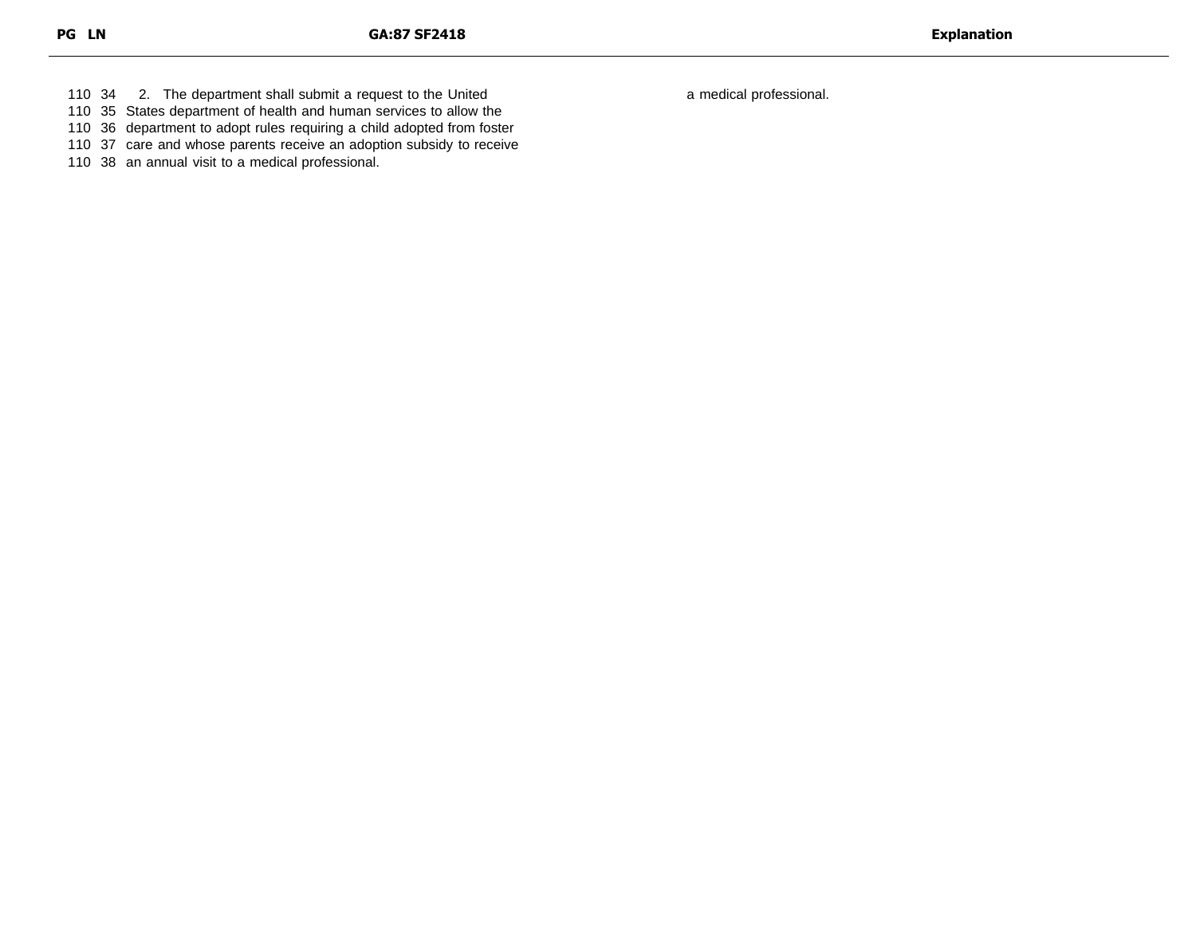| PG | LN | GA:87 SF2418 | Explanation |
|---|---|---|---|
| 110 | 34 | 2. The department shall submit a request to the United | a medical professional. |
| 110 | 35 | States department of health and human services to allow the | |
| 110 | 36 | department to adopt rules requiring a child adopted from foster | |
| 110 | 37 | care and whose parents receive an adoption subsidy to receive | |
| 110 | 38 | an annual visit to a medical professional. | |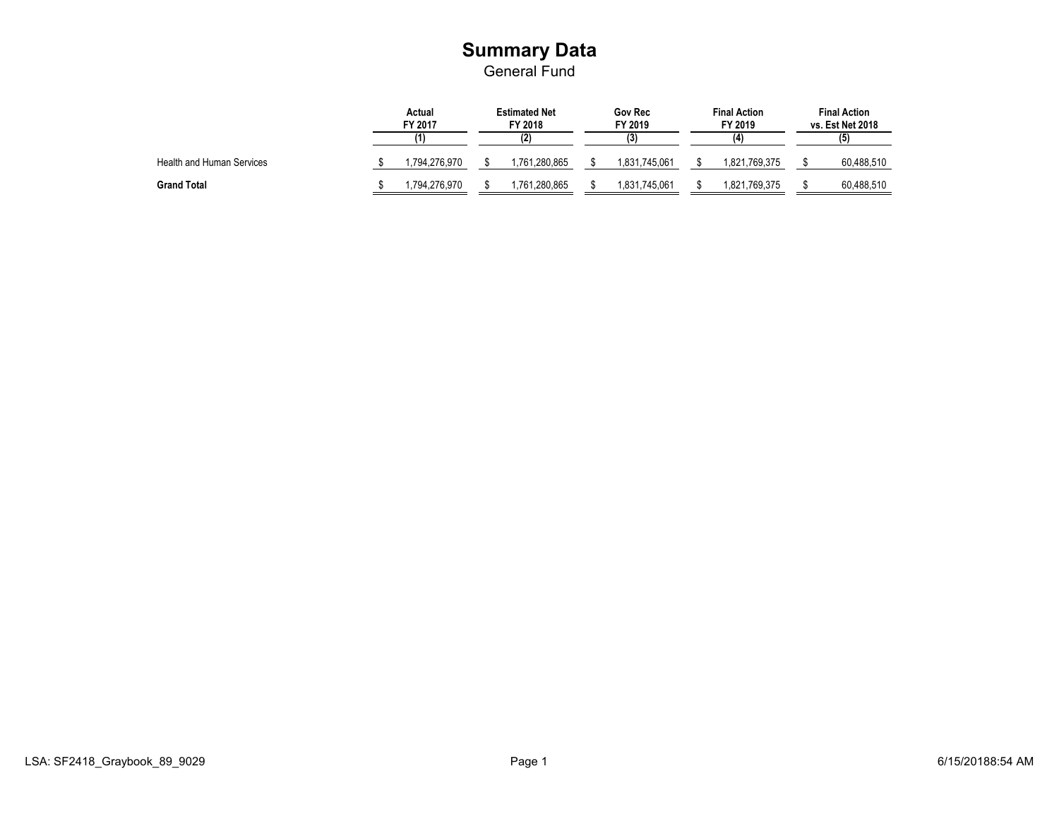# Summary Data

General Fund

| | Actual FY 2017 (1) | Estimated Net FY 2018 (2) | Gov Rec FY 2019 (3) | Final Action FY 2019 (4) | Final Action vs. Est Net 2018 (5) |
|---|---|---|---|---|---|
| Health and Human Services | $ 1,794,276,970 | $ 1,761,280,865 | $ 1,831,745,061 | $ 1,821,769,375 | $ 60,488,510 |
| **Grand Total** | $ 1,794,276,970 | $ 1,761,280,865 | $ 1,831,745,061 | $ 1,821,769,375 | $ 60,488,510 |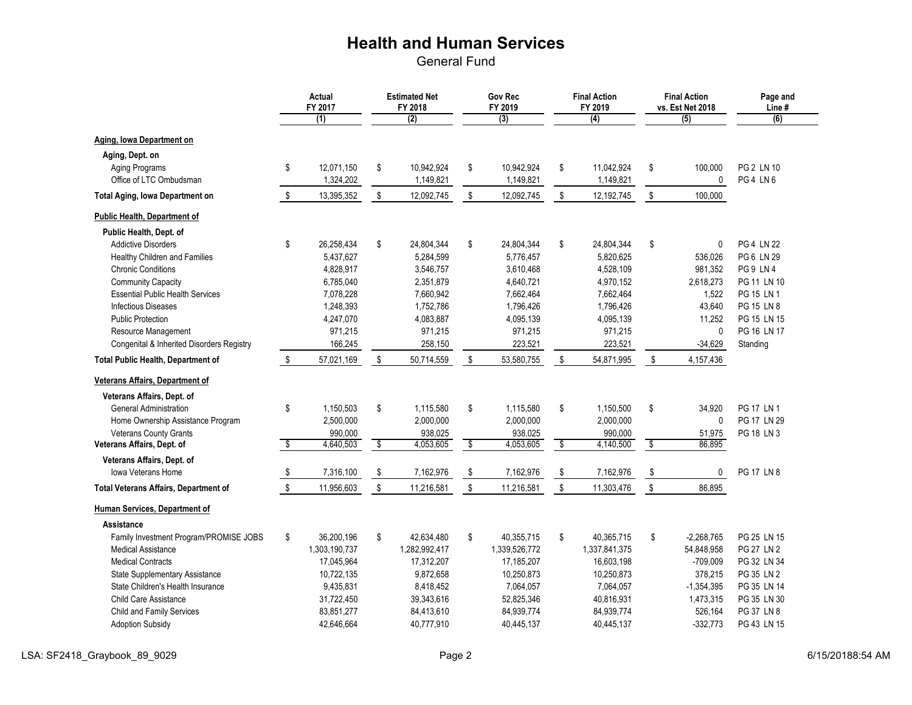# Health and Human Services

General Fund

| | Actual FY 2017 (1) | Estimated Net FY 2018 (2) | Gov Rec FY 2019 (3) | Final Action FY 2019 (4) | Final Action vs. Est Net 2018 (5) | Page and Line # (6) |
|---|---|---|---|---|---|---|
| **Aging, Iowa Department on** | | | | | | |
| **Aging, Dept. on** | | | | | | |
| Aging Programs | $ 12,071,150 | $ 10,942,924 | $ 10,942,924 | $ 11,042,924 | $ 100,000 | PG 2 LN 10 |
| Office of LTC Ombudsman | 1,324,202 | 1,149,821 | 1,149,821 | 1,149,821 | 0 | PG 4 LN 6 |
| **Total Aging, Iowa Department on** | $ 13,395,352 | $ 12,092,745 | $ 12,092,745 | $ 12,192,745 | $ 100,000 | |
| **Public Health, Department of** | | | | | | |
| **Public Health, Dept. of** | | | | | | |
| Addictive Disorders | $ 26,258,434 | $ 24,804,344 | $ 24,804,344 | $ 24,804,344 | $ 0 | PG 4 LN 22 |
| Healthy Children and Families | 5,437,627 | 5,284,599 | 5,776,457 | 5,820,625 | 536,026 | PG 6 LN 29 |
| Chronic Conditions | 4,828,917 | 3,546,757 | 3,610,468 | 4,528,109 | 981,352 | PG 9 LN 4 |
| Community Capacity | 6,785,040 | 2,351,879 | 4,640,721 | 4,970,152 | 2,618,273 | PG 11 LN 10 |
| Essential Public Health Services | 7,078,228 | 7,660,942 | 7,662,464 | 7,662,464 | 1,522 | PG 15 LN 1 |
| Infectious Diseases | 1,248,393 | 1,752,786 | 1,796,426 | 1,796,426 | 43,640 | PG 15 LN 8 |
| Public Protection | 4,247,070 | 4,083,887 | 4,095,139 | 4,095,139 | 11,252 | PG 15 LN 15 |
| Resource Management | 971,215 | 971,215 | 971,215 | 971,215 | 0 | PG 16 LN 17 |
| Congenital & Inherited Disorders Registry | 166,245 | 258,150 | 223,521 | 223,521 | -34,629 | Standing |
| **Total Public Health, Department of** | $ 57,021,169 | $ 50,714,559 | $ 53,580,755 | $ 54,871,995 | $ 4,157,436 | |
| **Veterans Affairs, Department of** | | | | | | |
| **Veterans Affairs, Dept. of** | | | | | | |
| General Administration | $ 1,150,503 | $ 1,115,580 | $ 1,115,580 | $ 1,150,500 | $ 34,920 | PG 17 LN 1 |
| Home Ownership Assistance Program | 2,500,000 | 2,000,000 | 2,000,000 | 2,000,000 | 0 | PG 17 LN 29 |
| Veterans County Grants | 990,000 | 938,025 | 938,025 | 990,000 | 51,975 | PG 18 LN 3 |
| **Veterans Affairs, Dept. of** | $ 4,640,503 | $ 4,053,605 | $ 4,053,605 | $ 4,140,500 | $ 86,895 | |
| **Veterans Affairs, Dept. of** | | | | | | |
| Iowa Veterans Home | $ 7,316,100 | $ 7,162,976 | $ 7,162,976 | $ 7,162,976 | $ 0 | PG 17 LN 8 |
| **Total Veterans Affairs, Department of** | $ 11,956,603 | $ 11,216,581 | $ 11,216,581 | $ 11,303,476 | $ 86,895 | |
| **Human Services, Department of** | | | | | | |
| **Assistance** | | | | | | |
| Family Investment Program/PROMISE JOBS | $ 36,200,196 | $ 42,634,480 | $ 40,355,715 | $ 40,365,715 | $ -2,268,765 | PG 25 LN 15 |
| Medical Assistance | 1,303,190,737 | 1,282,992,417 | 1,339,526,772 | 1,337,841,375 | 54,848,958 | PG 27 LN 2 |
| Medical Contracts | 17,045,964 | 17,312,207 | 17,185,207 | 16,603,198 | -709,009 | PG 32 LN 34 |
| State Supplementary Assistance | 10,722,135 | 9,872,658 | 10,250,873 | 10,250,873 | 378,215 | PG 35 LN 2 |
| State Children's Health Insurance | 9,435,831 | 8,418,452 | 7,064,057 | 7,064,057 | -1,354,395 | PG 35 LN 14 |
| Child Care Assistance | 31,722,450 | 39,343,616 | 52,825,346 | 40,816,931 | 1,473,315 | PG 35 LN 30 |
| Child and Family Services | 83,851,277 | 84,413,610 | 84,939,774 | 84,939,774 | 526,164 | PG 37 LN 8 |
| Adoption Subsidy | 42,646,664 | 40,777,910 | 40,445,137 | 40,445,137 | -332,773 | PG 43 LN 15 |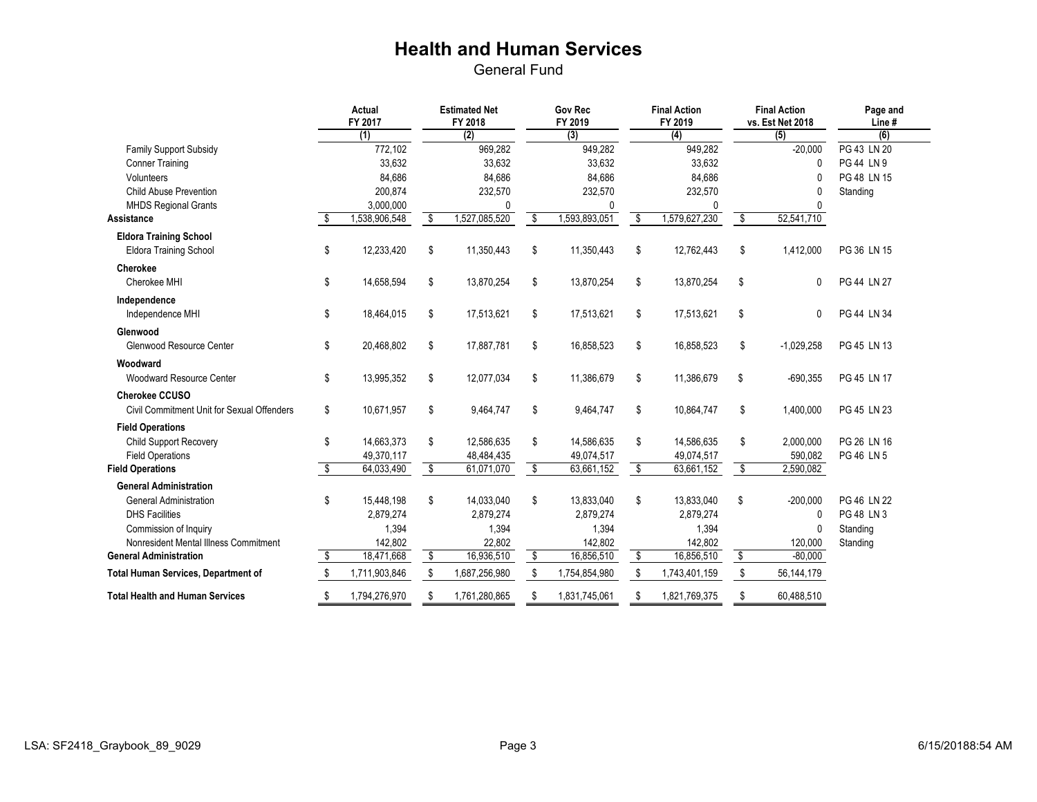# Health and Human Services

General Fund

| | Actual FY 2017 (1) | Estimated Net FY 2018 (2) | Gov Rec FY 2019 (3) | Final Action FY 2019 (4) | Final Action vs. Est Net 2018 (5) | Page and Line # (6) |
|---|---|---|---|---|---|---|
| Family Support Subsidy | 772,102 | 969,282 | 949,282 | 949,282 | -20,000 | PG 43 LN 20 |
| Conner Training | 33,632 | 33,632 | 33,632 | 33,632 | 0 | PG 44 LN 9 |
| Volunteers | 84,686 | 84,686 | 84,686 | 84,686 | 0 | PG 48 LN 15 |
| Child Abuse Prevention | 200,874 | 232,570 | 232,570 | 232,570 | 0 | Standing |
| MHDS Regional Grants | 3,000,000 | 0 | 0 | 0 | 0 | |
| **Assistance** | $ 1,538,906,548 | $ 1,527,085,520 | $ 1,593,893,051 | $ 1,579,627,230 | $ 52,541,710 | |
| **Eldora Training School** | | | | | | |
| Eldora Training School | $ 12,233,420 | $ 11,350,443 | $ 11,350,443 | $ 12,762,443 | $ 1,412,000 | PG 36 LN 15 |
| **Cherokee** | | | | | | |
| Cherokee MHI | $ 14,658,594 | $ 13,870,254 | $ 13,870,254 | $ 13,870,254 | $ 0 | PG 44 LN 27 |
| **Independence** | | | | | | |
| Independence MHI | $ 18,464,015 | $ 17,513,621 | $ 17,513,621 | $ 17,513,621 | $ 0 | PG 44 LN 34 |
| **Glenwood** | | | | | | |
| Glenwood Resource Center | $ 20,468,802 | $ 17,887,781 | $ 16,858,523 | $ 16,858,523 | $ -1,029,258 | PG 45 LN 13 |
| **Woodward** | | | | | | |
| Woodward Resource Center | $ 13,995,352 | $ 12,077,034 | $ 11,386,679 | $ 11,386,679 | $ -690,355 | PG 45 LN 17 |
| **Cherokee CCUSO** | | | | | | |
| Civil Commitment Unit for Sexual Offenders | $ 10,671,957 | $ 9,464,747 | $ 9,464,747 | $ 10,864,747 | $ 1,400,000 | PG 45 LN 23 |
| **Field Operations** | | | | | | |
| Child Support Recovery | $ 14,663,373 | $ 12,586,635 | $ 14,586,635 | $ 14,586,635 | $ 2,000,000 | PG 26 LN 16 |
| Field Operations | 49,370,117 | 48,484,435 | 49,074,517 | 49,074,517 | 590,082 | PG 46 LN 5 |
| **Field Operations** | $ 64,033,490 | $ 61,071,070 | $ 63,661,152 | $ 63,661,152 | $ 2,590,082 | |
| **General Administration** | | | | | | |
| General Administration | $ 15,448,198 | $ 14,033,040 | $ 13,833,040 | $ 13,833,040 | $ -200,000 | PG 46 LN 22 |
| DHS Facilities | 2,879,274 | 2,879,274 | 2,879,274 | 2,879,274 | 0 | PG 48 LN 3 |
| Commission of Inquiry | 1,394 | 1,394 | 1,394 | 1,394 | 0 | Standing |
| Nonresident Mental Illness Commitment | 142,802 | 22,802 | 142,802 | 142,802 | 120,000 | Standing |
| **General Administration** | $ 18,471,668 | $ 16,936,510 | $ 16,856,510 | $ 16,856,510 | $ -80,000 | |
| **Total Human Services, Department of** | $ 1,711,903,846 | $ 1,687,256,980 | $ 1,754,854,980 | $ 1,743,401,159 | $ 56,144,179 | |
| **Total Health and Human Services** | $ 1,794,276,970 | $ 1,761,280,865 | $ 1,831,745,061 | $ 1,821,769,375 | $ 60,488,510 | |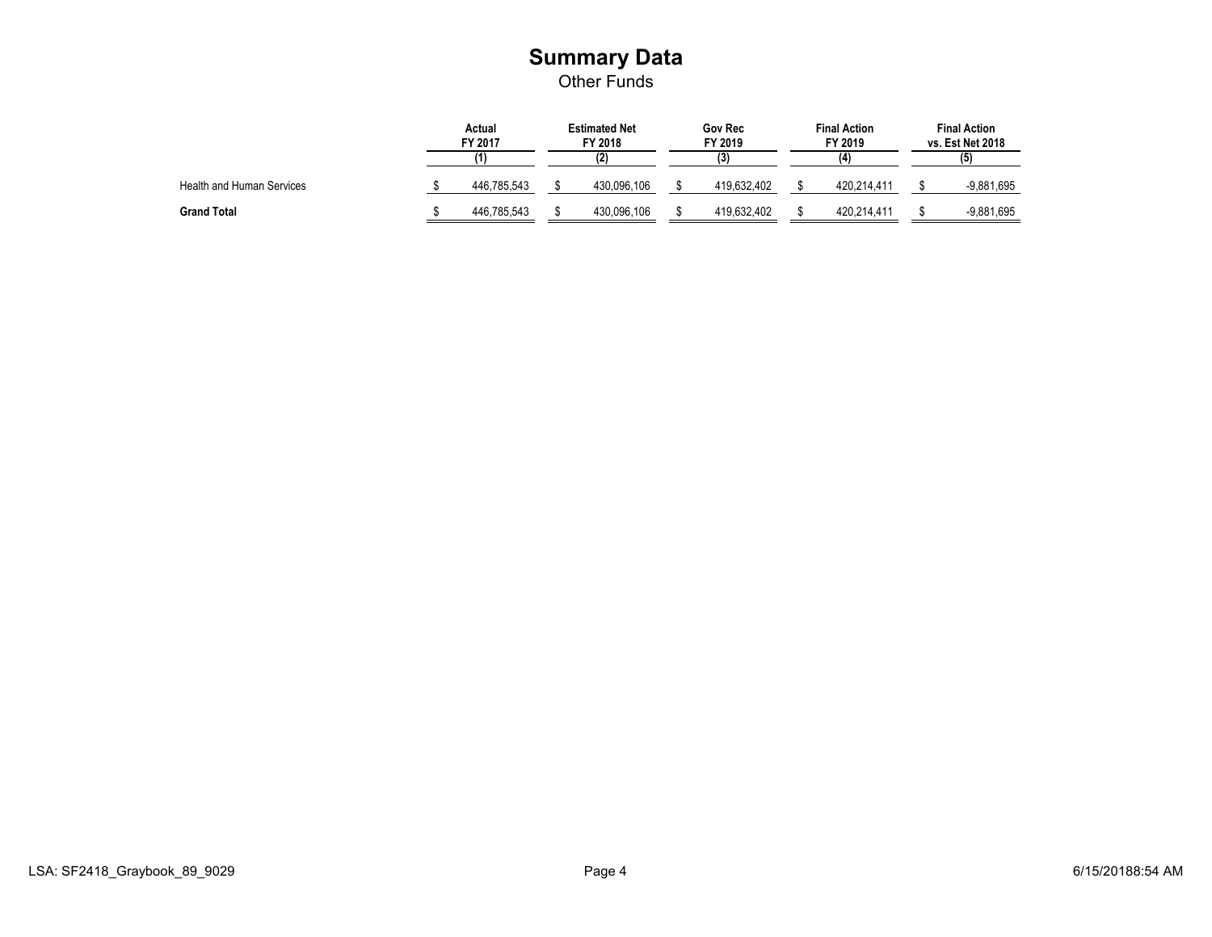# Summary Data

Other Funds

| | Actual FY 2017 (1) | Estimated Net FY 2018 (2) | Gov Rec FY 2019 (3) | Final Action FY 2019 (4) | Final Action vs. Est Net 2018 (5) |
|---|---|---|---|---|---|
| Health and Human Services | $ 446,785,543 | $ 430,096,106 | $ 419,632,402 | $ 420,214,411 | $ -9,881,695 |
| **Grand Total** | $ 446,785,543 | $ 430,096,106 | $ 419,632,402 | $ 420,214,411 | $ -9,881,695 |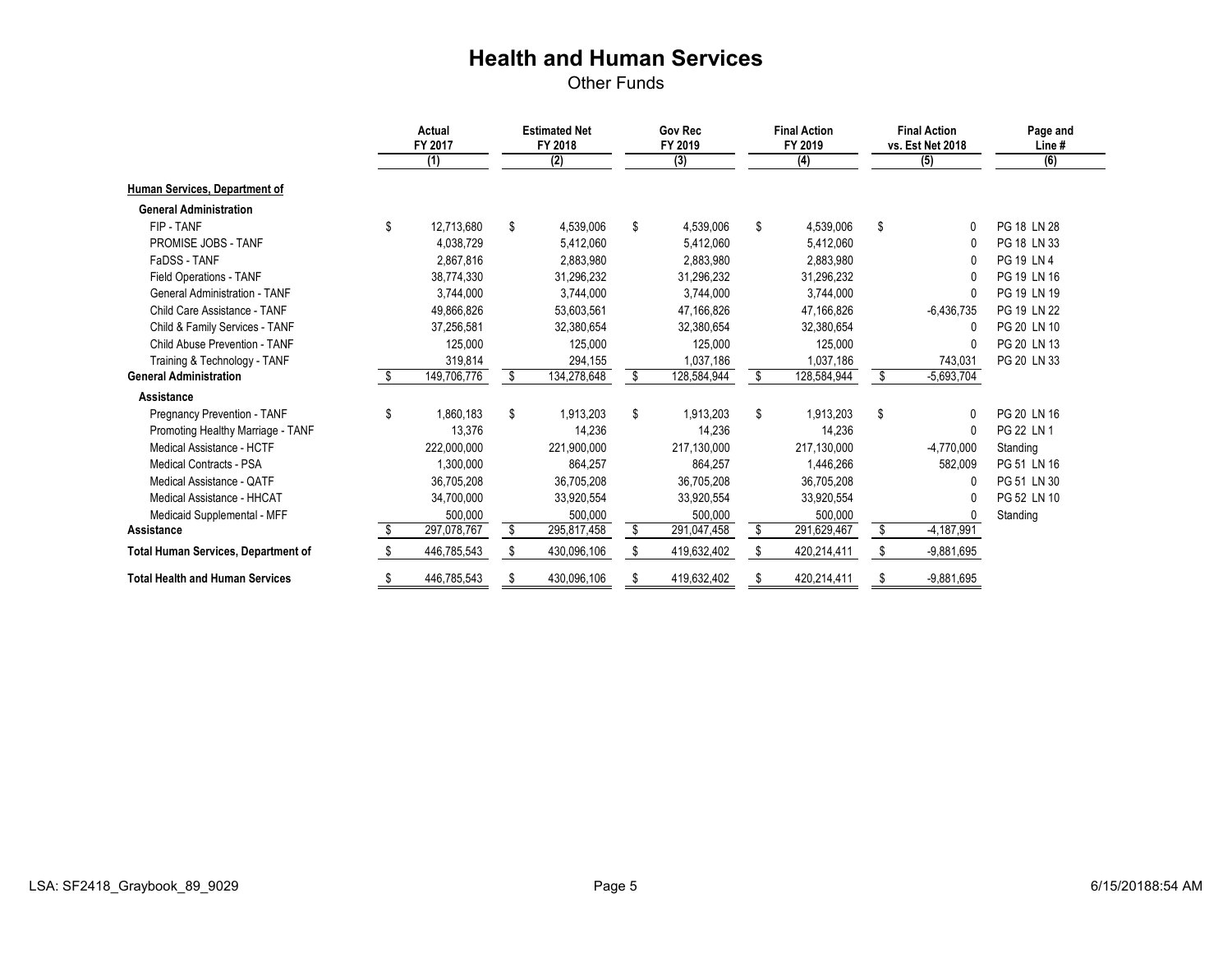# Health and Human Services

## Other Funds

| | Actual FY 2017 (1) | Estimated Net FY 2018 (2) | Gov Rec FY 2019 (3) | Final Action FY 2019 (4) | Final Action vs. Est Net 2018 (5) | Page and Line # (6) |
|---|---|---|---|---|---|---|
| **Human Services, Department of** | | | | | | |
| **General Administration** | | | | | | |
| FIP - TANF | $ 12,713,680 | $ 4,539,006 | $ 4,539,006 | $ 4,539,006 | $ 0 | PG 18 LN 28 |
| PROMISE JOBS - TANF | 4,038,729 | 5,412,060 | 5,412,060 | 5,412,060 | 0 | PG 18 LN 33 |
| FaDSS - TANF | 2,867,816 | 2,883,980 | 2,883,980 | 2,883,980 | 0 | PG 19 LN 4 |
| Field Operations - TANF | 38,774,330 | 31,296,232 | 31,296,232 | 31,296,232 | 0 | PG 19 LN 16 |
| General Administration - TANF | 3,744,000 | 3,744,000 | 3,744,000 | 3,744,000 | 0 | PG 19 LN 19 |
| Child Care Assistance - TANF | 49,866,826 | 53,603,561 | 47,166,826 | 47,166,826 | -6,436,735 | PG 19 LN 22 |
| Child & Family Services - TANF | 37,256,581 | 32,380,654 | 32,380,654 | 32,380,654 | 0 | PG 20 LN 10 |
| Child Abuse Prevention - TANF | 125,000 | 125,000 | 125,000 | 125,000 | 0 | PG 20 LN 13 |
| Training & Technology - TANF | 319,814 | 294,155 | 1,037,186 | 1,037,186 | 743,031 | PG 20 LN 33 |
| **General Administration** | $ 149,706,776 | $ 134,278,648 | $ 128,584,944 | $ 128,584,944 | $ -5,693,704 | |
| **Assistance** | | | | | | |
| Pregnancy Prevention - TANF | $ 1,860,183 | $ 1,913,203 | $ 1,913,203 | $ 1,913,203 | $ 0 | PG 20 LN 16 |
| Promoting Healthy Marriage - TANF | 13,376 | 14,236 | 14,236 | 14,236 | 0 | PG 22 LN 1 |
| Medical Assistance - HCTF | 222,000,000 | 221,900,000 | 217,130,000 | 217,130,000 | -4,770,000 | Standing |
| Medical Contracts - PSA | 1,300,000 | 864,257 | 864,257 | 1,446,266 | 582,009 | PG 51 LN 16 |
| Medical Assistance - QATF | 36,705,208 | 36,705,208 | 36,705,208 | 36,705,208 | 0 | PG 51 LN 30 |
| Medical Assistance - HHCAT | 34,700,000 | 33,920,554 | 33,920,554 | 33,920,554 | 0 | PG 52 LN 10 |
| Medicaid Supplemental - MFF | 500,000 | 500,000 | 500,000 | 500,000 | 0 | Standing |
| **Assistance** | $ 297,078,767 | $ 295,817,458 | $ 291,047,458 | $ 291,629,467 | $ -4,187,991 | |
| **Total Human Services, Department of** | $ 446,785,543 | $ 430,096,106 | $ 419,632,402 | $ 420,214,411 | $ -9,881,695 | |
| **Total Health and Human Services** | $ 446,785,543 | $ 430,096,106 | $ 419,632,402 | $ 420,214,411 | $ -9,881,695 | |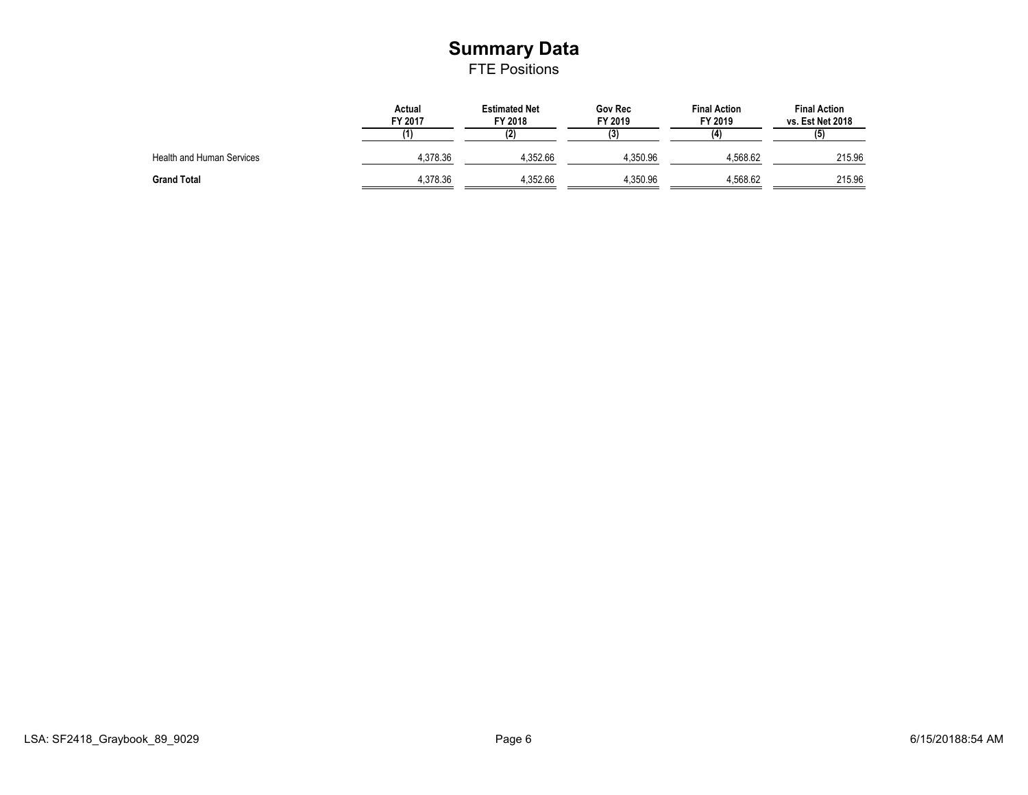# Summary Data

## FTE Positions

| | Actual FY 2017 (1) | Estimated Net FY 2018 (2) | Gov Rec FY 2019 (3) | Final Action FY 2019 (4) | Final Action vs. Est Net 2018 (5) |
|---|---|---|---|---|---|
| Health and Human Services | 4,378.36 | 4,352.66 | 4,350.96 | 4,568.62 | 215.96 |
| **Grand Total** | 4,378.36 | 4,352.66 | 4,350.96 | 4,568.62 | 215.96 |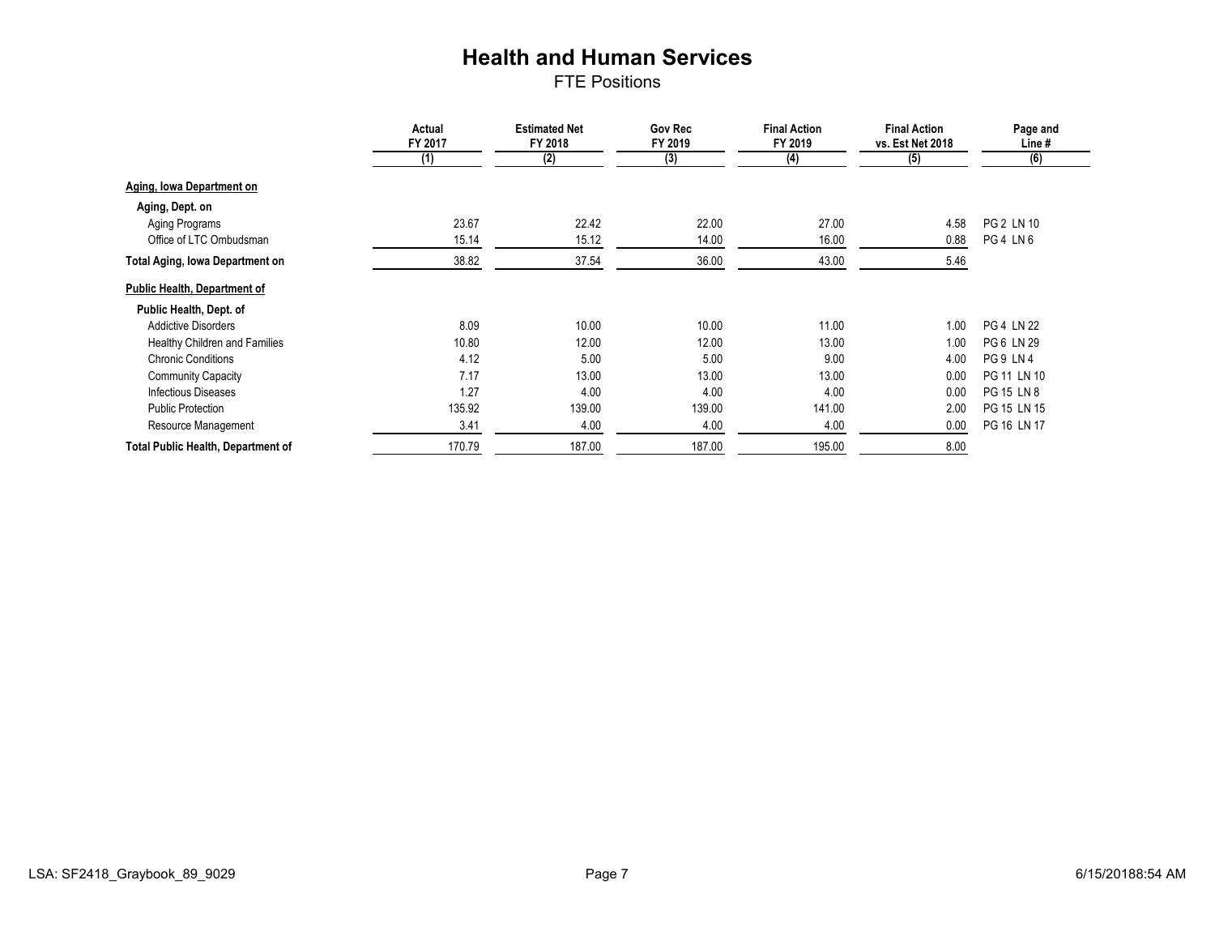# Health and Human Services

## FTE Positions

| | Actual FY 2017 (1) | Estimated Net FY 2018 (2) | Gov Rec FY 2019 (3) | Final Action FY 2019 (4) | Final Action vs. Est Net 2018 (5) | Page and Line # (6) |
|---|---|---|---|---|---|---|
| **Aging, Iowa Department on** | | | | | | |
| **Aging, Dept. on** | | | | | | |
| Aging Programs | 23.67 | 22.42 | 22.00 | 27.00 | 4.58 | PG 2 LN 10 |
| Office of LTC Ombudsman | 15.14 | 15.12 | 14.00 | 16.00 | 0.88 | PG 4 LN 6 |
| **Total Aging, Iowa Department on** | 38.82 | 37.54 | 36.00 | 43.00 | 5.46 | |
| **Public Health, Department of** | | | | | | |
| **Public Health, Dept. of** | | | | | | |
| Addictive Disorders | 8.09 | 10.00 | 10.00 | 11.00 | 1.00 | PG 4 LN 22 |
| Healthy Children and Families | 10.80 | 12.00 | 12.00 | 13.00 | 1.00 | PG 6 LN 29 |
| Chronic Conditions | 4.12 | 5.00 | 5.00 | 9.00 | 4.00 | PG 9 LN 4 |
| Community Capacity | 7.17 | 13.00 | 13.00 | 13.00 | 0.00 | PG 11 LN 10 |
| Infectious Diseases | 1.27 | 4.00 | 4.00 | 4.00 | 0.00 | PG 15 LN 8 |
| Public Protection | 135.92 | 139.00 | 139.00 | 141.00 | 2.00 | PG 15 LN 15 |
| Resource Management | 3.41 | 4.00 | 4.00 | 4.00 | 0.00 | PG 16 LN 17 |
| **Total Public Health, Department of** | 170.79 | 187.00 | 187.00 | 195.00 | 8.00 | |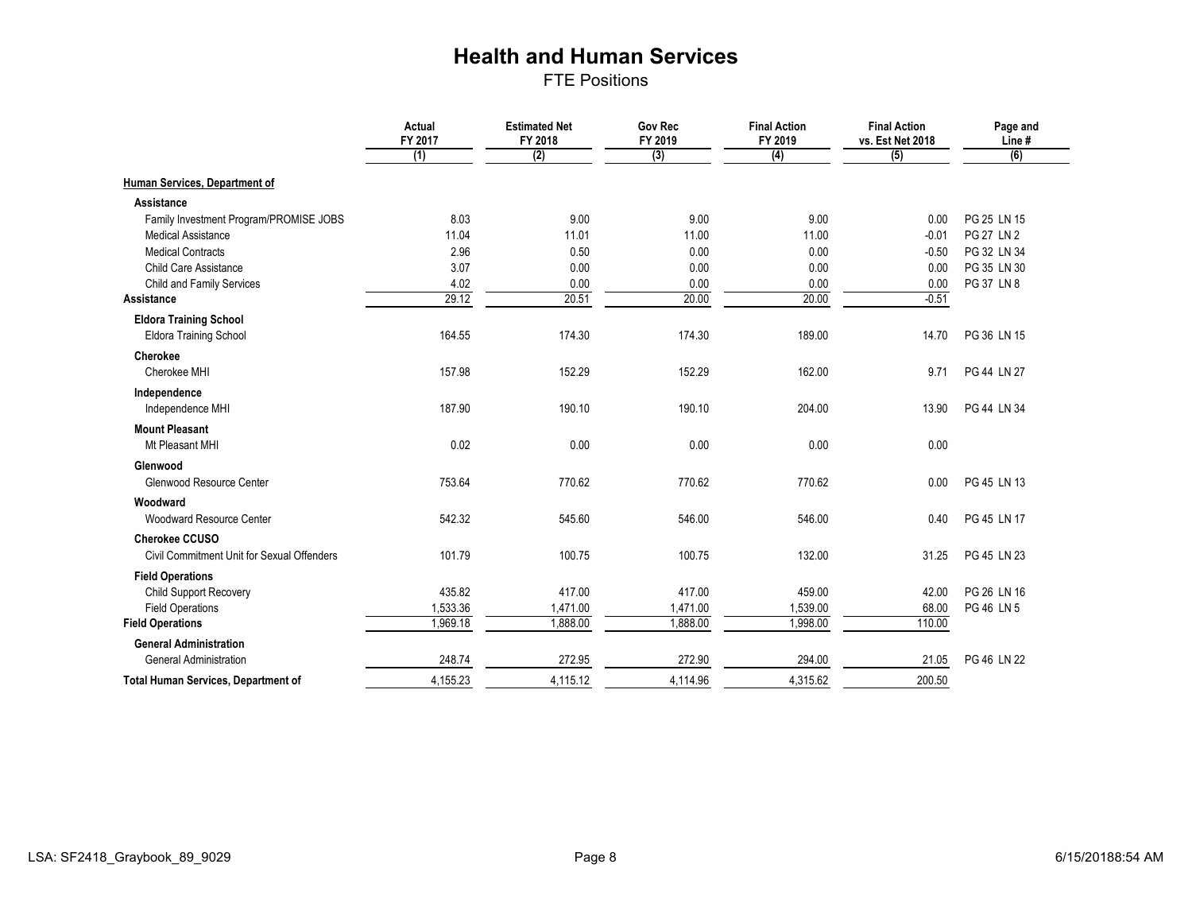# Health and Human Services

## FTE Positions

| | Actual FY 2017 (1) | Estimated Net FY 2018 (2) | Gov Rec FY 2019 (3) | Final Action FY 2019 (4) | Final Action vs. Est Net 2018 (5) | Page and Line # (6) |
|---|---|---|---|---|---|---|
| **Human Services, Department of** | | | | | | |
| **Assistance** | | | | | | |
| Family Investment Program/PROMISE JOBS | 8.03 | 9.00 | 9.00 | 9.00 | 0.00 | PG 25 LN 15 |
| Medical Assistance | 11.04 | 11.01 | 11.00 | 11.00 | -0.01 | PG 27 LN 2 |
| Medical Contracts | 2.96 | 0.50 | 0.00 | 0.00 | -0.50 | PG 32 LN 34 |
| Child Care Assistance | 3.07 | 0.00 | 0.00 | 0.00 | 0.00 | PG 35 LN 30 |
| Child and Family Services | 4.02 | 0.00 | 0.00 | 0.00 | 0.00 | PG 37 LN 8 |
| **Assistance** | 29.12 | 20.51 | 20.00 | 20.00 | -0.51 | |
| **Eldora Training School** | | | | | | |
| Eldora Training School | 164.55 | 174.30 | 174.30 | 189.00 | 14.70 | PG 36 LN 15 |
| **Cherokee** | | | | | | |
| Cherokee MHI | 157.98 | 152.29 | 152.29 | 162.00 | 9.71 | PG 44 LN 27 |
| **Independence** | | | | | | |
| Independence MHI | 187.90 | 190.10 | 190.10 | 204.00 | 13.90 | PG 44 LN 34 |
| **Mount Pleasant** | | | | | | |
| Mt Pleasant MHI | 0.02 | 0.00 | 0.00 | 0.00 | 0.00 | |
| **Glenwood** | | | | | | |
| Glenwood Resource Center | 753.64 | 770.62 | 770.62 | 770.62 | 0.00 | PG 45 LN 13 |
| **Woodward** | | | | | | |
| Woodward Resource Center | 542.32 | 545.60 | 546.00 | 546.00 | 0.40 | PG 45 LN 17 |
| **Cherokee CCUSO** | | | | | | |
| Civil Commitment Unit for Sexual Offenders | 101.79 | 100.75 | 100.75 | 132.00 | 31.25 | PG 45 LN 23 |
| **Field Operations** | | | | | | |
| Child Support Recovery | 435.82 | 417.00 | 417.00 | 459.00 | 42.00 | PG 26 LN 16 |
| Field Operations | 1,533.36 | 1,471.00 | 1,471.00 | 1,539.00 | 68.00 | PG 46 LN 5 |
| **Field Operations** | 1,969.18 | 1,888.00 | 1,888.00 | 1,998.00 | 110.00 | |
| **General Administration** | | | | | | |
| General Administration | 248.74 | 272.95 | 272.90 | 294.00 | 21.05 | PG 46 LN 22 |
| **Total Human Services, Department of** | 4,155.23 | 4,115.12 | 4,114.96 | 4,315.62 | 200.50 | |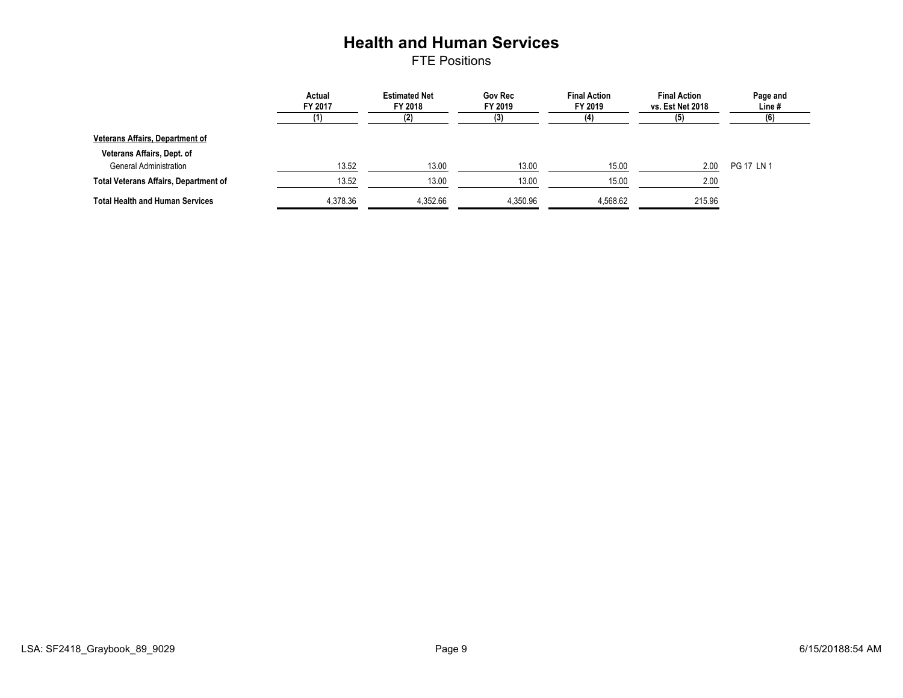# Health and Human Services

FTE Positions

| | Actual FY 2017 (1) | Estimated Net FY 2018 (2) | Gov Rec FY 2019 (3) | Final Action FY 2019 (4) | Final Action vs. Est Net 2018 (5) | Page and Line # (6) |
|---|---|---|---|---|---|---|
| **Veterans Affairs, Department of** | | | | | | |
| **Veterans Affairs, Dept. of** | | | | | | |
| General Administration | 13.52 | 13.00 | 13.00 | 15.00 | 2.00 | PG 17 LN 1 |
| **Total Veterans Affairs, Department of** | 13.52 | 13.00 | 13.00 | 15.00 | 2.00 | |
| **Total Health and Human Services** | 4,378.36 | 4,352.66 | 4,350.96 | 4,568.62 | 215.96 | |

LSA: SF2418_Graybook_89_9029 6/15/20188:54 AM